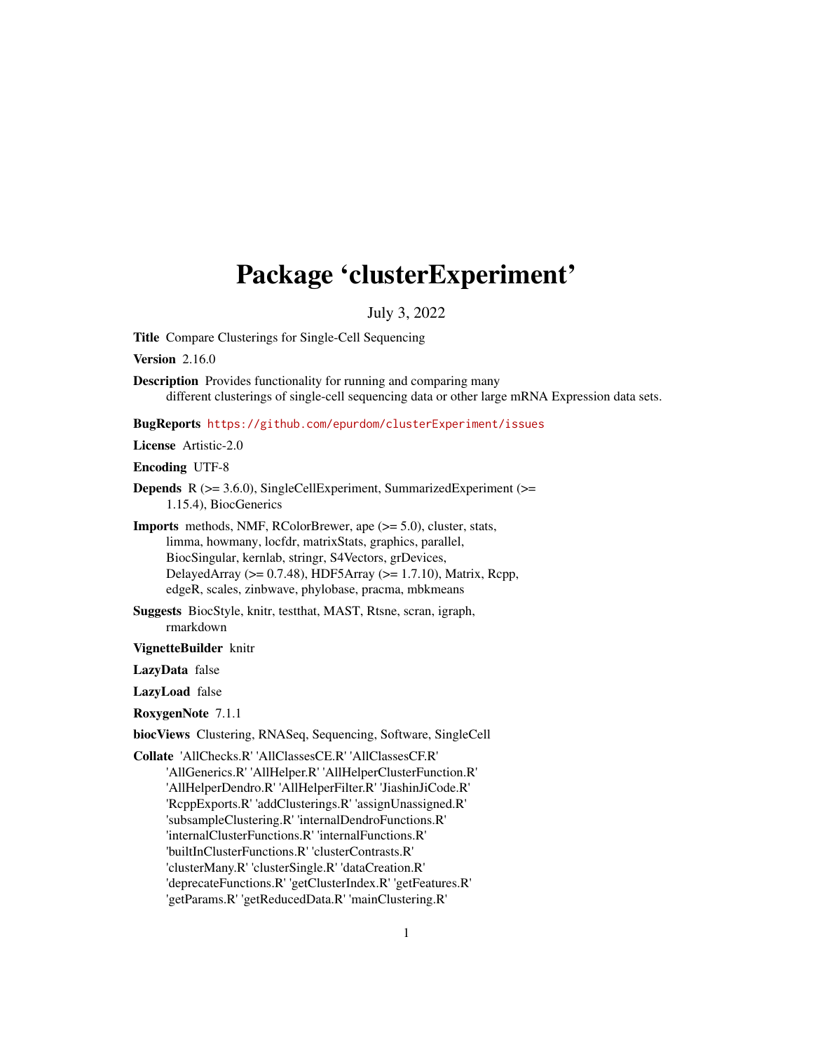# Package 'clusterExperiment'

July 3, 2022

**Title** Compare Clusterings for Single-Cell Sequencing

**Version** 2.16.0

**Description** Provides functionality for running and comparing many different clusterings of single-cell sequencing data or other large mRNA Expression data sets.

**BugReports** https://github.com/epurdom/clusterExperiment/issues

**License** Artistic-2.0

**Encoding** UTF-8

**Depends** R (>= 3.6.0), SingleCellExperiment, SummarizedExperiment (>= 1.15.4), BiocGenerics

**Imports** methods, NMF, RColorBrewer, ape (>= 5.0), cluster, stats, limma, howmany, locfdr, matrixStats, graphics, parallel, BiocSingular, kernlab, stringr, S4Vectors, grDevices, DelayedArray (>= 0.7.48), HDF5Array (>= 1.7.10), Matrix, Rcpp, edgeR, scales, zinbwave, phylobase, pracma, mbkmeans

**Suggests** BiocStyle, knitr, testthat, MAST, Rtsne, scran, igraph, rmarkdown

**VignetteBuilder** knitr

**LazyData** false

**LazyLoad** false

**RoxygenNote** 7.1.1

**biocViews** Clustering, RNASeq, Sequencing, Software, SingleCell

**Collate** 'AllChecks.R' 'AllClassesCE.R' 'AllClassesCF.R' 'AllGenerics.R' 'AllHelper.R' 'AllHelperClusterFunction.R' 'AllHelperDendro.R' 'AllHelperFilter.R' 'JiashinJiCode.R' 'RcppExports.R' 'addClusterings.R' 'assignUnassigned.R' 'subsampleClustering.R' 'internalDendroFunctions.R' 'internalClusterFunctions.R' 'internalFunctions.R' 'builtInClusterFunctions.R' 'clusterContrasts.R' 'clusterMany.R' 'clusterSingle.R' 'dataCreation.R' 'deprecateFunctions.R' 'getClusterIndex.R' 'getFeatures.R' 'getParams.R' 'getReducedData.R' 'mainClustering.R'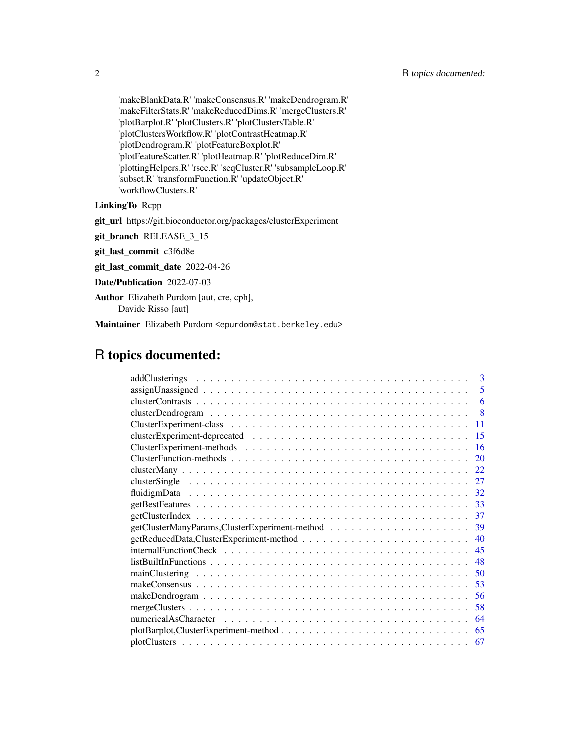'makeBlankData.R' 'makeConsensus.R' 'makeDendrogram.R' 'makeFilterStats.R' 'makeReducedDims.R' 'mergeClusters.R' 'plotBarplot.R' 'plotClusters.R' 'plotClustersTable.R' 'plotClustersWorkflow.R' 'plotContrastHeatmap.R' 'plotDendrogram.R' 'plotFeatureBoxplot.R' 'plotFeatureScatter.R' 'plotHeatmap.R' 'plotReduceDim.R' 'plottingHelpers.R' 'rsec.R' 'seqCluster.R' 'subsampleLoop.R' 'subset.R' 'transformFunction.R' 'updateObject.R' 'workflowClusters.R'

**LinkingTo** Rcpp

**git_url** https://git.bioconductor.org/packages/clusterExperiment

**git_branch** RELEASE_3_15

**git_last_commit** c3f6d8e

**git_last_commit_date** 2022-04-26

**Date/Publication** 2022-07-03

**Author** Elizabeth Purdom [aut, cre, cph], Davide Risso [aut]

**Maintainer** Elizabeth Purdom <epurdom@stat.berkeley.edu>

# R topics documented:

- addClusterings . . . . . . . . . . 3
- assignUnassigned . . . . . . . . . . 5
- clusterContrasts . . . . . . . . . . 6
- clusterDendrogram . . . . . . . . . . 8
- ClusterExperiment-class . . . . . . . . . . 11
- clusterExperiment-deprecated . . . . . . . . . . 15
- ClusterExperiment-methods . . . . . . . . . . 16
- ClusterFunction-methods . . . . . . . . . . 20
- clusterMany . . . . . . . . . . 22
- clusterSingle . . . . . . . . . . 27
- fluidigmData . . . . . . . . . . 32
- getBestFeatures . . . . . . . . . . 33
- getClusterIndex . . . . . . . . . . 37
- getClusterManyParams,ClusterExperiment-method . . . . . . . . . . 39
- getReducedData,ClusterExperiment-method . . . . . . . . . . 40
- internalFunctionCheck . . . . . . . . . . 45
- listBuiltInFunctions . . . . . . . . . . 48
- mainClustering . . . . . . . . . . 50
- makeConsensus . . . . . . . . . . 53
- makeDendrogram . . . . . . . . . . 56
- mergeClusters . . . . . . . . . . 58
- numericalAsCharacter . . . . . . . . . . 64
- plotBarplot,ClusterExperiment-method . . . . . . . . . . 65
- plotClusters . . . . . . . . . . 67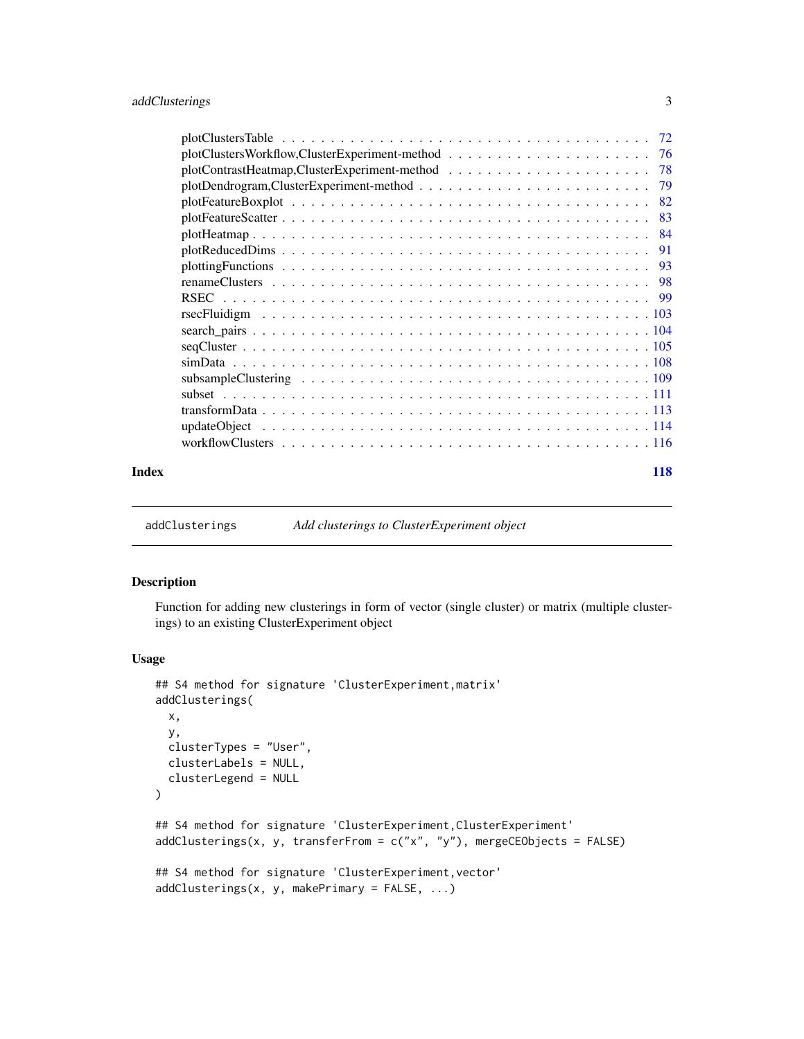plotClustersTable . . . . . . . . . . . . . . . . . . . . . . . . . . . . . . . . . . . 72
plotClustersWorkflow,ClusterExperiment-method . . . . . . . . . . . . . . . . . . . . 76
plotContrastHeatmap,ClusterExperiment-method . . . . . . . . . . . . . . . . . . . . 78
plotDendrogram,ClusterExperiment-method . . . . . . . . . . . . . . . . . . . . . . 79
plotFeatureBoxplot . . . . . . . . . . . . . . . . . . . . . . . . . . . . . . . . . . 82
plotFeatureScatter . . . . . . . . . . . . . . . . . . . . . . . . . . . . . . . . . . 83
plotHeatmap . . . . . . . . . . . . . . . . . . . . . . . . . . . . . . . . . . . . . 84
plotReducedDims . . . . . . . . . . . . . . . . . . . . . . . . . . . . . . . . . . . 91
plottingFunctions . . . . . . . . . . . . . . . . . . . . . . . . . . . . . . . . . . 93
renameClusters . . . . . . . . . . . . . . . . . . . . . . . . . . . . . . . . . . . 98
RSEC . . . . . . . . . . . . . . . . . . . . . . . . . . . . . . . . . . . . . . . . 99
rsecFluidigm . . . . . . . . . . . . . . . . . . . . . . . . . . . . . . . . . . . . 103
search_pairs . . . . . . . . . . . . . . . . . . . . . . . . . . . . . . . . . . . . 104
seqCluster . . . . . . . . . . . . . . . . . . . . . . . . . . . . . . . . . . . . . 105
simData . . . . . . . . . . . . . . . . . . . . . . . . . . . . . . . . . . . . . . . 108
subsampleClustering . . . . . . . . . . . . . . . . . . . . . . . . . . . . . . . . 109
subset . . . . . . . . . . . . . . . . . . . . . . . . . . . . . . . . . . . . . . . . 111
transformData . . . . . . . . . . . . . . . . . . . . . . . . . . . . . . . . . . . . 113
updateObject . . . . . . . . . . . . . . . . . . . . . . . . . . . . . . . . . . . . . 114
workflowClusters . . . . . . . . . . . . . . . . . . . . . . . . . . . . . . . . . . . 116

**Index** **118**

---

`addClusterings` *Add clusterings to ClusterExperiment object*

---

## Description

Function for adding new clusterings in form of vector (single cluster) or matrix (multiple clusterings) to an existing ClusterExperiment object

## Usage

```
## S4 method for signature 'ClusterExperiment,matrix'
addClusterings(
  x,
  y,
  clusterTypes = "User",
  clusterLabels = NULL,
  clusterLegend = NULL
)

## S4 method for signature 'ClusterExperiment,ClusterExperiment'
addClusterings(x, y, transferFrom = c("x", "y"), mergeCEObjects = FALSE)

## S4 method for signature 'ClusterExperiment,vector'
addClusterings(x, y, makePrimary = FALSE, ...)
```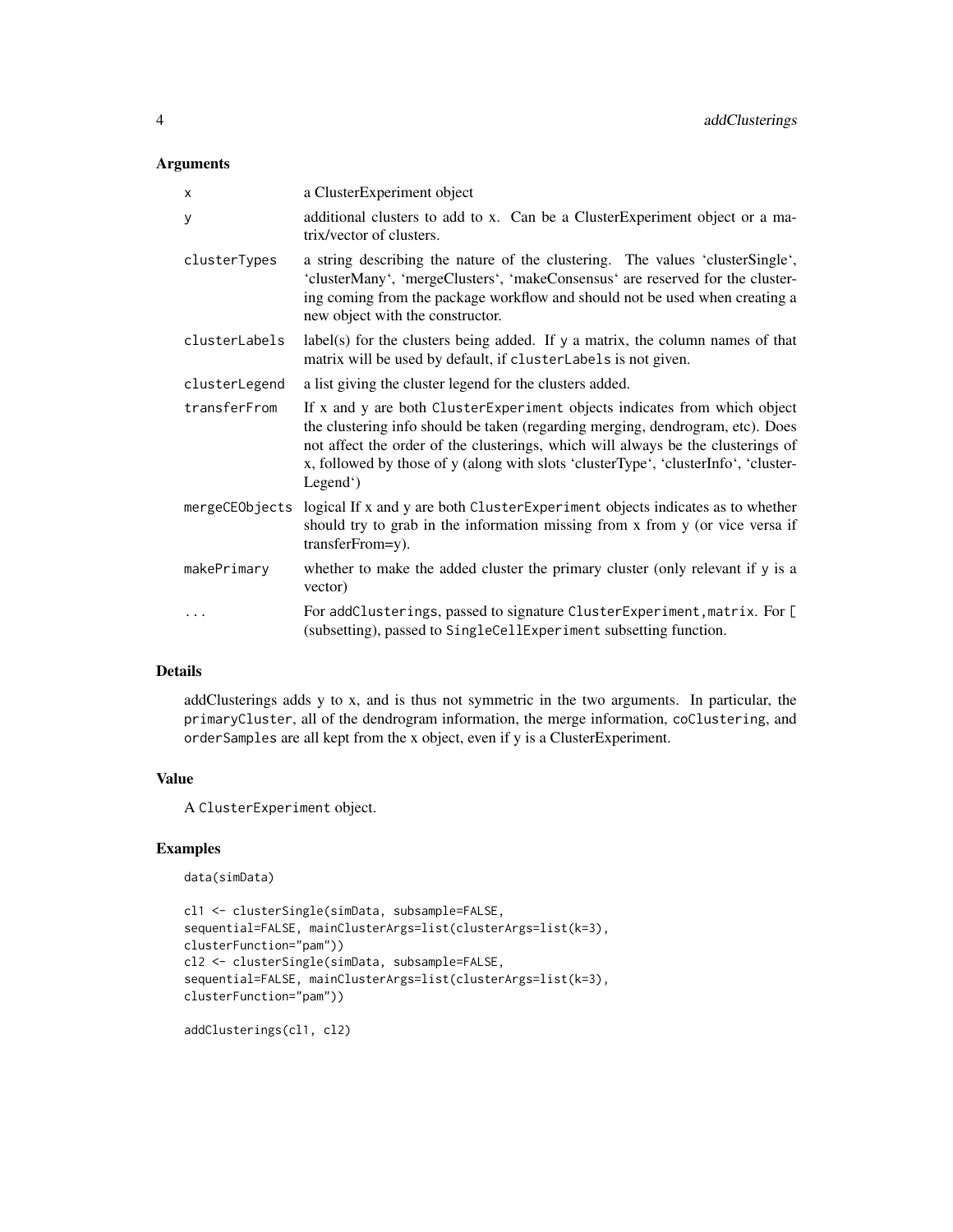## Arguments

| | |
|---|---|
| `x` | a ClusterExperiment object |
| `y` | additional clusters to add to x. Can be a ClusterExperiment object or a matrix/vector of clusters. |
| `clusterTypes` | a string describing the nature of the clustering. The values 'clusterSingle', 'clusterMany', 'mergeClusters', 'makeConsensus' are reserved for the clustering coming from the package workflow and should not be used when creating a new object with the constructor. |
| `clusterLabels` | label(s) for the clusters being added. If y a matrix, the column names of that matrix will be used by default, if `clusterLabels` is not given. |
| `clusterLegend` | a list giving the cluster legend for the clusters added. |
| `transferFrom` | If x and y are both `ClusterExperiment` objects indicates from which object the clustering info should be taken (regarding merging, dendrogram, etc). Does not affect the order of the clusterings, which will always be the clusterings of x, followed by those of y (along with slots 'clusterType', 'clusterInfo', 'clusterLegend') |
| `mergeCEObjects` | logical If x and y are both `ClusterExperiment` objects indicates as to whether should try to grab in the information missing from x from y (or vice versa if transferFrom=y). |
| `makePrimary` | whether to make the added cluster the primary cluster (only relevant if y is a vector) |
| `...` | For `addClusterings`, passed to signature `ClusterExperiment,matrix`. For `[` (subsetting), passed to `SingleCellExperiment` subsetting function. |

## Details

addClusterings adds y to x, and is thus not symmetric in the two arguments. In particular, the `primaryCluster`, all of the dendrogram information, the merge information, `coClustering`, and `orderSamples` are all kept from the x object, even if y is a ClusterExperiment.

## Value

A `ClusterExperiment` object.

## Examples

```
data(simData)

cl1 <- clusterSingle(simData, subsample=FALSE,
sequential=FALSE, mainClusterArgs=list(clusterArgs=list(k=3),
clusterFunction="pam"))
cl2 <- clusterSingle(simData, subsample=FALSE,
sequential=FALSE, mainClusterArgs=list(clusterArgs=list(k=3),
clusterFunction="pam"))

addClusterings(cl1, cl2)
```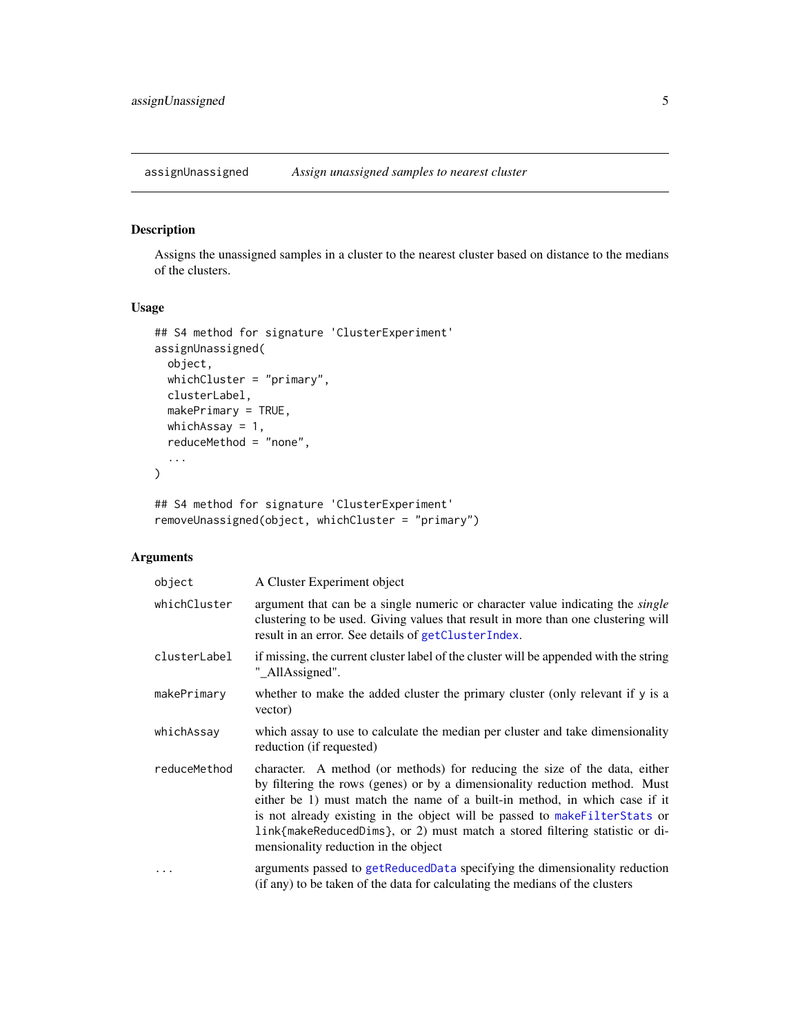## assignUnassigned *Assign unassigned samples to nearest cluster*

### Description

Assigns the unassigned samples in a cluster to the nearest cluster based on distance to the medians of the clusters.

### Usage

```
## S4 method for signature 'ClusterExperiment'
assignUnassigned(
  object,
  whichCluster = "primary",
  clusterLabel,
  makePrimary = TRUE,
  whichAssay = 1,
  reduceMethod = "none",
  ...
)

## S4 method for signature 'ClusterExperiment'
removeUnassigned(object, whichCluster = "primary")
```

### Arguments

| | |
|---|---|
| `object` | A Cluster Experiment object |
| `whichCluster` | argument that can be a single numeric or character value indicating the *single* clustering to be used. Giving values that result in more than one clustering will result in an error. See details of `getClusterIndex`. |
| `clusterLabel` | if missing, the current cluster label of the cluster will be appended with the string "_AllAssigned". |
| `makePrimary` | whether to make the added cluster the primary cluster (only relevant if y is a vector) |
| `whichAssay` | which assay to use to calculate the median per cluster and take dimensionality reduction (if requested) |
| `reduceMethod` | character. A method (or methods) for reducing the size of the data, either by filtering the rows (genes) or by a dimensionality reduction method. Must either be 1) must match the name of a built-in method, in which case if it is not already existing in the object will be passed to `makeFilterStats` or `link{makeReducedDims}`, or 2) must match a stored filtering statistic or dimensionality reduction in the object |
| `...` | arguments passed to `getReducedData` specifying the dimensionality reduction (if any) to be taken of the data for calculating the medians of the clusters |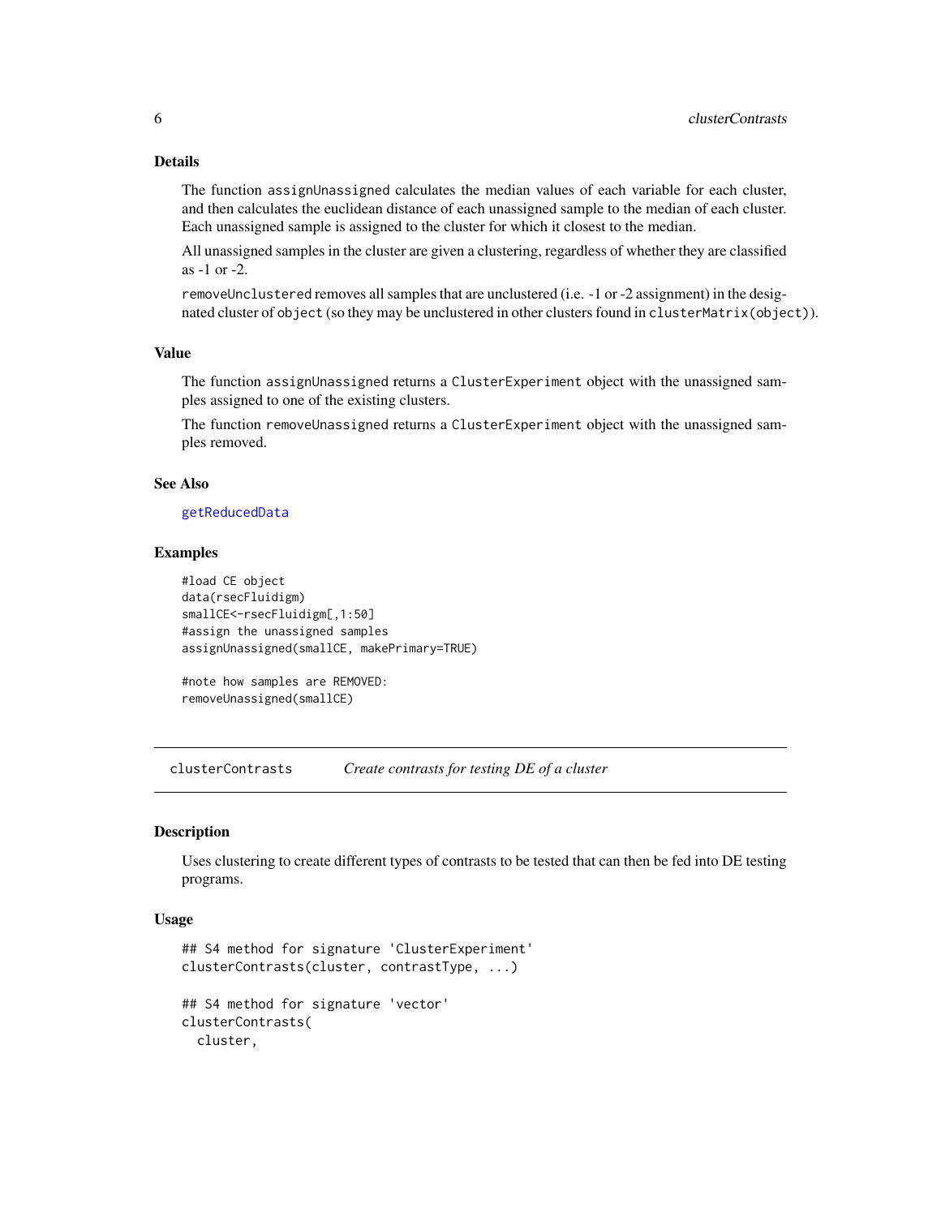### Details

The function `assignUnassigned` calculates the median values of each variable for each cluster, and then calculates the euclidean distance of each unassigned sample to the median of each cluster. Each unassigned sample is assigned to the cluster for which it closest to the median.

All unassigned samples in the cluster are given a clustering, regardless of whether they are classified as -1 or -2.

`removeUnclustered` removes all samples that are unclustered (i.e. -1 or -2 assignment) in the designated cluster of `object` (so they may be unclustered in other clusters found in `clusterMatrix(object)`).

### Value

The function `assignUnassigned` returns a `ClusterExperiment` object with the unassigned samples assigned to one of the existing clusters.

The function `removeUnassigned` returns a `ClusterExperiment` object with the unassigned samples removed.

### See Also

`getReducedData`

### Examples

```
#load CE object
data(rsecFluidigm)
smallCE<-rsecFluidigm[,1:50]
#assign the unassigned samples
assignUnassigned(smallCE, makePrimary=TRUE)

#note how samples are REMOVED:
removeUnassigned(smallCE)
```

---

## clusterContrasts — *Create contrasts for testing DE of a cluster*

---

### Description

Uses clustering to create different types of contrasts to be tested that can then be fed into DE testing programs.

### Usage

```
## S4 method for signature 'ClusterExperiment'
clusterContrasts(cluster, contrastType, ...)

## S4 method for signature 'vector'
clusterContrasts(
  cluster,
```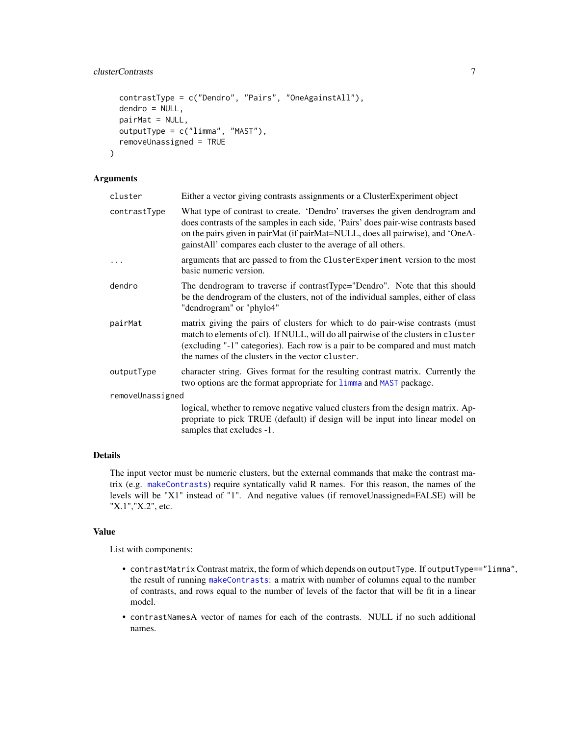```
  contrastType = c("Dendro", "Pairs", "OneAgainstAll"),
  dendro = NULL,
  pairMat = NULL,
  outputType = c("limma", "MAST"),
  removeUnassigned = TRUE
)
```

## Arguments

| | |
|---|---|
| `cluster` | Either a vector giving contrasts assignments or a ClusterExperiment object |
| `contrastType` | What type of contrast to create. 'Dendro' traverses the given dendrogram and does contrasts of the samples in each side, 'Pairs' does pair-wise contrasts based on the pairs given in pairMat (if pairMat=NULL, does all pairwise), and 'OneAgainstAll' compares each cluster to the average of all others. |
| `...` | arguments that are passed to from the `ClusterExperiment` version to the most basic numeric version. |
| `dendro` | The dendrogram to traverse if contrastType="Dendro". Note that this should be the dendrogram of the clusters, not of the individual samples, either of class "dendrogram" or "phylo4" |
| `pairMat` | matrix giving the pairs of clusters for which to do pair-wise contrasts (must match to elements of cl). If NULL, will do all pairwise of the clusters in `cluster` (excluding "-1" categories). Each row is a pair to be compared and must match the names of the clusters in the vector `cluster`. |
| `outputType` | character string. Gives format for the resulting contrast matrix. Currently the two options are the format appropriate for `limma` and `MAST` package. |
| `removeUnassigned` | logical, whether to remove negative valued clusters from the design matrix. Appropriate to pick TRUE (default) if design will be input into linear model on samples that excludes -1. |

## Details

The input vector must be numeric clusters, but the external commands that make the contrast matrix (e.g. `makeContrasts`) require syntactically valid R names. For this reason, the names of the levels will be "X1" instead of "1". And negative values (if removeUnassigned=FALSE) will be "X.1","X.2", etc.

## Value

List with components:

- `contrastMatrix` Contrast matrix, the form of which depends on `outputType`. If `outputType=="limma"`, the result of running `makeContrasts`: a matrix with number of columns equal to the number of contrasts, and rows equal to the number of levels of the factor that will be fit in a linear model.
- `contrastNames`A vector of names for each of the contrasts. NULL if no such additional names.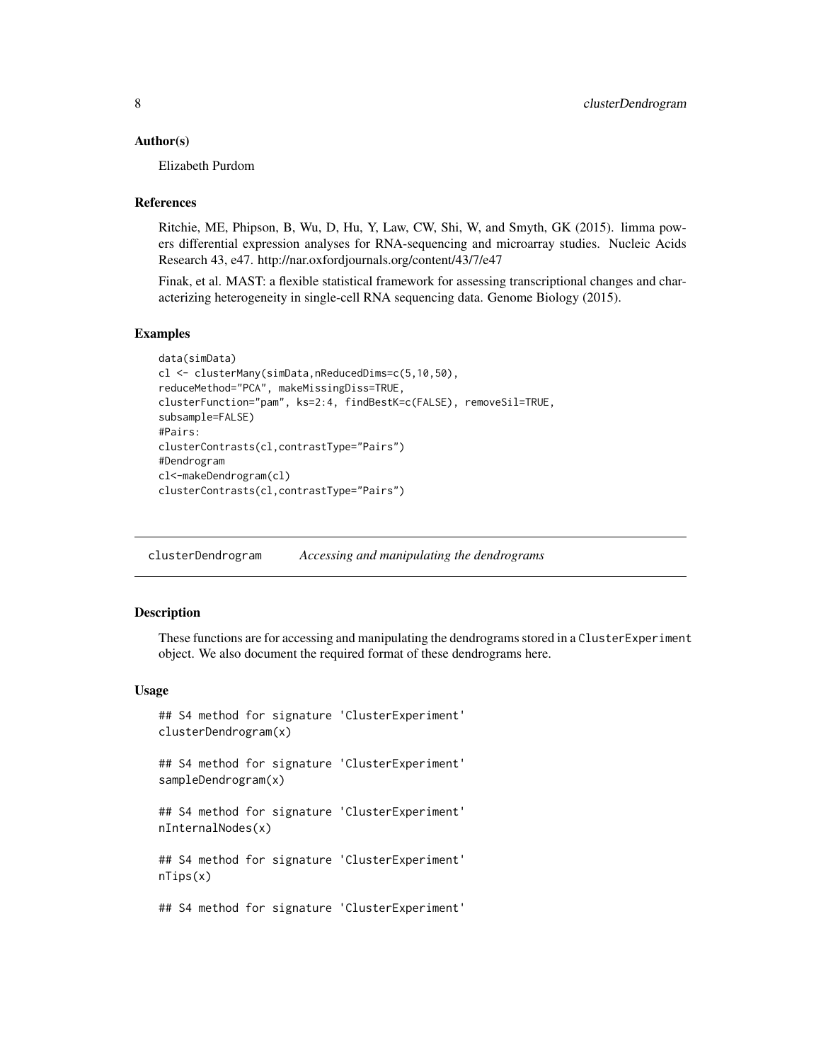## Author(s)

Elizabeth Purdom

## References

Ritchie, ME, Phipson, B, Wu, D, Hu, Y, Law, CW, Shi, W, and Smyth, GK (2015). limma powers differential expression analyses for RNA-sequencing and microarray studies. Nucleic Acids Research 43, e47. http://nar.oxfordjournals.org/content/43/7/e47

Finak, et al. MAST: a flexible statistical framework for assessing transcriptional changes and characterizing heterogeneity in single-cell RNA sequencing data. Genome Biology (2015).

## Examples

```
data(simData)
cl <- clusterMany(simData,nReducedDims=c(5,10,50),
reduceMethod="PCA", makeMissingDiss=TRUE,
clusterFunction="pam", ks=2:4, findBestK=c(FALSE), removeSil=TRUE,
subsample=FALSE)
#Pairs:
clusterContrasts(cl,contrastType="Pairs")
#Dendrogram
cl<-makeDendrogram(cl)
clusterContrasts(cl,contrastType="Pairs")
```

---

# clusterDendrogram *Accessing and manipulating the dendrograms*

## Description

These functions are for accessing and manipulating the dendrograms stored in a ClusterExperiment object. We also document the required format of these dendrograms here.

## Usage

```
## S4 method for signature 'ClusterExperiment'
clusterDendrogram(x)

## S4 method for signature 'ClusterExperiment'
sampleDendrogram(x)

## S4 method for signature 'ClusterExperiment'
nInternalNodes(x)

## S4 method for signature 'ClusterExperiment'
nTips(x)

## S4 method for signature 'ClusterExperiment'
```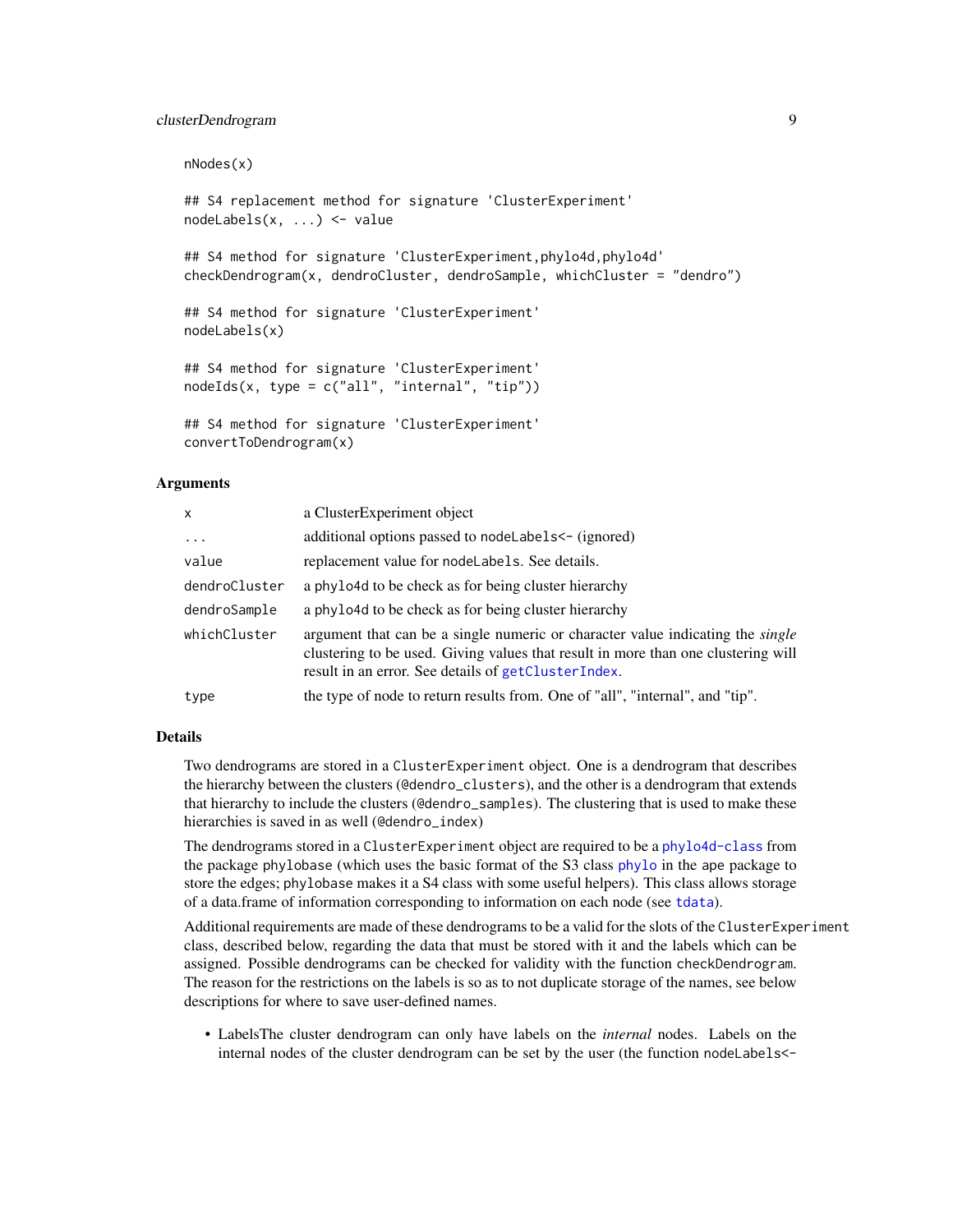```
nNodes(x)

## S4 replacement method for signature 'ClusterExperiment'
nodeLabels(x, ...) <- value

## S4 method for signature 'ClusterExperiment,phylo4d,phylo4d'
checkDendrogram(x, dendroCluster, dendroSample, whichCluster = "dendro")

## S4 method for signature 'ClusterExperiment'
nodeLabels(x)

## S4 method for signature 'ClusterExperiment'
nodeIds(x, type = c("all", "internal", "tip"))

## S4 method for signature 'ClusterExperiment'
convertToDendrogram(x)
```

### Arguments

| | |
|---|---|
| x | a ClusterExperiment object |
| ... | additional options passed to nodeLabels<- (ignored) |
| value | replacement value for nodeLabels. See details. |
| dendroCluster | a phylo4d to be check as for being cluster hierarchy |
| dendroSample | a phylo4d to be check as for being cluster hierarchy |
| whichCluster | argument that can be a single numeric or character value indicating the *single* clustering to be used. Giving values that result in more than one clustering will result in an error. See details of getClusterIndex. |
| type | the type of node to return results from. One of "all", "internal", and "tip". |

### Details

Two dendrograms are stored in a ClusterExperiment object. One is a dendrogram that describes the hierarchy between the clusters (@dendro_clusters), and the other is a dendrogram that extends that hierarchy to include the clusters (@dendro_samples). The clustering that is used to make these hierarchies is saved in as well (@dendro_index)

The dendrograms stored in a ClusterExperiment object are required to be a phylo4d-class from the package phylobase (which uses the basic format of the S3 class phylo in the ape package to store the edges; phylobase makes it a S4 class with some useful helpers). This class allows storage of a data.frame of information corresponding to information on each node (see tdata).

Additional requirements are made of these dendrograms to be a valid for the slots of the ClusterExperiment class, described below, regarding the data that must be stored with it and the labels which can be assigned. Possible dendrograms can be checked for validity with the function checkDendrogram. The reason for the restrictions on the labels is so as to not duplicate storage of the names, see below descriptions for where to save user-defined names.

- LabelsThe cluster dendrogram can only have labels on the *internal* nodes. Labels on the internal nodes of the cluster dendrogram can be set by the user (the function nodeLabels<-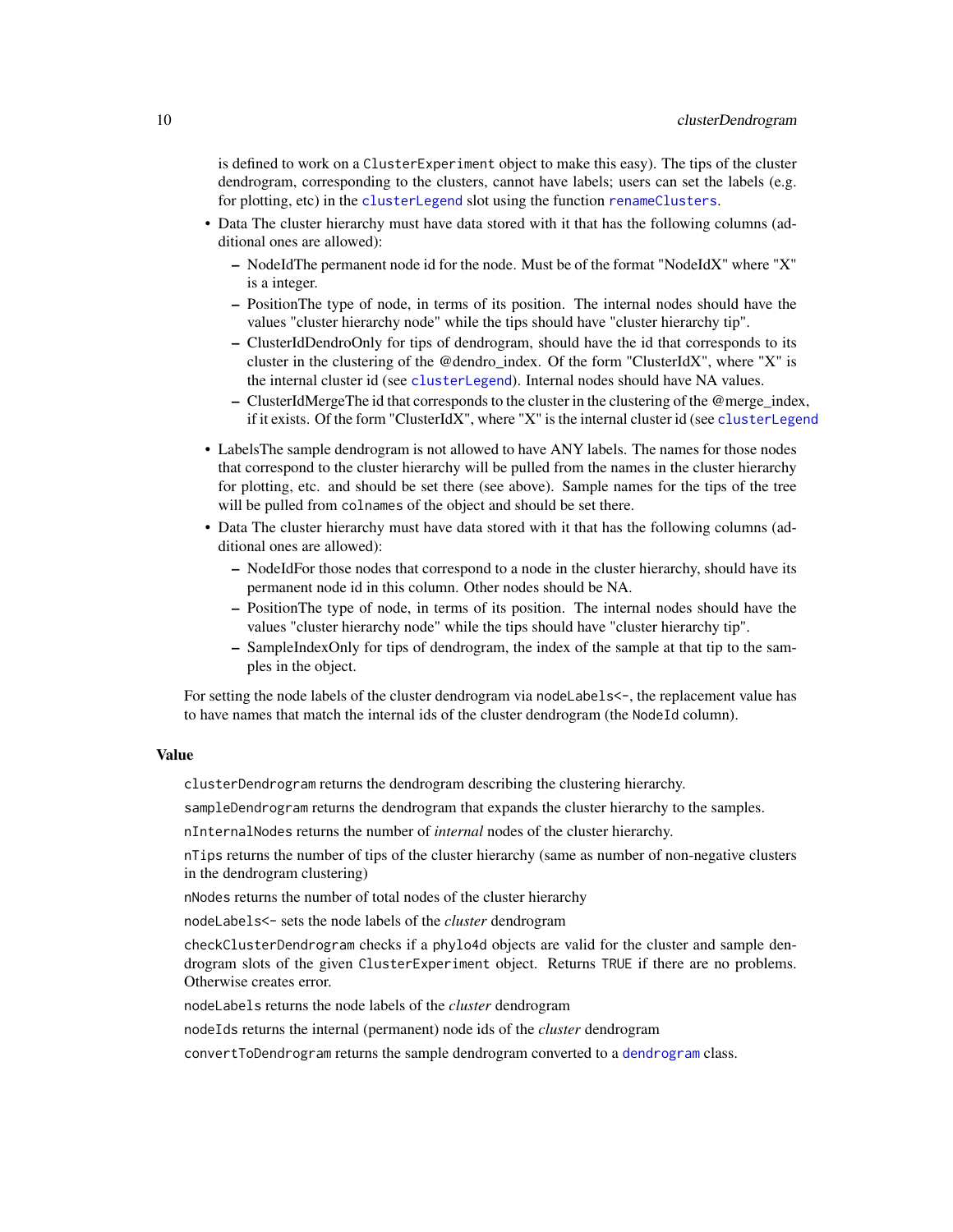is defined to work on a ClusterExperiment object to make this easy). The tips of the cluster dendrogram, corresponding to the clusters, cannot have labels; users can set the labels (e.g. for plotting, etc) in the clusterLegend slot using the function renameClusters.

- Data The cluster hierarchy must have data stored with it that has the following columns (additional ones are allowed):
  - NodeIdThe permanent node id for the node. Must be of the format "NodeIdX" where "X" is a integer.
  - PositionThe type of node, in terms of its position. The internal nodes should have the values "cluster hierarchy node" while the tips should have "cluster hierarchy tip".
  - ClusterIdDendroOnly for tips of dendrogram, should have the id that corresponds to its cluster in the clustering of the @dendro_index. Of the form "ClusterIdX", where "X" is the internal cluster id (see clusterLegend). Internal nodes should have NA values.
  - ClusterIdMergeThe id that corresponds to the cluster in the clustering of the @merge_index, if it exists. Of the form "ClusterIdX", where "X" is the internal cluster id (see clusterLegend
- LabelsThe sample dendrogram is not allowed to have ANY labels. The names for those nodes that correspond to the cluster hierarchy will be pulled from the names in the cluster hierarchy for plotting, etc. and should be set there (see above). Sample names for the tips of the tree will be pulled from colnames of the object and should be set there.
- Data The cluster hierarchy must have data stored with it that has the following columns (additional ones are allowed):
  - NodeIdFor those nodes that correspond to a node in the cluster hierarchy, should have its permanent node id in this column. Other nodes should be NA.
  - PositionThe type of node, in terms of its position. The internal nodes should have the values "cluster hierarchy node" while the tips should have "cluster hierarchy tip".
  - SampleIndexOnly for tips of dendrogram, the index of the sample at that tip to the samples in the object.

For setting the node labels of the cluster dendrogram via nodeLabels<-, the replacement value has to have names that match the internal ids of the cluster dendrogram (the NodeId column).

## Value

clusterDendrogram returns the dendrogram describing the clustering hierarchy.

sampleDendrogram returns the dendrogram that expands the cluster hierarchy to the samples.

nInternalNodes returns the number of *internal* nodes of the cluster hierarchy.

nTips returns the number of tips of the cluster hierarchy (same as number of non-negative clusters in the dendrogram clustering)

nNodes returns the number of total nodes of the cluster hierarchy

nodeLabels<- sets the node labels of the *cluster* dendrogram

checkClusterDendrogram checks if a phylo4d objects are valid for the cluster and sample dendrogram slots of the given ClusterExperiment object. Returns TRUE if there are no problems. Otherwise creates error.

nodeLabels returns the node labels of the *cluster* dendrogram

nodeIds returns the internal (permanent) node ids of the *cluster* dendrogram

convertToDendrogram returns the sample dendrogram converted to a dendrogram class.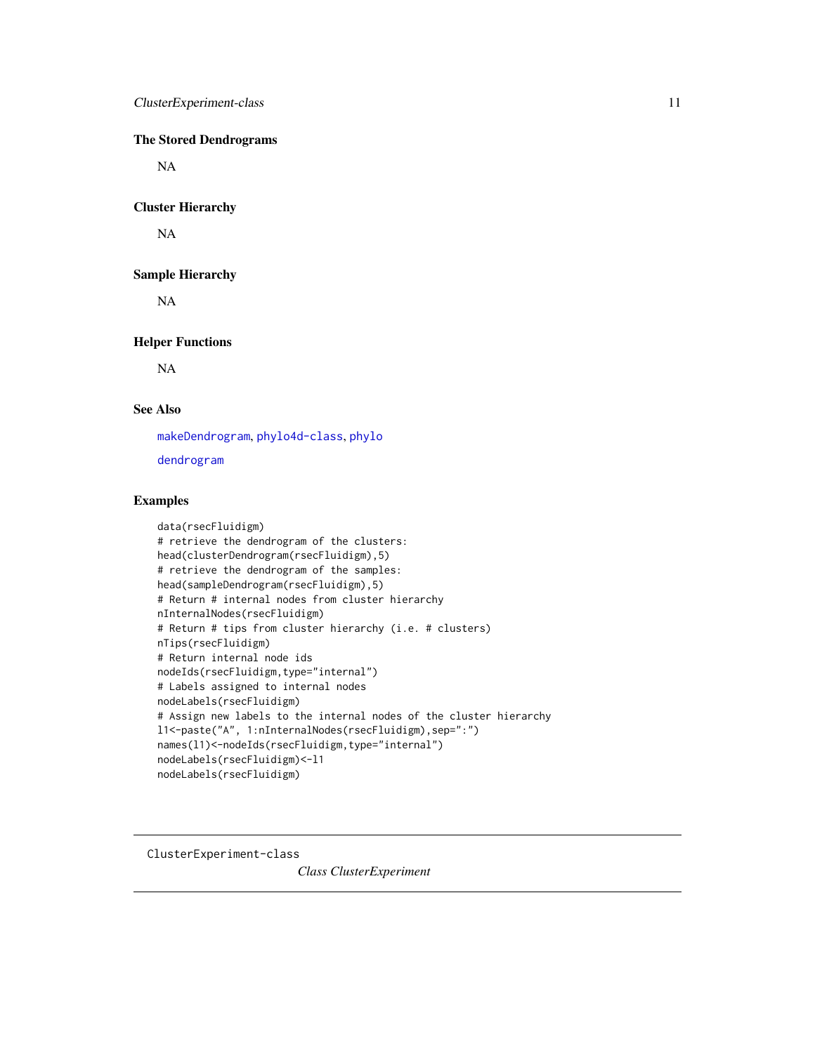## The Stored Dendrograms

NA

## Cluster Hierarchy

NA

## Sample Hierarchy

NA

## Helper Functions

NA

## See Also

makeDendrogram, phylo4d-class, phylo

dendrogram

## Examples

```
data(rsecFluidigm)
# retrieve the dendrogram of the clusters:
head(clusterDendrogram(rsecFluidigm),5)
# retrieve the dendrogram of the samples:
head(sampleDendrogram(rsecFluidigm),5)
# Return # internal nodes from cluster hierarchy
nInternalNodes(rsecFluidigm)
# Return # tips from cluster hierarchy (i.e. # clusters)
nTips(rsecFluidigm)
# Return internal node ids
nodeIds(rsecFluidigm,type="internal")
# Labels assigned to internal nodes
nodeLabels(rsecFluidigm)
# Assign new labels to the internal nodes of the cluster hierarchy
l1<-paste("A", 1:nInternalNodes(rsecFluidigm),sep=":")
names(l1)<-nodeIds(rsecFluidigm,type="internal")
nodeLabels(rsecFluidigm)<-l1
nodeLabels(rsecFluidigm)
```

---

ClusterExperiment-class

*Class ClusterExperiment*

---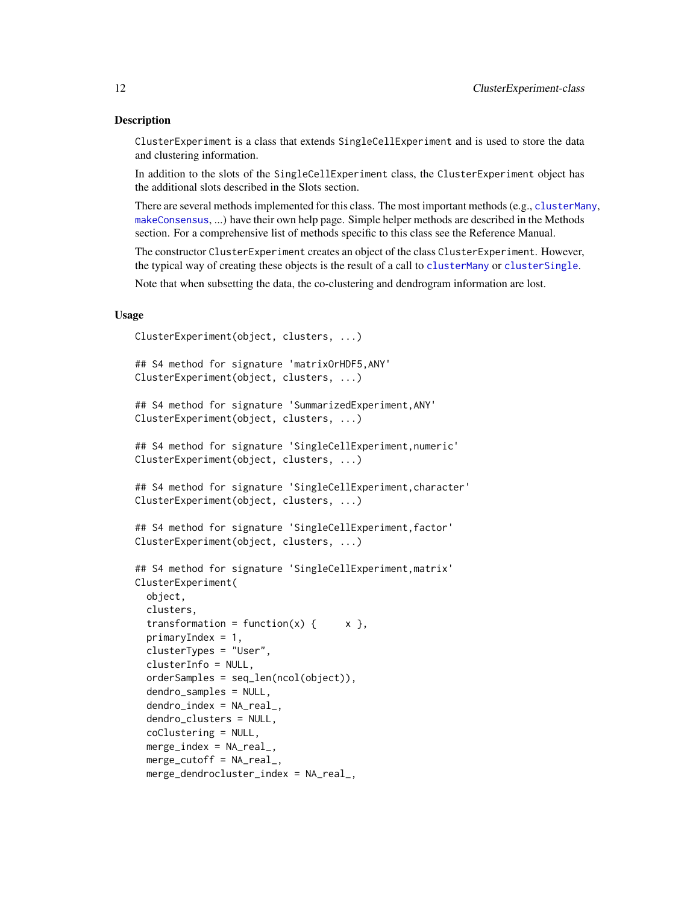## Description

`ClusterExperiment` is a class that extends `SingleCellExperiment` and is used to store the data and clustering information.

In addition to the slots of the `SingleCellExperiment` class, the `ClusterExperiment` object has the additional slots described in the Slots section.

There are several methods implemented for this class. The most important methods (e.g., `clusterMany`, `makeConsensus`, ...) have their own help page. Simple helper methods are described in the Methods section. For a comprehensive list of methods specific to this class see the Reference Manual.

The constructor `ClusterExperiment` creates an object of the class `ClusterExperiment`. However, the typical way of creating these objects is the result of a call to `clusterMany` or `clusterSingle`.

Note that when subsetting the data, the co-clustering and dendrogram information are lost.

## Usage

```
ClusterExperiment(object, clusters, ...)

## S4 method for signature 'matrixOrHDF5,ANY'
ClusterExperiment(object, clusters, ...)

## S4 method for signature 'SummarizedExperiment,ANY'
ClusterExperiment(object, clusters, ...)

## S4 method for signature 'SingleCellExperiment,numeric'
ClusterExperiment(object, clusters, ...)

## S4 method for signature 'SingleCellExperiment,character'
ClusterExperiment(object, clusters, ...)

## S4 method for signature 'SingleCellExperiment,factor'
ClusterExperiment(object, clusters, ...)

## S4 method for signature 'SingleCellExperiment,matrix'
ClusterExperiment(
  object,
  clusters,
  transformation = function(x) {     x },
  primaryIndex = 1,
  clusterTypes = "User",
  clusterInfo = NULL,
  orderSamples = seq_len(ncol(object)),
  dendro_samples = NULL,
  dendro_index = NA_real_,
  dendro_clusters = NULL,
  coClustering = NULL,
  merge_index = NA_real_,
  merge_cutoff = NA_real_,
  merge_dendrocluster_index = NA_real_,
```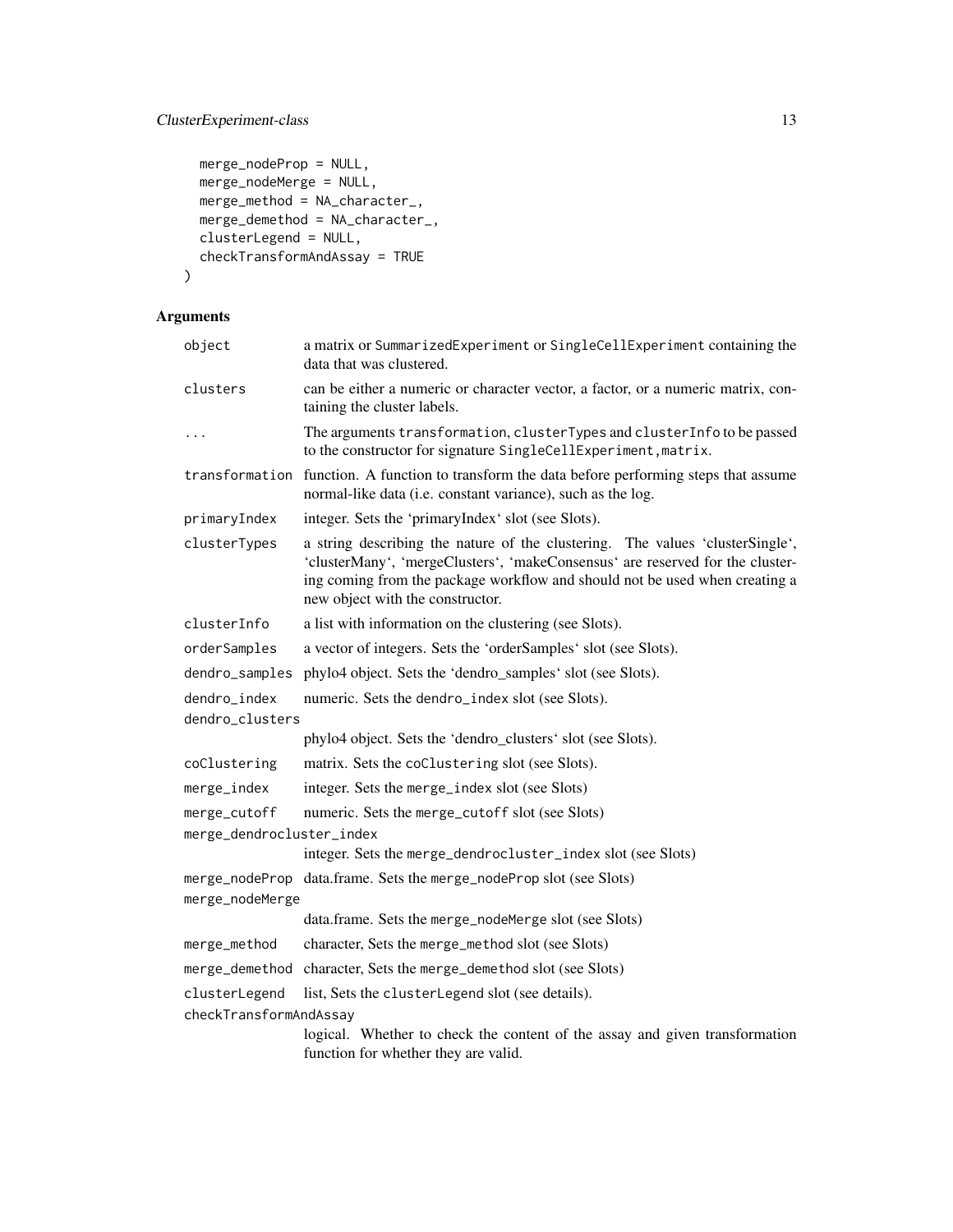```
  merge_nodeProp = NULL,
  merge_nodeMerge = NULL,
  merge_method = NA_character_,
  merge_demethod = NA_character_,
  clusterLegend = NULL,
  checkTransformAndAssay = TRUE
)
```

## Arguments

| | |
|---|---|
| object | a matrix or SummarizedExperiment or SingleCellExperiment containing the data that was clustered. |
| clusters | can be either a numeric or character vector, a factor, or a numeric matrix, containing the cluster labels. |
| ... | The arguments transformation, clusterTypes and clusterInfo to be passed to the constructor for signature SingleCellExperiment,matrix. |
| transformation | function. A function to transform the data before performing steps that assume normal-like data (i.e. constant variance), such as the log. |
| primaryIndex | integer. Sets the 'primaryIndex' slot (see Slots). |
| clusterTypes | a string describing the nature of the clustering. The values 'clusterSingle', 'clusterMany', 'mergeClusters', 'makeConsensus' are reserved for the clustering coming from the package workflow and should not be used when creating a new object with the constructor. |
| clusterInfo | a list with information on the clustering (see Slots). |
| orderSamples | a vector of integers. Sets the 'orderSamples' slot (see Slots). |
| dendro_samples | phylo4 object. Sets the 'dendro_samples' slot (see Slots). |
| dendro_index | numeric. Sets the dendro_index slot (see Slots). |
| dendro_clusters | phylo4 object. Sets the 'dendro_clusters' slot (see Slots). |
| coClustering | matrix. Sets the coClustering slot (see Slots). |
| merge_index | integer. Sets the merge_index slot (see Slots) |
| merge_cutoff | numeric. Sets the merge_cutoff slot (see Slots) |
| merge_dendrocluster_index | integer. Sets the merge_dendrocluster_index slot (see Slots) |
| merge_nodeProp | data.frame. Sets the merge_nodeProp slot (see Slots) |
| merge_nodeMerge | data.frame. Sets the merge_nodeMerge slot (see Slots) |
| merge_method | character, Sets the merge_method slot (see Slots) |
| merge_demethod | character, Sets the merge_demethod slot (see Slots) |
| clusterLegend | list, Sets the clusterLegend slot (see details). |
| checkTransformAndAssay | logical. Whether to check the content of the assay and given transformation function for whether they are valid. |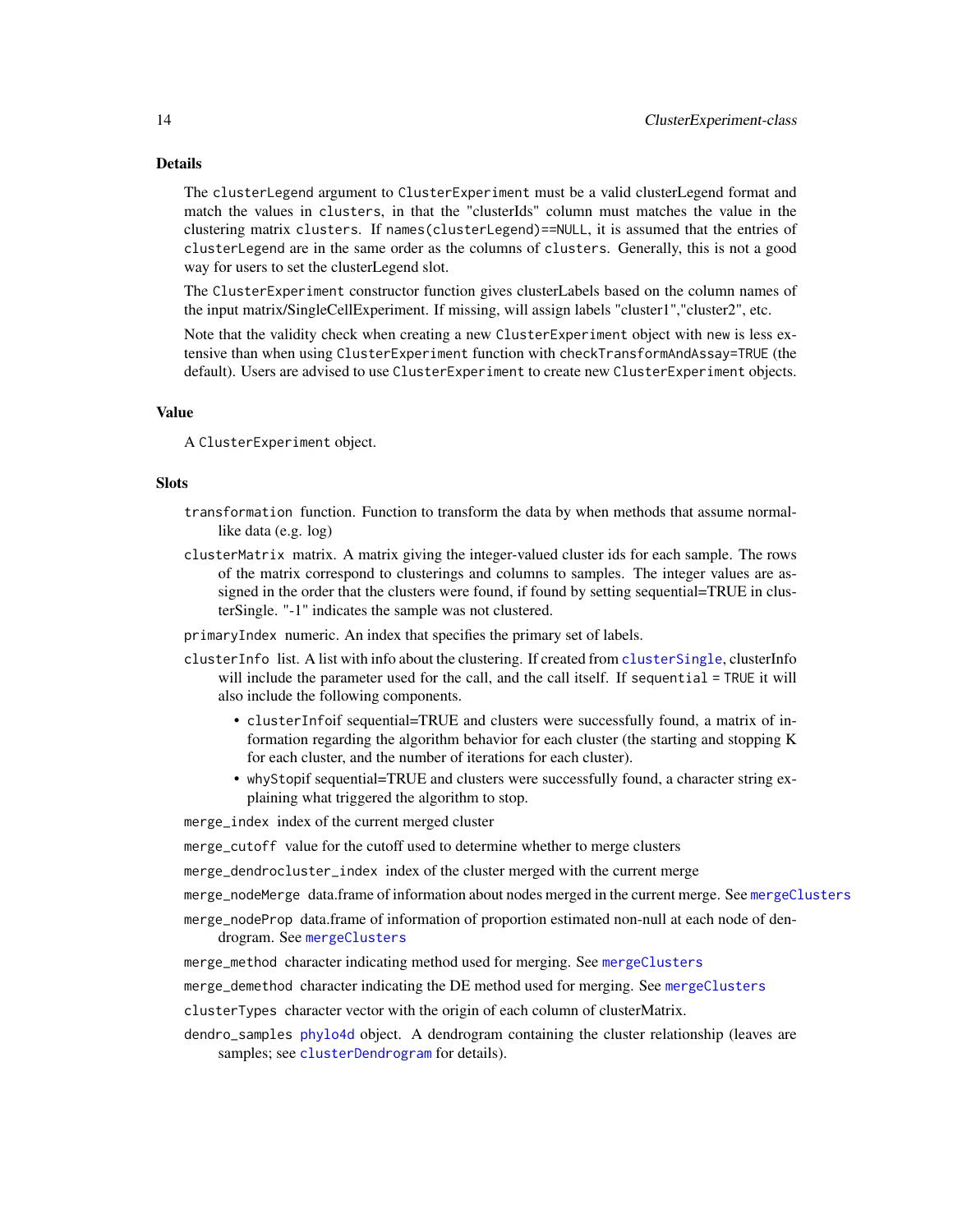## Details

The clusterLegend argument to ClusterExperiment must be a valid clusterLegend format and match the values in clusters, in that the "clusterIds" column must matches the value in the clustering matrix clusters. If names(clusterLegend)==NULL, it is assumed that the entries of clusterLegend are in the same order as the columns of clusters. Generally, this is not a good way for users to set the clusterLegend slot.

The ClusterExperiment constructor function gives clusterLabels based on the column names of the input matrix/SingleCellExperiment. If missing, will assign labels "cluster1","cluster2", etc.

Note that the validity check when creating a new ClusterExperiment object with new is less extensive than when using ClusterExperiment function with checkTransformAndAssay=TRUE (the default). Users are advised to use ClusterExperiment to create new ClusterExperiment objects.

## Value

A ClusterExperiment object.

## Slots

transformation function. Function to transform the data by when methods that assume normal-like data (e.g. log)

clusterMatrix matrix. A matrix giving the integer-valued cluster ids for each sample. The rows of the matrix correspond to clusterings and columns to samples. The integer values are assigned in the order that the clusters were found, if found by setting sequential=TRUE in clusterSingle. "-1" indicates the sample was not clustered.

primaryIndex numeric. An index that specifies the primary set of labels.

clusterInfo list. A list with info about the clustering. If created from clusterSingle, clusterInfo will include the parameter used for the call, and the call itself. If sequential = TRUE it will also include the following components.

- clusterInfoif sequential=TRUE and clusters were successfully found, a matrix of information regarding the algorithm behavior for each cluster (the starting and stopping K for each cluster, and the number of iterations for each cluster).
- whyStopif sequential=TRUE and clusters were successfully found, a character string explaining what triggered the algorithm to stop.

merge_index index of the current merged cluster

merge_cutoff value for the cutoff used to determine whether to merge clusters

merge_dendrocluster_index index of the cluster merged with the current merge

merge_nodeMerge data.frame of information about nodes merged in the current merge. See mergeClusters

merge_nodeProp data.frame of information of proportion estimated non-null at each node of dendrogram. See mergeClusters

merge_method character indicating method used for merging. See mergeClusters

merge_demethod character indicating the DE method used for merging. See mergeClusters

clusterTypes character vector with the origin of each column of clusterMatrix.

dendro_samples phylo4d object. A dendrogram containing the cluster relationship (leaves are samples; see clusterDendrogram for details).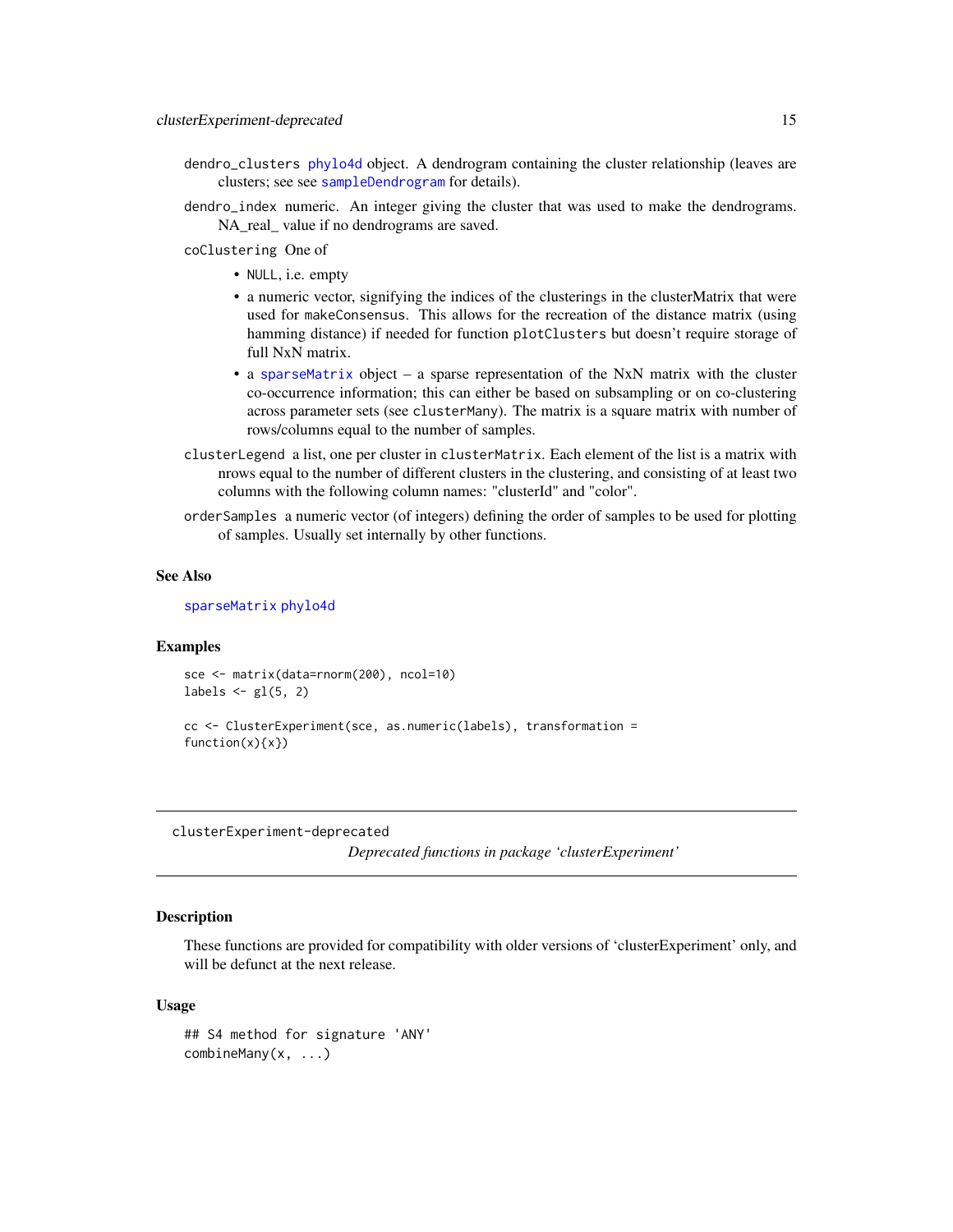dendro_clusters `phylo4d` object. A dendrogram containing the cluster relationship (leaves are clusters; see see `sampleDendrogram` for details).

dendro_index numeric. An integer giving the cluster that was used to make the dendrograms. NA_real_ value if no dendrograms are saved.

coClustering One of

- NULL, i.e. empty
- a numeric vector, signifying the indices of the clusterings in the clusterMatrix that were used for makeConsensus. This allows for the recreation of the distance matrix (using hamming distance) if needed for function plotClusters but doesn't require storage of full NxN matrix.
- a `sparseMatrix` object – a sparse representation of the NxN matrix with the cluster co-occurrence information; this can either be based on subsampling or on co-clustering across parameter sets (see clusterMany). The matrix is a square matrix with number of rows/columns equal to the number of samples.

clusterLegend a list, one per cluster in clusterMatrix. Each element of the list is a matrix with nrows equal to the number of different clusters in the clustering, and consisting of at least two columns with the following column names: "clusterId" and "color".

orderSamples a numeric vector (of integers) defining the order of samples to be used for plotting of samples. Usually set internally by other functions.

### See Also

`sparseMatrix` `phylo4d`

### Examples

```
sce <- matrix(data=rnorm(200), ncol=10)
labels <- gl(5, 2)

cc <- ClusterExperiment(sce, as.numeric(labels), transformation =
function(x){x})
```

---

## clusterExperiment-deprecated

*Deprecated functions in package 'clusterExperiment'*

---

### Description

These functions are provided for compatibility with older versions of 'clusterExperiment' only, and will be defunct at the next release.

### Usage

```
## S4 method for signature 'ANY'
combineMany(x, ...)
```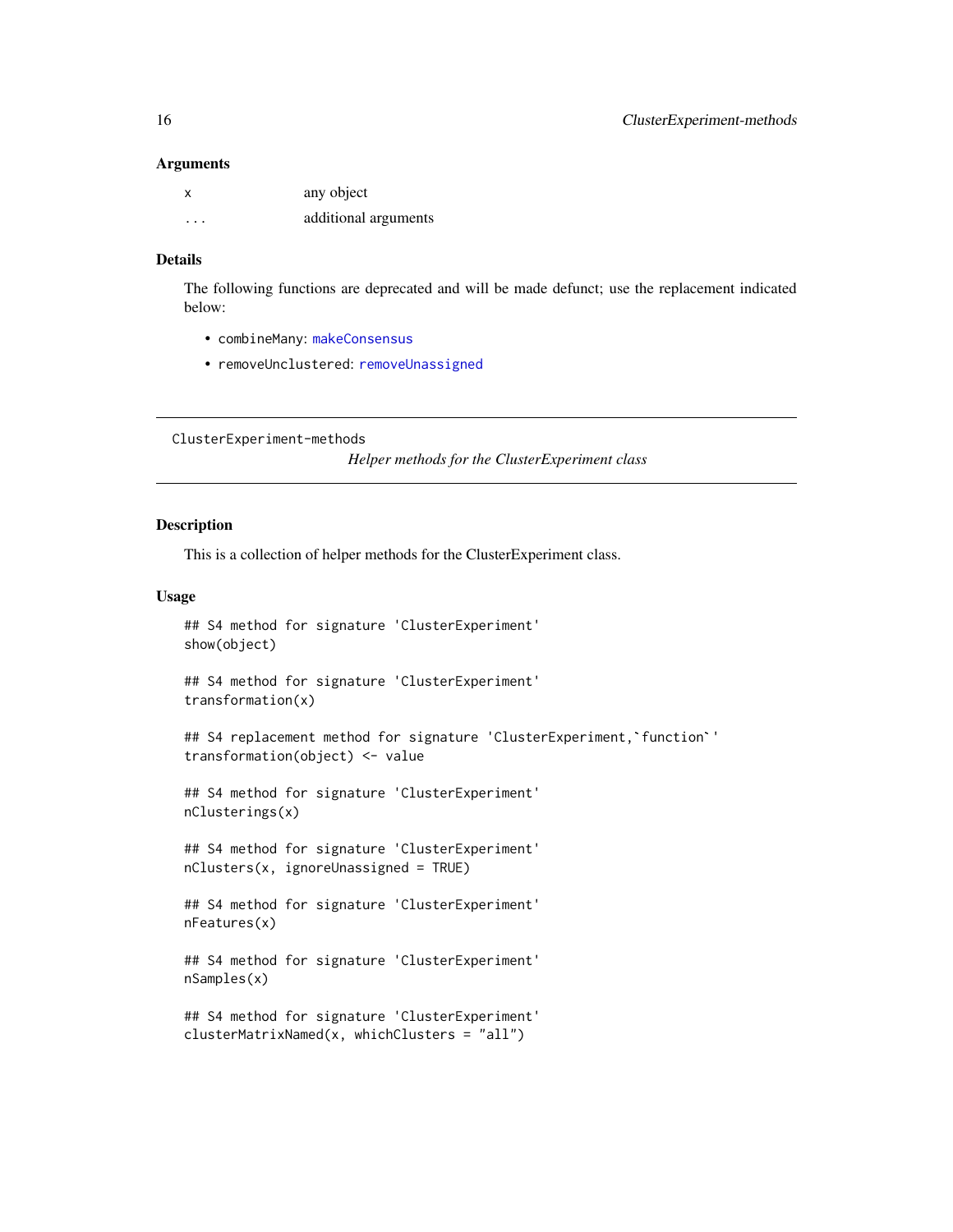### Arguments

| | |
|---|---|
| x | any object |
| ... | additional arguments |

### Details

The following functions are deprecated and will be made defunct; use the replacement indicated below:

- combineMany: makeConsensus
- removeUnclustered: removeUnassigned

---

ClusterExperiment-methods

*Helper methods for the ClusterExperiment class*

---

### Description

This is a collection of helper methods for the ClusterExperiment class.

### Usage

```
## S4 method for signature 'ClusterExperiment'
show(object)

## S4 method for signature 'ClusterExperiment'
transformation(x)

## S4 replacement method for signature 'ClusterExperiment,`function`'
transformation(object) <- value

## S4 method for signature 'ClusterExperiment'
nClusterings(x)

## S4 method for signature 'ClusterExperiment'
nClusters(x, ignoreUnassigned = TRUE)

## S4 method for signature 'ClusterExperiment'
nFeatures(x)

## S4 method for signature 'ClusterExperiment'
nSamples(x)

## S4 method for signature 'ClusterExperiment'
clusterMatrixNamed(x, whichClusters = "all")
```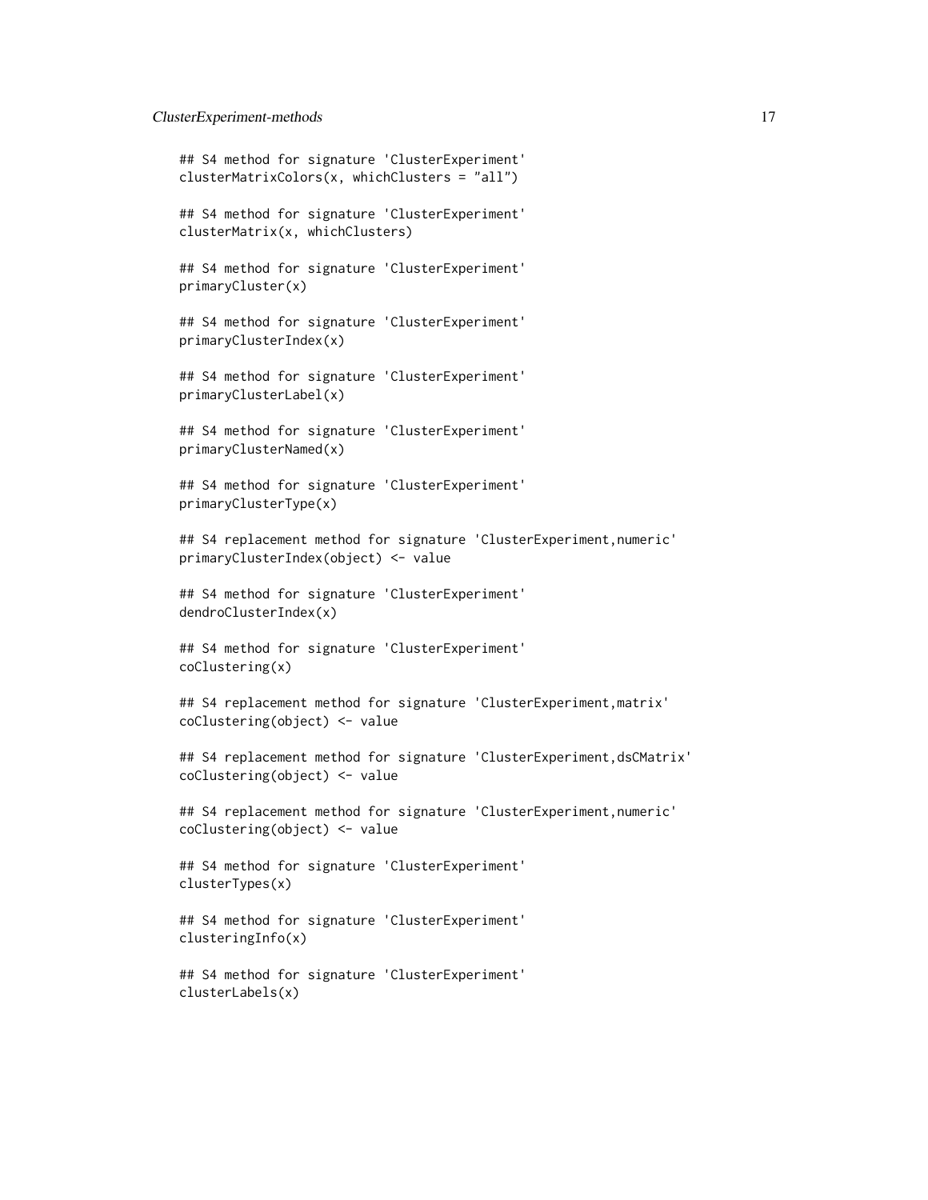```
## S4 method for signature 'ClusterExperiment'
clusterMatrixColors(x, whichClusters = "all")

## S4 method for signature 'ClusterExperiment'
clusterMatrix(x, whichClusters)

## S4 method for signature 'ClusterExperiment'
primaryCluster(x)

## S4 method for signature 'ClusterExperiment'
primaryClusterIndex(x)

## S4 method for signature 'ClusterExperiment'
primaryClusterLabel(x)

## S4 method for signature 'ClusterExperiment'
primaryClusterNamed(x)

## S4 method for signature 'ClusterExperiment'
primaryClusterType(x)

## S4 replacement method for signature 'ClusterExperiment,numeric'
primaryClusterIndex(object) <- value

## S4 method for signature 'ClusterExperiment'
dendroClusterIndex(x)

## S4 method for signature 'ClusterExperiment'
coClustering(x)

## S4 replacement method for signature 'ClusterExperiment,matrix'
coClustering(object) <- value

## S4 replacement method for signature 'ClusterExperiment,dsCMatrix'
coClustering(object) <- value

## S4 replacement method for signature 'ClusterExperiment,numeric'
coClustering(object) <- value

## S4 method for signature 'ClusterExperiment'
clusterTypes(x)

## S4 method for signature 'ClusterExperiment'
clusteringInfo(x)

## S4 method for signature 'ClusterExperiment'
clusterLabels(x)
```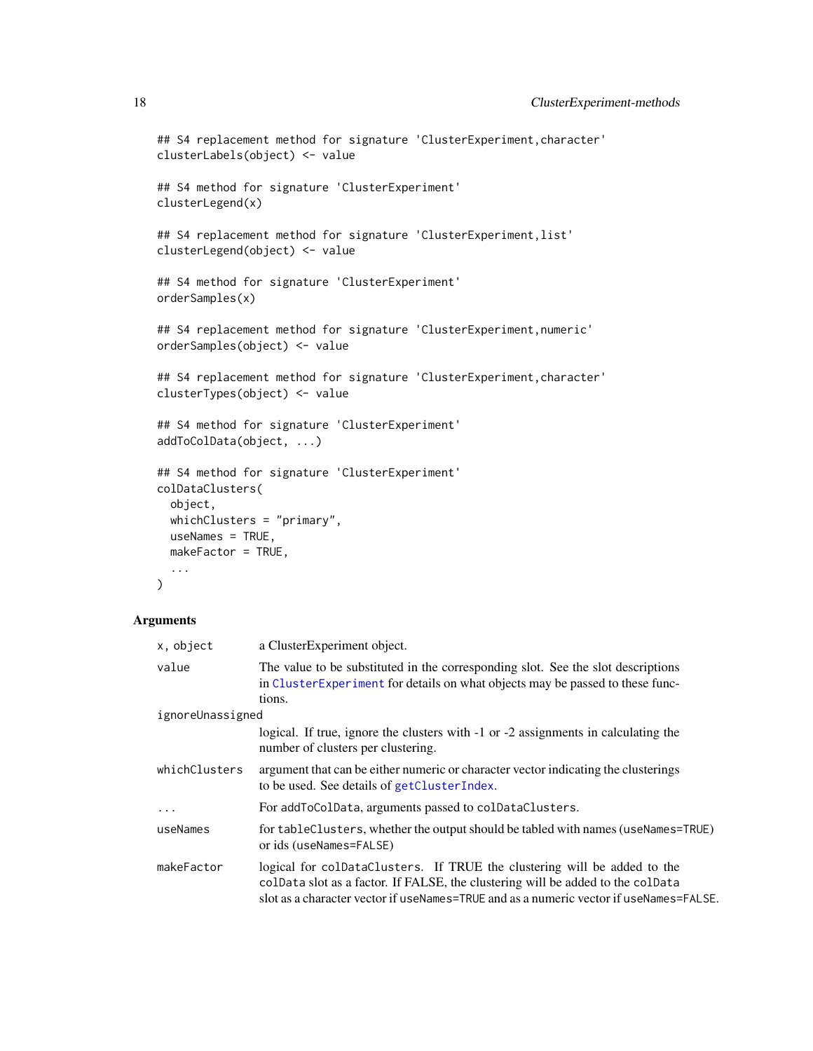```
## S4 replacement method for signature 'ClusterExperiment,character'
clusterLabels(object) <- value

## S4 method for signature 'ClusterExperiment'
clusterLegend(x)

## S4 replacement method for signature 'ClusterExperiment,list'
clusterLegend(object) <- value

## S4 method for signature 'ClusterExperiment'
orderSamples(x)

## S4 replacement method for signature 'ClusterExperiment,numeric'
orderSamples(object) <- value

## S4 replacement method for signature 'ClusterExperiment,character'
clusterTypes(object) <- value

## S4 method for signature 'ClusterExperiment'
addToColData(object, ...)

## S4 method for signature 'ClusterExperiment'
colDataClusters(
  object,
  whichClusters = "primary",
  useNames = TRUE,
  makeFactor = TRUE,
  ...
)
```

## Arguments

| | |
|---|---|
| `x, object` | a ClusterExperiment object. |
| `value` | The value to be substituted in the corresponding slot. See the slot descriptions in `ClusterExperiment` for details on what objects may be passed to these functions. |
| `ignoreUnassigned` | logical. If true, ignore the clusters with -1 or -2 assignments in calculating the number of clusters per clustering. |
| `whichClusters` | argument that can be either numeric or character vector indicating the clusterings to be used. See details of `getClusterIndex`. |
| `...` | For `addToColData`, arguments passed to `colDataClusters`. |
| `useNames` | for `tableClusters`, whether the output should be tabled with names (`useNames=TRUE`) or ids (`useNames=FALSE`) |
| `makeFactor` | logical for `colDataClusters`. If TRUE the clustering will be added to the `colData` slot as a factor. If FALSE, the clustering will be added to the `colData` slot as a character vector if `useNames=TRUE` and as a numeric vector if `useNames=FALSE`. |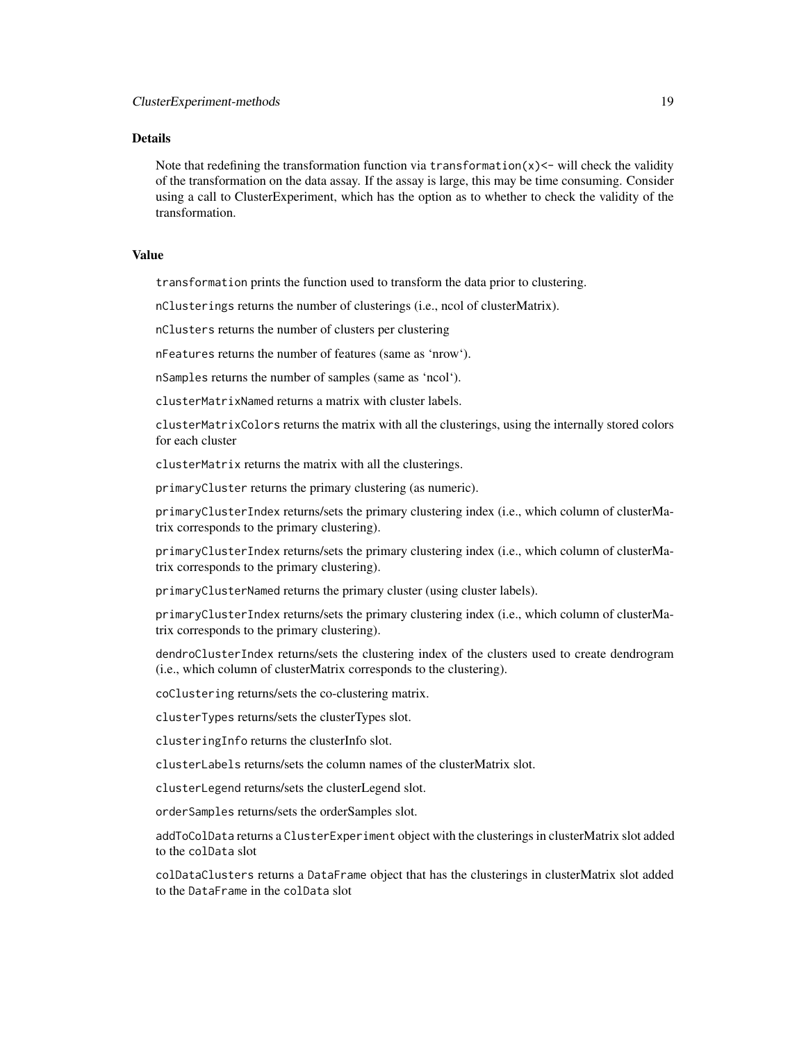## Details

Note that redefining the transformation function via `transformation(x)<-` will check the validity of the transformation on the data assay. If the assay is large, this may be time consuming. Consider using a call to ClusterExperiment, which has the option as to whether to check the validity of the transformation.

## Value

`transformation` prints the function used to transform the data prior to clustering.

`nClusterings` returns the number of clusterings (i.e., ncol of clusterMatrix).

`nClusters` returns the number of clusters per clustering

`nFeatures` returns the number of features (same as 'nrow').

`nSamples` returns the number of samples (same as 'ncol').

`clusterMatrixNamed` returns a matrix with cluster labels.

`clusterMatrixColors` returns the matrix with all the clusterings, using the internally stored colors for each cluster

`clusterMatrix` returns the matrix with all the clusterings.

`primaryCluster` returns the primary clustering (as numeric).

`primaryClusterIndex` returns/sets the primary clustering index (i.e., which column of clusterMatrix corresponds to the primary clustering).

`primaryClusterIndex` returns/sets the primary clustering index (i.e., which column of clusterMatrix corresponds to the primary clustering).

`primaryClusterNamed` returns the primary cluster (using cluster labels).

`primaryClusterIndex` returns/sets the primary clustering index (i.e., which column of clusterMatrix corresponds to the primary clustering).

`dendroClusterIndex` returns/sets the clustering index of the clusters used to create dendrogram (i.e., which column of clusterMatrix corresponds to the clustering).

`coClustering` returns/sets the co-clustering matrix.

`clusterTypes` returns/sets the clusterTypes slot.

`clusteringInfo` returns the clusterInfo slot.

`clusterLabels` returns/sets the column names of the clusterMatrix slot.

`clusterLegend` returns/sets the clusterLegend slot.

`orderSamples` returns/sets the orderSamples slot.

`addToColData` returns a `ClusterExperiment` object with the clusterings in clusterMatrix slot added to the `colData` slot

`colDataClusters` returns a `DataFrame` object that has the clusterings in clusterMatrix slot added to the `DataFrame` in the `colData` slot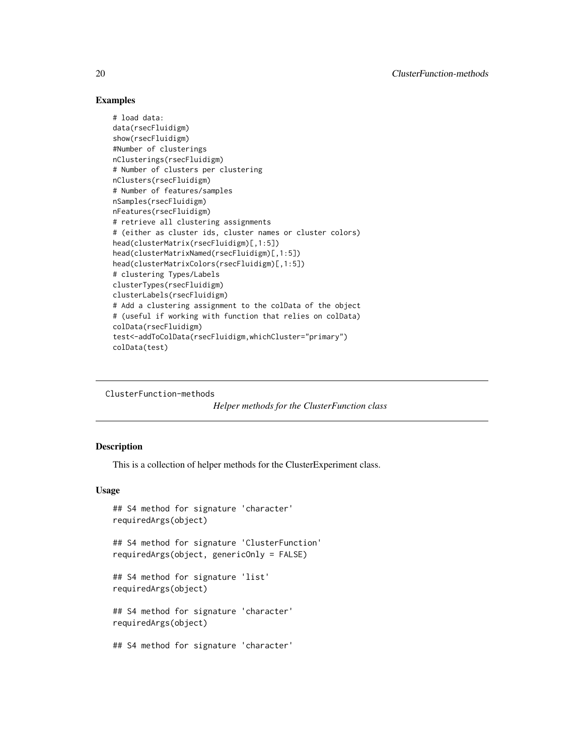## Examples

```
# load data:
data(rsecFluidigm)
show(rsecFluidigm)
#Number of clusterings
nClusterings(rsecFluidigm)
# Number of clusters per clustering
nClusters(rsecFluidigm)
# Number of features/samples
nSamples(rsecFluidigm)
nFeatures(rsecFluidigm)
# retrieve all clustering assignments
# (either as cluster ids, cluster names or cluster colors)
head(clusterMatrix(rsecFluidigm)[,1:5])
head(clusterMatrixNamed(rsecFluidigm)[,1:5])
head(clusterMatrixColors(rsecFluidigm)[,1:5])
# clustering Types/Labels
clusterTypes(rsecFluidigm)
clusterLabels(rsecFluidigm)
# Add a clustering assignment to the colData of the object
# (useful if working with function that relies on colData)
colData(rsecFluidigm)
test<-addToColData(rsecFluidigm,whichCluster="primary")
colData(test)
```

---

ClusterFunction-methods    *Helper methods for the ClusterFunction class*

---

## Description

This is a collection of helper methods for the ClusterExperiment class.

## Usage

```
## S4 method for signature 'character'
requiredArgs(object)

## S4 method for signature 'ClusterFunction'
requiredArgs(object, genericOnly = FALSE)

## S4 method for signature 'list'
requiredArgs(object)

## S4 method for signature 'character'
requiredArgs(object)

## S4 method for signature 'character'
```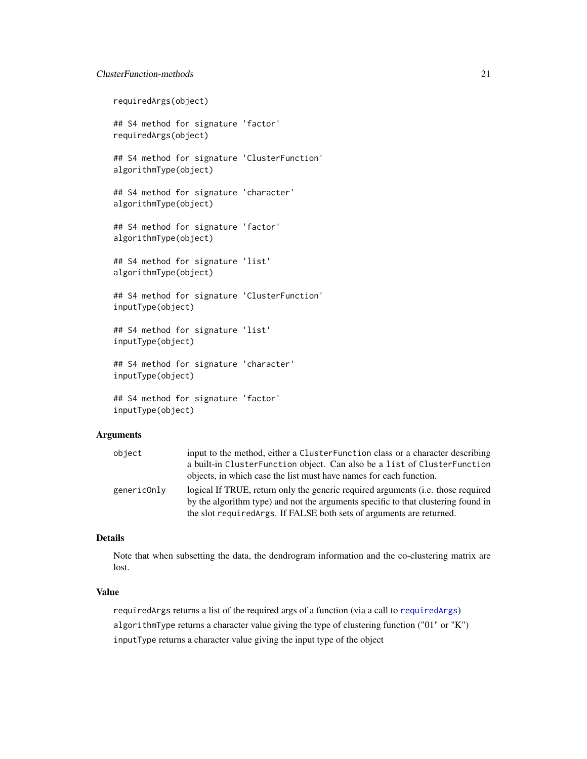```
requiredArgs(object)

## S4 method for signature 'factor'
requiredArgs(object)

## S4 method for signature 'ClusterFunction'
algorithmType(object)

## S4 method for signature 'character'
algorithmType(object)

## S4 method for signature 'factor'
algorithmType(object)

## S4 method for signature 'list'
algorithmType(object)

## S4 method for signature 'ClusterFunction'
inputType(object)

## S4 method for signature 'list'
inputType(object)

## S4 method for signature 'character'
inputType(object)

## S4 method for signature 'factor'
inputType(object)
```

## Arguments

| | |
|---|---|
| `object` | input to the method, either a `ClusterFunction` class or a character describing a built-in `ClusterFunction` object. Can also be a `list` of `ClusterFunction` objects, in which case the list must have names for each function. |
| `genericOnly` | logical If TRUE, return only the generic required arguments (i.e. those required by the algorithm type) and not the arguments specific to that clustering found in the slot `requiredArgs`. If FALSE both sets of arguments are returned. |

## Details

Note that when subsetting the data, the dendrogram information and the co-clustering matrix are lost.

## Value

`requiredArgs` returns a list of the required args of a function (via a call to `requiredArgs`)

`algorithmType` returns a character value giving the type of clustering function ("01" or "K")

`inputType` returns a character value giving the input type of the object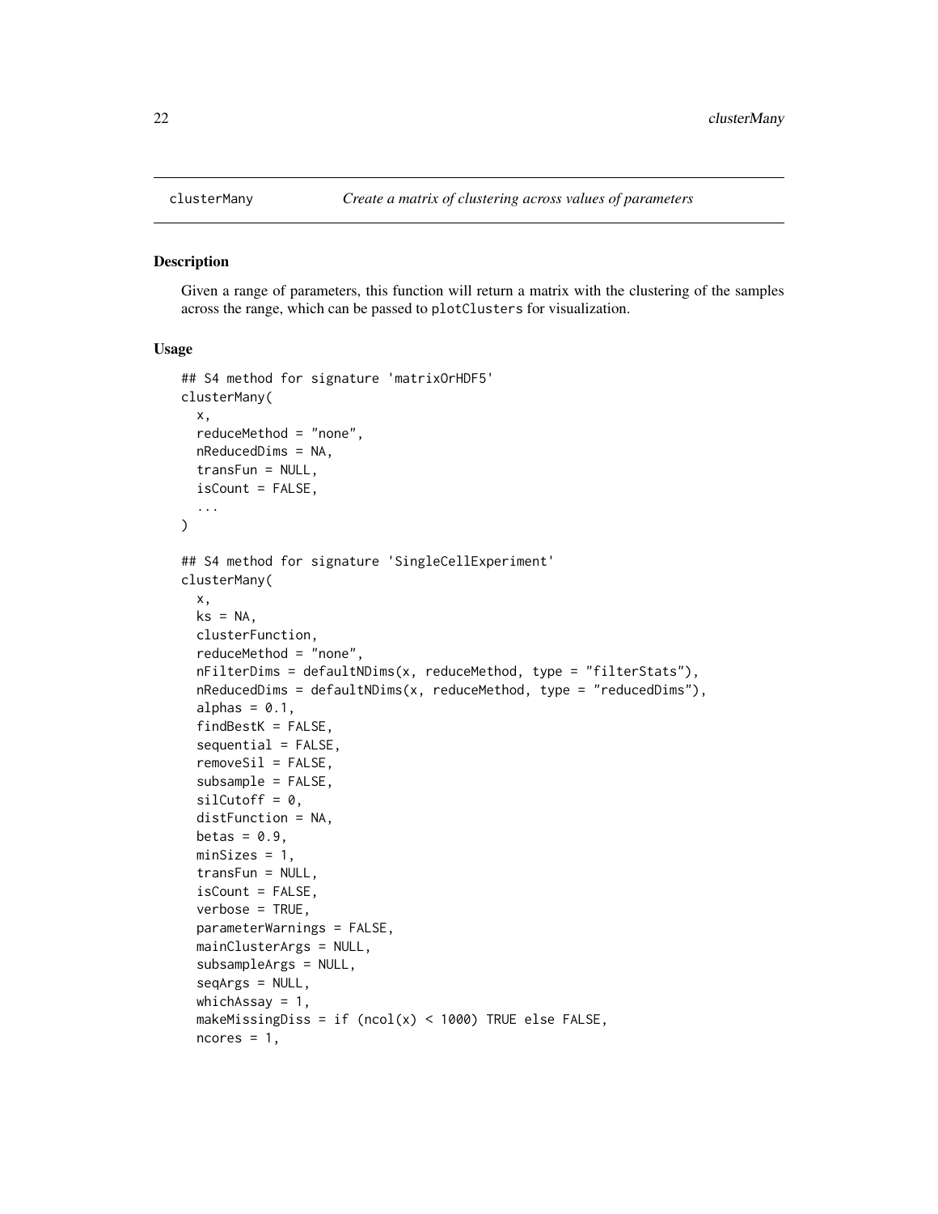## clusterMany — *Create a matrix of clustering across values of parameters*

### Description

Given a range of parameters, this function will return a matrix with the clustering of the samples across the range, which can be passed to `plotClusters` for visualization.

### Usage

```
## S4 method for signature 'matrixOrHDF5'
clusterMany(
  x,
  reduceMethod = "none",
  nReducedDims = NA,
  transFun = NULL,
  isCount = FALSE,
  ...
)

## S4 method for signature 'SingleCellExperiment'
clusterMany(
  x,
  ks = NA,
  clusterFunction,
  reduceMethod = "none",
  nFilterDims = defaultNDims(x, reduceMethod, type = "filterStats"),
  nReducedDims = defaultNDims(x, reduceMethod, type = "reducedDims"),
  alphas = 0.1,
  findBestK = FALSE,
  sequential = FALSE,
  removeSil = FALSE,
  subsample = FALSE,
  silCutoff = 0,
  distFunction = NA,
  betas = 0.9,
  minSizes = 1,
  transFun = NULL,
  isCount = FALSE,
  verbose = TRUE,
  parameterWarnings = FALSE,
  mainClusterArgs = NULL,
  subsampleArgs = NULL,
  seqArgs = NULL,
  whichAssay = 1,
  makeMissingDiss = if (ncol(x) < 1000) TRUE else FALSE,
  ncores = 1,
```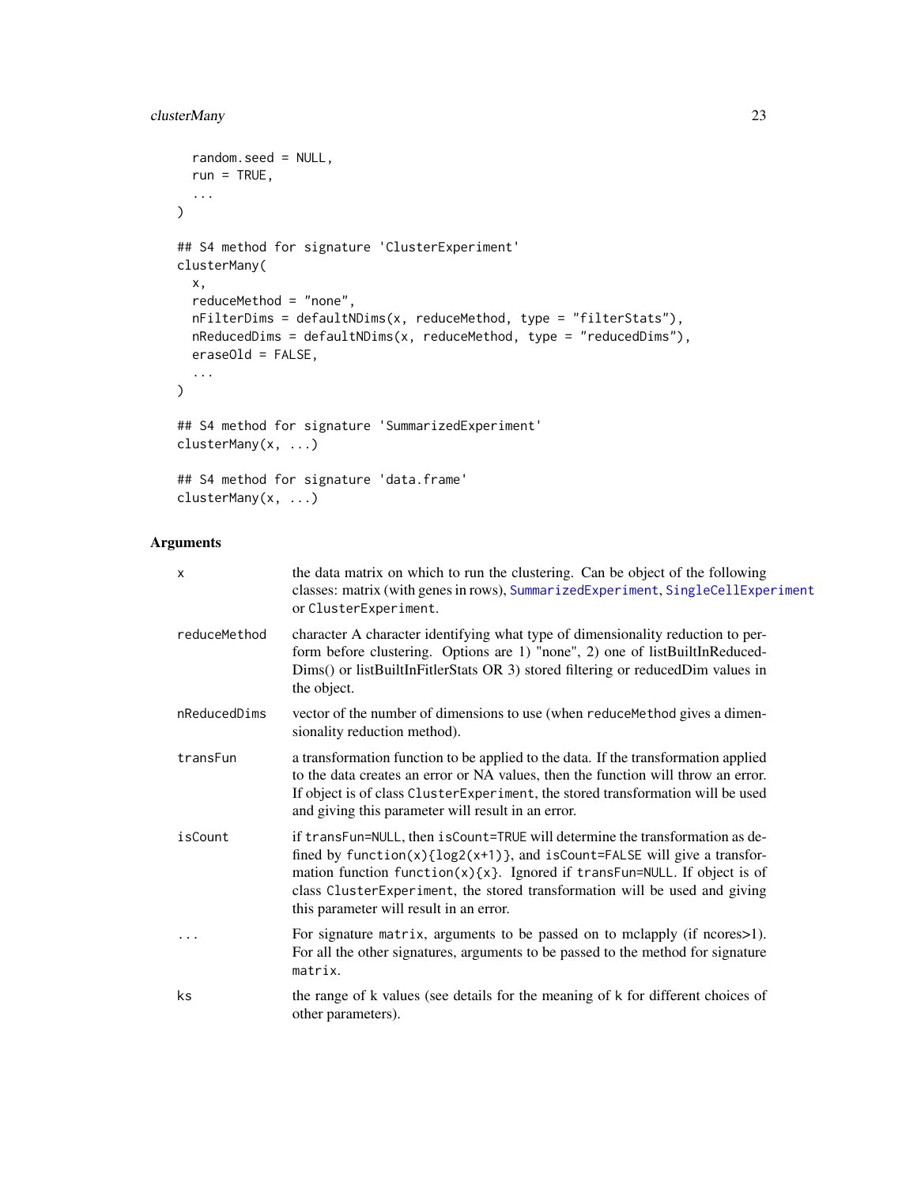```
  random.seed = NULL,
  run = TRUE,
  ...
)

## S4 method for signature 'ClusterExperiment'
clusterMany(
  x,
  reduceMethod = "none",
  nFilterDims = defaultNDims(x, reduceMethod, type = "filterStats"),
  nReducedDims = defaultNDims(x, reduceMethod, type = "reducedDims"),
  eraseOld = FALSE,
  ...
)

## S4 method for signature 'SummarizedExperiment'
clusterMany(x, ...)

## S4 method for signature 'data.frame'
clusterMany(x, ...)
```

## Arguments

| | |
|---|---|
| `x` | the data matrix on which to run the clustering. Can be object of the following classes: matrix (with genes in rows), `SummarizedExperiment`, `SingleCellExperiment` or `ClusterExperiment`. |
| `reduceMethod` | character A character identifying what type of dimensionality reduction to perform before clustering. Options are 1) "none", 2) one of listBuiltInReducedDims() or listBuiltInFitlerStats OR 3) stored filtering or reducedDim values in the object. |
| `nReducedDims` | vector of the number of dimensions to use (when `reduceMethod` gives a dimensionality reduction method). |
| `transFun` | a transformation function to be applied to the data. If the transformation applied to the data creates an error or NA values, then the function will throw an error. If object is of class `ClusterExperiment`, the stored transformation will be used and giving this parameter will result in an error. |
| `isCount` | if `transFun=NULL`, then `isCount=TRUE` will determine the transformation as defined by `function(x){log2(x+1)}`, and `isCount=FALSE` will give a transformation function `function(x){x}`. Ignored if `transFun=NULL`. If object is of class `ClusterExperiment`, the stored transformation will be used and giving this parameter will result in an error. |
| `...` | For signature `matrix`, arguments to be passed on to mclapply (if ncores>1). For all the other signatures, arguments to be passed to the method for signature `matrix`. |
| `ks` | the range of k values (see details for the meaning of k for different choices of other parameters). |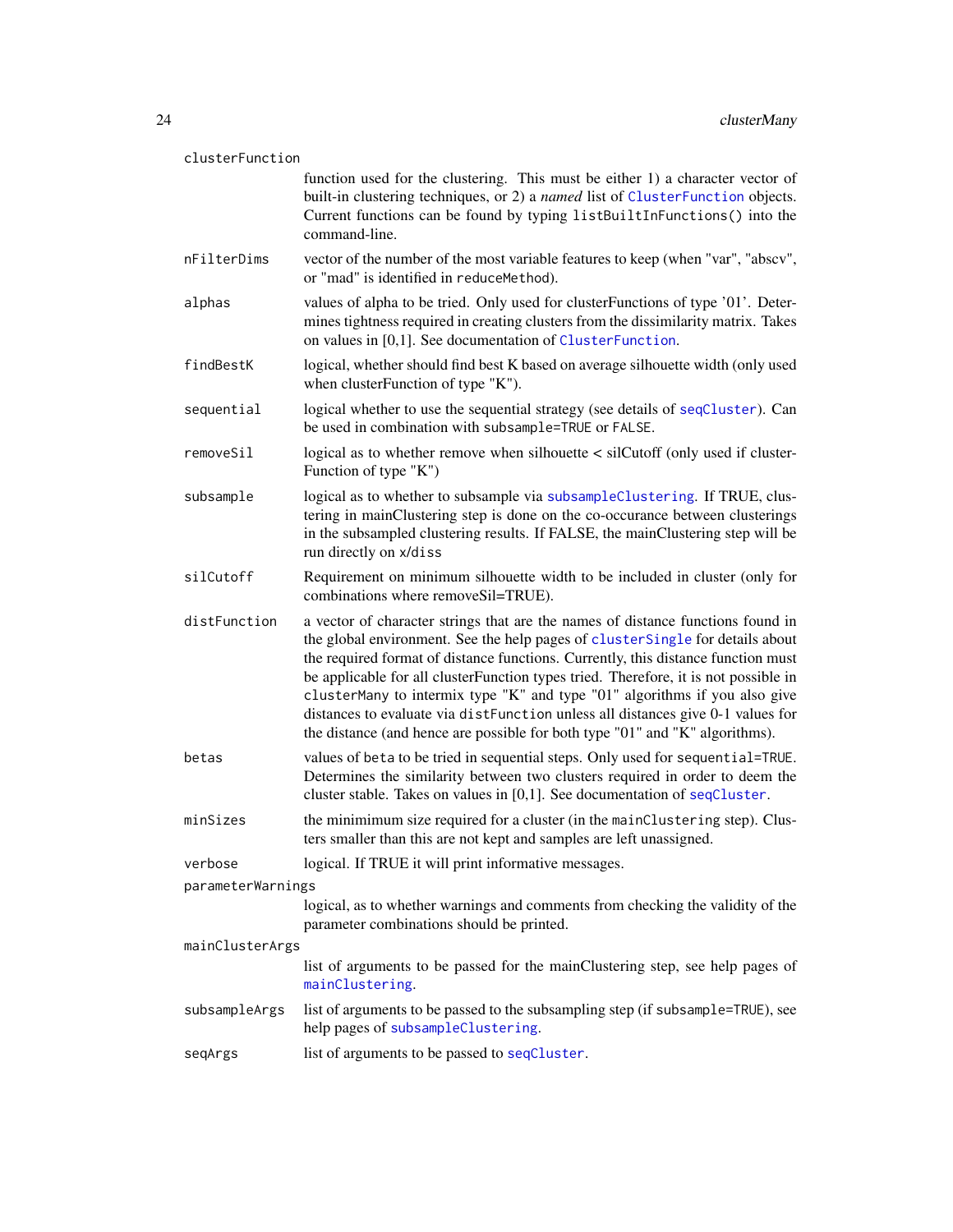`clusterFunction`
: function used for the clustering. This must be either 1) a character vector of built-in clustering techniques, or 2) a *named* list of `ClusterFunction` objects. Current functions can be found by typing `listBuiltInFunctions()` into the command-line.

`nFilterDims`
: vector of the number of the most variable features to keep (when "var", "abscv", or "mad" is identified in `reduceMethod`).

`alphas`
: values of alpha to be tried. Only used for clusterFunctions of type '01'. Determines tightness required in creating clusters from the dissimilarity matrix. Takes on values in [0,1]. See documentation of `ClusterFunction`.

`findBestK`
: logical, whether should find best K based on average silhouette width (only used when clusterFunction of type "K").

`sequential`
: logical whether to use the sequential strategy (see details of `seqCluster`). Can be used in combination with `subsample=TRUE` or `FALSE`.

`removeSil`
: logical as to whether remove when silhouette < silCutoff (only used if clusterFunction of type "K")

`subsample`
: logical as to whether to subsample via `subsampleClustering`. If TRUE, clustering in mainClustering step is done on the co-occurance between clusterings in the subsampled clustering results. If FALSE, the mainClustering step will be run directly on `x`/`diss`

`silCutoff`
: Requirement on minimum silhouette width to be included in cluster (only for combinations where removeSil=TRUE).

`distFunction`
: a vector of character strings that are the names of distance functions found in the global environment. See the help pages of `clusterSingle` for details about the required format of distance functions. Currently, this distance function must be applicable for all clusterFunction types tried. Therefore, it is not possible in `clusterMany` to intermix type "K" and type "01" algorithms if you also give distances to evaluate via `distFunction` unless all distances give 0-1 values for the distance (and hence are possible for both type "01" and "K" algorithms).

`betas`
: values of `beta` to be tried in sequential steps. Only used for `sequential=TRUE`. Determines the similarity between two clusters required in order to deem the cluster stable. Takes on values in [0,1]. See documentation of `seqCluster`.

`minSizes`
: the minimimum size required for a cluster (in the `mainClustering` step). Clusters smaller than this are not kept and samples are left unassigned.

`verbose`
: logical. If TRUE it will print informative messages.

`parameterWarnings`
: logical, as to whether warnings and comments from checking the validity of the parameter combinations should be printed.

`mainClusterArgs`
: list of arguments to be passed for the mainClustering step, see help pages of `mainClustering`.

`subsampleArgs`
: list of arguments to be passed to the subsampling step (if `subsample=TRUE`), see help pages of `subsampleClustering`.

`seqArgs`
: list of arguments to be passed to `seqCluster`.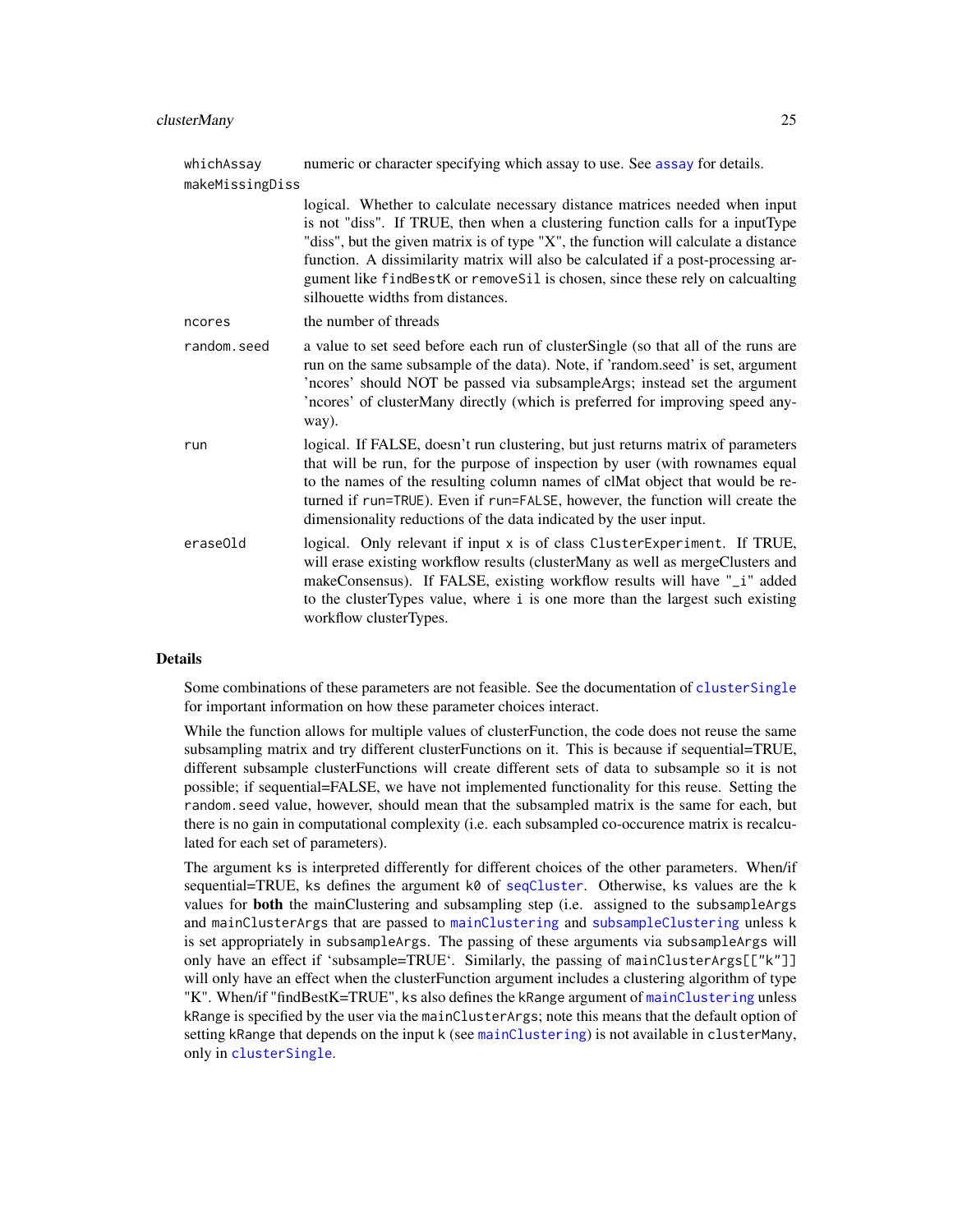| | |
|---|---|
| `whichAssay` | numeric or character specifying which assay to use. See `assay` for details. |
| `makeMissingDiss` | logical. Whether to calculate necessary distance matrices needed when input is not "diss". If TRUE, then when a clustering function calls for a inputType "diss", but the given matrix is of type "X", the function will calculate a distance function. A dissimilarity matrix will also be calculated if a post-processing argument like `findBestK` or `removeSil` is chosen, since these rely on calcualting silhouette widths from distances. |
| `ncores` | the number of threads |
| `random.seed` | a value to set seed before each run of clusterSingle (so that all of the runs are run on the same subsample of the data). Note, if 'random.seed' is set, argument 'ncores' should NOT be passed via subsampleArgs; instead set the argument 'ncores' of clusterMany directly (which is preferred for improving speed anyway). |
| `run` | logical. If FALSE, doesn't run clustering, but just returns matrix of parameters that will be run, for the purpose of inspection by user (with rownames equal to the names of the resulting column names of clMat object that would be returned if `run=TRUE`). Even if `run=FALSE`, however, the function will create the dimensionality reductions of the data indicated by the user input. |
| `eraseOld` | logical. Only relevant if input `x` is of class `ClusterExperiment`. If TRUE, will erase existing workflow results (clusterMany as well as mergeClusters and makeConsensus). If FALSE, existing workflow results will have "_i" added to the clusterTypes value, where `i` is one more than the largest such existing workflow clusterTypes. |

## Details

Some combinations of these parameters are not feasible. See the documentation of `clusterSingle` for important information on how these parameter choices interact.

While the function allows for multiple values of clusterFunction, the code does not reuse the same subsampling matrix and try different clusterFunctions on it. This is because if sequential=TRUE, different subsample clusterFunctions will create different sets of data to subsample so it is not possible; if sequential=FALSE, we have not implemented functionality for this reuse. Setting the `random.seed` value, however, should mean that the subsampled matrix is the same for each, but there is no gain in computational complexity (i.e. each subsampled co-occurence matrix is recalculated for each set of parameters).

The argument `ks` is interpreted differently for different choices of the other parameters. When/if sequential=TRUE, `ks` defines the argument `k0` of `seqCluster`. Otherwise, `ks` values are the `k` values for **both** the mainClustering and subsampling step (i.e. assigned to the `subsampleArgs` and `mainClusterArgs` that are passed to `mainClustering` and `subsampleClustering` unless `k` is set appropriately in `subsampleArgs`. The passing of these arguments via `subsampleArgs` will only have an effect if 'subsample=TRUE'. Similarly, the passing of `mainClusterArgs[["k"]]` will only have an effect when the clusterFunction argument includes a clustering algorithm of type "K". When/if "findBestK=TRUE", `ks` also defines the `kRange` argument of `mainClustering` unless `kRange` is specified by the user via the `mainClusterArgs`; note this means that the default option of setting `kRange` that depends on the input `k` (see `mainClustering`) is not available in `clusterMany`, only in `clusterSingle`.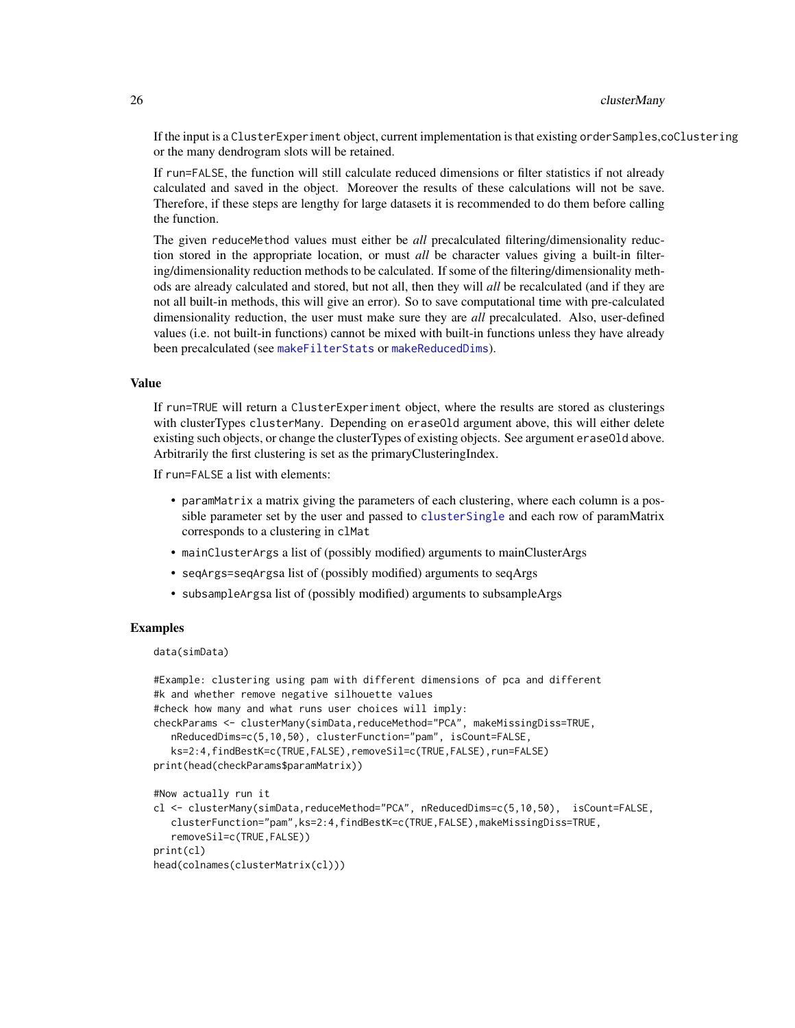If the input is a `ClusterExperiment` object, current implementation is that existing `orderSamples`,`coClustering` or the many dendrogram slots will be retained.

If `run=FALSE`, the function will still calculate reduced dimensions or filter statistics if not already calculated and saved in the object. Moreover the results of these calculations will not be save. Therefore, if these steps are lengthy for large datasets it is recommended to do them before calling the function.

The given `reduceMethod` values must either be *all* precalculated filtering/dimensionality reduction stored in the appropriate location, or must *all* be character values giving a built-in filtering/dimensionality reduction methods to be calculated. If some of the filtering/dimensionality methods are already calculated and stored, but not all, then they will *all* be recalculated (and if they are not all built-in methods, this will give an error). So to save computational time with pre-calculated dimensionality reduction, the user must make sure they are *all* precalculated. Also, user-defined values (i.e. not built-in functions) cannot be mixed with built-in functions unless they have already been precalculated (see `makeFilterStats` or `makeReducedDims`).

## Value

If `run=TRUE` will return a `ClusterExperiment` object, where the results are stored as clusterings with clusterTypes `clusterMany`. Depending on `eraseOld` argument above, this will either delete existing such objects, or change the clusterTypes of existing objects. See argument `eraseOld` above. Arbitrarily the first clustering is set as the primaryClusteringIndex.

If `run=FALSE` a list with elements:

- `paramMatrix` a matrix giving the parameters of each clustering, where each column is a possible parameter set by the user and passed to `clusterSingle` and each row of paramMatrix corresponds to a clustering in `clMat`
- `mainClusterArgs` a list of (possibly modified) arguments to mainClusterArgs
- `seqArgs=seqArgs`a list of (possibly modified) arguments to seqArgs
- `subsampleArgs`a list of (possibly modified) arguments to subsampleArgs

## Examples

```
data(simData)

#Example: clustering using pam with different dimensions of pca and different
#k and whether remove negative silhouette values
#check how many and what runs user choices will imply:
checkParams <- clusterMany(simData,reduceMethod="PCA", makeMissingDiss=TRUE,
   nReducedDims=c(5,10,50), clusterFunction="pam", isCount=FALSE,
   ks=2:4,findBestK=c(TRUE,FALSE),removeSil=c(TRUE,FALSE),run=FALSE)
print(head(checkParams$paramMatrix))

#Now actually run it
cl <- clusterMany(simData,reduceMethod="PCA", nReducedDims=c(5,10,50),  isCount=FALSE,
   clusterFunction="pam",ks=2:4,findBestK=c(TRUE,FALSE),makeMissingDiss=TRUE,
   removeSil=c(TRUE,FALSE))
print(cl)
head(colnames(clusterMatrix(cl)))
```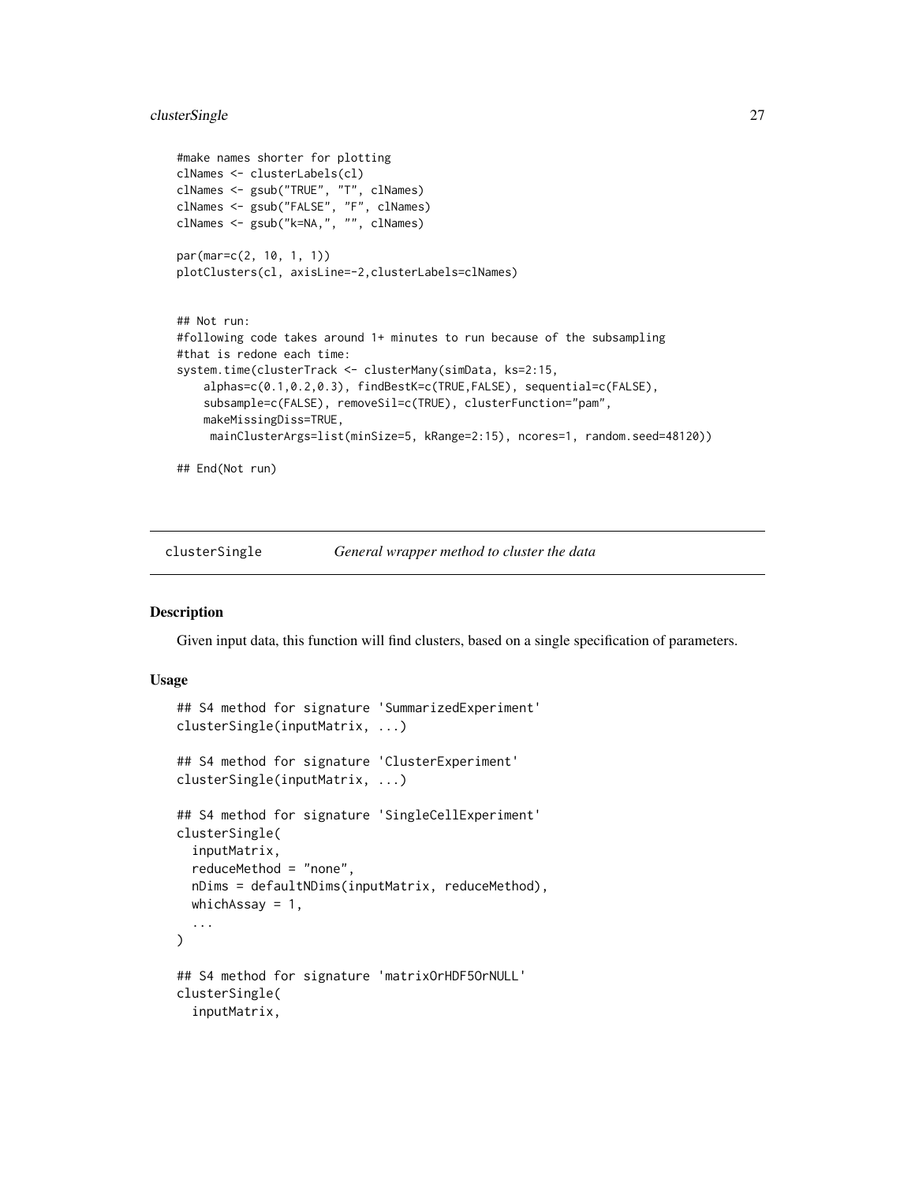```
#make names shorter for plotting
clNames <- clusterLabels(cl)
clNames <- gsub("TRUE", "T", clNames)
clNames <- gsub("FALSE", "F", clNames)
clNames <- gsub("k=NA,", "", clNames)

par(mar=c(2, 10, 1, 1))
plotClusters(cl, axisLine=-2,clusterLabels=clNames)


## Not run:
#following code takes around 1+ minutes to run because of the subsampling
#that is redone each time:
system.time(clusterTrack <- clusterMany(simData, ks=2:15,
    alphas=c(0.1,0.2,0.3), findBestK=c(TRUE,FALSE), sequential=c(FALSE),
    subsample=c(FALSE), removeSil=c(TRUE), clusterFunction="pam",
    makeMissingDiss=TRUE,
     mainClusterArgs=list(minSize=5, kRange=2:15), ncores=1, random.seed=48120))

## End(Not run)
```

## clusterSingle — *General wrapper method to cluster the data*

### Description

Given input data, this function will find clusters, based on a single specification of parameters.

### Usage

```
## S4 method for signature 'SummarizedExperiment'
clusterSingle(inputMatrix, ...)

## S4 method for signature 'ClusterExperiment'
clusterSingle(inputMatrix, ...)

## S4 method for signature 'SingleCellExperiment'
clusterSingle(
  inputMatrix,
  reduceMethod = "none",
  nDims = defaultNDims(inputMatrix, reduceMethod),
  whichAssay = 1,
  ...
)

## S4 method for signature 'matrixOrHDF5OrNULL'
clusterSingle(
  inputMatrix,
```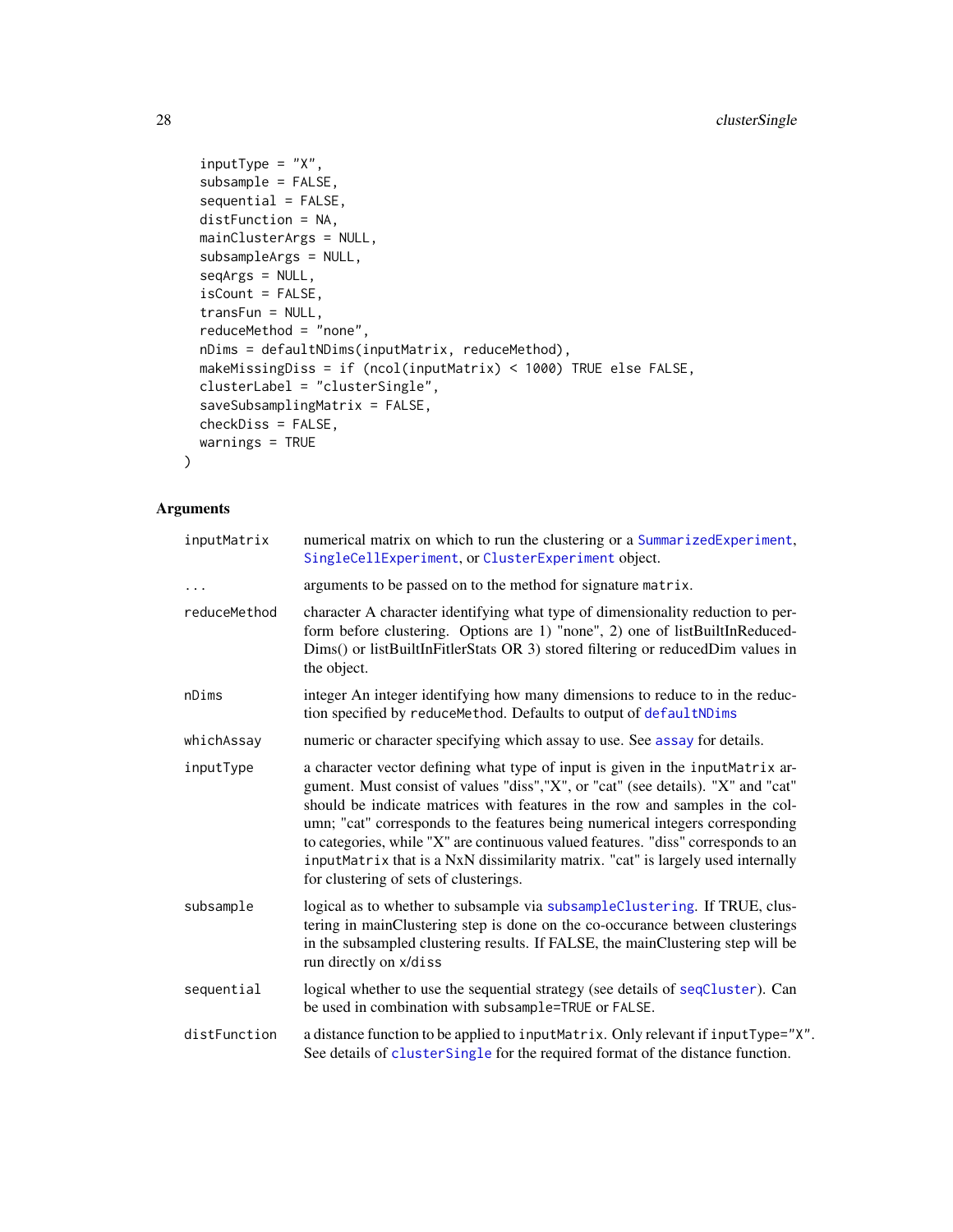```
  inputType = "X",
  subsample = FALSE,
  sequential = FALSE,
  distFunction = NA,
  mainClusterArgs = NULL,
  subsampleArgs = NULL,
  seqArgs = NULL,
  isCount = FALSE,
  transFun = NULL,
  reduceMethod = "none",
  nDims = defaultNDims(inputMatrix, reduceMethod),
  makeMissingDiss = if (ncol(inputMatrix) < 1000) TRUE else FALSE,
  clusterLabel = "clusterSingle",
  saveSubsamplingMatrix = FALSE,
  checkDiss = FALSE,
  warnings = TRUE
)
```

## Arguments

| | |
|---|---|
| inputMatrix | numerical matrix on which to run the clustering or a SummarizedExperiment, SingleCellExperiment, or ClusterExperiment object. |
| ... | arguments to be passed on to the method for signature matrix. |
| reduceMethod | character A character identifying what type of dimensionality reduction to perform before clustering. Options are 1) "none", 2) one of listBuiltInReducedDims() or listBuiltInFitlerStats OR 3) stored filtering or reducedDim values in the object. |
| nDims | integer An integer identifying how many dimensions to reduce to in the reduction specified by reduceMethod. Defaults to output of defaultNDims |
| whichAssay | numeric or character specifying which assay to use. See assay for details. |
| inputType | a character vector defining what type of input is given in the inputMatrix argument. Must consist of values "diss","X", or "cat" (see details). "X" and "cat" should be indicate matrices with features in the row and samples in the column; "cat" corresponds to the features being numerical integers corresponding to categories, while "X" are continuous valued features. "diss" corresponds to an inputMatrix that is a NxN dissimilarity matrix. "cat" is largely used internally for clustering of sets of clusterings. |
| subsample | logical as to whether to subsample via subsampleClustering. If TRUE, clustering in mainClustering step is done on the co-occurance between clusterings in the subsampled clustering results. If FALSE, the mainClustering step will be run directly on x/diss |
| sequential | logical whether to use the sequential strategy (see details of seqCluster). Can be used in combination with subsample=TRUE or FALSE. |
| distFunction | a distance function to be applied to inputMatrix. Only relevant if inputType="X". See details of clusterSingle for the required format of the distance function. |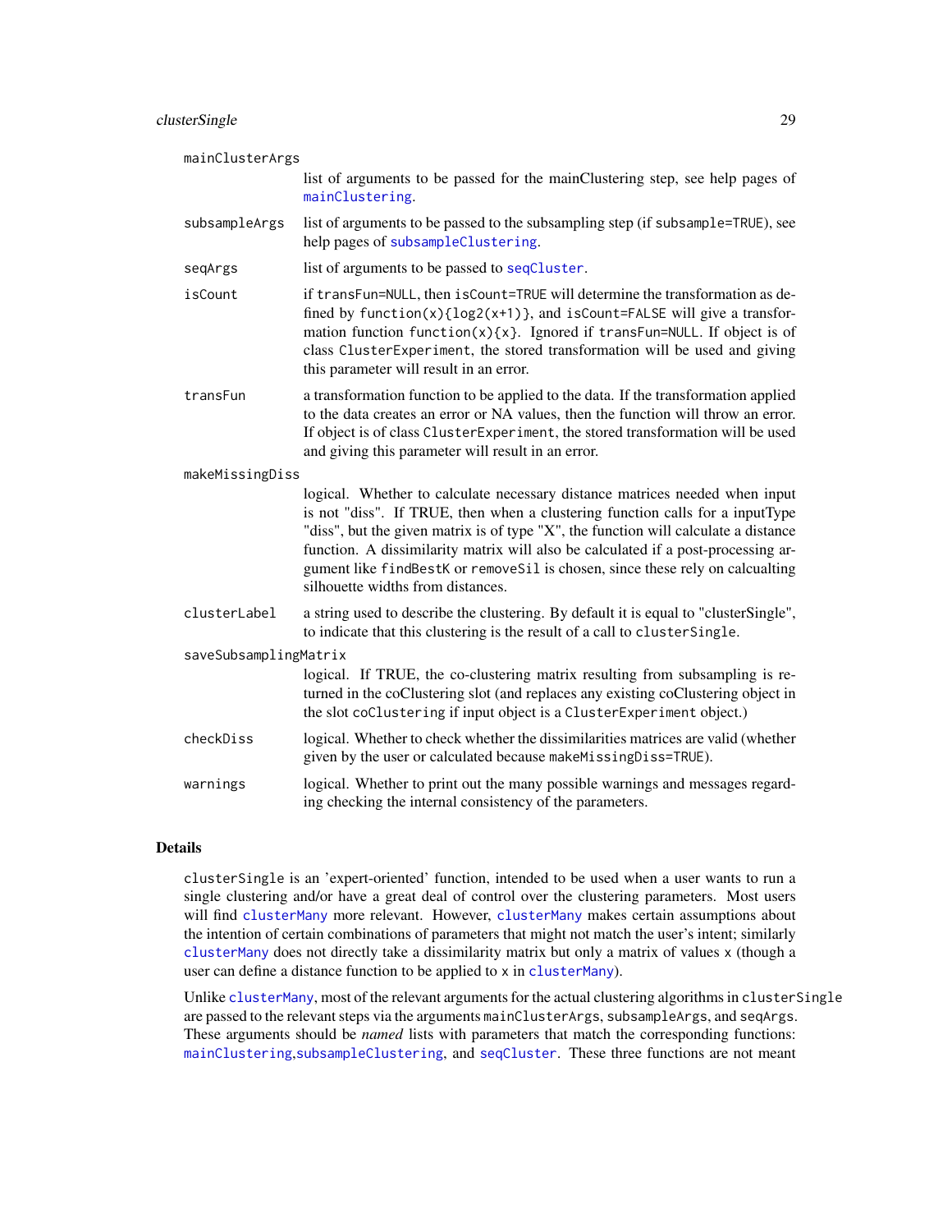mainClusterArgs
: list of arguments to be passed for the mainClustering step, see help pages of `mainClustering`.

subsampleArgs
: list of arguments to be passed to the subsampling step (if `subsample=TRUE`), see help pages of `subsampleClustering`.

seqArgs
: list of arguments to be passed to `seqCluster`.

isCount
: if `transFun=NULL`, then `isCount=TRUE` will determine the transformation as defined by `function(x){log2(x+1)}`, and `isCount=FALSE` will give a transformation function `function(x){x}`. Ignored if `transFun=NULL`. If object is of class `ClusterExperiment`, the stored transformation will be used and giving this parameter will result in an error.

transFun
: a transformation function to be applied to the data. If the transformation applied to the data creates an error or NA values, then the function will throw an error. If object is of class `ClusterExperiment`, the stored transformation will be used and giving this parameter will result in an error.

makeMissingDiss
: logical. Whether to calculate necessary distance matrices needed when input is not "diss". If TRUE, then when a clustering function calls for a inputType "diss", but the given matrix is of type "X", the function will calculate a distance function. A dissimilarity matrix will also be calculated if a post-processing argument like `findBestK` or `removeSil` is chosen, since these rely on calcualting silhouette widths from distances.

clusterLabel
: a string used to describe the clustering. By default it is equal to "clusterSingle", to indicate that this clustering is the result of a call to `clusterSingle`.

saveSubsamplingMatrix
: logical. If TRUE, the co-clustering matrix resulting from subsampling is returned in the coClustering slot (and replaces any existing coClustering object in the slot `coClustering` if input object is a `ClusterExperiment` object.)

checkDiss
: logical. Whether to check whether the dissimilarities matrices are valid (whether given by the user or calculated because `makeMissingDiss=TRUE`).

warnings
: logical. Whether to print out the many possible warnings and messages regarding checking the internal consistency of the parameters.

## Details

`clusterSingle` is an 'expert-oriented' function, intended to be used when a user wants to run a single clustering and/or have a great deal of control over the clustering parameters. Most users will find `clusterMany` more relevant. However, `clusterMany` makes certain assumptions about the intention of certain combinations of parameters that might not match the user's intent; similarly `clusterMany` does not directly take a dissimilarity matrix but only a matrix of values `x` (though a user can define a distance function to be applied to `x` in `clusterMany`).

Unlike `clusterMany`, most of the relevant arguments for the actual clustering algorithms in `clusterSingle` are passed to the relevant steps via the arguments `mainClusterArgs`, `subsampleArgs`, and `seqArgs`. These arguments should be *named* lists with parameters that match the corresponding functions: `mainClustering`,`subsampleClustering`, and `seqCluster`. These three functions are not meant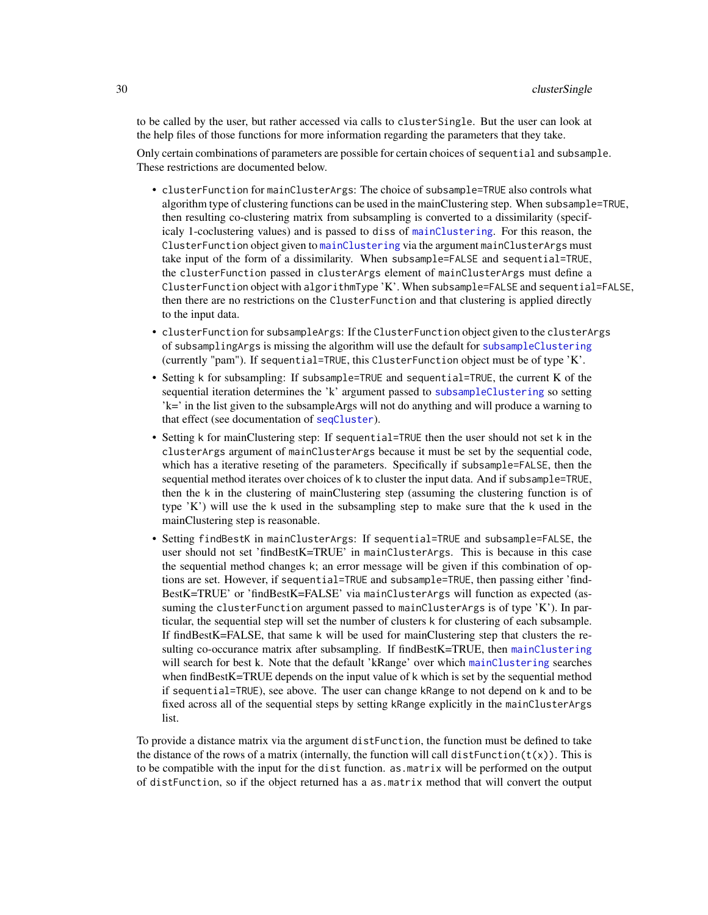to be called by the user, but rather accessed via calls to `clusterSingle`. But the user can look at the help files of those functions for more information regarding the parameters that they take.

Only certain combinations of parameters are possible for certain choices of `sequential` and `subsample`. These restrictions are documented below.

- `clusterFunction` for `mainClusterArgs`: The choice of `subsample=TRUE` also controls what algorithm type of clustering functions can be used in the mainClustering step. When `subsample=TRUE`, then resulting co-clustering matrix from subsampling is converted to a dissimilarity (specificaly 1-coclustering values) and is passed to `diss` of `mainClustering`. For this reason, the `ClusterFunction` object given to `mainClustering` via the argument `mainClusterArgs` must take input of the form of a dissimilarity. When `subsample=FALSE` and `sequential=TRUE`, the `clusterFunction` passed in `clusterArgs` element of `mainClusterArgs` must define a `ClusterFunction` object with `algorithmType` 'K'. When `subsample=FALSE` and `sequential=FALSE`, then there are no restrictions on the `ClusterFunction` and that clustering is applied directly to the input data.
- `clusterFunction` for `subsampleArgs`: If the `ClusterFunction` object given to the `clusterArgs` of `subsamplingArgs` is missing the algorithm will use the default for `subsampleClustering` (currently "pam"). If `sequential=TRUE`, this `ClusterFunction` object must be of type 'K'.
- Setting `k` for subsampling: If `subsample=TRUE` and `sequential=TRUE`, the current K of the sequential iteration determines the 'k' argument passed to `subsampleClustering` so setting 'k=' in the list given to the subsampleArgs will not do anything and will produce a warning to that effect (see documentation of `seqCluster`).
- Setting `k` for mainClustering step: If `sequential=TRUE` then the user should not set `k` in the `clusterArgs` argument of `mainClusterArgs` because it must be set by the sequential code, which has a iterative reseting of the parameters. Specifically if `subsample=FALSE`, then the sequential method iterates over choices of `k` to cluster the input data. And if `subsample=TRUE`, then the `k` in the clustering of mainClustering step (assuming the clustering function is of type 'K') will use the `k` used in the subsampling step to make sure that the `k` used in the mainClustering step is reasonable.
- Setting `findBestK` in `mainClusterArgs`: If `sequential=TRUE` and `subsample=FALSE`, the user should not set 'findBestK=TRUE' in `mainClusterArgs`. This is because in this case the sequential method changes `k`; an error message will be given if this combination of options are set. However, if `sequential=TRUE` and `subsample=TRUE`, then passing either 'findBestK=TRUE' or 'findBestK=FALSE' via `mainClusterArgs` will function as expected (assuming the `clusterFunction` argument passed to `mainClusterArgs` is of type 'K'). In particular, the sequential step will set the number of clusters `k` for clustering of each subsample. If findBestK=FALSE, that same `k` will be used for mainClustering step that clusters the resulting co-occurance matrix after subsampling. If findBestK=TRUE, then `mainClustering` will search for best k. Note that the default 'kRange' over which `mainClustering` searches when findBestK=TRUE depends on the input value of `k` which is set by the sequential method if `sequential=TRUE`), see above. The user can change `kRange` to not depend on `k` and to be fixed across all of the sequential steps by setting `kRange` explicitly in the `mainClusterArgs` list.

To provide a distance matrix via the argument `distFunction`, the function must be defined to take the distance of the rows of a matrix (internally, the function will call `distFunction(t(x))`. This is to be compatible with the input for the `dist` function. `as.matrix` will be performed on the output of `distFunction`, so if the object returned has a `as.matrix` method that will convert the output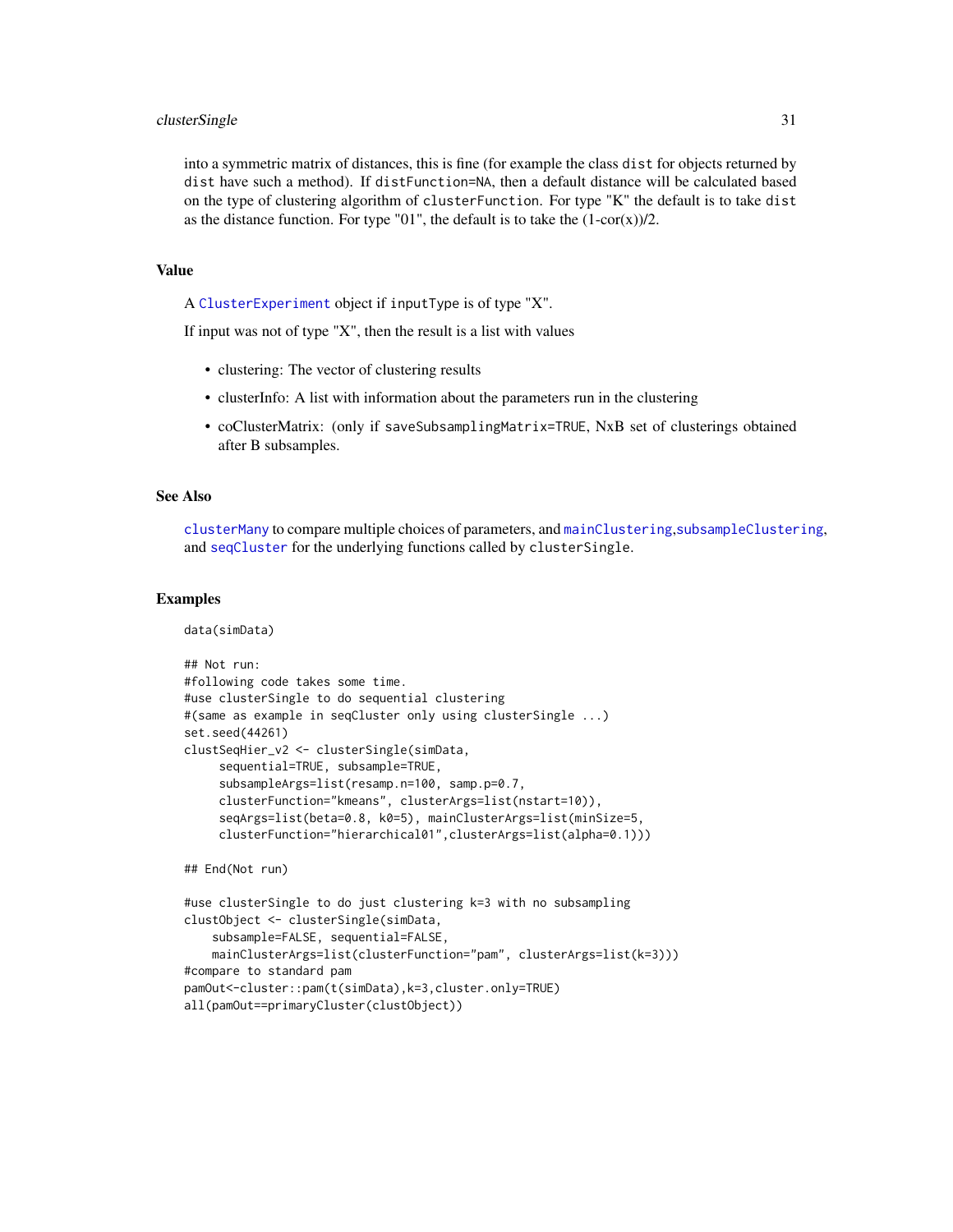into a symmetric matrix of distances, this is fine (for example the class `dist` for objects returned by `dist` have such a method). If `distFunction=NA`, then a default distance will be calculated based on the type of clustering algorithm of `clusterFunction`. For type "K" the default is to take `dist` as the distance function. For type "01", the default is to take the (1-cor(x))/2.

## Value

A `ClusterExperiment` object if `inputType` is of type "X".

If input was not of type "X", then the result is a list with values

- clustering: The vector of clustering results
- clusterInfo: A list with information about the parameters run in the clustering
- coClusterMatrix: (only if `saveSubsamplingMatrix=TRUE`, NxB set of clusterings obtained after B subsamples.

## See Also

`clusterMany` to compare multiple choices of parameters, and `mainClustering`,`subsampleClustering`, and `seqCluster` for the underlying functions called by `clusterSingle`.

## Examples

```
data(simData)

## Not run:
#following code takes some time.
#use clusterSingle to do sequential clustering
#(same as example in seqCluster only using clusterSingle ...)
set.seed(44261)
clustSeqHier_v2 <- clusterSingle(simData,
     sequential=TRUE, subsample=TRUE,
     subsampleArgs=list(resamp.n=100, samp.p=0.7,
     clusterFunction="kmeans", clusterArgs=list(nstart=10)),
     seqArgs=list(beta=0.8, k0=5), mainClusterArgs=list(minSize=5,
     clusterFunction="hierarchical01",clusterArgs=list(alpha=0.1)))

## End(Not run)

#use clusterSingle to do just clustering k=3 with no subsampling
clustObject <- clusterSingle(simData,
    subsample=FALSE, sequential=FALSE,
    mainClusterArgs=list(clusterFunction="pam", clusterArgs=list(k=3)))
#compare to standard pam
pamOut<-cluster::pam(t(simData),k=3,cluster.only=TRUE)
all(pamOut==primaryCluster(clustObject))
```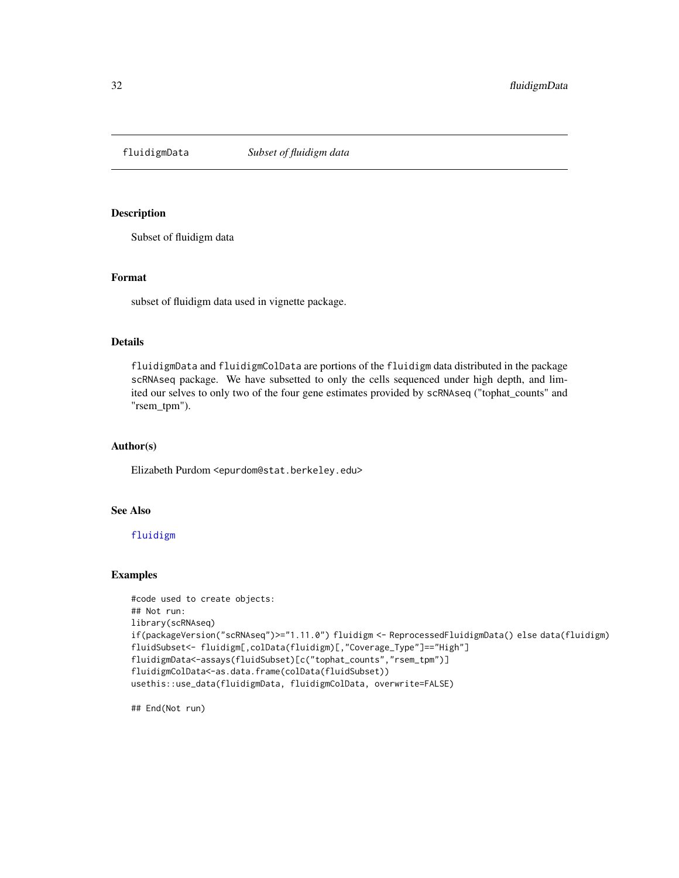# fluidigmData *Subset of fluidigm data*

## Description

Subset of fluidigm data

## Format

subset of fluidigm data used in vignette package.

## Details

fluidigmData and fluidigmColData are portions of the fluidigm data distributed in the package scRNAseq package. We have subsetted to only the cells sequenced under high depth, and limited our selves to only two of the four gene estimates provided by scRNAseq ("tophat_counts" and "rsem_tpm").

## Author(s)

Elizabeth Purdom <epurdom@stat.berkeley.edu>

## See Also

fluidigm

## Examples

```
#code used to create objects:
## Not run:
library(scRNAseq)
if(packageVersion("scRNAseq")>="1.11.0") fluidigm <- ReprocessedFluidigmData() else data(fluidigm)
fluidSubset<- fluidigm[,colData(fluidigm)[,"Coverage_Type"]=="High"]
fluidigmData<-assays(fluidSubset)[c("tophat_counts","rsem_tpm")]
fluidigmColData<-as.data.frame(colData(fluidSubset))
usethis::use_data(fluidigmData, fluidigmColData, overwrite=FALSE)

## End(Not run)
```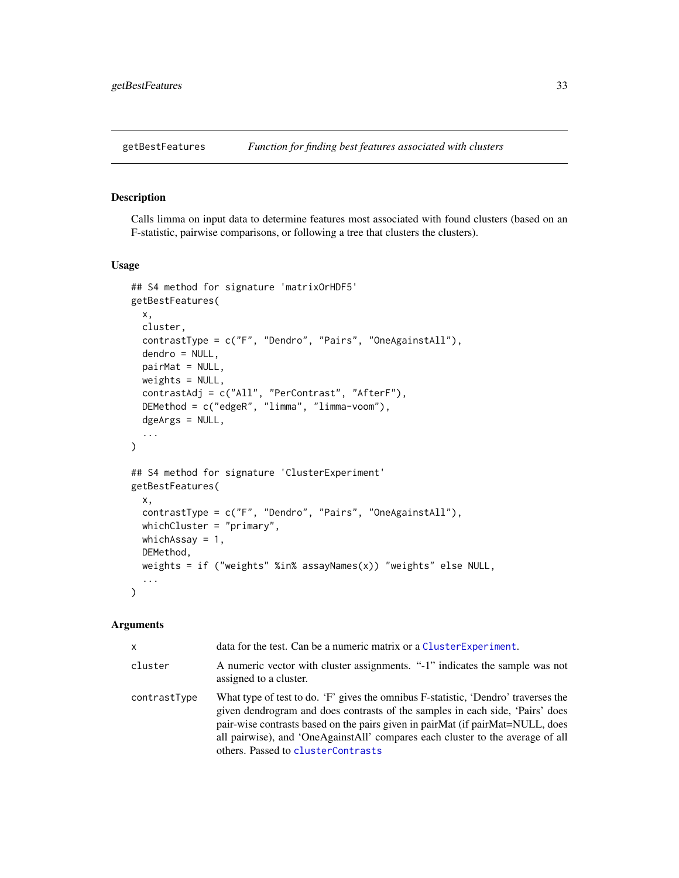# getBestFeatures

*Function for finding best features associated with clusters*

## Description

Calls limma on input data to determine features most associated with found clusters (based on an F-statistic, pairwise comparisons, or following a tree that clusters the clusters).

## Usage

```
## S4 method for signature 'matrixOrHDF5'
getBestFeatures(
  x,
  cluster,
  contrastType = c("F", "Dendro", "Pairs", "OneAgainstAll"),
  dendro = NULL,
  pairMat = NULL,
  weights = NULL,
  contrastAdj = c("All", "PerContrast", "AfterF"),
  DEMethod = c("edgeR", "limma", "limma-voom"),
  dgeArgs = NULL,
  ...
)

## S4 method for signature 'ClusterExperiment'
getBestFeatures(
  x,
  contrastType = c("F", "Dendro", "Pairs", "OneAgainstAll"),
  whichCluster = "primary",
  whichAssay = 1,
  DEMethod,
  weights = if ("weights" %in% assayNames(x)) "weights" else NULL,
  ...
)
```

## Arguments

| | |
|---|---|
| `x` | data for the test. Can be a numeric matrix or a `ClusterExperiment`. |
| `cluster` | A numeric vector with cluster assignments. "-1" indicates the sample was not assigned to a cluster. |
| `contrastType` | What type of test to do. 'F' gives the omnibus F-statistic, 'Dendro' traverses the given dendrogram and does contrasts of the samples in each side, 'Pairs' does pair-wise contrasts based on the pairs given in pairMat (if pairMat=NULL, does all pairwise), and 'OneAgainstAll' compares each cluster to the average of all others. Passed to `clusterContrasts` |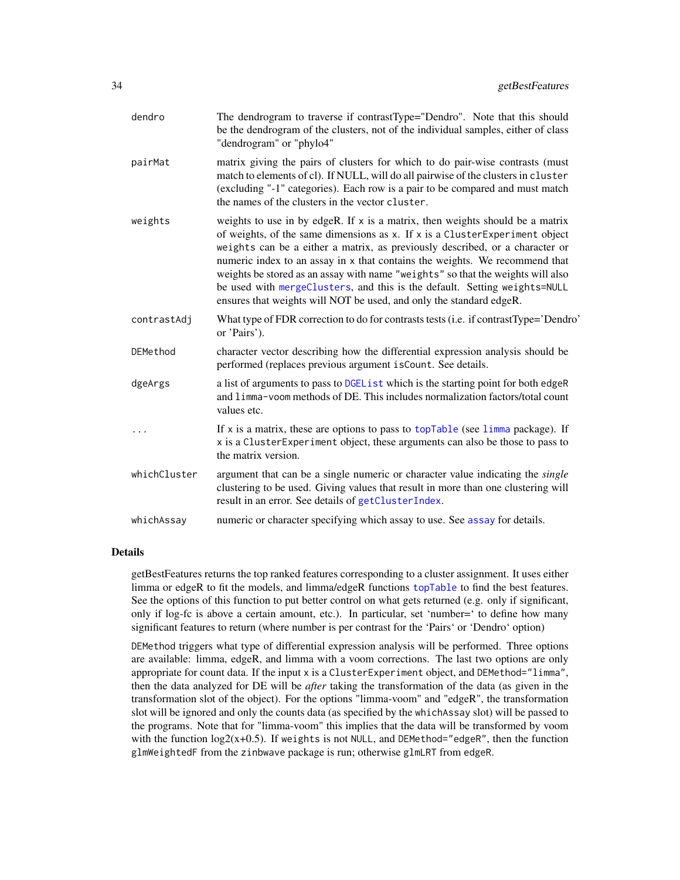| | |
|---|---|
| `dendro` | The dendrogram to traverse if contrastType="Dendro". Note that this should be the dendrogram of the clusters, not of the individual samples, either of class "dendrogram" or "phylo4" |
| `pairMat` | matrix giving the pairs of clusters for which to do pair-wise contrasts (must match to elements of cl). If NULL, will do all pairwise of the clusters in `cluster` (excluding "-1" categories). Each row is a pair to be compared and must match the names of the clusters in the vector `cluster`. |
| `weights` | weights to use in by edgeR. If `x` is a matrix, then weights should be a matrix of weights, of the same dimensions as `x`. If `x` is a `ClusterExperiment` object `weights` can be a either a matrix, as previously described, or a character or numeric index to an assay in `x` that contains the weights. We recommend that weights be stored as an assay with name `"weights"` so that the weights will also be used with `mergeClusters`, and this is the default. Setting `weights=NULL` ensures that weights will NOT be used, and only the standard edgeR. |
| `contrastAdj` | What type of FDR correction to do for contrasts tests (i.e. if contrastType='Dendro' or 'Pairs'). |
| `DEMethod` | character vector describing how the differential expression analysis should be performed (replaces previous argument `isCount`. See details. |
| `dgeArgs` | a list of arguments to pass to `DGEList` which is the starting point for both `edgeR` and `limma-voom` methods of DE. This includes normalization factors/total count values etc. |
| `...` | If `x` is a matrix, these are options to pass to `topTable` (see `limma` package). If `x` is a `ClusterExperiment` object, these arguments can also be those to pass to the matrix version. |
| `whichCluster` | argument that can be a single numeric or character value indicating the *single* clustering to be used. Giving values that result in more than one clustering will result in an error. See details of `getClusterIndex`. |
| `whichAssay` | numeric or character specifying which assay to use. See `assay` for details. |

## Details

getBestFeatures returns the top ranked features corresponding to a cluster assignment. It uses either limma or edgeR to fit the models, and limma/edgeR functions `topTable` to find the best features. See the options of this function to put better control on what gets returned (e.g. only if significant, only if log-fc is above a certain amount, etc.). In particular, set 'number=' to define how many significant features to return (where number is per contrast for the 'Pairs' or 'Dendro' option)

`DEMethod` triggers what type of differential expression analysis will be performed. Three options are available: limma, edgeR, and limma with a voom corrections. The last two options are only appropriate for count data. If the input `x` is a `ClusterExperiment` object, and `DEMethod="limma"`, then the data analyzed for DE will be *after* taking the transformation of the data (as given in the transformation slot of the object). For the options "limma-voom" and "edgeR", the transformation slot will be ignored and only the counts data (as specified by the `whichAssay` slot) will be passed to the programs. Note that for "limma-voom" this implies that the data will be transformed by voom with the function log2(x+0.5). If `weights` is not `NULL`, and `DEMethod="edgeR"`, then the function `glmWeightedF` from the `zinbwave` package is run; otherwise `glmLRT` from `edgeR`.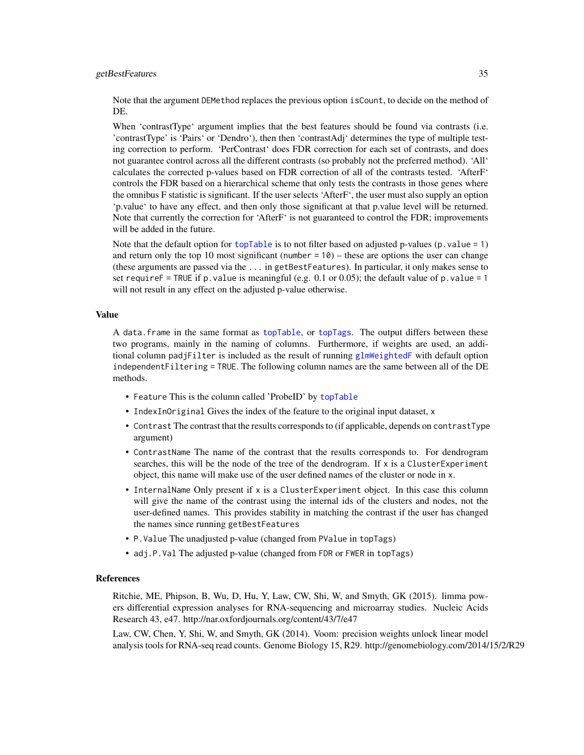Note that the argument `DEMethod` replaces the previous option `isCount`, to decide on the method of DE.

When 'contrastType' argument implies that the best features should be found via contrasts (i.e. 'contrastType' is 'Pairs' or 'Dendro'), then then 'contrastAdj' determines the type of multiple testing correction to perform. 'PerContrast' does FDR correction for each set of contrasts, and does not guarantee control across all the different contrasts (so probably not the preferred method). 'All' calculates the corrected p-values based on FDR correction of all of the contrasts tested. 'AfterF' controls the FDR based on a hierarchical scheme that only tests the contrasts in those genes where the omnibus F statistic is significant. If the user selects 'AfterF', the user must also supply an option 'p.value' to have any effect, and then only those significant at that p.value level will be returned. Note that currently the correction for 'AfterF' is not guaranteed to control the FDR; improvements will be added in the future.

Note that the default option for `topTable` is to not filter based on adjusted p-values (`p.value = 1`) and return only the top 10 most significant (`number = 10`) – these are options the user can change (these arguments are passed via the `...` in `getBestFeatures`). In particular, it only makes sense to set `requireF = TRUE` if `p.value` is meaningful (e.g. 0.1 or 0.05); the default value of `p.value = 1` will not result in any effect on the adjusted p-value otherwise.

## Value

A `data.frame` in the same format as `topTable`, or `topTags`. The output differs between these two programs, mainly in the naming of columns. Furthermore, if weights are used, an additional column `padjFilter` is included as the result of running `glmWeightedF` with default option `independentFiltering = TRUE`. The following column names are the same between all of the DE methods.

- `Feature` This is the column called 'ProbeID' by `topTable`
- `IndexInOriginal` Gives the index of the feature to the original input dataset, `x`
- `Contrast` The contrast that the results corresponds to (if applicable, depends on `contrastType` argument)
- `ContrastName` The name of the contrast that the results corresponds to. For dendrogram searches, this will be the node of the tree of the dendrogram. If `x` is a `ClusterExperiment` object, this name will make use of the user defined names of the cluster or node in `x`.
- `InternalName` Only present if `x` is a `ClusterExperiment` object. In this case this column will give the name of the contrast using the internal ids of the clusters and nodes, not the user-defined names. This provides stability in matching the contrast if the user has changed the names since running `getBestFeatures`
- `P.Value` The unadjusted p-value (changed from `PValue` in `topTags`)
- `adj.P.Val` The adjusted p-value (changed from `FDR` or `FWER` in `topTags`)

## References

Ritchie, ME, Phipson, B, Wu, D, Hu, Y, Law, CW, Shi, W, and Smyth, GK (2015). limma powers differential expression analyses for RNA-sequencing and microarray studies. Nucleic Acids Research 43, e47. http://nar.oxfordjournals.org/content/43/7/e47

Law, CW, Chen, Y, Shi, W, and Smyth, GK (2014). Voom: precision weights unlock linear model analysis tools for RNA-seq read counts. Genome Biology 15, R29. http://genomebiology.com/2014/15/2/R29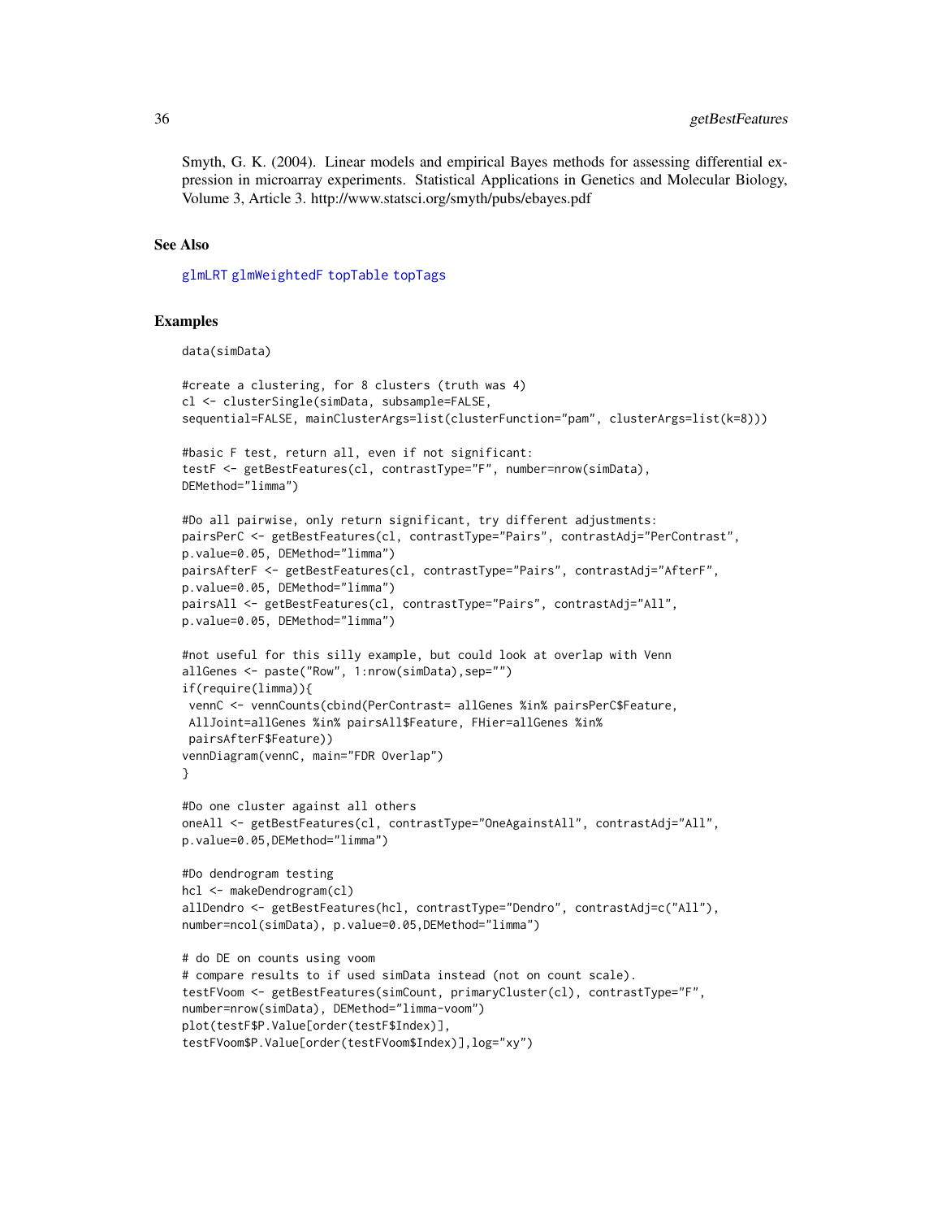Smyth, G. K. (2004). Linear models and empirical Bayes methods for assessing differential expression in microarray experiments. Statistical Applications in Genetics and Molecular Biology, Volume 3, Article 3. http://www.statsci.org/smyth/pubs/ebayes.pdf

## See Also

glmLRT glmWeightedF topTable topTags

## Examples

```
data(simData)

#create a clustering, for 8 clusters (truth was 4)
cl <- clusterSingle(simData, subsample=FALSE,
sequential=FALSE, mainClusterArgs=list(clusterFunction="pam", clusterArgs=list(k=8)))

#basic F test, return all, even if not significant:
testF <- getBestFeatures(cl, contrastType="F", number=nrow(simData),
DEMethod="limma")

#Do all pairwise, only return significant, try different adjustments:
pairsPerC <- getBestFeatures(cl, contrastType="Pairs", contrastAdj="PerContrast",
p.value=0.05, DEMethod="limma")
pairsAfterF <- getBestFeatures(cl, contrastType="Pairs", contrastAdj="AfterF",
p.value=0.05, DEMethod="limma")
pairsAll <- getBestFeatures(cl, contrastType="Pairs", contrastAdj="All",
p.value=0.05, DEMethod="limma")

#not useful for this silly example, but could look at overlap with Venn
allGenes <- paste("Row", 1:nrow(simData),sep="")
if(require(limma)){
 vennC <- vennCounts(cbind(PerContrast= allGenes %in% pairsPerC$Feature,
 AllJoint=allGenes %in% pairsAll$Feature, FHier=allGenes %in%
 pairsAfterF$Feature))
vennDiagram(vennC, main="FDR Overlap")
}

#Do one cluster against all others
oneAll <- getBestFeatures(cl, contrastType="OneAgainstAll", contrastAdj="All",
p.value=0.05,DEMethod="limma")

#Do dendrogram testing
hcl <- makeDendrogram(cl)
allDendro <- getBestFeatures(hcl, contrastType="Dendro", contrastAdj=c("All"),
number=ncol(simData), p.value=0.05,DEMethod="limma")

# do DE on counts using voom
# compare results to if used simData instead (not on count scale).
testFVoom <- getBestFeatures(simCount, primaryCluster(cl), contrastType="F",
number=nrow(simData), DEMethod="limma-voom")
plot(testF$P.Value[order(testF$Index)],
testFVoom$P.Value[order(testFVoom$Index)],log="xy")
```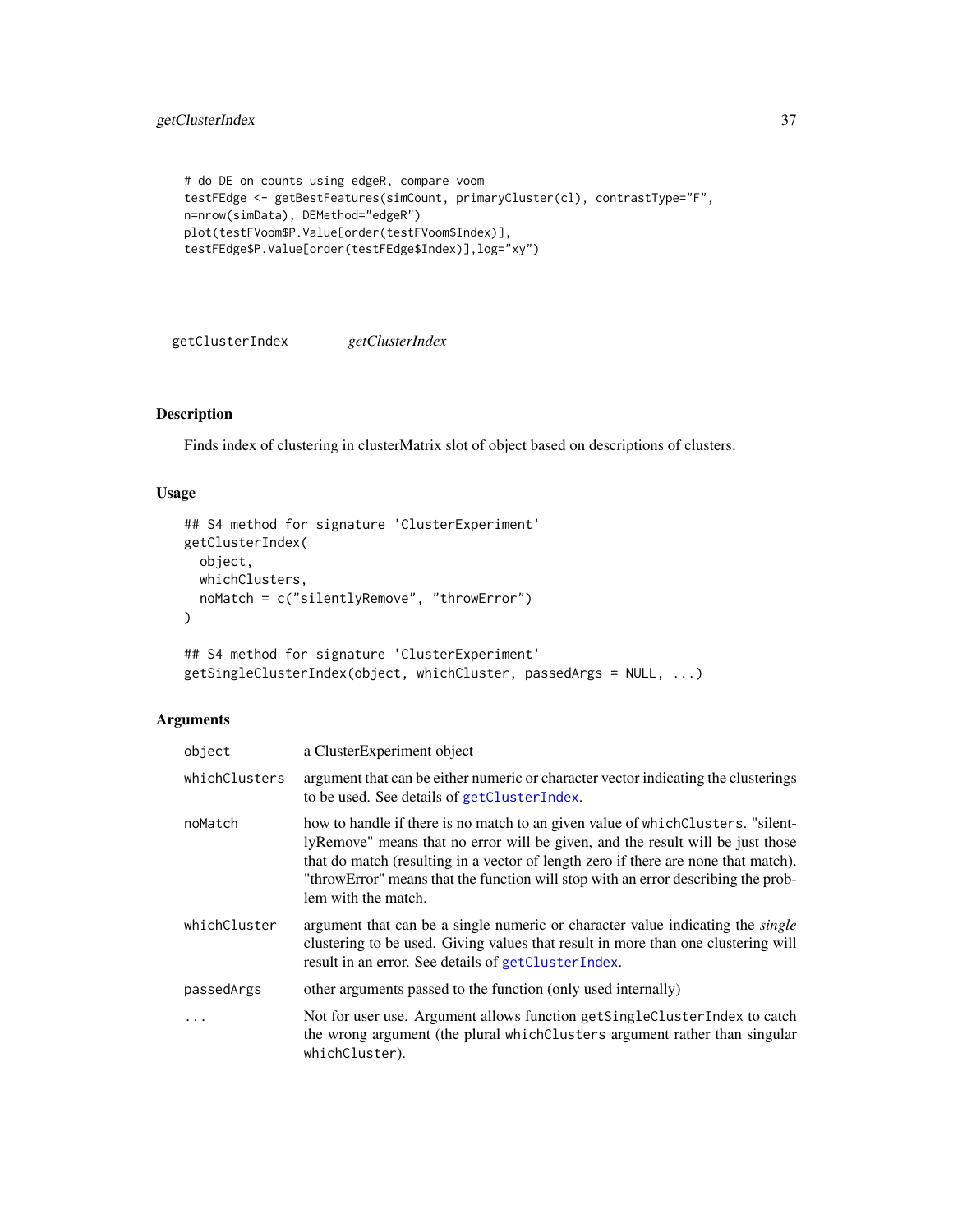```
# do DE on counts using edgeR, compare voom
testFEdge <- getBestFeatures(simCount, primaryCluster(cl), contrastType="F",
n=nrow(simData), DEMethod="edgeR")
plot(testFVoom$P.Value[order(testFVoom$Index)],
testFEdge$P.Value[order(testFEdge$Index)],log="xy")
```

---

## getClusterIndex *getClusterIndex*

---

### Description

Finds index of clustering in clusterMatrix slot of object based on descriptions of clusters.

### Usage

```
## S4 method for signature 'ClusterExperiment'
getClusterIndex(
  object,
  whichClusters,
  noMatch = c("silentlyRemove", "throwError")
)

## S4 method for signature 'ClusterExperiment'
getSingleClusterIndex(object, whichCluster, passedArgs = NULL, ...)
```

### Arguments

| | |
|---|---|
| `object` | a ClusterExperiment object |
| `whichClusters` | argument that can be either numeric or character vector indicating the clusterings to be used. See details of `getClusterIndex`. |
| `noMatch` | how to handle if there is no match to an given value of `whichClusters`. "silentlyRemove" means that no error will be given, and the result will be just those that do match (resulting in a vector of length zero if there are none that match). "throwError" means that the function will stop with an error describing the problem with the match. |
| `whichCluster` | argument that can be a single numeric or character value indicating the *single* clustering to be used. Giving values that result in more than one clustering will result in an error. See details of `getClusterIndex`. |
| `passedArgs` | other arguments passed to the function (only used internally) |
| `...` | Not for user use. Argument allows function `getSingleClusterIndex` to catch the wrong argument (the plural `whichClusters` argument rather than singular `whichCluster`). |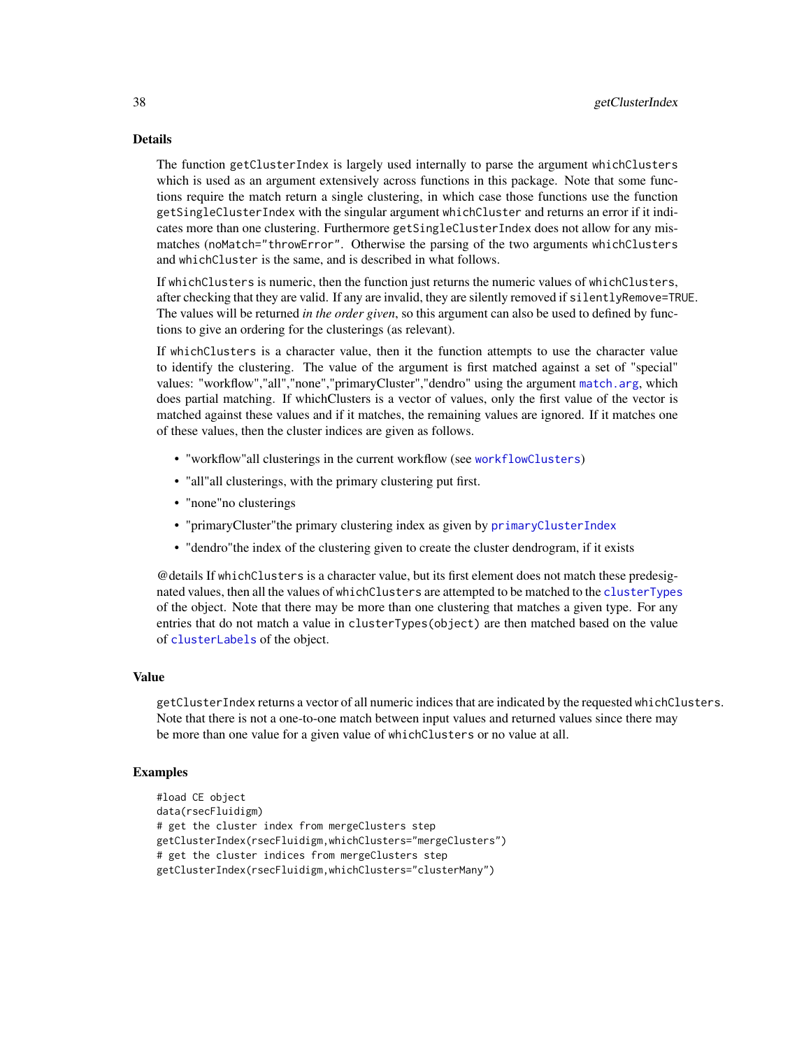## Details

The function getClusterIndex is largely used internally to parse the argument whichClusters which is used as an argument extensively across functions in this package. Note that some functions require the match return a single clustering, in which case those functions use the function getSingleClusterIndex with the singular argument whichCluster and returns an error if it indicates more than one clustering. Furthermore getSingleClusterIndex does not allow for any mismatches (noMatch="throwError". Otherwise the parsing of the two arguments whichClusters and whichCluster is the same, and is described in what follows.

If whichClusters is numeric, then the function just returns the numeric values of whichClusters, after checking that they are valid. If any are invalid, they are silently removed if silentlyRemove=TRUE. The values will be returned *in the order given*, so this argument can also be used to defined by functions to give an ordering for the clusterings (as relevant).

If whichClusters is a character value, then it the function attempts to use the character value to identify the clustering. The value of the argument is first matched against a set of "special" values: "workflow","all","none","primaryCluster","dendro" using the argument match.arg, which does partial matching. If whichClusters is a vector of values, only the first value of the vector is matched against these values and if it matches, the remaining values are ignored. If it matches one of these values, then the cluster indices are given as follows.

- "workflow"all clusterings in the current workflow (see workflowClusters)
- "all"all clusterings, with the primary clustering put first.
- "none"no clusterings
- "primaryCluster"the primary clustering index as given by primaryClusterIndex
- "dendro"the index of the clustering given to create the cluster dendrogram, if it exists

@details If whichClusters is a character value, but its first element does not match these predesignated values, then all the values of whichClusters are attempted to be matched to the clusterTypes of the object. Note that there may be more than one clustering that matches a given type. For any entries that do not match a value in clusterTypes(object) are then matched based on the value of clusterLabels of the object.

## Value

getClusterIndex returns a vector of all numeric indices that are indicated by the requested whichClusters. Note that there is not a one-to-one match between input values and returned values since there may be more than one value for a given value of whichClusters or no value at all.

## Examples

```
#load CE object
data(rsecFluidigm)
# get the cluster index from mergeClusters step
getClusterIndex(rsecFluidigm,whichClusters="mergeClusters")
# get the cluster indices from mergeClusters step
getClusterIndex(rsecFluidigm,whichClusters="clusterMany")
```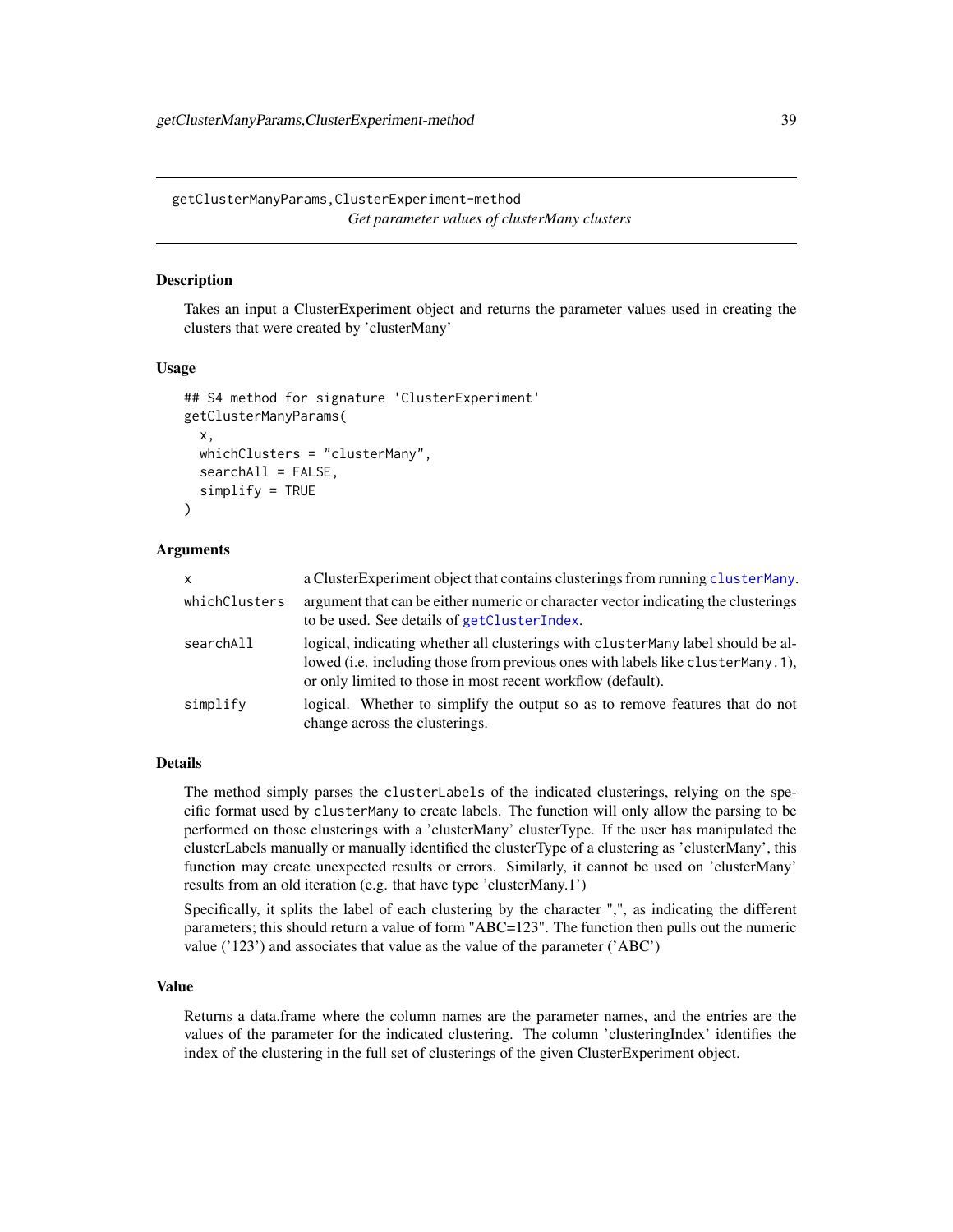## getClusterManyParams,ClusterExperiment-method

*Get parameter values of clusterMany clusters*

### Description

Takes an input a ClusterExperiment object and returns the parameter values used in creating the clusters that were created by 'clusterMany'

### Usage

```
## S4 method for signature 'ClusterExperiment'
getClusterManyParams(
  x,
  whichClusters = "clusterMany",
  searchAll = FALSE,
  simplify = TRUE
)
```

### Arguments

| | |
|---|---|
| `x` | a ClusterExperiment object that contains clusterings from running `clusterMany`. |
| `whichClusters` | argument that can be either numeric or character vector indicating the clusterings to be used. See details of `getClusterIndex`. |
| `searchAll` | logical, indicating whether all clusterings with `clusterMany` label should be allowed (i.e. including those from previous ones with labels like `clusterMany.1`), or only limited to those in most recent workflow (default). |
| `simplify` | logical. Whether to simplify the output so as to remove features that do not change across the clusterings. |

### Details

The method simply parses the `clusterLabels` of the indicated clusterings, relying on the specific format used by `clusterMany` to create labels. The function will only allow the parsing to be performed on those clusterings with a 'clusterMany' clusterType. If the user has manipulated the clusterLabels manually or manually identified the clusterType of a clustering as 'clusterMany', this function may create unexpected results or errors. Similarly, it cannot be used on 'clusterMany' results from an old iteration (e.g. that have type 'clusterMany.1')

Specifically, it splits the label of each clustering by the character ",", as indicating the different parameters; this should return a value of form "ABC=123". The function then pulls out the numeric value ('123') and associates that value as the value of the parameter ('ABC')

### Value

Returns a data.frame where the column names are the parameter names, and the entries are the values of the parameter for the indicated clustering. The column 'clusteringIndex' identifies the index of the clustering in the full set of clusterings of the given ClusterExperiment object.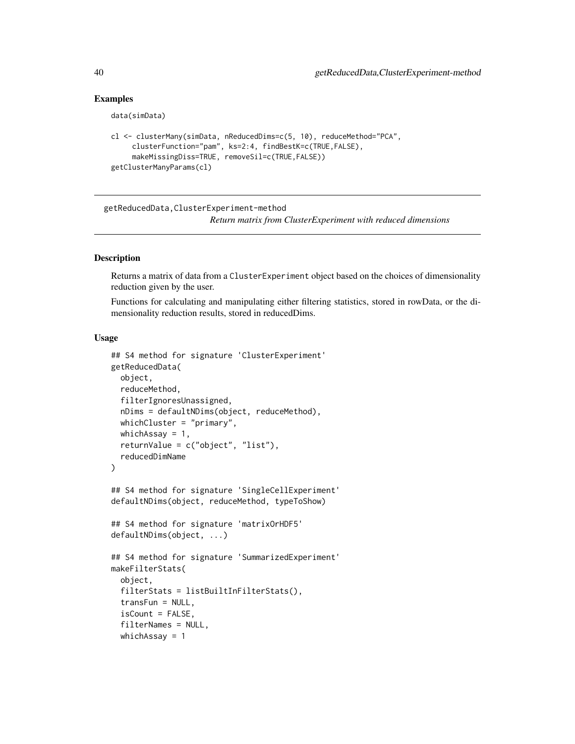### Examples

```
data(simData)

cl <- clusterMany(simData, nReducedDims=c(5, 10), reduceMethod="PCA",
     clusterFunction="pam", ks=2:4, findBestK=c(TRUE,FALSE),
     makeMissingDiss=TRUE, removeSil=c(TRUE,FALSE))
getClusterManyParams(cl)
```

---

## getReducedData,ClusterExperiment-method

*Return matrix from ClusterExperiment with reduced dimensions*

---

### Description

Returns a matrix of data from a ClusterExperiment object based on the choices of dimensionality reduction given by the user.

Functions for calculating and manipulating either filtering statistics, stored in rowData, or the dimensionality reduction results, stored in reducedDims.

### Usage

```
## S4 method for signature 'ClusterExperiment'
getReducedData(
  object,
  reduceMethod,
  filterIgnoresUnassigned,
  nDims = defaultNDims(object, reduceMethod),
  whichCluster = "primary",
  whichAssay = 1,
  returnValue = c("object", "list"),
  reducedDimName
)

## S4 method for signature 'SingleCellExperiment'
defaultNDims(object, reduceMethod, typeToShow)

## S4 method for signature 'matrixOrHDF5'
defaultNDims(object, ...)

## S4 method for signature 'SummarizedExperiment'
makeFilterStats(
  object,
  filterStats = listBuiltInFilterStats(),
  transFun = NULL,
  isCount = FALSE,
  filterNames = NULL,
  whichAssay = 1
```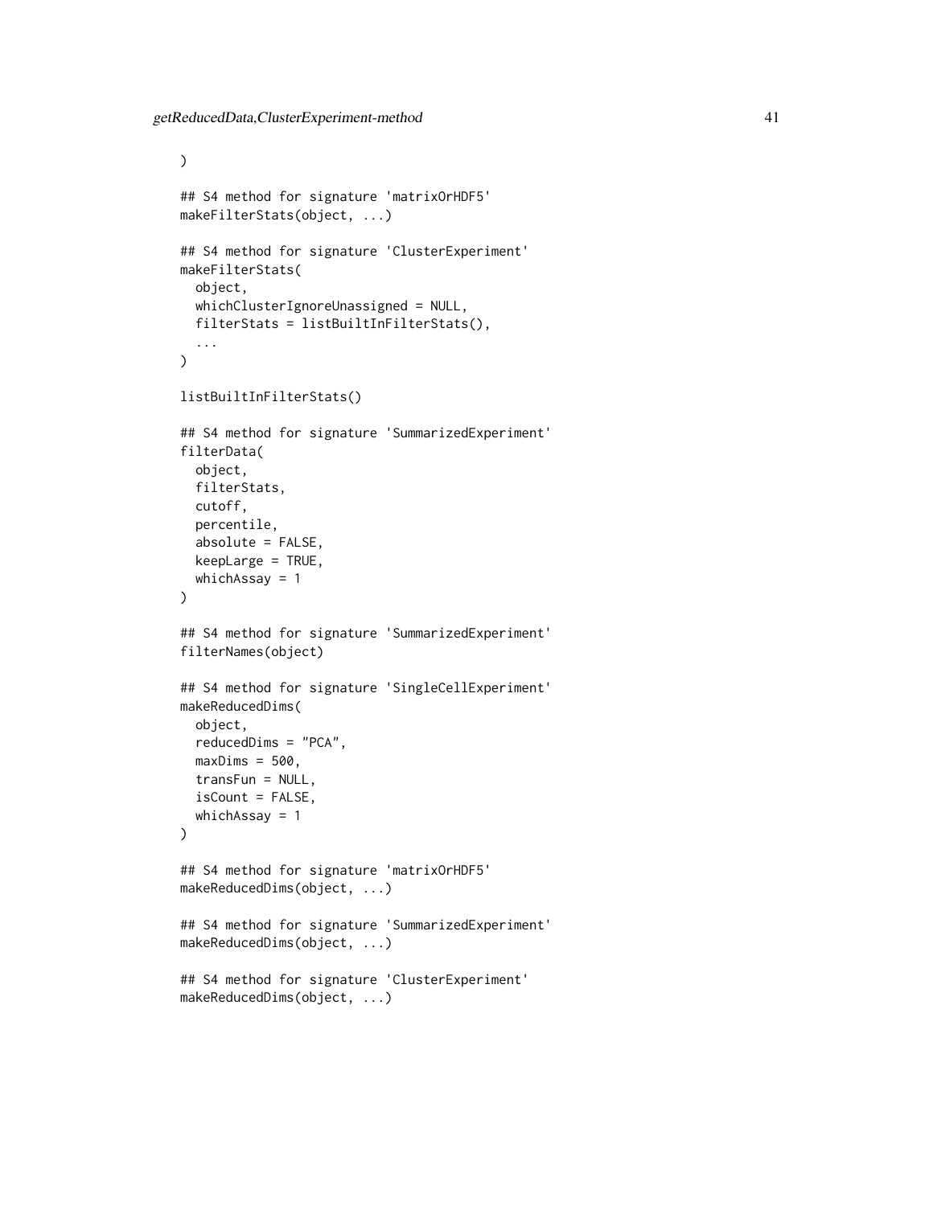```
)

## S4 method for signature 'matrixOrHDF5'
makeFilterStats(object, ...)

## S4 method for signature 'ClusterExperiment'
makeFilterStats(
  object,
  whichClusterIgnoreUnassigned = NULL,
  filterStats = listBuiltInFilterStats(),
  ...
)

listBuiltInFilterStats()

## S4 method for signature 'SummarizedExperiment'
filterData(
  object,
  filterStats,
  cutoff,
  percentile,
  absolute = FALSE,
  keepLarge = TRUE,
  whichAssay = 1
)

## S4 method for signature 'SummarizedExperiment'
filterNames(object)

## S4 method for signature 'SingleCellExperiment'
makeReducedDims(
  object,
  reducedDims = "PCA",
  maxDims = 500,
  transFun = NULL,
  isCount = FALSE,
  whichAssay = 1
)

## S4 method for signature 'matrixOrHDF5'
makeReducedDims(object, ...)

## S4 method for signature 'SummarizedExperiment'
makeReducedDims(object, ...)

## S4 method for signature 'ClusterExperiment'
makeReducedDims(object, ...)
```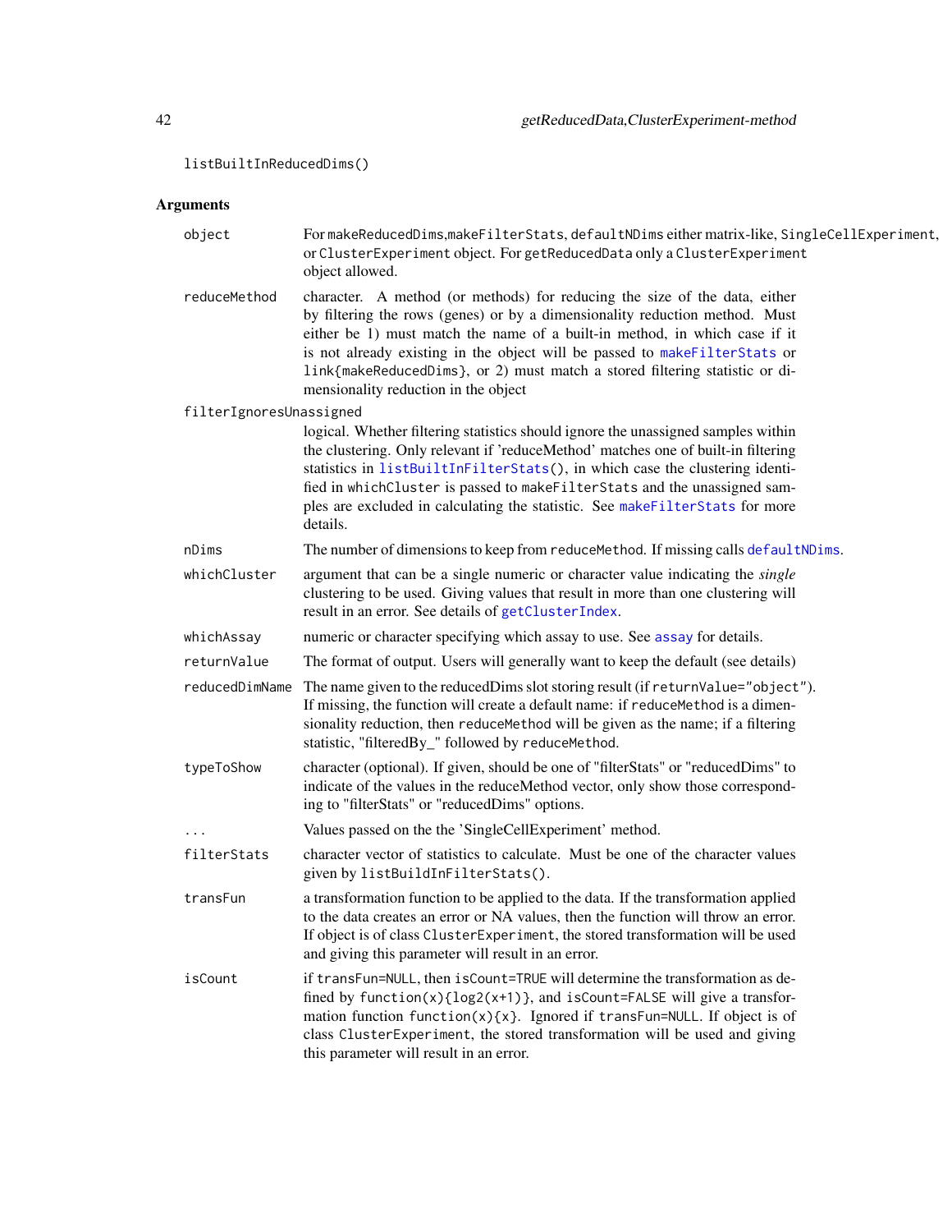```
listBuiltInReducedDims()
```

## Arguments

**object**
For makeReducedDims,makeFilterStats, defaultNDims either matrix-like, SingleCellExperiment, or ClusterExperiment object. For getReducedData only a ClusterExperiment object allowed.

**reduceMethod**
character. A method (or methods) for reducing the size of the data, either by filtering the rows (genes) or by a dimensionality reduction method. Must either be 1) must match the name of a built-in method, in which case if it is not already existing in the object will be passed to makeFilterStats or link{makeReducedDims}, or 2) must match a stored filtering statistic or dimensionality reduction in the object

**filterIgnoresUnassigned**
logical. Whether filtering statistics should ignore the unassigned samples within the clustering. Only relevant if 'reduceMethod' matches one of built-in filtering statistics in listBuiltInFilterStats(), in which case the clustering identified in whichCluster is passed to makeFilterStats and the unassigned samples are excluded in calculating the statistic. See makeFilterStats for more details.

**nDims**
The number of dimensions to keep from reduceMethod. If missing calls defaultNDims.

**whichCluster**
argument that can be a single numeric or character value indicating the *single* clustering to be used. Giving values that result in more than one clustering will result in an error. See details of getClusterIndex.

**whichAssay**
numeric or character specifying which assay to use. See assay for details.

**returnValue**
The format of output. Users will generally want to keep the default (see details)

**reducedDimName**
The name given to the reducedDims slot storing result (if returnValue="object"). If missing, the function will create a default name: if reduceMethod is a dimensionality reduction, then reduceMethod will be given as the name; if a filtering statistic, "filteredBy_" followed by reduceMethod.

**typeToShow**
character (optional). If given, should be one of "filterStats" or "reducedDims" to indicate of the values in the reduceMethod vector, only show those corresponding to "filterStats" or "reducedDims" options.

**...**
Values passed on the the 'SingleCellExperiment' method.

**filterStats**
character vector of statistics to calculate. Must be one of the character values given by listBuildInFilterStats().

**transFun**
a transformation function to be applied to the data. If the transformation applied to the data creates an error or NA values, then the function will throw an error. If object is of class ClusterExperiment, the stored transformation will be used and giving this parameter will result in an error.

**isCount**
if transFun=NULL, then isCount=TRUE will determine the transformation as defined by function(x){log2(x+1)}, and isCount=FALSE will give a transformation function function(x){x}. Ignored if transFun=NULL. If object is of class ClusterExperiment, the stored transformation will be used and giving this parameter will result in an error.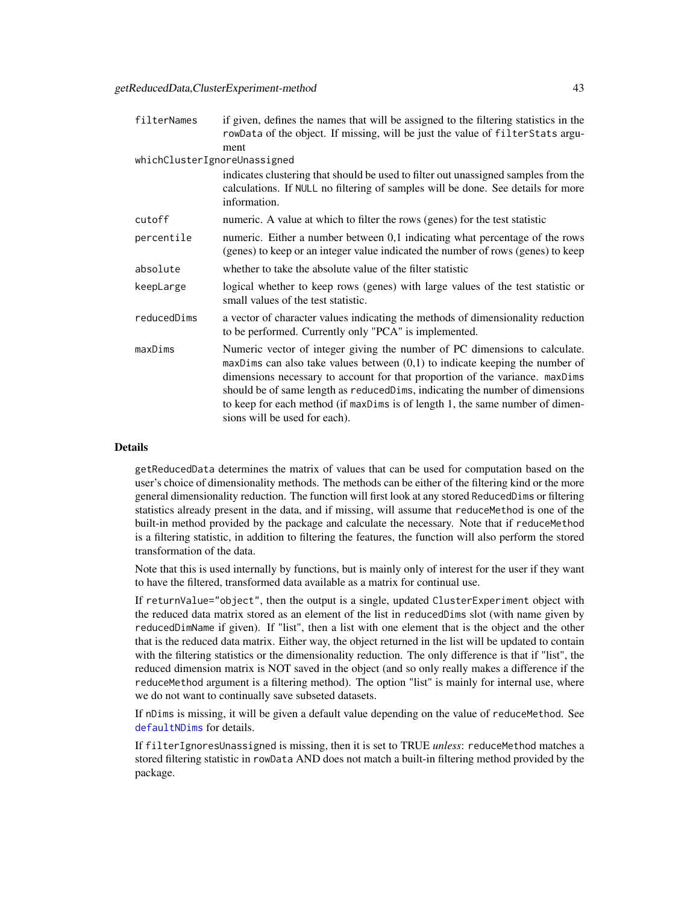| | |
|---|---|
| filterNames | if given, defines the names that will be assigned to the filtering statistics in the rowData of the object. If missing, will be just the value of filterStats argument |
| whichClusterIgnoreUnassigned | indicates clustering that should be used to filter out unassigned samples from the calculations. If NULL no filtering of samples will be done. See details for more information. |
| cutoff | numeric. A value at which to filter the rows (genes) for the test statistic |
| percentile | numeric. Either a number between 0,1 indicating what percentage of the rows (genes) to keep or an integer value indicated the number of rows (genes) to keep |
| absolute | whether to take the absolute value of the filter statistic |
| keepLarge | logical whether to keep rows (genes) with large values of the test statistic or small values of the test statistic. |
| reducedDims | a vector of character values indicating the methods of dimensionality reduction to be performed. Currently only "PCA" is implemented. |
| maxDims | Numeric vector of integer giving the number of PC dimensions to calculate. maxDims can also take values between (0,1) to indicate keeping the number of dimensions necessary to account for that proportion of the variance. maxDims should be of same length as reducedDims, indicating the number of dimensions to keep for each method (if maxDims is of length 1, the same number of dimensions will be used for each). |

## Details

getReducedData determines the matrix of values that can be used for computation based on the user's choice of dimensionality methods. The methods can be either of the filtering kind or the more general dimensionality reduction. The function will first look at any stored ReducedDims or filtering statistics already present in the data, and if missing, will assume that reduceMethod is one of the built-in method provided by the package and calculate the necessary. Note that if reduceMethod is a filtering statistic, in addition to filtering the features, the function will also perform the stored transformation of the data.

Note that this is used internally by functions, but is mainly only of interest for the user if they want to have the filtered, transformed data available as a matrix for continual use.

If returnValue="object", then the output is a single, updated ClusterExperiment object with the reduced data matrix stored as an element of the list in reducedDims slot (with name given by reducedDimName if given). If "list", then a list with one element that is the object and the other that is the reduced data matrix. Either way, the object returned in the list will be updated to contain with the filtering statistics or the dimensionality reduction. The only difference is that if "list", the reduced dimension matrix is NOT saved in the object (and so only really makes a difference if the reduceMethod argument is a filtering method). The option "list" is mainly for internal use, where we do not want to continually save subseted datasets.

If nDims is missing, it will be given a default value depending on the value of reduceMethod. See defaultNDims for details.

If filterIgnoresUnassigned is missing, then it is set to TRUE *unless*: reduceMethod matches a stored filtering statistic in rowData AND does not match a built-in filtering method provided by the package.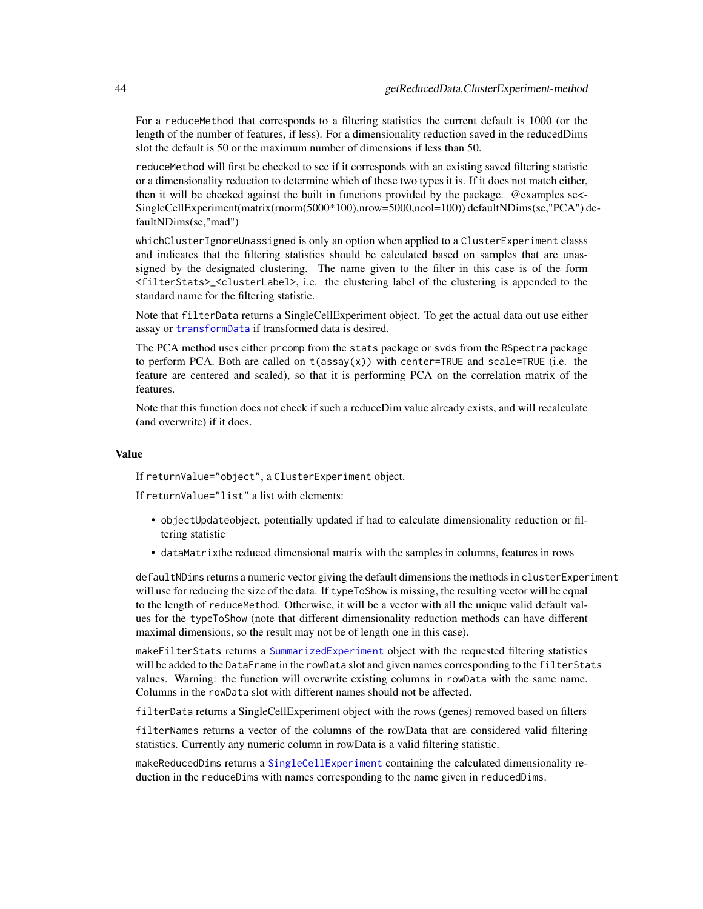For a reduceMethod that corresponds to a filtering statistics the current default is 1000 (or the length of the number of features, if less). For a dimensionality reduction saved in the reducedDims slot the default is 50 or the maximum number of dimensions if less than 50.

reduceMethod will first be checked to see if it corresponds with an existing saved filtering statistic or a dimensionality reduction to determine which of these two types it is. If it does not match either, then it will be checked against the built in functions provided by the package. @examples se<-SingleCellExperiment(matrix(rnorm(5000*100),nrow=5000,ncol=100)) defaultNDims(se,"PCA") defaultNDims(se,"mad")

whichClusterIgnoreUnassigned is only an option when applied to a ClusterExperiment classs and indicates that the filtering statistics should be calculated based on samples that are unassigned by the designated clustering. The name given to the filter in this case is of the form <filterStats>_<clusterLabel>, i.e. the clustering label of the clustering is appended to the standard name for the filtering statistic.

Note that filterData returns a SingleCellExperiment object. To get the actual data out use either assay or transformData if transformed data is desired.

The PCA method uses either prcomp from the stats package or svds from the RSpectra package to perform PCA. Both are called on t(assay(x)) with center=TRUE and scale=TRUE (i.e. the feature are centered and scaled), so that it is performing PCA on the correlation matrix of the features.

Note that this function does not check if such a reduceDim value already exists, and will recalculate (and overwrite) if it does.

## Value

If returnValue="object", a ClusterExperiment object.

If returnValue="list" a list with elements:

- objectUpdateobject, potentially updated if had to calculate dimensionality reduction or filtering statistic
- dataMatrixthe reduced dimensional matrix with the samples in columns, features in rows

defaultNDims returns a numeric vector giving the default dimensions the methods in clusterExperiment will use for reducing the size of the data. If typeToShow is missing, the resulting vector will be equal to the length of reduceMethod. Otherwise, it will be a vector with all the unique valid default values for the typeToShow (note that different dimensionality reduction methods can have different maximal dimensions, so the result may not be of length one in this case).

makeFilterStats returns a SummarizedExperiment object with the requested filtering statistics will be added to the DataFrame in the rowData slot and given names corresponding to the filterStats values. Warning: the function will overwrite existing columns in rowData with the same name. Columns in the rowData slot with different names should not be affected.

filterData returns a SingleCellExperiment object with the rows (genes) removed based on filters

filterNames returns a vector of the columns of the rowData that are considered valid filtering statistics. Currently any numeric column in rowData is a valid filtering statistic.

makeReducedDims returns a SingleCellExperiment containing the calculated dimensionality reduction in the reduceDims with names corresponding to the name given in reducedDims.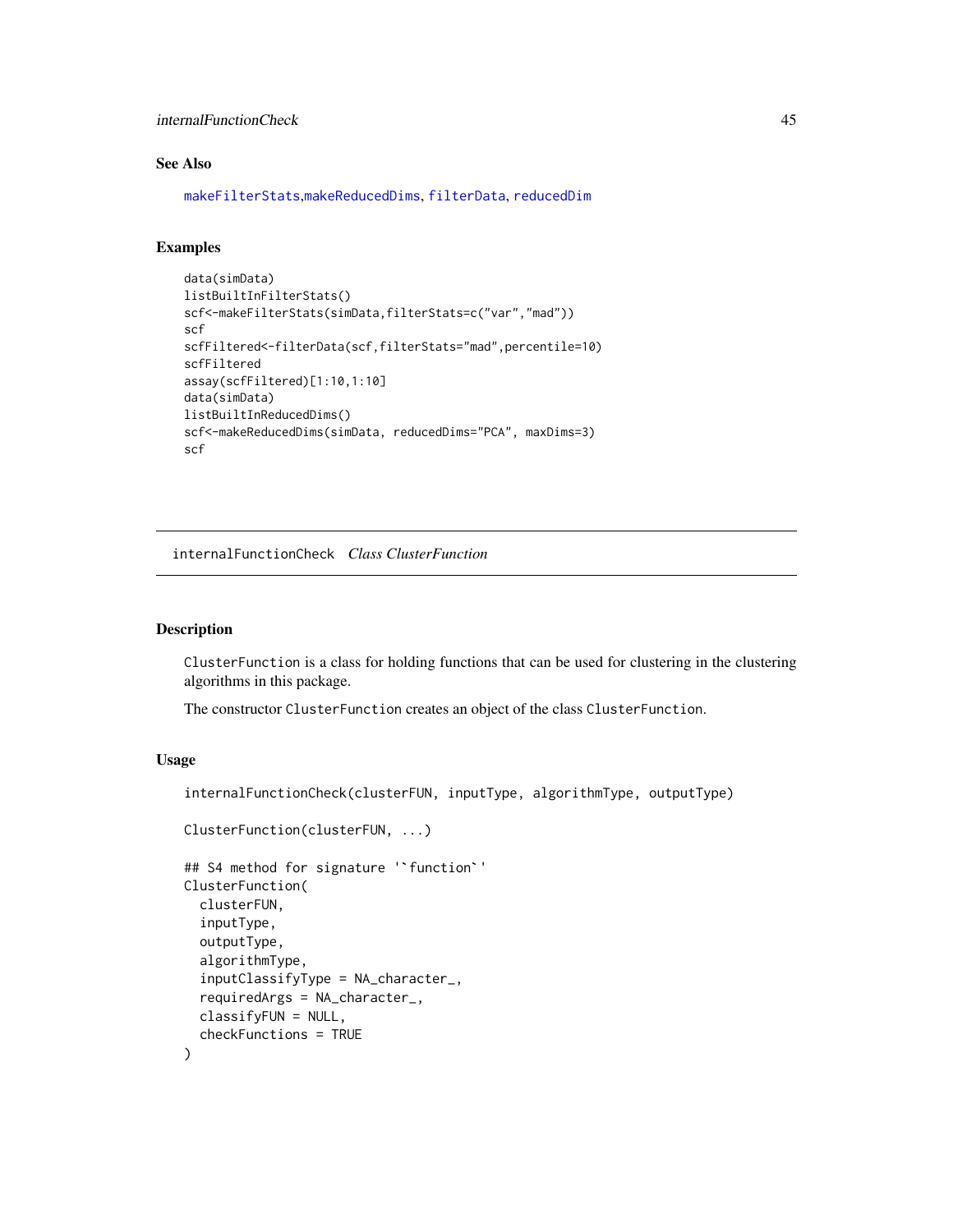## See Also

makeFilterStats,makeReducedDims, filterData, reducedDim

## Examples

```
data(simData)
listBuiltInFilterStats()
scf<-makeFilterStats(simData,filterStats=c("var","mad"))
scf
scfFiltered<-filterData(scf,filterStats="mad",percentile=10)
scfFiltered
assay(scfFiltered)[1:10,1:10]
data(simData)
listBuiltInReducedDims()
scf<-makeReducedDims(simData, reducedDims="PCA", maxDims=3)
scf
```

---

# internalFunctionCheck *Class ClusterFunction*

---

## Description

ClusterFunction is a class for holding functions that can be used for clustering in the clustering algorithms in this package.

The constructor ClusterFunction creates an object of the class ClusterFunction.

## Usage

```
internalFunctionCheck(clusterFUN, inputType, algorithmType, outputType)

ClusterFunction(clusterFUN, ...)

## S4 method for signature '`function`'
ClusterFunction(
  clusterFUN,
  inputType,
  outputType,
  algorithmType,
  inputClassifyType = NA_character_,
  requiredArgs = NA_character_,
  classifyFUN = NULL,
  checkFunctions = TRUE
)
```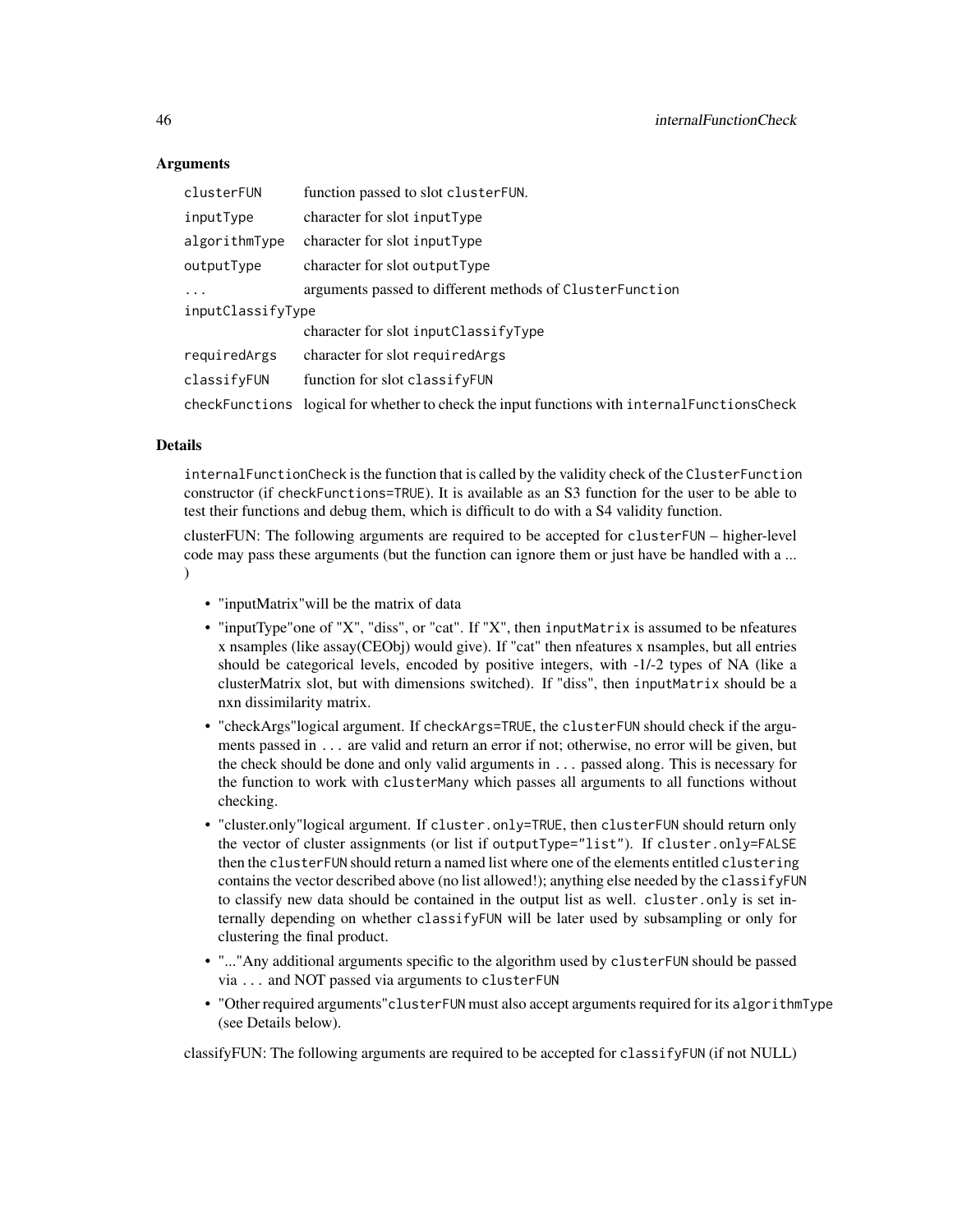### Arguments

| | |
|---|---|
| `clusterFUN` | function passed to slot `clusterFUN`. |
| `inputType` | character for slot `inputType` |
| `algorithmType` | character for slot `inputType` |
| `outputType` | character for slot `outputType` |
| `...` | arguments passed to different methods of `ClusterFunction` |
| `inputClassifyType` | character for slot `inputClassifyType` |
| `requiredArgs` | character for slot `requiredArgs` |
| `classifyFUN` | function for slot `classifyFUN` |
| `checkFunctions` | logical for whether to check the input functions with `internalFunctionsCheck` |

### Details

`internalFunctionCheck` is the function that is called by the validity check of the `ClusterFunction` constructor (if `checkFunctions=TRUE`). It is available as an S3 function for the user to be able to test their functions and debug them, which is difficult to do with a S4 validity function.

clusterFUN: The following arguments are required to be accepted for `clusterFUN` – higher-level code may pass these arguments (but the function can ignore them or just have be handled with a ... )

- "inputMatrix"will be the matrix of data
- "inputType"one of "X", "diss", or "cat". If "X", then `inputMatrix` is assumed to be nfeatures x nsamples (like assay(CEObj) would give). If "cat" then nfeatures x nsamples, but all entries should be categorical levels, encoded by positive integers, with -1/-2 types of NA (like a clusterMatrix slot, but with dimensions switched). If "diss", then `inputMatrix` should be a nxn dissimilarity matrix.
- "checkArgs"logical argument. If `checkArgs=TRUE`, the `clusterFUN` should check if the arguments passed in `...` are valid and return an error if not; otherwise, no error will be given, but the check should be done and only valid arguments in `...` passed along. This is necessary for the function to work with `clusterMany` which passes all arguments to all functions without checking.
- "cluster.only"logical argument. If `cluster.only=TRUE`, then `clusterFUN` should return only the vector of cluster assignments (or list if `outputType="list"`). If `cluster.only=FALSE` then the `clusterFUN` should return a named list where one of the elements entitled `clustering` contains the vector described above (no list allowed!); anything else needed by the `classifyFUN` to classify new data should be contained in the output list as well. `cluster.only` is set internally depending on whether `classifyFUN` will be later used by subsampling or only for clustering the final product.
- "..."Any additional arguments specific to the algorithm used by `clusterFUN` should be passed via `...` and NOT passed via arguments to `clusterFUN`
- "Other required arguments"`clusterFUN` must also accept arguments required for its `algorithmType` (see Details below).

classifyFUN: The following arguments are required to be accepted for `classifyFUN` (if not NULL)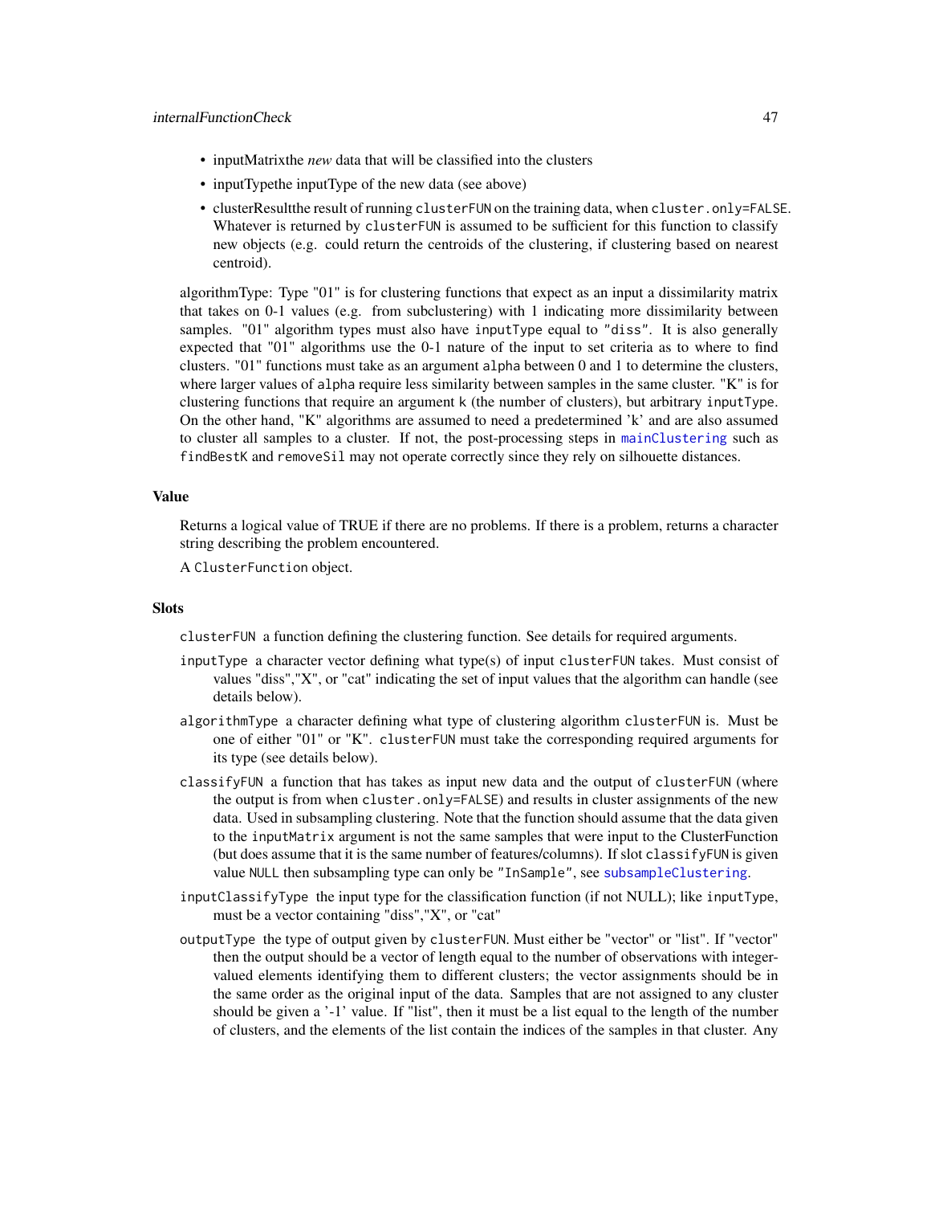- inputMatrixthe *new* data that will be classified into the clusters
- inputTypethe inputType of the new data (see above)
- clusterResultthe result of running `clusterFUN` on the training data, when `cluster.only=FALSE`. Whatever is returned by `clusterFUN` is assumed to be sufficient for this function to classify new objects (e.g. could return the centroids of the clustering, if clustering based on nearest centroid).

algorithmType: Type "01" is for clustering functions that expect as an input a dissimilarity matrix that takes on 0-1 values (e.g. from subclustering) with 1 indicating more dissimilarity between samples. "01" algorithm types must also have `inputType` equal to `"diss"`. It is also generally expected that "01" algorithms use the 0-1 nature of the input to set criteria as to where to find clusters. "01" functions must take as an argument `alpha` between 0 and 1 to determine the clusters, where larger values of `alpha` require less similarity between samples in the same cluster. "K" is for clustering functions that require an argument `k` (the number of clusters), but arbitrary `inputType`. On the other hand, "K" algorithms are assumed to need a predetermined 'k' and are also assumed to cluster all samples to a cluster. If not, the post-processing steps in `mainClustering` such as `findBestK` and `removeSil` may not operate correctly since they rely on silhouette distances.

### Value

Returns a logical value of TRUE if there are no problems. If there is a problem, returns a character string describing the problem encountered.

A `ClusterFunction` object.

### Slots

`clusterFUN` a function defining the clustering function. See details for required arguments.

`inputType` a character vector defining what type(s) of input `clusterFUN` takes. Must consist of values "diss","X", or "cat" indicating the set of input values that the algorithm can handle (see details below).

`algorithmType` a character defining what type of clustering algorithm `clusterFUN` is. Must be one of either "01" or "K". `clusterFUN` must take the corresponding required arguments for its type (see details below).

`classifyFUN` a function that has takes as input new data and the output of `clusterFUN` (where the output is from when `cluster.only=FALSE`) and results in cluster assignments of the new data. Used in subsampling clustering. Note that the function should assume that the data given to the `inputMatrix` argument is not the same samples that were input to the ClusterFunction (but does assume that it is the same number of features/columns). If slot `classifyFUN` is given value `NULL` then subsampling type can only be `"InSample"`, see `subsampleClustering`.

`inputClassifyType` the input type for the classification function (if not NULL); like `inputType`, must be a vector containing "diss","X", or "cat"

`outputType` the type of output given by `clusterFUN`. Must either be "vector" or "list". If "vector" then the output should be a vector of length equal to the number of observations with integer-valued elements identifying them to different clusters; the vector assignments should be in the same order as the original input of the data. Samples that are not assigned to any cluster should be given a '-1' value. If "list", then it must be a list equal to the length of the number of clusters, and the elements of the list contain the indices of the samples in that cluster. Any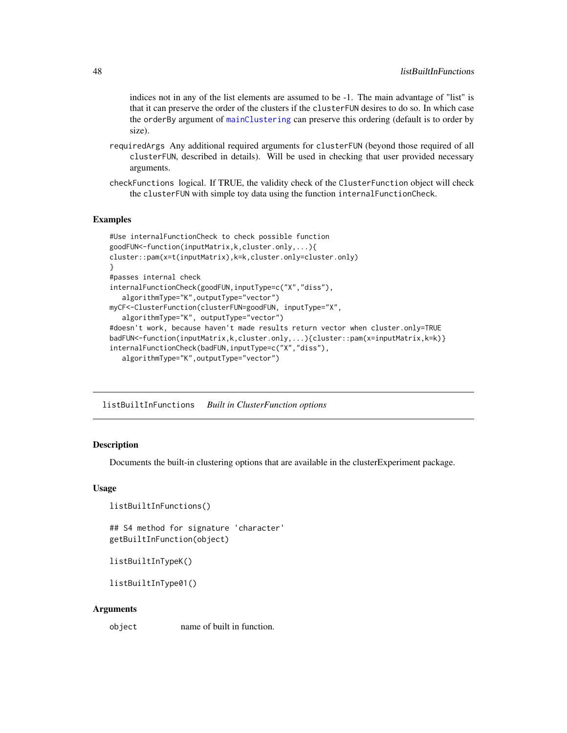indices not in any of the list elements are assumed to be -1. The main advantage of "list" is that it can preserve the order of the clusters if the `clusterFUN` desires to do so. In which case the `orderBy` argument of `mainClustering` can preserve this ordering (default is to order by size).

`requiredArgs` Any additional required arguments for `clusterFUN` (beyond those required of all `clusterFUN`, described in details). Will be used in checking that user provided necessary arguments.

`checkFunctions` logical. If TRUE, the validity check of the `ClusterFunction` object will check the `clusterFUN` with simple toy data using the function `internalFunctionCheck`.

## Examples

```
#Use internalFunctionCheck to check possible function
goodFUN<-function(inputMatrix,k,cluster.only,...){
cluster::pam(x=t(inputMatrix),k=k,cluster.only=cluster.only)
}
#passes internal check
internalFunctionCheck(goodFUN,inputType=c("X","diss"),
   algorithmType="K",outputType="vector")
myCF<-ClusterFunction(clusterFUN=goodFUN, inputType="X",
   algorithmType="K", outputType="vector")
#doesn't work, because haven't made results return vector when cluster.only=TRUE
badFUN<-function(inputMatrix,k,cluster.only,...){cluster::pam(x=inputMatrix,k=k)}
internalFunctionCheck(badFUN,inputType=c("X","diss"),
   algorithmType="K",outputType="vector")
```

---

# listBuiltInFunctions *Built in ClusterFunction options*

---

## Description

Documents the built-in clustering options that are available in the clusterExperiment package.

## Usage

```
listBuiltInFunctions()

## S4 method for signature 'character'
getBuiltInFunction(object)

listBuiltInTypeK()

listBuiltInType01()
```

## Arguments

| | |
|---|---|
| `object` | name of built in function. |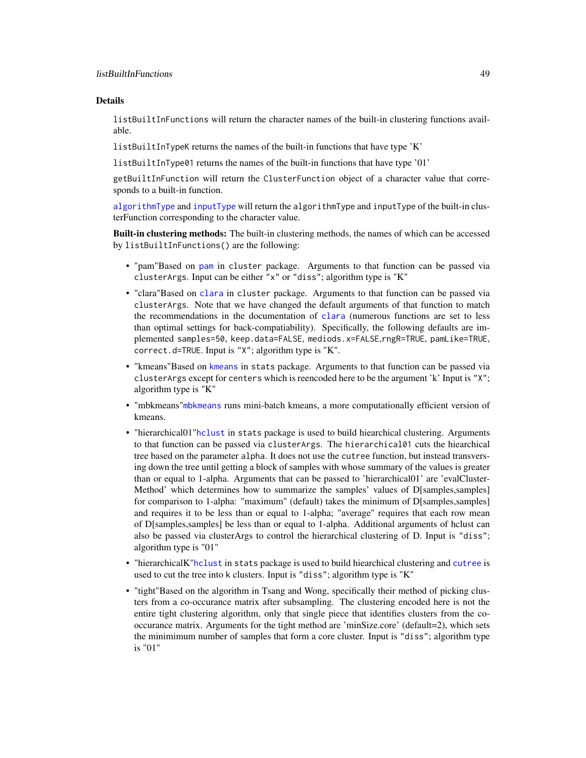## Details

`listBuiltInFunctions` will return the character names of the built-in clustering functions available.

`listBuiltInTypeK` returns the names of the built-in functions that have type 'K'

`listBuiltInType01` returns the names of the built-in functions that have type '01'

`getBuiltInFunction` will return the `ClusterFunction` object of a character value that corresponds to a built-in function.

`algorithmType` and `inputType` will return the `algorithmType` and `inputType` of the built-in clusterFunction corresponding to the character value.

**Built-in clustering methods:** The built-in clustering methods, the names of which can be accessed by `listBuiltInFunctions()` are the following:

- "pam"Based on `pam` in `cluster` package. Arguments to that function can be passed via `clusterArgs`. Input can be either `"x"` or `"diss"`; algorithm type is "K"
- "clara"Based on `clara` in `cluster` package. Arguments to that function can be passed via `clusterArgs`. Note that we have changed the default arguments of that function to match the recommendations in the documentation of `clara` (numerous functions are set to less than optimal settings for back-compatiability). Specifically, the following defaults are implemented `samples=50`, `keep.data=FALSE`, `mediods.x=FALSE`,`rngR=TRUE`, `pamLike=TRUE`, `correct.d=TRUE`. Input is `"X"`; algorithm type is "K".
- "kmeans"Based on `kmeans` in `stats` package. Arguments to that function can be passed via `clusterArgs` except for `centers` which is reencoded here to be the argument 'k' Input is `"X"`; algorithm type is "K"
- "mbkmeans"`mbkmeans` runs mini-batch kmeans, a more computationally efficient version of kmeans.
- "hierarchical01"`hclust` in `stats` package is used to build hiearchical clustering. Arguments to that function can be passed via `clusterArgs`. The `hierarchical01` cuts the hiearchical tree based on the parameter `alpha`. It does not use the `cutree` function, but instead transversing down the tree until getting a block of samples with whose summary of the values is greater than or equal to 1-alpha. Arguments that can be passed to 'hierarchical01' are 'evalClusterMethod' which determines how to summarize the samples' values of D[samples,samples] for comparison to 1-alpha: "maximum" (default) takes the minimum of D[samples,samples] and requires it to be less than or equal to 1-alpha; "average" requires that each row mean of D[samples,samples] be less than or equal to 1-alpha. Additional arguments of hclust can also be passed via clusterArgs to control the hierarchical clustering of D. Input is `"diss"`; algorithm type is "01"
- "hierarchicalK"`hclust` in `stats` package is used to build hiearchical clustering and `cutree` is used to cut the tree into `k` clusters. Input is `"diss"`; algorithm type is "K"
- "tight"Based on the algorithm in Tsang and Wong, specifically their method of picking clusters from a co-occurance matrix after subsampling. The clustering encoded here is not the entire tight clustering algorithm, only that single piece that identifies clusters from the co-occurance matrix. Arguments for the tight method are 'minSize.core' (default=2), which sets the minimimum number of samples that form a core cluster. Input is `"diss"`; algorithm type is "01"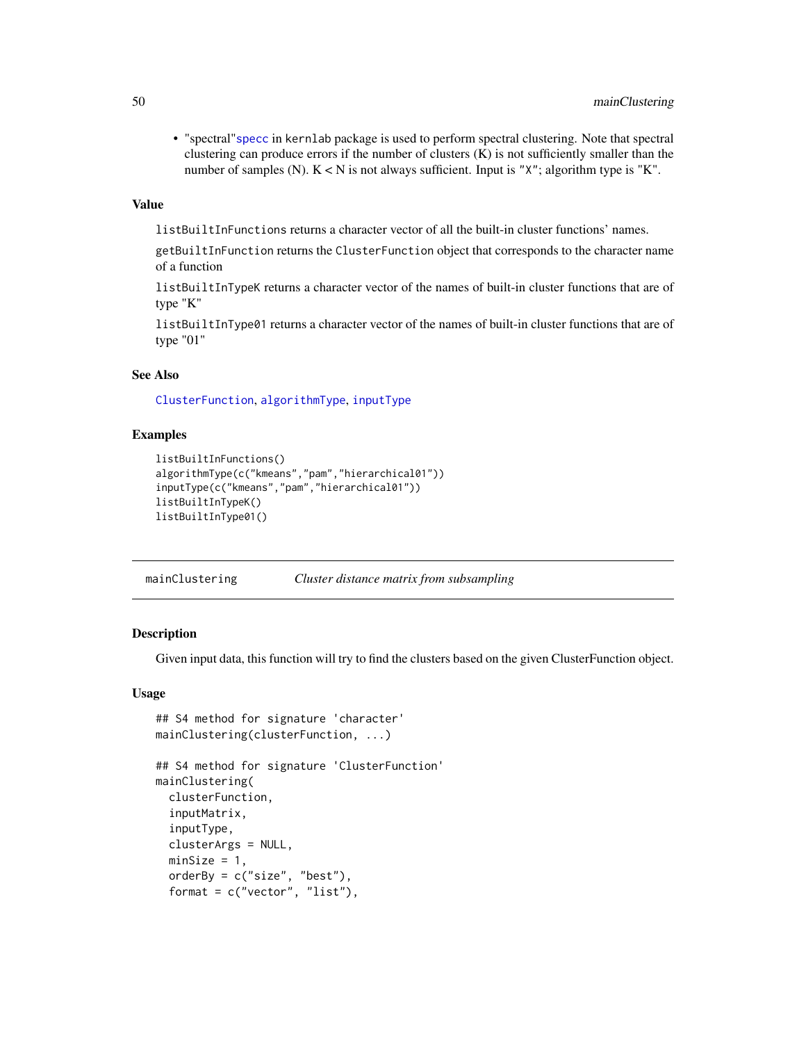- "spectral"`specc` in `kernlab` package is used to perform spectral clustering. Note that spectral clustering can produce errors if the number of clusters (K) is not sufficiently smaller than the number of samples (N). K < N is not always sufficient. Input is "X"; algorithm type is "K".

### Value

`listBuiltInFunctions` returns a character vector of all the built-in cluster functions' names.

`getBuiltInFunction` returns the `ClusterFunction` object that corresponds to the character name of a function

`listBuiltInTypeK` returns a character vector of the names of built-in cluster functions that are of type "K"

`listBuiltInType01` returns a character vector of the names of built-in cluster functions that are of type "01"

### See Also

`ClusterFunction`, `algorithmType`, `inputType`

### Examples

```
listBuiltInFunctions()
algorithmType(c("kmeans","pam","hierarchical01"))
inputType(c("kmeans","pam","hierarchical01"))
listBuiltInTypeK()
listBuiltInType01()
```

---

## mainClustering — *Cluster distance matrix from subsampling*

### Description

Given input data, this function will try to find the clusters based on the given ClusterFunction object.

### Usage

```
## S4 method for signature 'character'
mainClustering(clusterFunction, ...)

## S4 method for signature 'ClusterFunction'
mainClustering(
  clusterFunction,
  inputMatrix,
  inputType,
  clusterArgs = NULL,
  minSize = 1,
  orderBy = c("size", "best"),
  format = c("vector", "list"),
```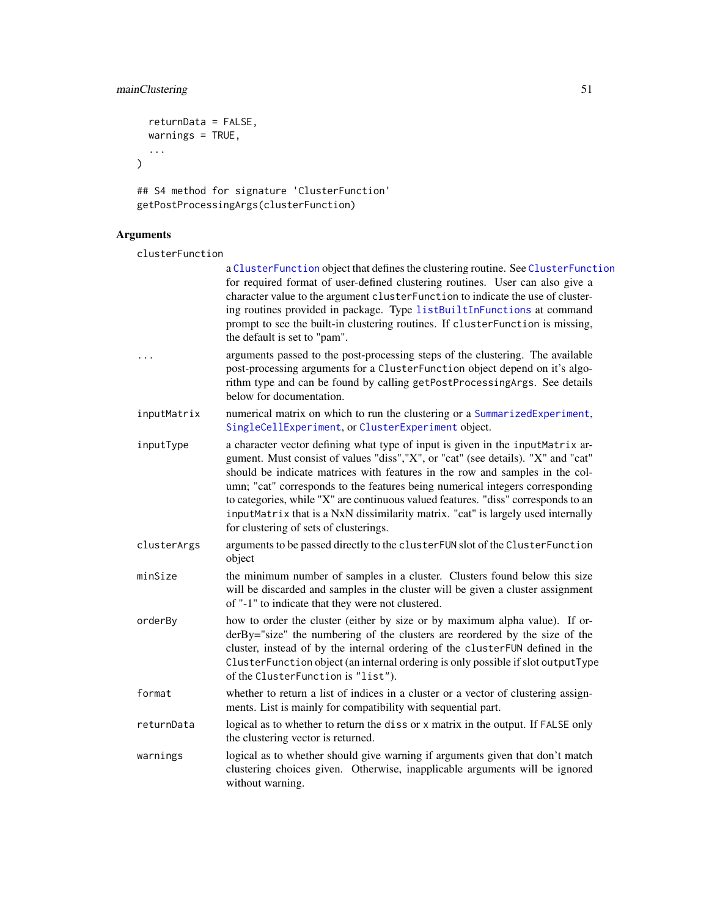```
  returnData = FALSE,
  warnings = TRUE,
  ...
)

## S4 method for signature 'ClusterFunction'
getPostProcessingArgs(clusterFunction)
```

## Arguments

- `clusterFunction`: a `ClusterFunction` object that defines the clustering routine. See `ClusterFunction` for required format of user-defined clustering routines. User can also give a character value to the argument `clusterFunction` to indicate the use of clustering routines provided in package. Type `listBuiltInFunctions` at command prompt to see the built-in clustering routines. If `clusterFunction` is missing, the default is set to "pam".
- `...`: arguments passed to the post-processing steps of the clustering. The available post-processing arguments for a `ClusterFunction` object depend on it's algorithm type and can be found by calling `getPostProcessingArgs`. See details below for documentation.
- `inputMatrix`: numerical matrix on which to run the clustering or a `SummarizedExperiment`, `SingleCellExperiment`, or `ClusterExperiment` object.
- `inputType`: a character vector defining what type of input is given in the `inputMatrix` argument. Must consist of values "diss","X", or "cat" (see details). "X" and "cat" should be indicate matrices with features in the row and samples in the column; "cat" corresponds to the features being numerical integers corresponding to categories, while "X" are continuous valued features. "diss" corresponds to an `inputMatrix` that is a NxN dissimilarity matrix. "cat" is largely used internally for clustering of sets of clusterings.
- `clusterArgs`: arguments to be passed directly to the `clusterFUN` slot of the `ClusterFunction` object
- `minSize`: the minimum number of samples in a cluster. Clusters found below this size will be discarded and samples in the cluster will be given a cluster assignment of "-1" to indicate that they were not clustered.
- `orderBy`: how to order the cluster (either by size or by maximum alpha value). If orderBy="size" the numbering of the clusters are reordered by the size of the cluster, instead of by the internal ordering of the `clusterFUN` defined in the `ClusterFunction` object (an internal ordering is only possible if slot `outputType` of the `ClusterFunction` is `"list"`).
- `format`: whether to return a list of indices in a cluster or a vector of clustering assignments. List is mainly for compatibility with sequential part.
- `returnData`: logical as to whether to return the `diss` or `x` matrix in the output. If `FALSE` only the clustering vector is returned.
- `warnings`: logical as to whether should give warning if arguments given that don't match clustering choices given. Otherwise, inapplicable arguments will be ignored without warning.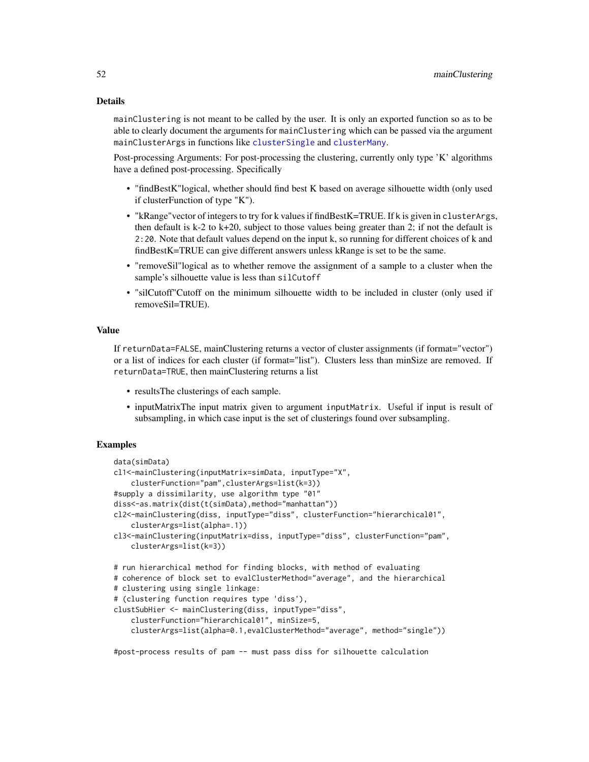## Details

`mainClustering` is not meant to be called by the user. It is only an exported function so as to be able to clearly document the arguments for `mainClustering` which can be passed via the argument `mainClusterArgs` in functions like `clusterSingle` and `clusterMany`.

Post-processing Arguments: For post-processing the clustering, currently only type 'K' algorithms have a defined post-processing. Specifically

- "findBestK"logical, whether should find best K based on average silhouette width (only used if clusterFunction of type "K").
- "kRange"vector of integers to try for k values if findBestK=TRUE. If k is given in `clusterArgs`, then default is k-2 to k+20, subject to those values being greater than 2; if not the default is `2:20`. Note that default values depend on the input k, so running for different choices of k and findBestK=TRUE can give different answers unless kRange is set to be the same.
- "removeSil"logical as to whether remove the assignment of a sample to a cluster when the sample's silhouette value is less than `silCutoff`
- "silCutoff"Cutoff on the minimum silhouette width to be included in cluster (only used if removeSil=TRUE).

## Value

If `returnData=FALSE`, mainClustering returns a vector of cluster assignments (if format="vector") or a list of indices for each cluster (if format="list"). Clusters less than minSize are removed. If `returnData=TRUE`, then mainClustering returns a list

- resultsThe clusterings of each sample.
- inputMatrixThe input matrix given to argument `inputMatrix`. Useful if input is result of subsampling, in which case input is the set of clusterings found over subsampling.

## Examples

```
data(simData)
cl1<-mainClustering(inputMatrix=simData, inputType="X",
    clusterFunction="pam",clusterArgs=list(k=3))
#supply a dissimilarity, use algorithm type "01"
diss<-as.matrix(dist(t(simData),method="manhattan"))
cl2<-mainClustering(diss, inputType="diss", clusterFunction="hierarchical01",
    clusterArgs=list(alpha=.1))
cl3<-mainClustering(inputMatrix=diss, inputType="diss", clusterFunction="pam",
    clusterArgs=list(k=3))

# run hierarchical method for finding blocks, with method of evaluating
# coherence of block set to evalClusterMethod="average", and the hierarchical
# clustering using single linkage:
# (clustering function requires type 'diss'),
clustSubHier <- mainClustering(diss, inputType="diss",
    clusterFunction="hierarchical01", minSize=5,
    clusterArgs=list(alpha=0.1,evalClusterMethod="average", method="single"))

#post-process results of pam -- must pass diss for silhouette calculation
```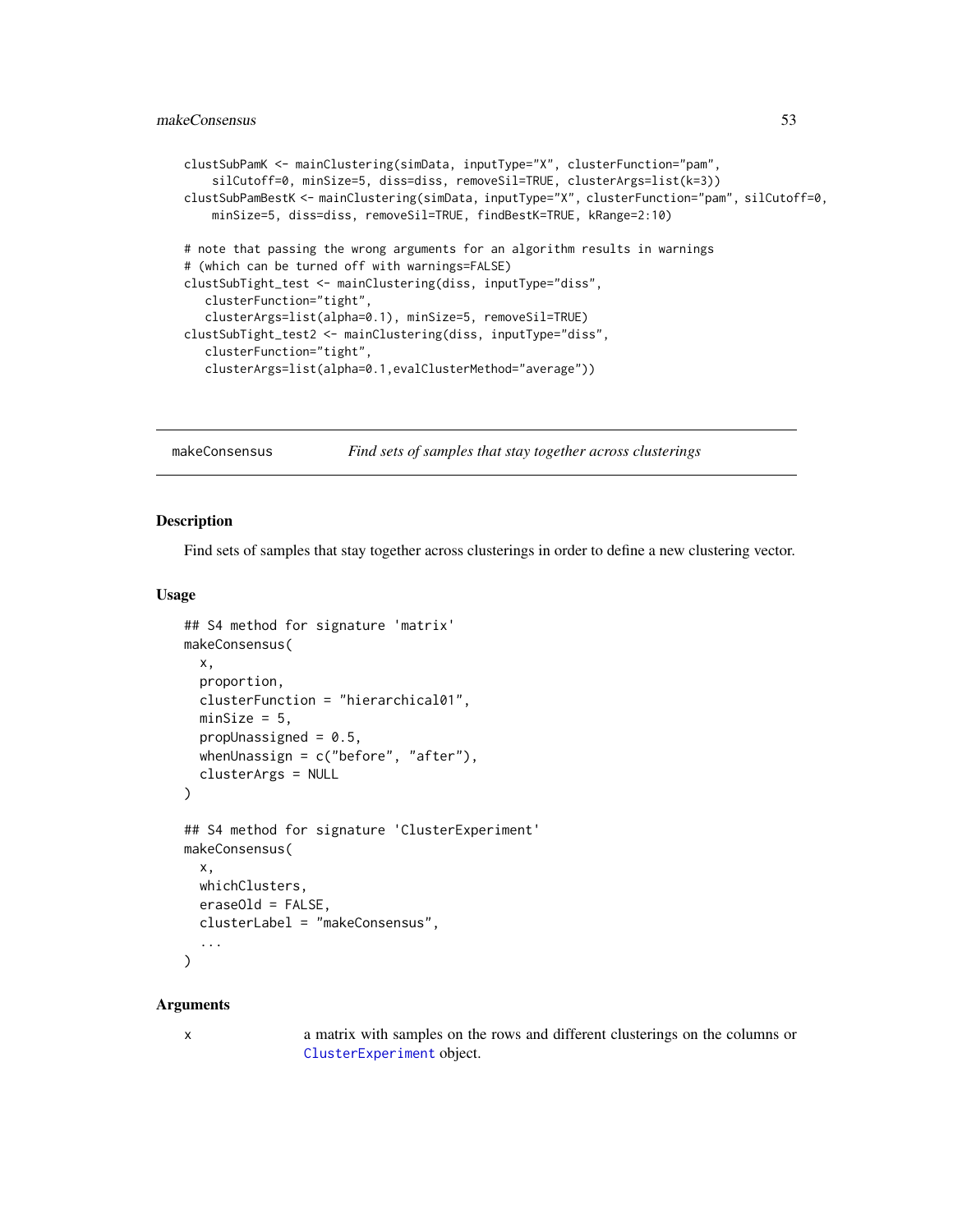```
clustSubPamK <- mainClustering(simData, inputType="X", clusterFunction="pam",
    silCutoff=0, minSize=5, diss=diss, removeSil=TRUE, clusterArgs=list(k=3))
clustSubPamBestK <- mainClustering(simData, inputType="X", clusterFunction="pam", silCutoff=0,
    minSize=5, diss=diss, removeSil=TRUE, findBestK=TRUE, kRange=2:10)

# note that passing the wrong arguments for an algorithm results in warnings
# (which can be turned off with warnings=FALSE)
clustSubTight_test <- mainClustering(diss, inputType="diss",
   clusterFunction="tight",
   clusterArgs=list(alpha=0.1), minSize=5, removeSil=TRUE)
clustSubTight_test2 <- mainClustering(diss, inputType="diss",
   clusterFunction="tight",
   clusterArgs=list(alpha=0.1,evalClusterMethod="average"))
```

---

## makeConsensus — *Find sets of samples that stay together across clusterings*

---

### Description

Find sets of samples that stay together across clusterings in order to define a new clustering vector.

### Usage

```
## S4 method for signature 'matrix'
makeConsensus(
  x,
  proportion,
  clusterFunction = "hierarchical01",
  minSize = 5,
  propUnassigned = 0.5,
  whenUnassign = c("before", "after"),
  clusterArgs = NULL
)

## S4 method for signature 'ClusterExperiment'
makeConsensus(
  x,
  whichClusters,
  eraseOld = FALSE,
  clusterLabel = "makeConsensus",
  ...
)
```

### Arguments

| | |
|---|---|
| x | a matrix with samples on the rows and different clusterings on the columns or `ClusterExperiment` object. |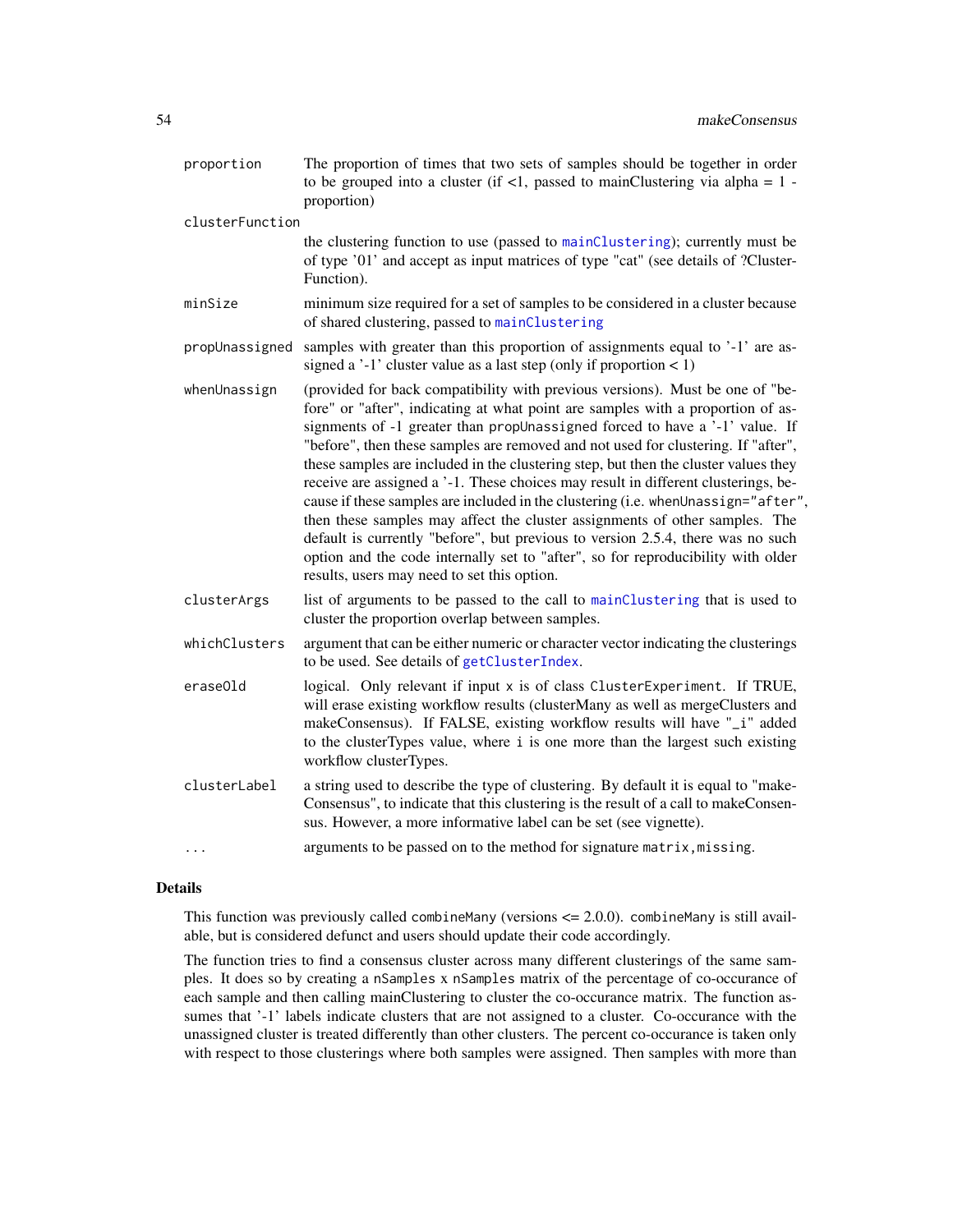| | |
|---|---|
| `proportion` | The proportion of times that two sets of samples should be together in order to be grouped into a cluster (if <1, passed to mainClustering via alpha = 1 - proportion) |
| `clusterFunction` | the clustering function to use (passed to `mainClustering`); currently must be of type '01' and accept as input matrices of type "cat" (see details of ?ClusterFunction). |
| `minSize` | minimum size required for a set of samples to be considered in a cluster because of shared clustering, passed to `mainClustering` |
| `propUnassigned` | samples with greater than this proportion of assignments equal to '-1' are assigned a '-1' cluster value as a last step (only if proportion < 1) |
| `whenUnassign` | (provided for back compatibility with previous versions). Must be one of "before" or "after", indicating at what point are samples with a proportion of assignments of -1 greater than `propUnassigned` forced to have a '-1' value. If "before", then these samples are removed and not used for clustering. If "after", these samples are included in the clustering step, but then the cluster values they receive are assigned a '-1. These choices may result in different clusterings, because if these samples are included in the clustering (i.e. `whenUnassign="after"`, then these samples may affect the cluster assignments of other samples. The default is currently "before", but previous to version 2.5.4, there was no such option and the code internally set to "after", so for reproducibility with older results, users may need to set this option. |
| `clusterArgs` | list of arguments to be passed to the call to `mainClustering` that is used to cluster the proportion overlap between samples. |
| `whichClusters` | argument that can be either numeric or character vector indicating the clusterings to be used. See details of `getClusterIndex`. |
| `eraseOld` | logical. Only relevant if input `x` is of class `ClusterExperiment`. If TRUE, will erase existing workflow results (clusterMany as well as mergeClusters and makeConsensus). If FALSE, existing workflow results will have "_i" added to the clusterTypes value, where `i` is one more than the largest such existing workflow clusterTypes. |
| `clusterLabel` | a string used to describe the type of clustering. By default it is equal to "makeConsensus", to indicate that this clustering is the result of a call to makeConsensus. However, a more informative label can be set (see vignette). |
| `...` | arguments to be passed on to the method for signature `matrix,missing`. |

## Details

This function was previously called `combineMany` (versions <= 2.0.0). `combineMany` is still available, but is considered defunct and users should update their code accordingly.

The function tries to find a consensus cluster across many different clusterings of the same samples. It does so by creating a `nSamples` x `nSamples` matrix of the percentage of co-occurance of each sample and then calling mainClustering to cluster the co-occurance matrix. The function assumes that '-1' labels indicate clusters that are not assigned to a cluster. Co-occurance with the unassigned cluster is treated differently than other clusters. The percent co-occurance is taken only with respect to those clusterings where both samples were assigned. Then samples with more than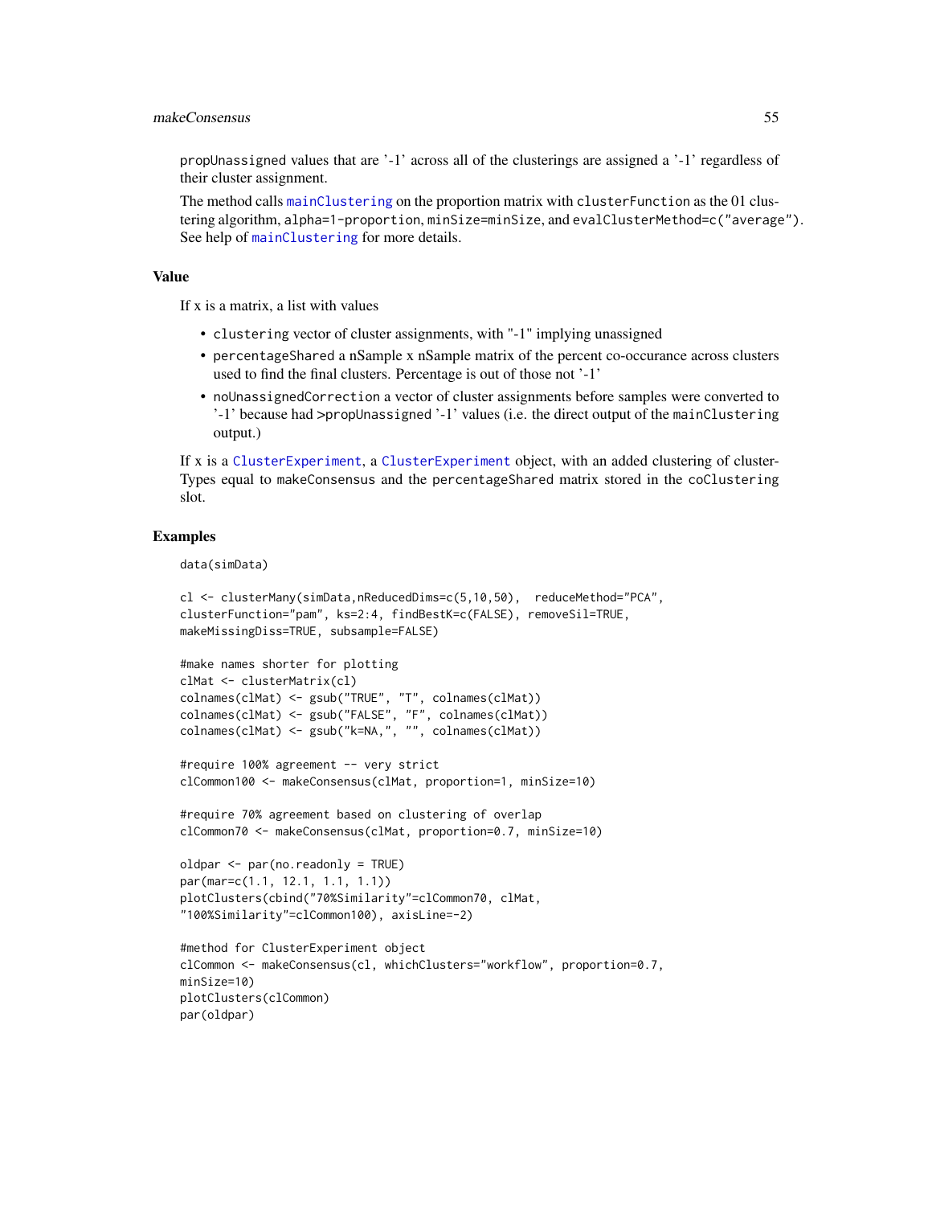propUnassigned values that are '-1' across all of the clusterings are assigned a '-1' regardless of their cluster assignment.

The method calls mainClustering on the proportion matrix with clusterFunction as the 01 clustering algorithm, alpha=1-proportion, minSize=minSize, and evalClusterMethod=c("average"). See help of mainClustering for more details.

### Value

If x is a matrix, a list with values

- clustering vector of cluster assignments, with "-1" implying unassigned
- percentageShared a nSample x nSample matrix of the percent co-occurance across clusters used to find the final clusters. Percentage is out of those not '-1'
- noUnassignedCorrection a vector of cluster assignments before samples were converted to '-1' because had >propUnassigned '-1' values (i.e. the direct output of the mainClustering output.)

If x is a ClusterExperiment, a ClusterExperiment object, with an added clustering of clusterTypes equal to makeConsensus and the percentageShared matrix stored in the coClustering slot.

### Examples

```
data(simData)

cl <- clusterMany(simData,nReducedDims=c(5,10,50),  reduceMethod="PCA",
clusterFunction="pam", ks=2:4, findBestK=c(FALSE), removeSil=TRUE,
makeMissingDiss=TRUE, subsample=FALSE)

#make names shorter for plotting
clMat <- clusterMatrix(cl)
colnames(clMat) <- gsub("TRUE", "T", colnames(clMat))
colnames(clMat) <- gsub("FALSE", "F", colnames(clMat))
colnames(clMat) <- gsub("k=NA,", "", colnames(clMat))

#require 100% agreement -- very strict
clCommon100 <- makeConsensus(clMat, proportion=1, minSize=10)

#require 70% agreement based on clustering of overlap
clCommon70 <- makeConsensus(clMat, proportion=0.7, minSize=10)

oldpar <- par(no.readonly = TRUE)
par(mar=c(1.1, 12.1, 1.1, 1.1))
plotClusters(cbind("70%Similarity"=clCommon70, clMat,
"100%Similarity"=clCommon100), axisLine=-2)

#method for ClusterExperiment object
clCommon <- makeConsensus(cl, whichClusters="workflow", proportion=0.7,
minSize=10)
plotClusters(clCommon)
par(oldpar)
```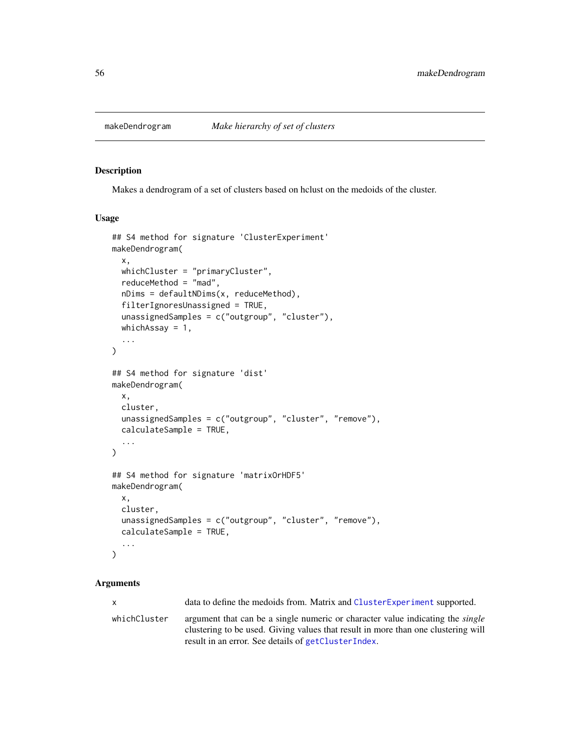# makeDendrogram

*Make hierarchy of set of clusters*

## Description

Makes a dendrogram of a set of clusters based on hclust on the medoids of the cluster.

## Usage

```
## S4 method for signature 'ClusterExperiment'
makeDendrogram(
  x,
  whichCluster = "primaryCluster",
  reduceMethod = "mad",
  nDims = defaultNDims(x, reduceMethod),
  filterIgnoresUnassigned = TRUE,
  unassignedSamples = c("outgroup", "cluster"),
  whichAssay = 1,
  ...
)

## S4 method for signature 'dist'
makeDendrogram(
  x,
  cluster,
  unassignedSamples = c("outgroup", "cluster", "remove"),
  calculateSample = TRUE,
  ...
)

## S4 method for signature 'matrixOrHDF5'
makeDendrogram(
  x,
  cluster,
  unassignedSamples = c("outgroup", "cluster", "remove"),
  calculateSample = TRUE,
  ...
)
```

## Arguments

`x` data to define the medoids from. Matrix and `ClusterExperiment` supported.

`whichCluster` argument that can be a single numeric or character value indicating the *single* clustering to be used. Giving values that result in more than one clustering will result in an error. See details of `getClusterIndex`.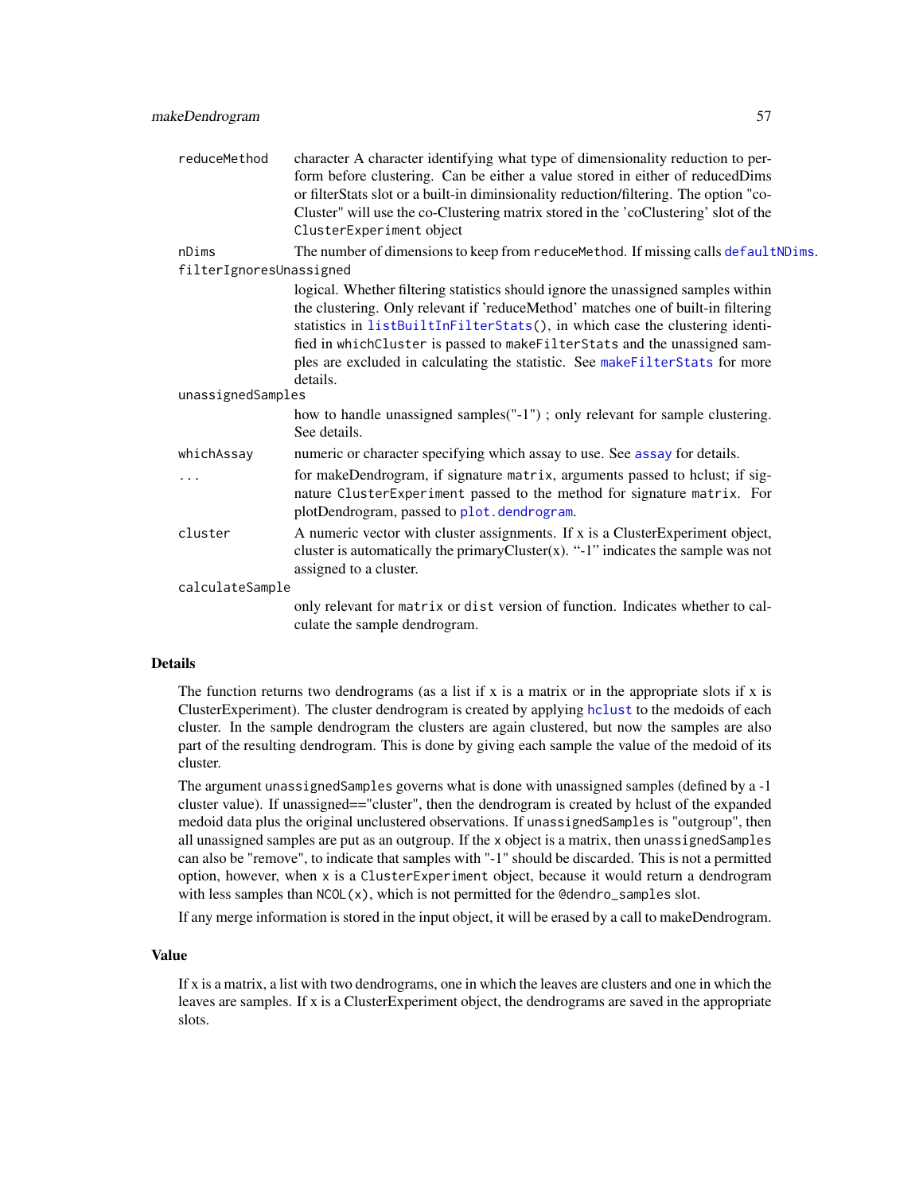| | |
|---|---|
| reduceMethod | character A character identifying what type of dimensionality reduction to perform before clustering. Can be either a value stored in either of reducedDims or filterStats slot or a built-in diminsionality reduction/filtering. The option "coCluster" will use the co-Clustering matrix stored in the 'coClustering' slot of the `ClusterExperiment` object |
| nDims | The number of dimensions to keep from `reduceMethod`. If missing calls `defaultNDims`. |
| filterIgnoresUnassigned | logical. Whether filtering statistics should ignore the unassigned samples within the clustering. Only relevant if 'reduceMethod' matches one of built-in filtering statistics in `listBuiltInFilterStats()`, in which case the clustering identified in `whichCluster` is passed to `makeFilterStats` and the unassigned samples are excluded in calculating the statistic. See `makeFilterStats` for more details. |
| unassignedSamples | how to handle unassigned samples("-1") ; only relevant for sample clustering. See details. |
| whichAssay | numeric or character specifying which assay to use. See `assay` for details. |
| ... | for makeDendrogram, if signature `matrix`, arguments passed to hclust; if signature `ClusterExperiment` passed to the method for signature `matrix`. For plotDendrogram, passed to `plot.dendrogram`. |
| cluster | A numeric vector with cluster assignments. If x is a ClusterExperiment object, cluster is automatically the primaryCluster(x). "-1" indicates the sample was not assigned to a cluster. |
| calculateSample | only relevant for `matrix` or `dist` version of function. Indicates whether to calculate the sample dendrogram. |

## Details

The function returns two dendrograms (as a list if x is a matrix or in the appropriate slots if x is ClusterExperiment). The cluster dendrogram is created by applying `hclust` to the medoids of each cluster. In the sample dendrogram the clusters are again clustered, but now the samples are also part of the resulting dendrogram. This is done by giving each sample the value of the medoid of its cluster.

The argument `unassignedSamples` governs what is done with unassigned samples (defined by a -1 cluster value). If unassigned=="cluster", then the dendrogram is created by hclust of the expanded medoid data plus the original unclustered observations. If `unassignedSamples` is "outgroup", then all unassigned samples are put as an outgroup. If the `x` object is a matrix, then `unassignedSamples` can also be "remove", to indicate that samples with "-1" should be discarded. This is not a permitted option, however, when `x` is a `ClusterExperiment` object, because it would return a dendrogram with less samples than `NCOL(x)`, which is not permitted for the `@dendro_samples` slot.

If any merge information is stored in the input object, it will be erased by a call to makeDendrogram.

## Value

If x is a matrix, a list with two dendrograms, one in which the leaves are clusters and one in which the leaves are samples. If x is a ClusterExperiment object, the dendrograms are saved in the appropriate slots.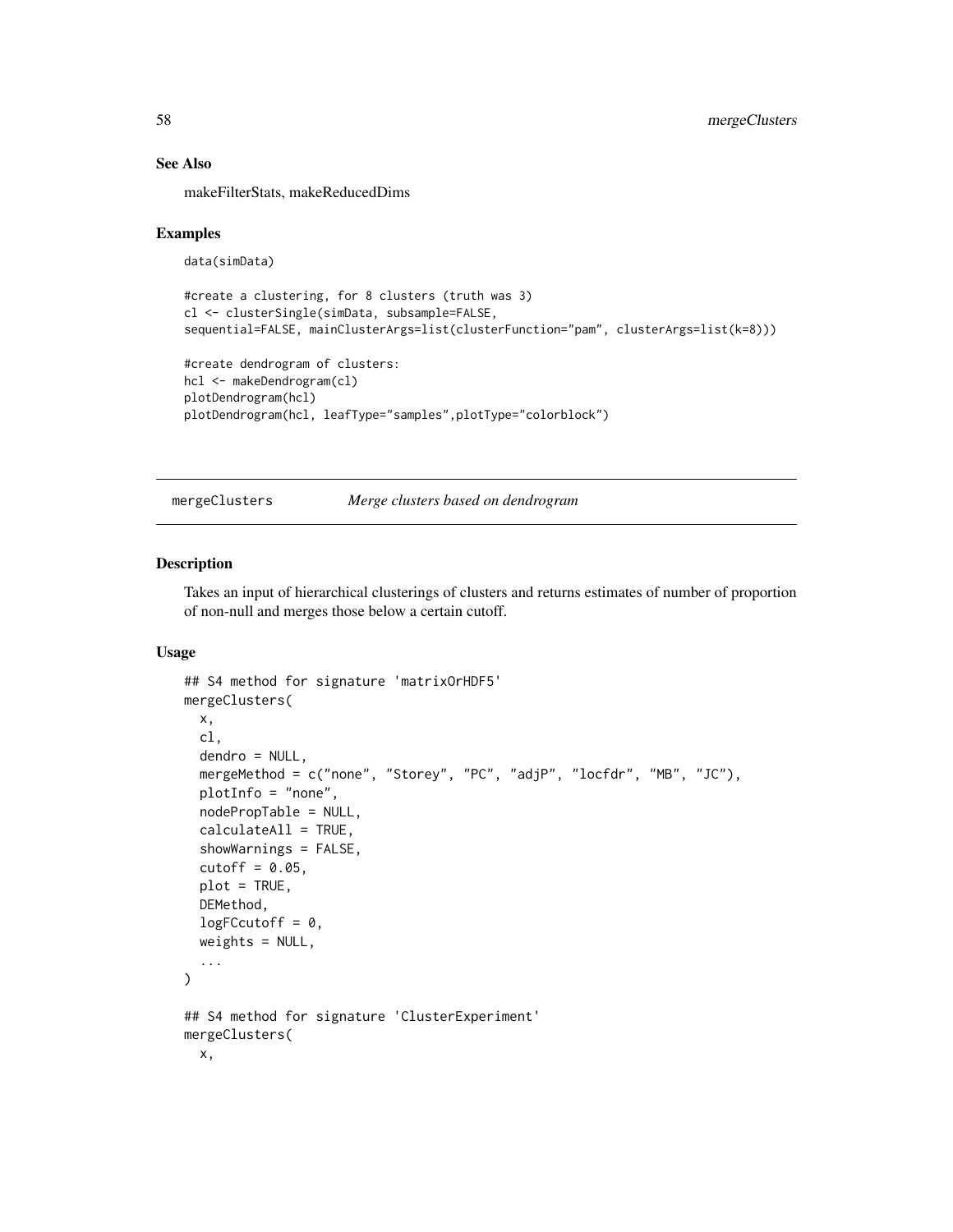## See Also

makeFilterStats, makeReducedDims

## Examples

```
data(simData)

#create a clustering, for 8 clusters (truth was 3)
cl <- clusterSingle(simData, subsample=FALSE,
sequential=FALSE, mainClusterArgs=list(clusterFunction="pam", clusterArgs=list(k=8)))

#create dendrogram of clusters:
hcl <- makeDendrogram(cl)
plotDendrogram(hcl)
plotDendrogram(hcl, leafType="samples",plotType="colorblock")
```

---

# mergeClusters *Merge clusters based on dendrogram*

---

## Description

Takes an input of hierarchical clusterings of clusters and returns estimates of number of proportion of non-null and merges those below a certain cutoff.

## Usage

```
## S4 method for signature 'matrixOrHDF5'
mergeClusters(
  x,
  cl,
  dendro = NULL,
  mergeMethod = c("none", "Storey", "PC", "adjP", "locfdr", "MB", "JC"),
  plotInfo = "none",
  nodePropTable = NULL,
  calculateAll = TRUE,
  showWarnings = FALSE,
  cutoff = 0.05,
  plot = TRUE,
  DEMethod,
  logFCcutoff = 0,
  weights = NULL,
  ...
)

## S4 method for signature 'ClusterExperiment'
mergeClusters(
  x,
```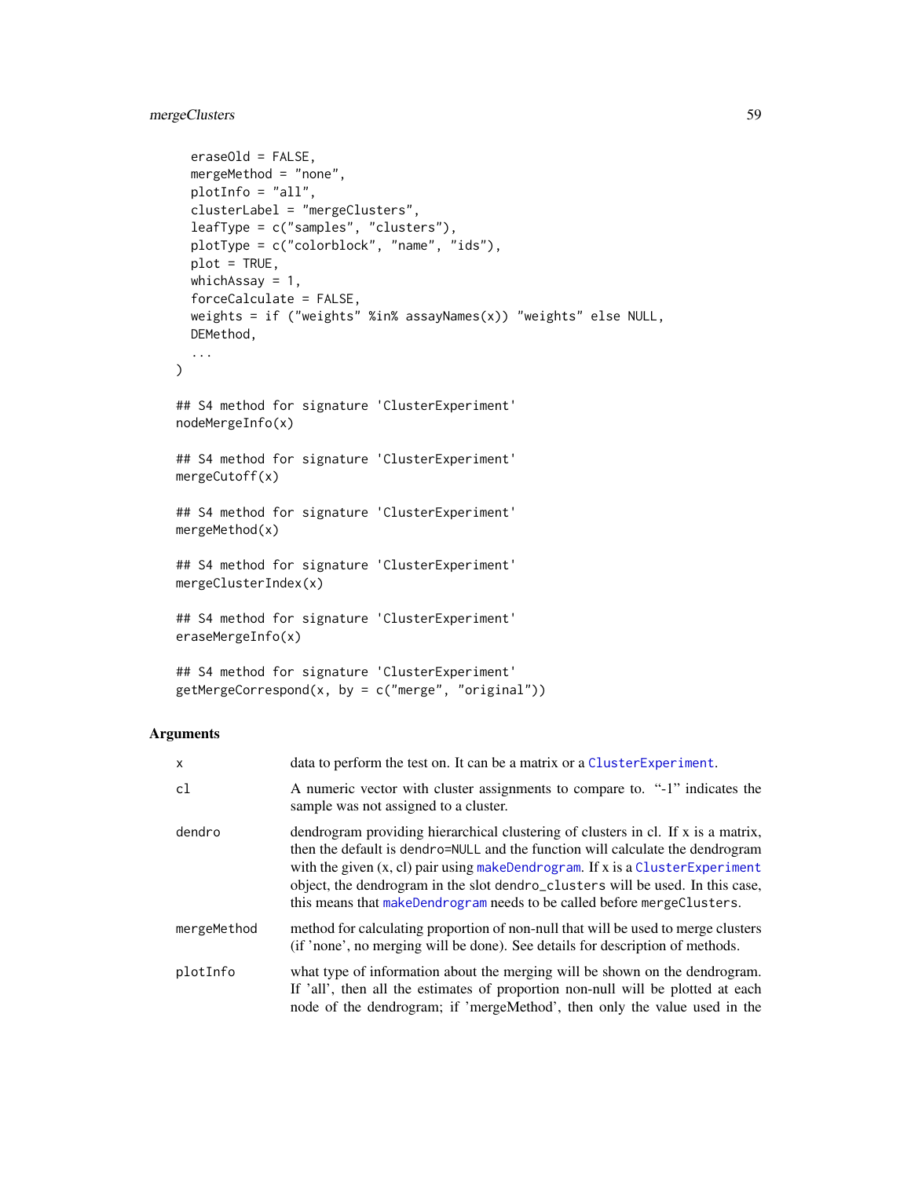```
  eraseOld = FALSE,
  mergeMethod = "none",
  plotInfo = "all",
  clusterLabel = "mergeClusters",
  leafType = c("samples", "clusters"),
  plotType = c("colorblock", "name", "ids"),
  plot = TRUE,
  whichAssay = 1,
  forceCalculate = FALSE,
  weights = if ("weights" %in% assayNames(x)) "weights" else NULL,
  DEMethod,
  ...
)

## S4 method for signature 'ClusterExperiment'
nodeMergeInfo(x)

## S4 method for signature 'ClusterExperiment'
mergeCutoff(x)

## S4 method for signature 'ClusterExperiment'
mergeMethod(x)

## S4 method for signature 'ClusterExperiment'
mergeClusterIndex(x)

## S4 method for signature 'ClusterExperiment'
eraseMergeInfo(x)

## S4 method for signature 'ClusterExperiment'
getMergeCorrespond(x, by = c("merge", "original"))
```

## Arguments

| | |
|---|---|
| x | data to perform the test on. It can be a matrix or a ClusterExperiment. |
| cl | A numeric vector with cluster assignments to compare to. "-1" indicates the sample was not assigned to a cluster. |
| dendro | dendrogram providing hierarchical clustering of clusters in cl. If x is a matrix, then the default is dendro=NULL and the function will calculate the dendrogram with the given (x, cl) pair using makeDendrogram. If x is a ClusterExperiment object, the dendrogram in the slot dendro_clusters will be used. In this case, this means that makeDendrogram needs to be called before mergeClusters. |
| mergeMethod | method for calculating proportion of non-null that will be used to merge clusters (if 'none', no merging will be done). See details for description of methods. |
| plotInfo | what type of information about the merging will be shown on the dendrogram. If 'all', then all the estimates of proportion non-null will be plotted at each node of the dendrogram; if 'mergeMethod', then only the value used in the |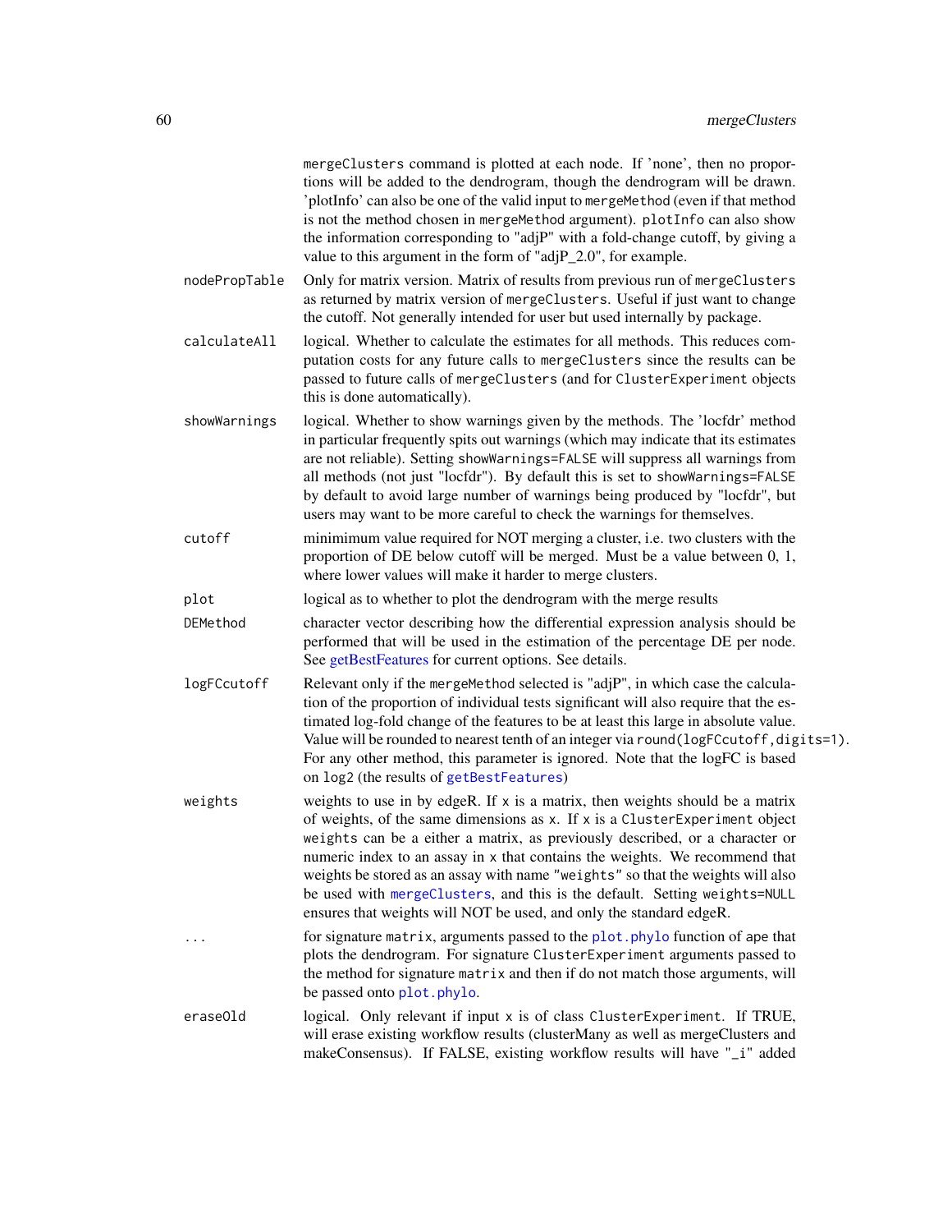mergeClusters command is plotted at each node. If 'none', then no proportions will be added to the dendrogram, though the dendrogram will be drawn. 'plotInfo' can also be one of the valid input to mergeMethod (even if that method is not the method chosen in mergeMethod argument). plotInfo can also show the information corresponding to "adjP" with a fold-change cutoff, by giving a value to this argument in the form of "adjP_2.0", for example.

nodePropTable
: Only for matrix version. Matrix of results from previous run of mergeClusters as returned by matrix version of mergeClusters. Useful if just want to change the cutoff. Not generally intended for user but used internally by package.

calculateAll
: logical. Whether to calculate the estimates for all methods. This reduces computation costs for any future calls to mergeClusters since the results can be passed to future calls of mergeClusters (and for ClusterExperiment objects this is done automatically).

showWarnings
: logical. Whether to show warnings given by the methods. The 'locfdr' method in particular frequently spits out warnings (which may indicate that its estimates are not reliable). Setting showWarnings=FALSE will suppress all warnings from all methods (not just "locfdr"). By default this is set to showWarnings=FALSE by default to avoid large number of warnings being produced by "locfdr", but users may want to be more careful to check the warnings for themselves.

cutoff
: minimimum value required for NOT merging a cluster, i.e. two clusters with the proportion of DE below cutoff will be merged. Must be a value between 0, 1, where lower values will make it harder to merge clusters.

plot
: logical as to whether to plot the dendrogram with the merge results

DEMethod
: character vector describing how the differential expression analysis should be performed that will be used in the estimation of the percentage DE per node. See getBestFeatures for current options. See details.

logFCcutoff
: Relevant only if the mergeMethod selected is "adjP", in which case the calculation of the proportion of individual tests significant will also require that the estimated log-fold change of the features to be at least this large in absolute value. Value will be rounded to nearest tenth of an integer via round(logFCcutoff,digits=1). For any other method, this parameter is ignored. Note that the logFC is based on log2 (the results of getBestFeatures)

weights
: weights to use in by edgeR. If x is a matrix, then weights should be a matrix of weights, of the same dimensions as x. If x is a ClusterExperiment object weights can be a either a matrix, as previously described, or a character or numeric index to an assay in x that contains the weights. We recommend that weights be stored as an assay with name "weights" so that the weights will also be used with mergeClusters, and this is the default. Setting weights=NULL ensures that weights will NOT be used, and only the standard edgeR.

...
: for signature matrix, arguments passed to the plot.phylo function of ape that plots the dendrogram. For signature ClusterExperiment arguments passed to the method for signature matrix and then if do not match those arguments, will be passed onto plot.phylo.

eraseOld
: logical. Only relevant if input x is of class ClusterExperiment. If TRUE, will erase existing workflow results (clusterMany as well as mergeClusters and makeConsensus). If FALSE, existing workflow results will have "_i" added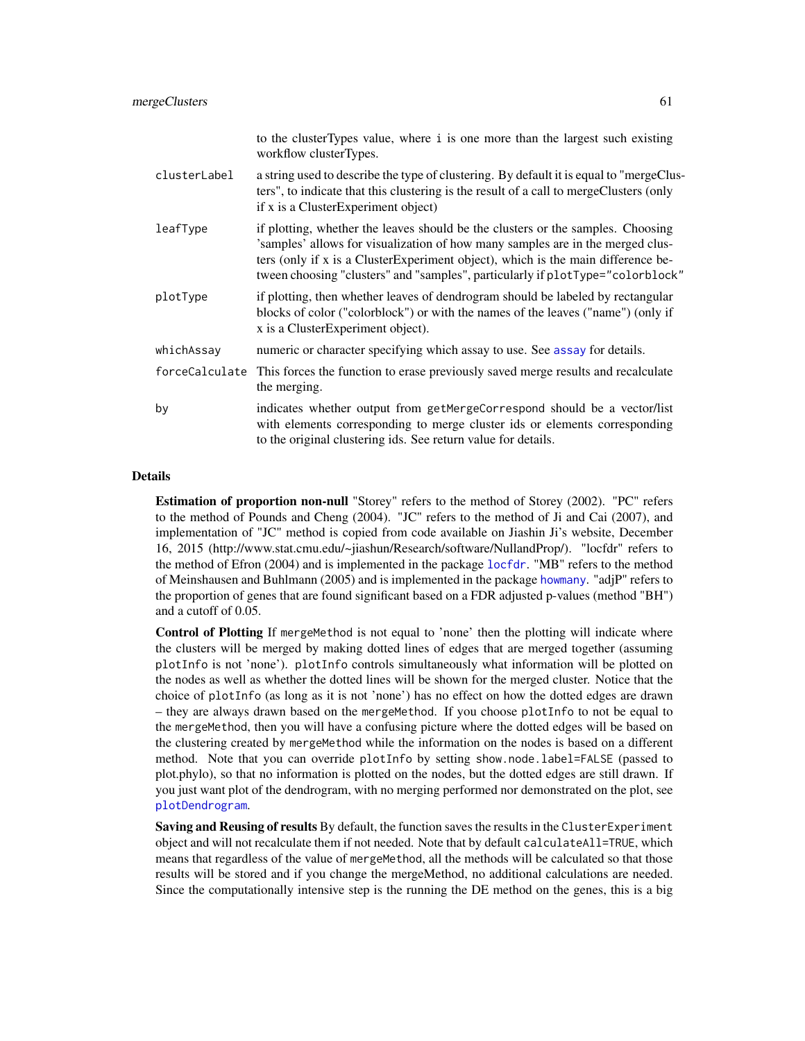|  |  |
|---|---|
|  | to the clusterTypes value, where i is one more than the largest such existing workflow clusterTypes. |
| clusterLabel | a string used to describe the type of clustering. By default it is equal to "mergeClusters", to indicate that this clustering is the result of a call to mergeClusters (only if x is a ClusterExperiment object) |
| leafType | if plotting, whether the leaves should be the clusters or the samples. Choosing 'samples' allows for visualization of how many samples are in the merged clusters (only if x is a ClusterExperiment object), which is the main difference between choosing "clusters" and "samples", particularly if `plotType="colorblock"` |
| plotType | if plotting, then whether leaves of dendrogram should be labeled by rectangular blocks of color ("colorblock") or with the names of the leaves ("name") (only if x is a ClusterExperiment object). |
| whichAssay | numeric or character specifying which assay to use. See assay for details. |
| forceCalculate | This forces the function to erase previously saved merge results and recalculate the merging. |
| by | indicates whether output from `getMergeCorrespond` should be a vector/list with elements corresponding to merge cluster ids or elements corresponding to the original clustering ids. See return value for details. |

## Details

**Estimation of proportion non-null** "Storey" refers to the method of Storey (2002). "PC" refers to the method of Pounds and Cheng (2004). "JC" refers to the method of Ji and Cai (2007), and implementation of "JC" method is copied from code available on Jiashin Ji's website, December 16, 2015 (http://www.stat.cmu.edu/~jiashun/Research/software/NullandProp/). "locfdr" refers to the method of Efron (2004) and is implemented in the package locfdr. "MB" refers to the method of Meinshausen and Buhlmann (2005) and is implemented in the package howmany. "adjP" refers to the proportion of genes that are found significant based on a FDR adjusted p-values (method "BH") and a cutoff of 0.05.

**Control of Plotting** If `mergeMethod` is not equal to 'none' then the plotting will indicate where the clusters will be merged by making dotted lines of edges that are merged together (assuming `plotInfo` is not 'none'). `plotInfo` controls simultaneously what information will be plotted on the nodes as well as whether the dotted lines will be shown for the merged cluster. Notice that the choice of `plotInfo` (as long as it is not 'none') has no effect on how the dotted edges are drawn – they are always drawn based on the `mergeMethod`. If you choose `plotInfo` to not be equal to the `mergeMethod`, then you will have a confusing picture where the dotted edges will be based on the clustering created by `mergeMethod` while the information on the nodes is based on a different method. Note that you can override `plotInfo` by setting `show.node.label=FALSE` (passed to plot.phylo), so that no information is plotted on the nodes, but the dotted edges are still drawn. If you just want plot of the dendrogram, with no merging performed nor demonstrated on the plot, see plotDendrogram.

**Saving and Reusing of results** By default, the function saves the results in the `ClusterExperiment` object and will not recalculate them if not needed. Note that by default `calculateAll=TRUE`, which means that regardless of the value of `mergeMethod`, all the methods will be calculated so that those results will be stored and if you change the mergeMethod, no additional calculations are needed. Since the computationally intensive step is the running the DE method on the genes, this is a big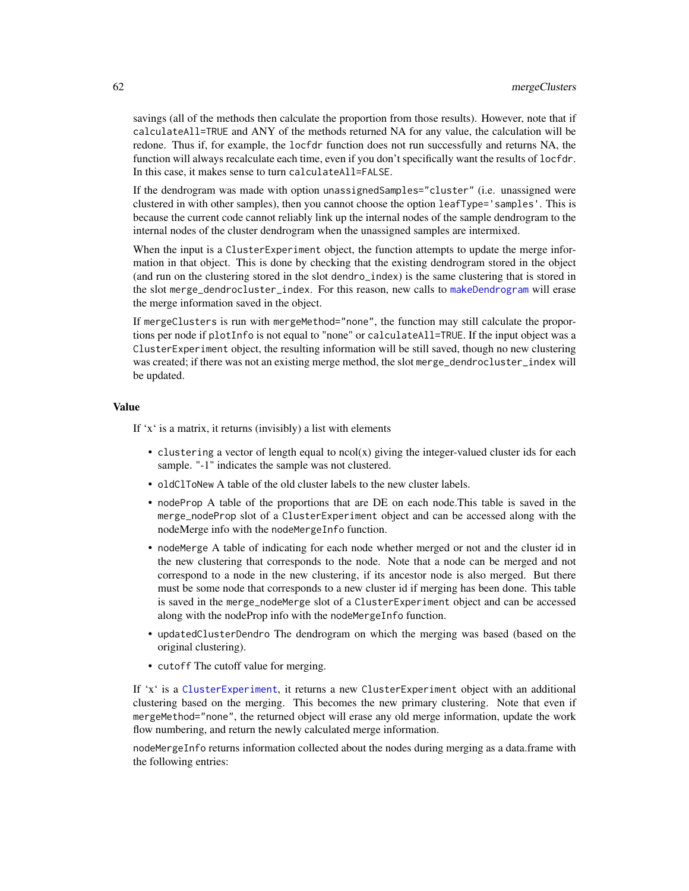savings (all of the methods then calculate the proportion from those results). However, note that if `calculateAll=TRUE` and ANY of the methods returned NA for any value, the calculation will be redone. Thus if, for example, the `locfdr` function does not run successfully and returns NA, the function will always recalculate each time, even if you don't specifically want the results of `locfdr`. In this case, it makes sense to turn `calculateAll=FALSE`.

If the dendrogram was made with option `unassignedSamples="cluster"` (i.e. unassigned were clustered in with other samples), then you cannot choose the option `leafType='samples'`. This is because the current code cannot reliably link up the internal nodes of the sample dendrogram to the internal nodes of the cluster dendrogram when the unassigned samples are intermixed.

When the input is a `ClusterExperiment` object, the function attempts to update the merge information in that object. This is done by checking that the existing dendrogram stored in the object (and run on the clustering stored in the slot `dendro_index`) is the same clustering that is stored in the slot `merge_dendrocluster_index`. For this reason, new calls to `makeDendrogram` will erase the merge information saved in the object.

If `mergeClusters` is run with `mergeMethod="none"`, the function may still calculate the proportions per node if `plotInfo` is not equal to "none" or `calculateAll=TRUE`. If the input object was a `ClusterExperiment` object, the resulting information will be still saved, though no new clustering was created; if there was not an existing merge method, the slot `merge_dendrocluster_index` will be updated.

## Value

If 'x' is a matrix, it returns (invisibly) a list with elements

- `clustering` a vector of length equal to ncol(x) giving the integer-valued cluster ids for each sample. "-1" indicates the sample was not clustered.
- `oldClToNew` A table of the old cluster labels to the new cluster labels.
- `nodeProp` A table of the proportions that are DE on each node.This table is saved in the `merge_nodeProp` slot of a `ClusterExperiment` object and can be accessed along with the nodeMerge info with the `nodeMergeInfo` function.
- `nodeMerge` A table of indicating for each node whether merged or not and the cluster id in the new clustering that corresponds to the node. Note that a node can be merged and not correspond to a node in the new clustering, if its ancestor node is also merged. But there must be some node that corresponds to a new cluster id if merging has been done. This table is saved in the `merge_nodeMerge` slot of a `ClusterExperiment` object and can be accessed along with the nodeProp info with the `nodeMergeInfo` function.
- `updatedClusterDendro` The dendrogram on which the merging was based (based on the original clustering).
- `cutoff` The cutoff value for merging.

If 'x' is a `ClusterExperiment`, it returns a new `ClusterExperiment` object with an additional clustering based on the merging. This becomes the new primary clustering. Note that even if `mergeMethod="none"`, the returned object will erase any old merge information, update the work flow numbering, and return the newly calculated merge information.

`nodeMergeInfo` returns information collected about the nodes during merging as a data.frame with the following entries: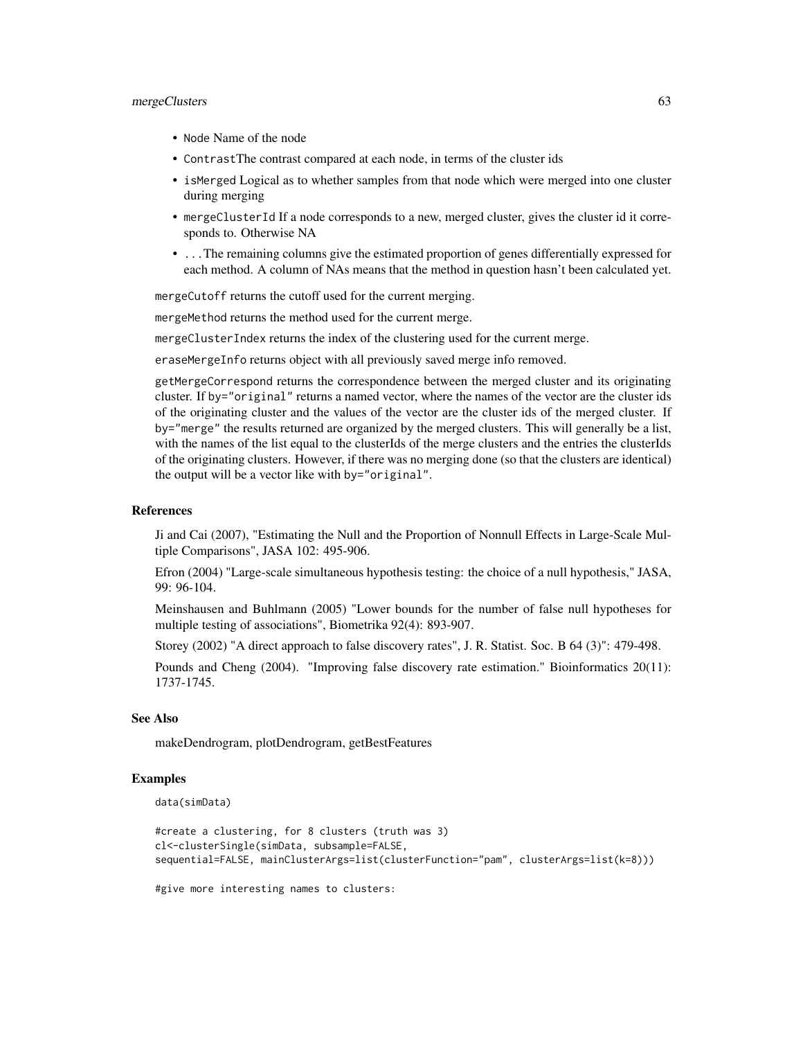- `Node` Name of the node
- `Contrast`The contrast compared at each node, in terms of the cluster ids
- `isMerged` Logical as to whether samples from that node which were merged into one cluster during merging
- `mergeClusterId` If a node corresponds to a new, merged cluster, gives the cluster id it corresponds to. Otherwise NA
- `...`The remaining columns give the estimated proportion of genes differentially expressed for each method. A column of NAs means that the method in question hasn't been calculated yet.

`mergeCutoff` returns the cutoff used for the current merging.

`mergeMethod` returns the method used for the current merge.

`mergeClusterIndex` returns the index of the clustering used for the current merge.

`eraseMergeInfo` returns object with all previously saved merge info removed.

`getMergeCorrespond` returns the correspondence between the merged cluster and its originating cluster. If `by="original"` returns a named vector, where the names of the vector are the cluster ids of the originating cluster and the values of the vector are the cluster ids of the merged cluster. If `by="merge"` the results returned are organized by the merged clusters. This will generally be a list, with the names of the list equal to the clusterIds of the merge clusters and the entries the clusterIds of the originating clusters. However, if there was no merging done (so that the clusters are identical) the output will be a vector like with `by="original"`.

## References

Ji and Cai (2007), "Estimating the Null and the Proportion of Nonnull Effects in Large-Scale Multiple Comparisons", JASA 102: 495-906.

Efron (2004) "Large-scale simultaneous hypothesis testing: the choice of a null hypothesis," JASA, 99: 96-104.

Meinshausen and Buhlmann (2005) "Lower bounds for the number of false null hypotheses for multiple testing of associations", Biometrika 92(4): 893-907.

Storey (2002) "A direct approach to false discovery rates", J. R. Statist. Soc. B 64 (3)": 479-498.

Pounds and Cheng (2004). "Improving false discovery rate estimation." Bioinformatics 20(11): 1737-1745.

## See Also

makeDendrogram, plotDendrogram, getBestFeatures

## Examples

```
data(simData)

#create a clustering, for 8 clusters (truth was 3)
cl<-clusterSingle(simData, subsample=FALSE,
sequential=FALSE, mainClusterArgs=list(clusterFunction="pam", clusterArgs=list(k=8)))

#give more interesting names to clusters:
```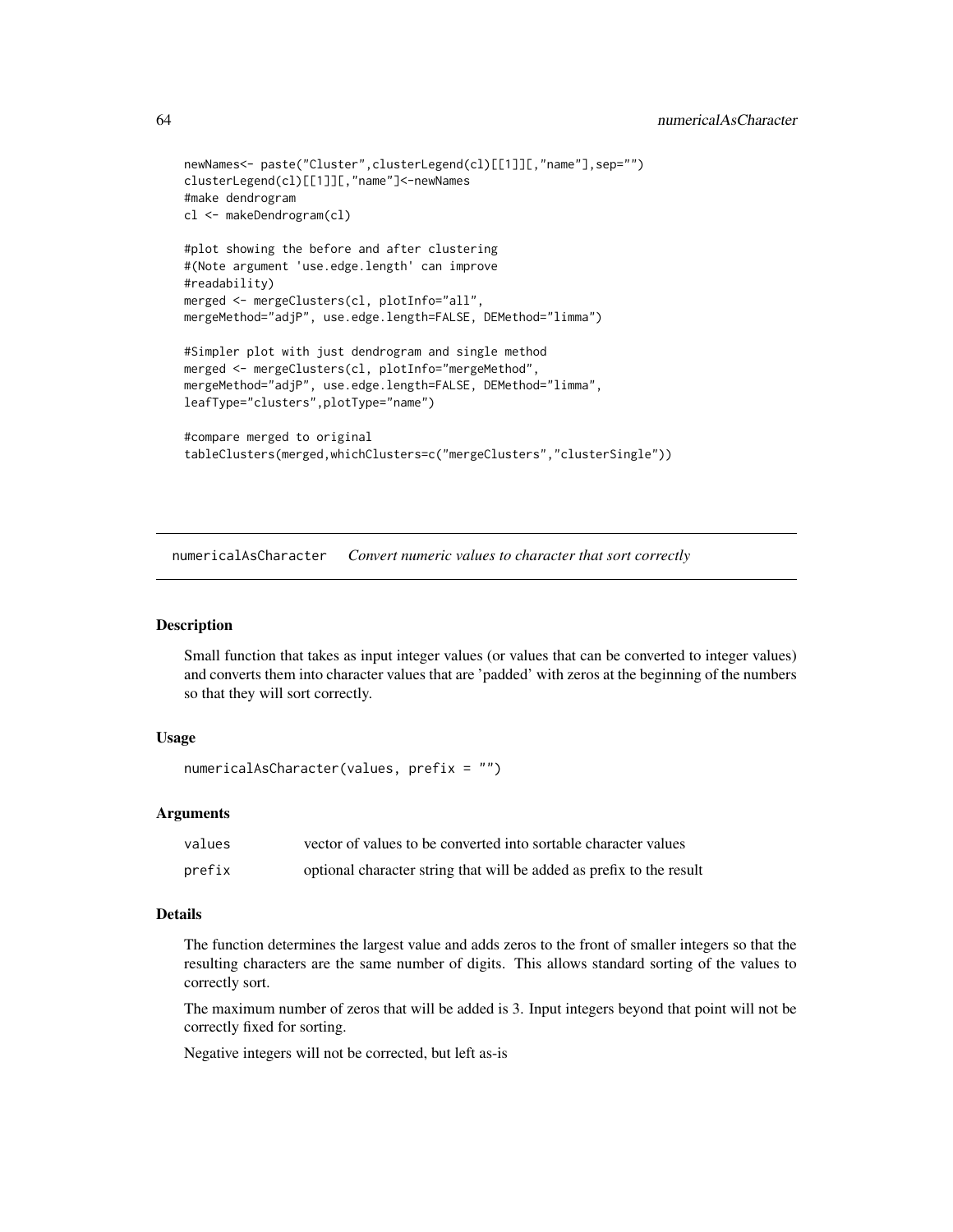```
newNames<- paste("Cluster",clusterLegend(cl)[[1]][,"name"],sep="")
clusterLegend(cl)[[1]][,"name"]<-newNames
#make dendrogram
cl <- makeDendrogram(cl)

#plot showing the before and after clustering
#(Note argument 'use.edge.length' can improve
#readability)
merged <- mergeClusters(cl, plotInfo="all",
mergeMethod="adjP", use.edge.length=FALSE, DEMethod="limma")

#Simpler plot with just dendrogram and single method
merged <- mergeClusters(cl, plotInfo="mergeMethod",
mergeMethod="adjP", use.edge.length=FALSE, DEMethod="limma",
leafType="clusters",plotType="name")

#compare merged to original
tableClusters(merged,whichClusters=c("mergeClusters","clusterSingle"))
```

## numericalAsCharacter *Convert numeric values to character that sort correctly*

### Description

Small function that takes as input integer values (or values that can be converted to integer values) and converts them into character values that are 'padded' with zeros at the beginning of the numbers so that they will sort correctly.

### Usage

```
numericalAsCharacter(values, prefix = "")
```

### Arguments

| | |
|---|---|
| values | vector of values to be converted into sortable character values |
| prefix | optional character string that will be added as prefix to the result |

### Details

The function determines the largest value and adds zeros to the front of smaller integers so that the resulting characters are the same number of digits. This allows standard sorting of the values to correctly sort.

The maximum number of zeros that will be added is 3. Input integers beyond that point will not be correctly fixed for sorting.

Negative integers will not be corrected, but left as-is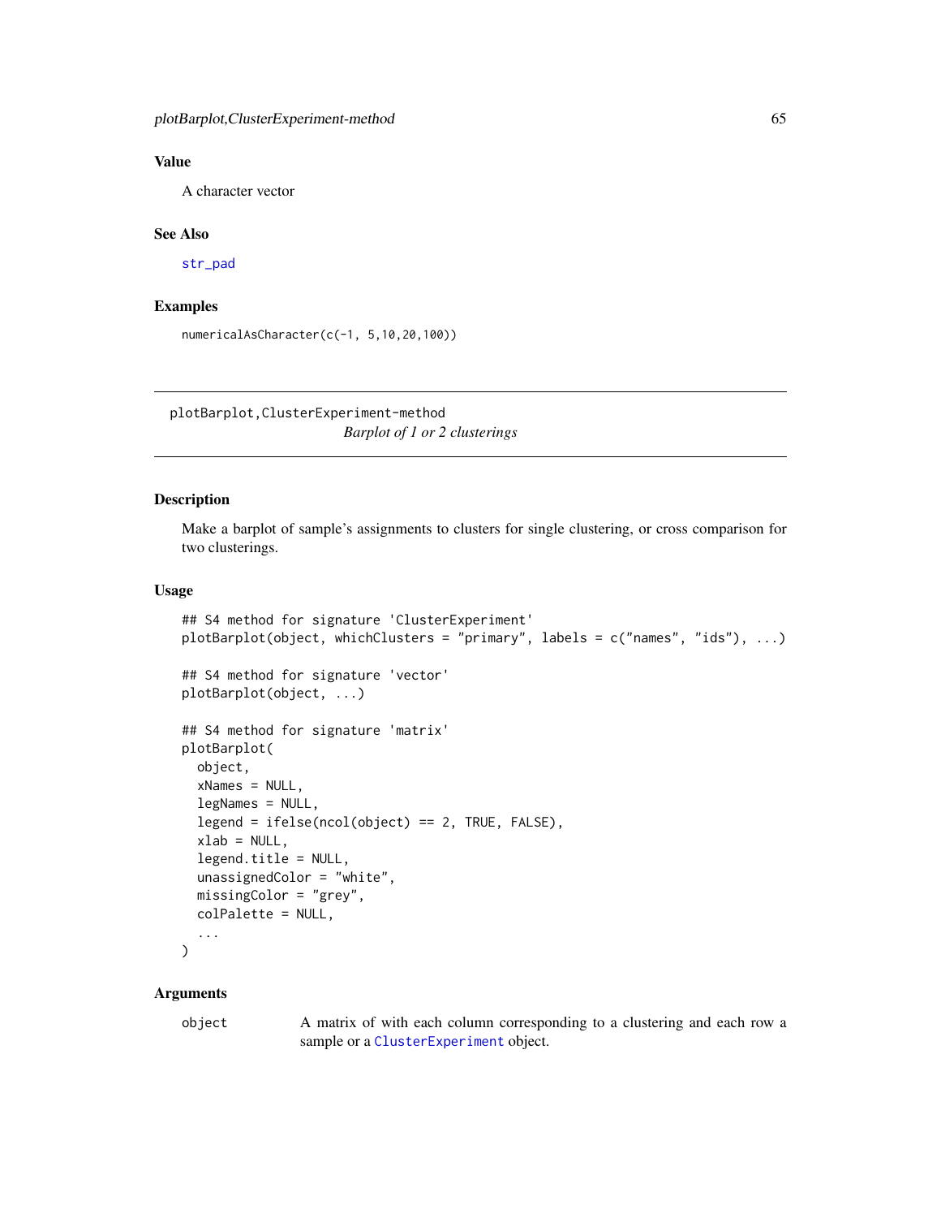## Value

A character vector

## See Also

str_pad

## Examples

```
numericalAsCharacter(c(-1, 5,10,20,100))
```

---

# plotBarplot,ClusterExperiment-method

*Barplot of 1 or 2 clusterings*

---

## Description

Make a barplot of sample's assignments to clusters for single clustering, or cross comparison for two clusterings.

## Usage

```
## S4 method for signature 'ClusterExperiment'
plotBarplot(object, whichClusters = "primary", labels = c("names", "ids"), ...)

## S4 method for signature 'vector'
plotBarplot(object, ...)

## S4 method for signature 'matrix'
plotBarplot(
  object,
  xNames = NULL,
  legNames = NULL,
  legend = ifelse(ncol(object) == 2, TRUE, FALSE),
  xlab = NULL,
  legend.title = NULL,
  unassignedColor = "white",
  missingColor = "grey",
  colPalette = NULL,
  ...
)
```

## Arguments

| | |
|---|---|
| object | A matrix of with each column corresponding to a clustering and each row a sample or a ClusterExperiment object. |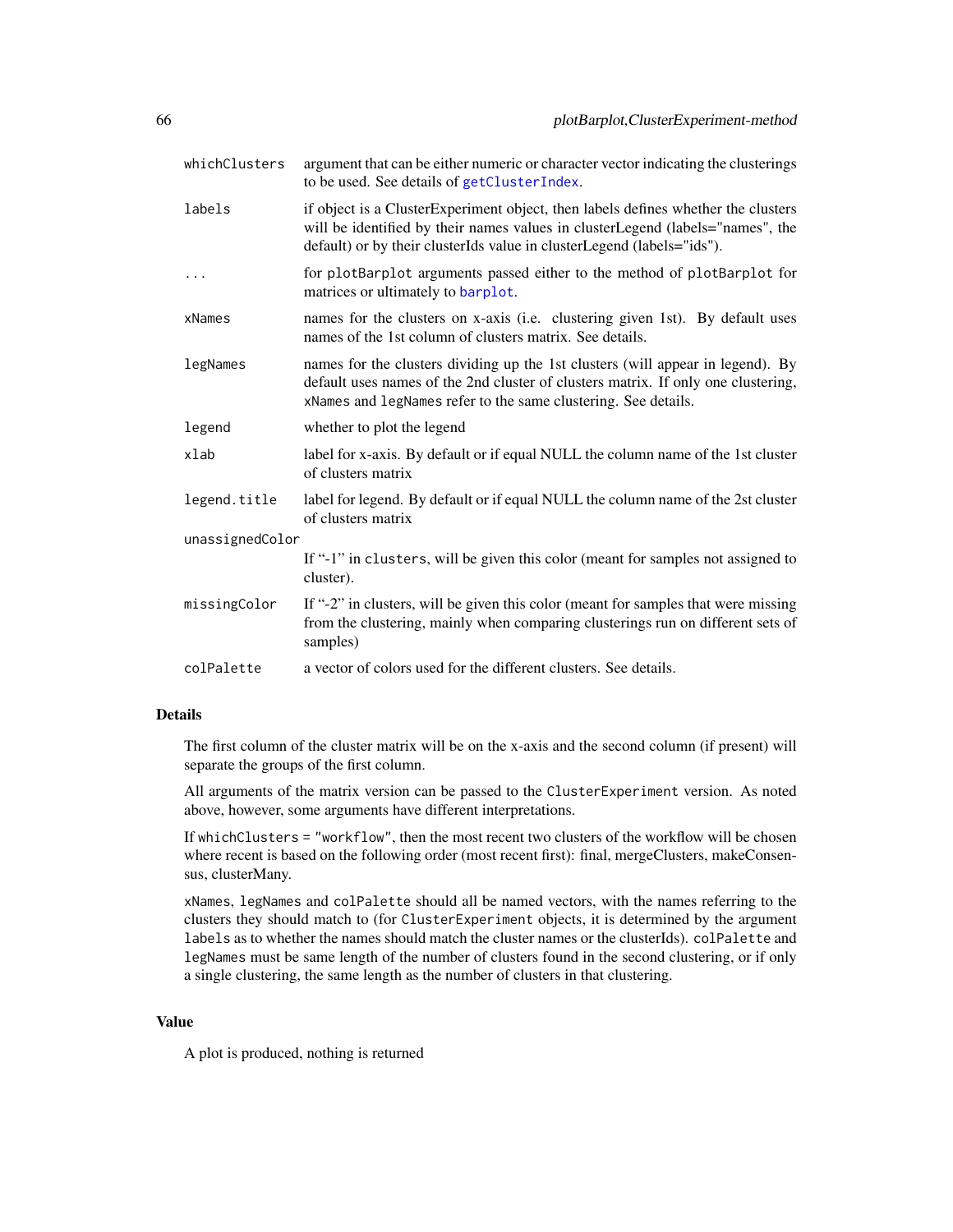| | |
|---|---|
| `whichClusters` | argument that can be either numeric or character vector indicating the clusterings to be used. See details of `getClusterIndex`. |
| `labels` | if object is a ClusterExperiment object, then labels defines whether the clusters will be identified by their names values in clusterLegend (labels="names", the default) or by their clusterIds value in clusterLegend (labels="ids"). |
| `...` | for `plotBarplot` arguments passed either to the method of `plotBarplot` for matrices or ultimately to `barplot`. |
| `xNames` | names for the clusters on x-axis (i.e. clustering given 1st). By default uses names of the 1st column of clusters matrix. See details. |
| `legNames` | names for the clusters dividing up the 1st clusters (will appear in legend). By default uses names of the 2nd cluster of clusters matrix. If only one clustering, `xNames` and `legNames` refer to the same clustering. See details. |
| `legend` | whether to plot the legend |
| `xlab` | label for x-axis. By default or if equal NULL the column name of the 1st cluster of clusters matrix |
| `legend.title` | label for legend. By default or if equal NULL the column name of the 2st cluster of clusters matrix |
| `unassignedColor` | If "-1" in `clusters`, will be given this color (meant for samples not assigned to cluster). |
| `missingColor` | If "-2" in clusters, will be given this color (meant for samples that were missing from the clustering, mainly when comparing clusterings run on different sets of samples) |
| `colPalette` | a vector of colors used for the different clusters. See details. |

## Details

The first column of the cluster matrix will be on the x-axis and the second column (if present) will separate the groups of the first column.

All arguments of the matrix version can be passed to the `ClusterExperiment` version. As noted above, however, some arguments have different interpretations.

If `whichClusters = "workflow"`, then the most recent two clusters of the workflow will be chosen where recent is based on the following order (most recent first): final, mergeClusters, makeConsensus, clusterMany.

`xNames`, `legNames` and `colPalette` should all be named vectors, with the names referring to the clusters they should match to (for `ClusterExperiment` objects, it is determined by the argument `labels` as to whether the names should match the cluster names or the clusterIds). `colPalette` and `legNames` must be same length of the number of clusters found in the second clustering, or if only a single clustering, the same length as the number of clusters in that clustering.

## Value

A plot is produced, nothing is returned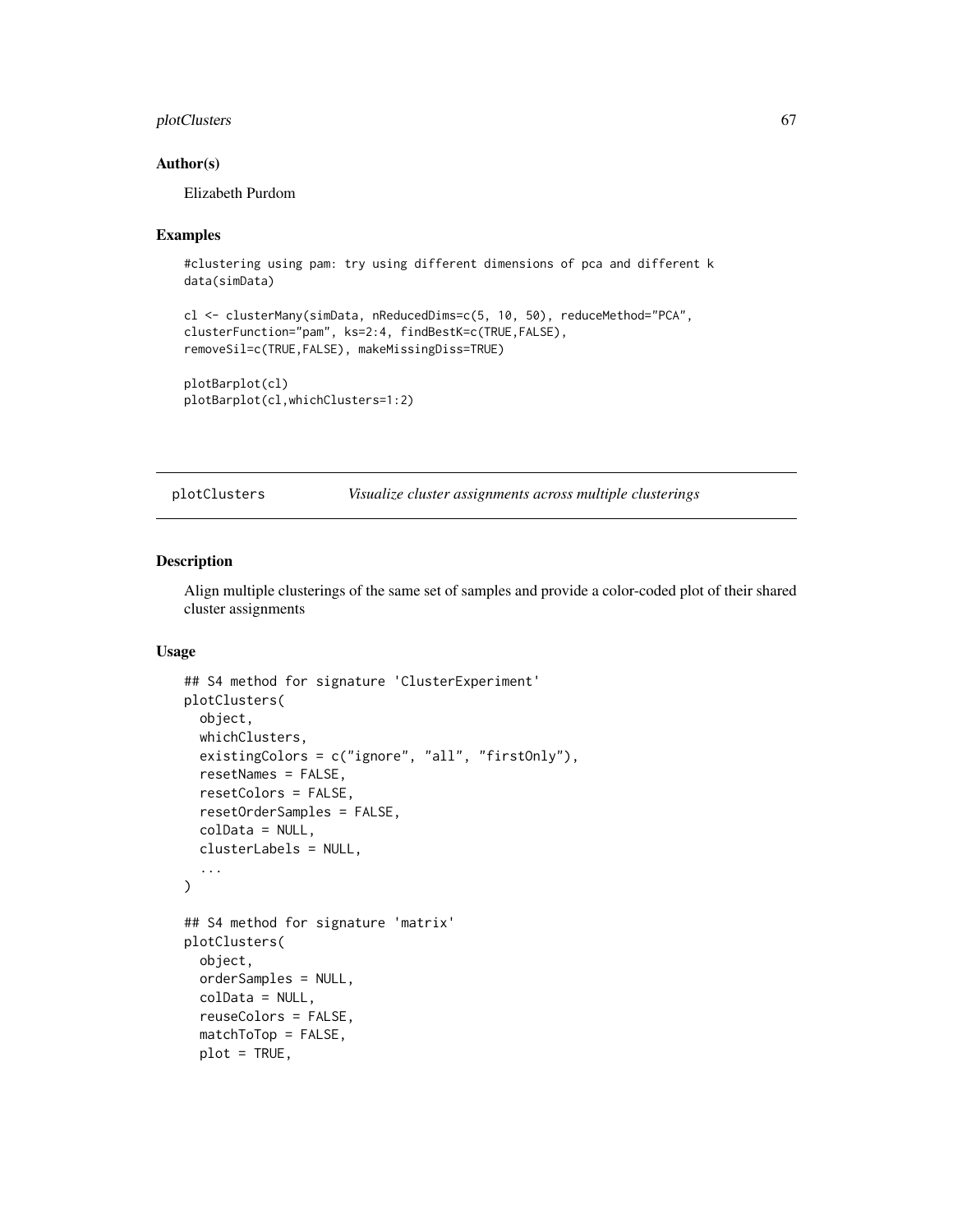### Author(s)

Elizabeth Purdom

### Examples

```
#clustering using pam: try using different dimensions of pca and different k
data(simData)

cl <- clusterMany(simData, nReducedDims=c(5, 10, 50), reduceMethod="PCA",
clusterFunction="pam", ks=2:4, findBestK=c(TRUE,FALSE),
removeSil=c(TRUE,FALSE), makeMissingDiss=TRUE)

plotBarplot(cl)
plotBarplot(cl,whichClusters=1:2)
```

---

## plotClusters — *Visualize cluster assignments across multiple clusterings*

---

### Description

Align multiple clusterings of the same set of samples and provide a color-coded plot of their shared cluster assignments

### Usage

```
## S4 method for signature 'ClusterExperiment'
plotClusters(
  object,
  whichClusters,
  existingColors = c("ignore", "all", "firstOnly"),
  resetNames = FALSE,
  resetColors = FALSE,
  resetOrderSamples = FALSE,
  colData = NULL,
  clusterLabels = NULL,
  ...
)

## S4 method for signature 'matrix'
plotClusters(
  object,
  orderSamples = NULL,
  colData = NULL,
  reuseColors = FALSE,
  matchToTop = FALSE,
  plot = TRUE,
```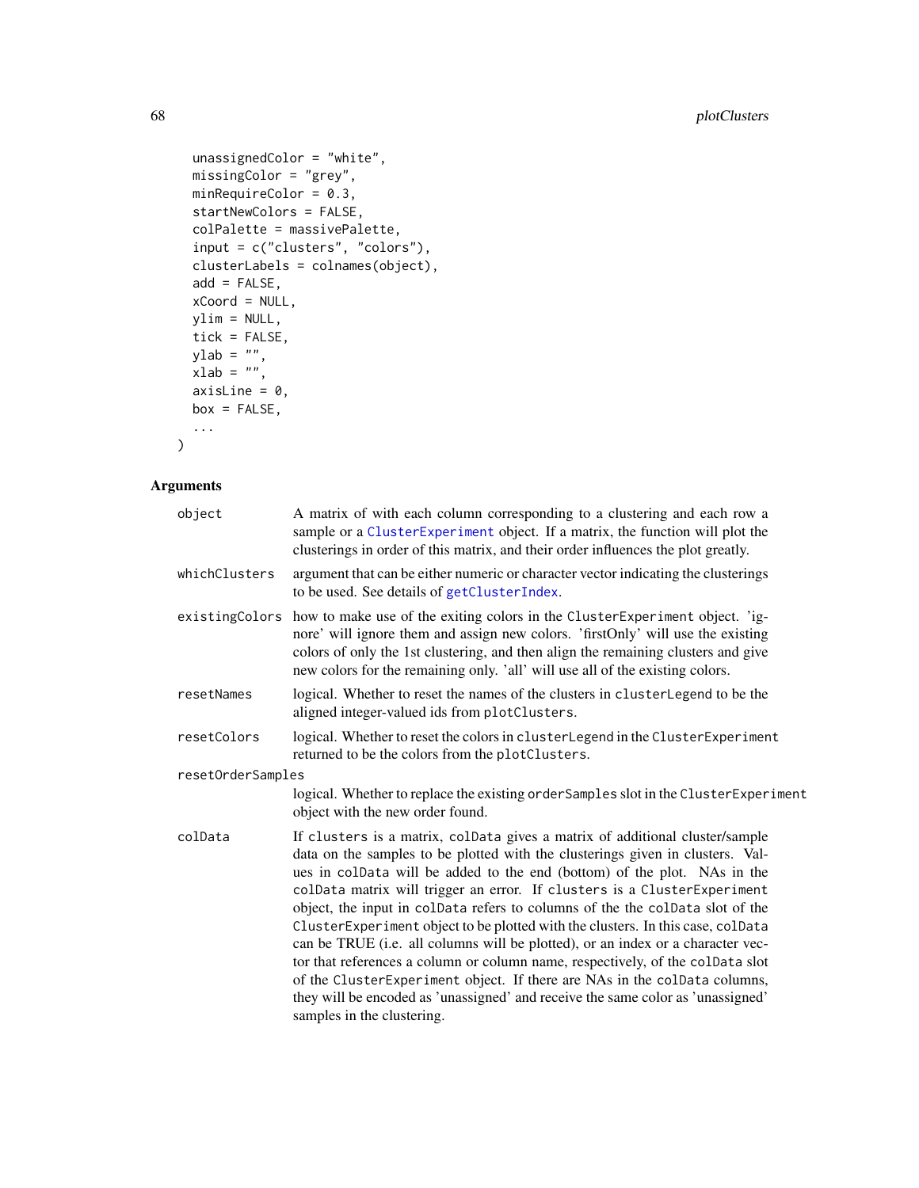```
  unassignedColor = "white",
  missingColor = "grey",
  minRequireColor = 0.3,
  startNewColors = FALSE,
  colPalette = massivePalette,
  input = c("clusters", "colors"),
  clusterLabels = colnames(object),
  add = FALSE,
  xCoord = NULL,
  ylim = NULL,
  tick = FALSE,
  ylab = "",
  xlab = "",
  axisLine = 0,
  box = FALSE,
  ...
)
```

## Arguments

| | |
|---|---|
| object | A matrix of with each column corresponding to a clustering and each row a sample or a ClusterExperiment object. If a matrix, the function will plot the clusterings in order of this matrix, and their order influences the plot greatly. |
| whichClusters | argument that can be either numeric or character vector indicating the clusterings to be used. See details of getClusterIndex. |
| existingColors | how to make use of the exiting colors in the ClusterExperiment object. 'ignore' will ignore them and assign new colors. 'firstOnly' will use the existing colors of only the 1st clustering, and then align the remaining clusters and give new colors for the remaining only. 'all' will use all of the existing colors. |
| resetNames | logical. Whether to reset the names of the clusters in clusterLegend to be the aligned integer-valued ids from plotClusters. |
| resetColors | logical. Whether to reset the colors in clusterLegend in the ClusterExperiment returned to be the colors from the plotClusters. |
| resetOrderSamples | logical. Whether to replace the existing orderSamples slot in the ClusterExperiment object with the new order found. |
| colData | If clusters is a matrix, colData gives a matrix of additional cluster/sample data on the samples to be plotted with the clusterings given in clusters. Values in colData will be added to the end (bottom) of the plot. NAs in the colData matrix will trigger an error. If clusters is a ClusterExperiment object, the input in colData refers to columns of the the colData slot of the ClusterExperiment object to be plotted with the clusters. In this case, colData can be TRUE (i.e. all columns will be plotted), or an index or a character vector that references a column or column name, respectively, of the colData slot of the ClusterExperiment object. If there are NAs in the colData columns, they will be encoded as 'unassigned' and receive the same color as 'unassigned' samples in the clustering. |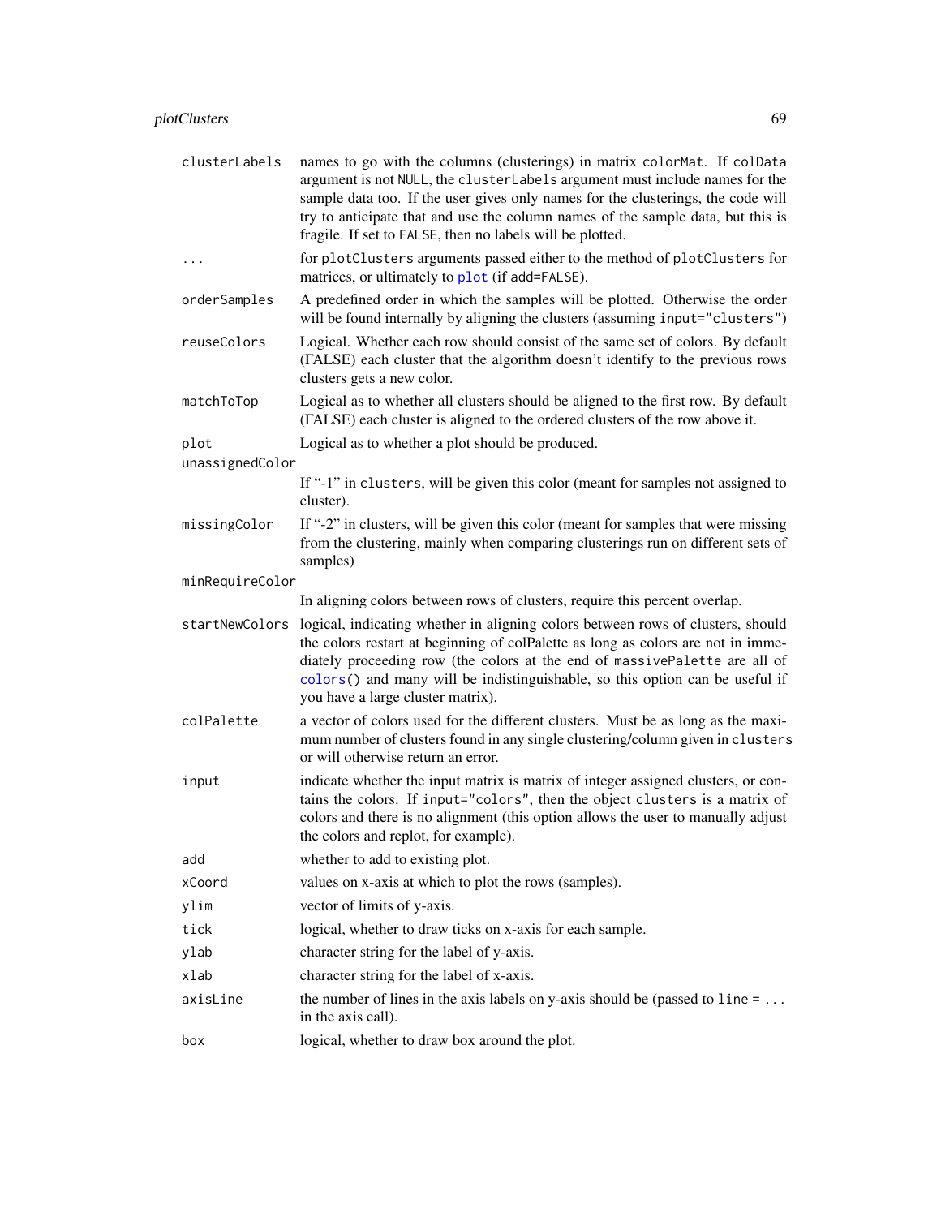| | |
|---|---|
| `clusterLabels` | names to go with the columns (clusterings) in matrix `colorMat`. If `colData` argument is not `NULL`, the `clusterLabels` argument must include names for the sample data too. If the user gives only names for the clusterings, the code will try to anticipate that and use the column names of the sample data, but this is fragile. If set to `FALSE`, then no labels will be plotted. |
| `...` | for `plotClusters` arguments passed either to the method of `plotClusters` for matrices, or ultimately to `plot` (if `add=FALSE`). |
| `orderSamples` | A predefined order in which the samples will be plotted. Otherwise the order will be found internally by aligning the clusters (assuming `input="clusters"`) |
| `reuseColors` | Logical. Whether each row should consist of the same set of colors. By default (FALSE) each cluster that the algorithm doesn't identify to the previous rows clusters gets a new color. |
| `matchToTop` | Logical as to whether all clusters should be aligned to the first row. By default (FALSE) each cluster is aligned to the ordered clusters of the row above it. |
| `plot` | Logical as to whether a plot should be produced. |
| `unassignedColor` | If "-1" in `clusters`, will be given this color (meant for samples not assigned to cluster). |
| `missingColor` | If "-2" in clusters, will be given this color (meant for samples that were missing from the clustering, mainly when comparing clusterings run on different sets of samples) |
| `minRequireColor` | In aligning colors between rows of clusters, require this percent overlap. |
| `startNewColors` | logical, indicating whether in aligning colors between rows of clusters, should the colors restart at beginning of colPalette as long as colors are not in immediately proceeding row (the colors at the end of `massivePalette` are all of `colors()` and many will be indistinguishable, so this option can be useful if you have a large cluster matrix). |
| `colPalette` | a vector of colors used for the different clusters. Must be as long as the maximum number of clusters found in any single clustering/column given in `clusters` or will otherwise return an error. |
| `input` | indicate whether the input matrix is matrix of integer assigned clusters, or contains the colors. If `input="colors"`, then the object `clusters` is a matrix of colors and there is no alignment (this option allows the user to manually adjust the colors and replot, for example). |
| `add` | whether to add to existing plot. |
| `xCoord` | values on x-axis at which to plot the rows (samples). |
| `ylim` | vector of limits of y-axis. |
| `tick` | logical, whether to draw ticks on x-axis for each sample. |
| `ylab` | character string for the label of y-axis. |
| `xlab` | character string for the label of x-axis. |
| `axisLine` | the number of lines in the axis labels on y-axis should be (passed to `line = ...` in the axis call). |
| `box` | logical, whether to draw box around the plot. |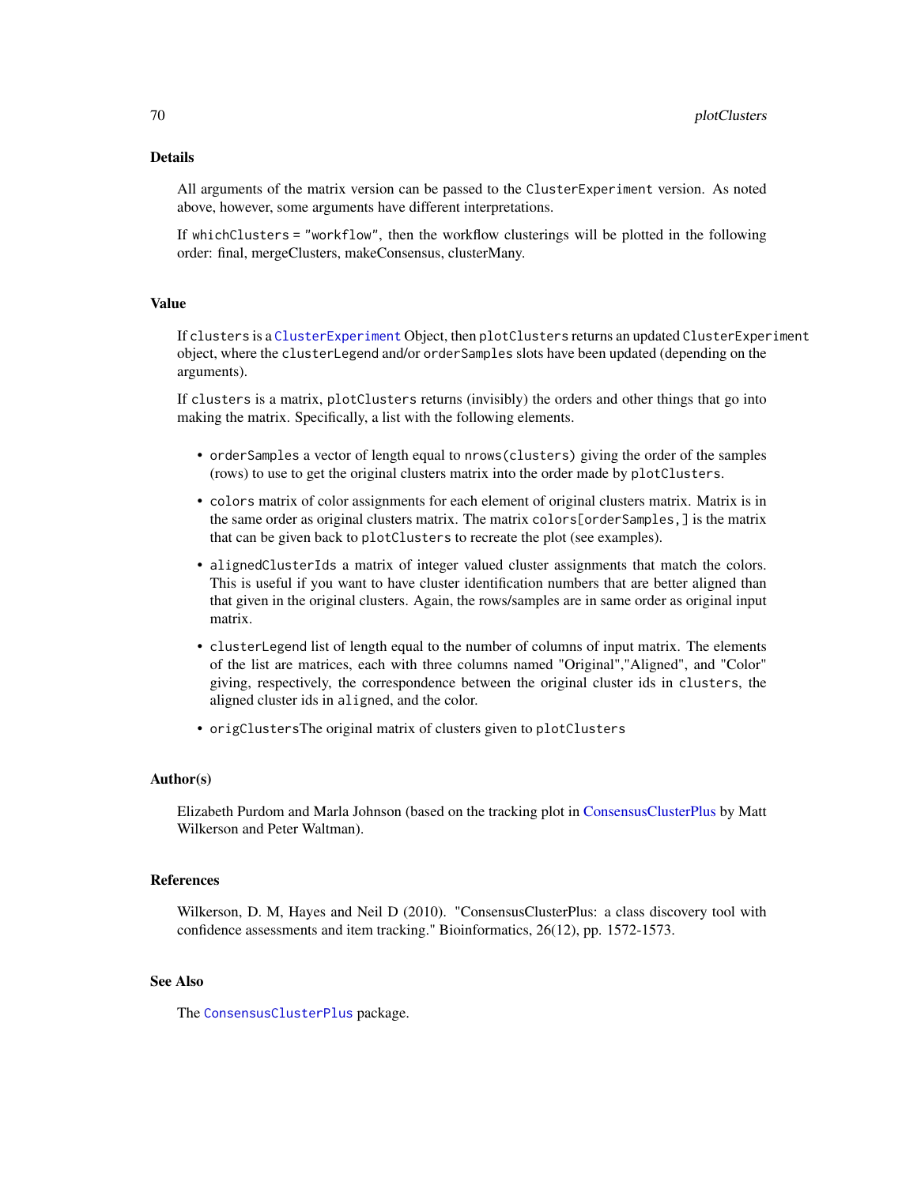## Details

All arguments of the matrix version can be passed to the `ClusterExperiment` version. As noted above, however, some arguments have different interpretations.

If `whichClusters = "workflow"`, then the workflow clusterings will be plotted in the following order: final, mergeClusters, makeConsensus, clusterMany.

## Value

If `clusters` is a `ClusterExperiment` Object, then `plotClusters` returns an updated `ClusterExperiment` object, where the `clusterLegend` and/or `orderSamples` slots have been updated (depending on the arguments).

If `clusters` is a matrix, `plotClusters` returns (invisibly) the orders and other things that go into making the matrix. Specifically, a list with the following elements.

- `orderSamples` a vector of length equal to `nrows(clusters)` giving the order of the samples (rows) to use to get the original clusters matrix into the order made by `plotClusters`.
- `colors` matrix of color assignments for each element of original clusters matrix. Matrix is in the same order as original clusters matrix. The matrix `colors[orderSamples,]` is the matrix that can be given back to `plotClusters` to recreate the plot (see examples).
- `alignedClusterIds` a matrix of integer valued cluster assignments that match the colors. This is useful if you want to have cluster identification numbers that are better aligned than that given in the original clusters. Again, the rows/samples are in same order as original input matrix.
- `clusterLegend` list of length equal to the number of columns of input matrix. The elements of the list are matrices, each with three columns named "Original","Aligned", and "Color" giving, respectively, the correspondence between the original cluster ids in `clusters`, the aligned cluster ids in `aligned`, and the color.
- `origClusters`The original matrix of clusters given to `plotClusters`

## Author(s)

Elizabeth Purdom and Marla Johnson (based on the tracking plot in ConsensusClusterPlus by Matt Wilkerson and Peter Waltman).

## References

Wilkerson, D. M, Hayes and Neil D (2010). "ConsensusClusterPlus: a class discovery tool with confidence assessments and item tracking." Bioinformatics, 26(12), pp. 1572-1573.

## See Also

The `ConsensusClusterPlus` package.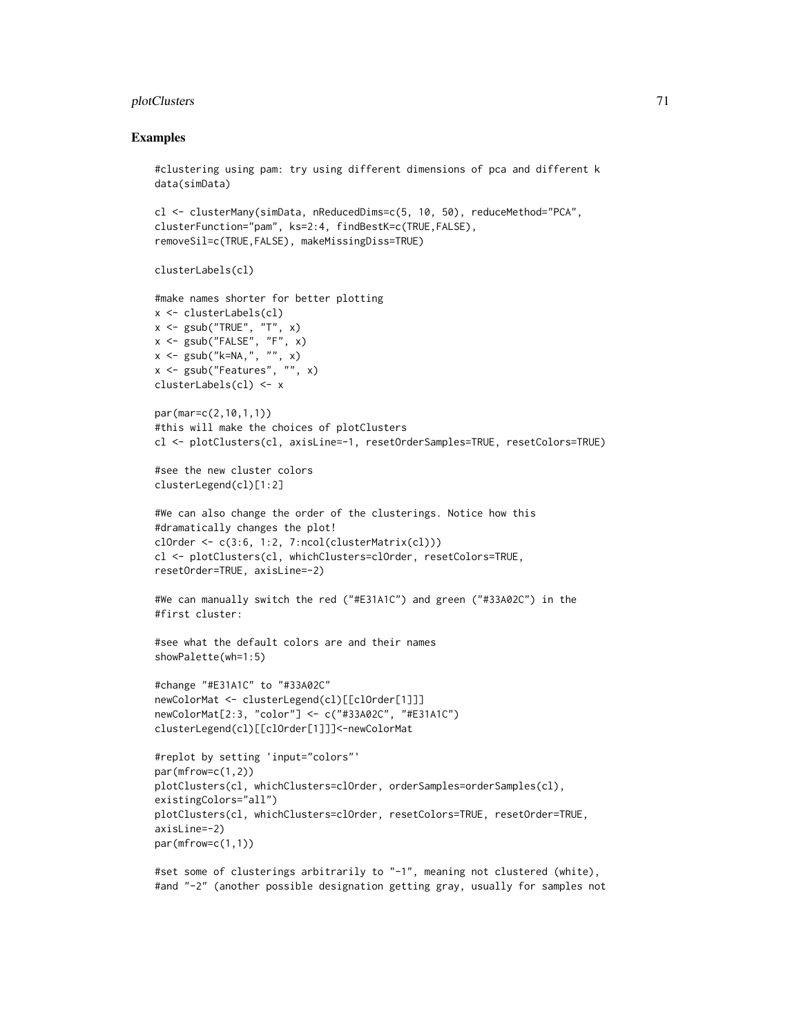## Examples

```
#clustering using pam: try using different dimensions of pca and different k
data(simData)

cl <- clusterMany(simData, nReducedDims=c(5, 10, 50), reduceMethod="PCA",
clusterFunction="pam", ks=2:4, findBestK=c(TRUE,FALSE),
removeSil=c(TRUE,FALSE), makeMissingDiss=TRUE)

clusterLabels(cl)

#make names shorter for better plotting
x <- clusterLabels(cl)
x <- gsub("TRUE", "T", x)
x <- gsub("FALSE", "F", x)
x <- gsub("k=NA,", "", x)
x <- gsub("Features", "", x)
clusterLabels(cl) <- x

par(mar=c(2,10,1,1))
#this will make the choices of plotClusters
cl <- plotClusters(cl, axisLine=-1, resetOrderSamples=TRUE, resetColors=TRUE)

#see the new cluster colors
clusterLegend(cl)[1:2]

#We can also change the order of the clusterings. Notice how this
#dramatically changes the plot!
clOrder <- c(3:6, 1:2, 7:ncol(clusterMatrix(cl)))
cl <- plotClusters(cl, whichClusters=clOrder, resetColors=TRUE,
resetOrder=TRUE, axisLine=-2)

#We can manually switch the red ("#E31A1C") and green ("#33A02C") in the
#first cluster:

#see what the default colors are and their names
showPalette(wh=1:5)

#change "#E31A1C" to "#33A02C"
newColorMat <- clusterLegend(cl)[[clOrder[1]]]
newColorMat[2:3, "color"] <- c("#33A02C", "#E31A1C")
clusterLegend(cl)[[clOrder[1]]]<-newColorMat

#replot by setting 'input="colors"'
par(mfrow=c(1,2))
plotClusters(cl, whichClusters=clOrder, orderSamples=orderSamples(cl),
existingColors="all")
plotClusters(cl, whichClusters=clOrder, resetColors=TRUE, resetOrder=TRUE,
axisLine=-2)
par(mfrow=c(1,1))

#set some of clusterings arbitrarily to "-1", meaning not clustered (white),
#and "-2" (another possible designation getting gray, usually for samples not
```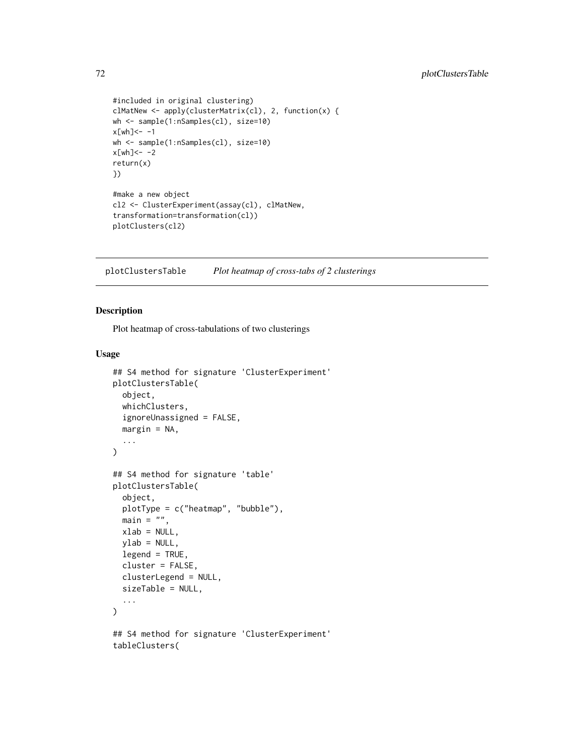```
#included in original clustering)
clMatNew <- apply(clusterMatrix(cl), 2, function(x) {
wh <- sample(1:nSamples(cl), size=10)
x[wh]<- -1
wh <- sample(1:nSamples(cl), size=10)
x[wh]<- -2
return(x)
})

#make a new object
cl2 <- ClusterExperiment(assay(cl), clMatNew,
transformation=transformation(cl))
plotClusters(cl2)
```

## plotClustersTable *Plot heatmap of cross-tabs of 2 clusterings*

### Description

Plot heatmap of cross-tabulations of two clusterings

### Usage

```
## S4 method for signature 'ClusterExperiment'
plotClustersTable(
  object,
  whichClusters,
  ignoreUnassigned = FALSE,
  margin = NA,
  ...
)

## S4 method for signature 'table'
plotClustersTable(
  object,
  plotType = c("heatmap", "bubble"),
  main = "",
  xlab = NULL,
  ylab = NULL,
  legend = TRUE,
  cluster = FALSE,
  clusterLegend = NULL,
  sizeTable = NULL,
  ...
)

## S4 method for signature 'ClusterExperiment'
tableClusters(
```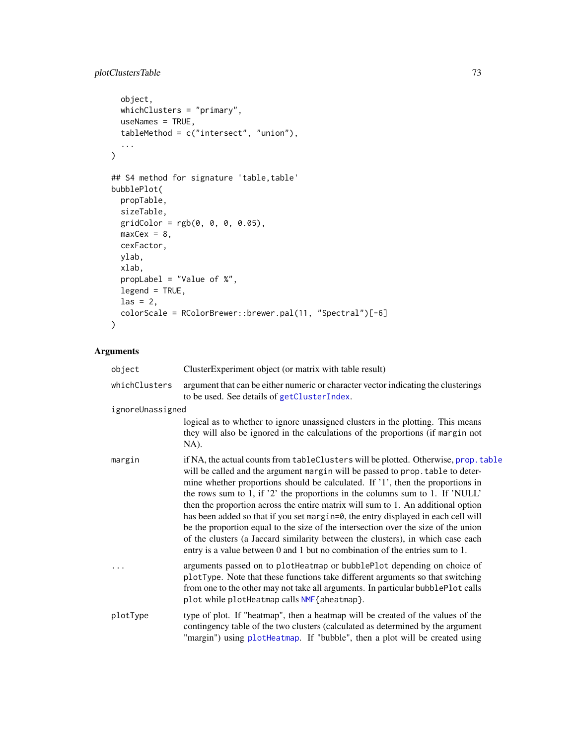```
  object,
  whichClusters = "primary",
  useNames = TRUE,
  tableMethod = c("intersect", "union"),
  ...
)

## S4 method for signature 'table,table'
bubblePlot(
  propTable,
  sizeTable,
  gridColor = rgb(0, 0, 0, 0.05),
  maxCex = 8,
  cexFactor,
  ylab,
  xlab,
  propLabel = "Value of %",
  legend = TRUE,
  las = 2,
  colorScale = RColorBrewer::brewer.pal(11, "Spectral")[-6]
)
```

## Arguments

`object` ClusterExperiment object (or matrix with table result)

`whichClusters` argument that can be either numeric or character vector indicating the clusterings to be used. See details of `getClusterIndex`.

`ignoreUnassigned` logical as to whether to ignore unassigned clusters in the plotting. This means they will also be ignored in the calculations of the proportions (if `margin` not NA).

`margin` if NA, the actual counts from `tableClusters` will be plotted. Otherwise, `prop.table` will be called and the argument `margin` will be passed to `prop.table` to determine whether proportions should be calculated. If '1', then the proportions in the rows sum to 1, if '2' the proportions in the columns sum to 1. If 'NULL' then the proportion across the entire matrix will sum to 1. An additional option has been added so that if you set `margin=0`, the entry displayed in each cell will be the proportion equal to the size of the intersection over the size of the union of the clusters (a Jaccard similarity between the clusters), in which case each entry is a value between 0 and 1 but no combination of the entries sum to 1.

`...` arguments passed on to `plotHeatmap` or `bubblePlot` depending on choice of `plotType`. Note that these functions take different arguments so that switching from one to the other may not take all arguments. In particular `bubblePlot` calls `plot` while `plotHeatmap` calls `NMF{aheatmap}`.

`plotType` type of plot. If "heatmap", then a heatmap will be created of the values of the contingency table of the two clusters (calculated as determined by the argument "margin") using `plotHeatmap`. If "bubble", then a plot will be created using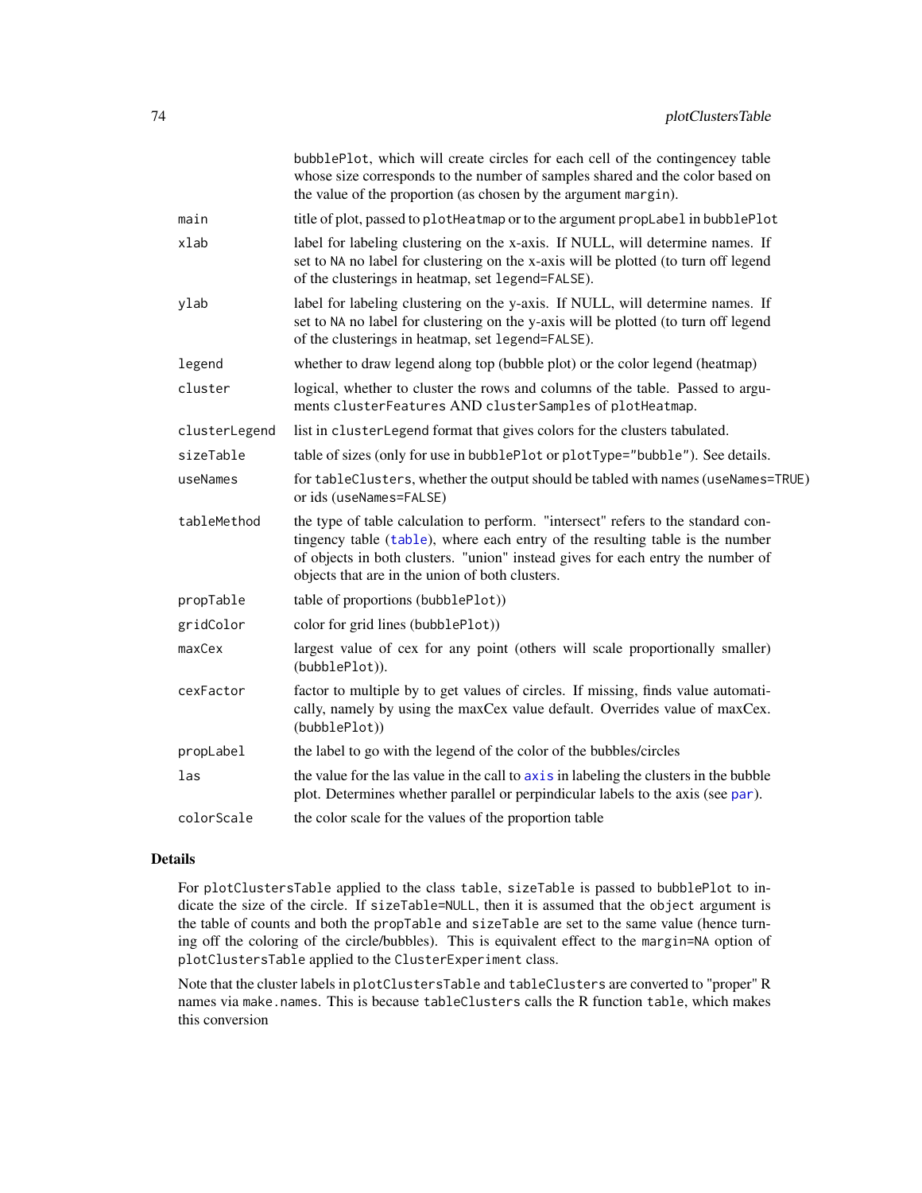| | |
|---|---|
| | bubblePlot, which will create circles for each cell of the contingencey table whose size corresponds to the number of samples shared and the color based on the value of the proportion (as chosen by the argument margin). |
| main | title of plot, passed to plotHeatmap or to the argument propLabel in bubblePlot |
| xlab | label for labeling clustering on the x-axis. If NULL, will determine names. If set to NA no label for clustering on the x-axis will be plotted (to turn off legend of the clusterings in heatmap, set legend=FALSE). |
| ylab | label for labeling clustering on the y-axis. If NULL, will determine names. If set to NA no label for clustering on the y-axis will be plotted (to turn off legend of the clusterings in heatmap, set legend=FALSE). |
| legend | whether to draw legend along top (bubble plot) or the color legend (heatmap) |
| cluster | logical, whether to cluster the rows and columns of the table. Passed to arguments clusterFeatures AND clusterSamples of plotHeatmap. |
| clusterLegend | list in clusterLegend format that gives colors for the clusters tabulated. |
| sizeTable | table of sizes (only for use in bubblePlot or plotType="bubble"). See details. |
| useNames | for tableClusters, whether the output should be tabled with names (useNames=TRUE) or ids (useNames=FALSE) |
| tableMethod | the type of table calculation to perform. "intersect" refers to the standard contingency table (table), where each entry of the resulting table is the number of objects in both clusters. "union" instead gives for each entry the number of objects that are in the union of both clusters. |
| propTable | table of proportions (bubblePlot)) |
| gridColor | color for grid lines (bubblePlot)) |
| maxCex | largest value of cex for any point (others will scale proportionally smaller) (bubblePlot)). |
| cexFactor | factor to multiple by to get values of circles. If missing, finds value automatically, namely by using the maxCex value default. Overrides value of maxCex. (bubblePlot)) |
| propLabel | the label to go with the legend of the color of the bubbles/circles |
| las | the value for the las value in the call to axis in labeling the clusters in the bubble plot. Determines whether parallel or perpindicular labels to the axis (see par). |
| colorScale | the color scale for the values of the proportion table |

## Details

For plotClustersTable applied to the class table, sizeTable is passed to bubblePlot to indicate the size of the circle. If sizeTable=NULL, then it is assumed that the object argument is the table of counts and both the propTable and sizeTable are set to the same value (hence turning off the coloring of the circle/bubbles). This is equivalent effect to the margin=NA option of plotClustersTable applied to the ClusterExperiment class.

Note that the cluster labels in plotClustersTable and tableClusters are converted to "proper" R names via make.names. This is because tableClusters calls the R function table, which makes this conversion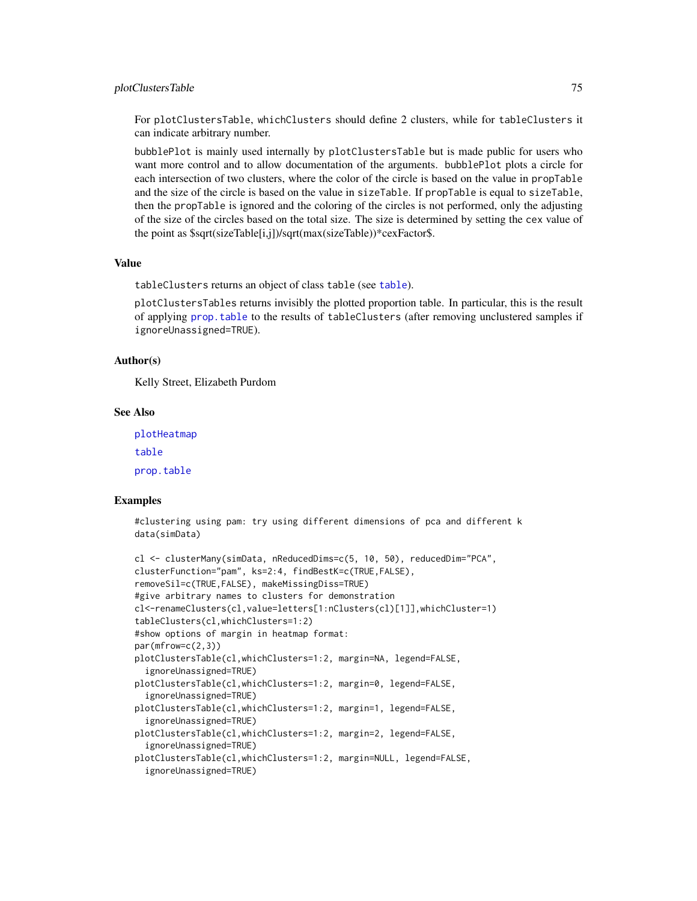For plotClustersTable, whichClusters should define 2 clusters, while for tableClusters it can indicate arbitrary number.

bubblePlot is mainly used internally by plotClustersTable but is made public for users who want more control and to allow documentation of the arguments. bubblePlot plots a circle for each intersection of two clusters, where the color of the circle is based on the value in propTable and the size of the circle is based on the value in sizeTable. If propTable is equal to sizeTable, then the propTable is ignored and the coloring of the circles is not performed, only the adjusting of the size of the circles based on the total size. The size is determined by setting the cex value of the point as $sqrt(sizeTable[i,j])/sqrt(max(sizeTable))*cexFactor$.

## Value

tableClusters returns an object of class table (see table).

plotClustersTables returns invisibly the plotted proportion table. In particular, this is the result of applying prop.table to the results of tableClusters (after removing unclustered samples if ignoreUnassigned=TRUE).

## Author(s)

Kelly Street, Elizabeth Purdom

## See Also

plotHeatmap

table

prop.table

## Examples

```
#clustering using pam: try using different dimensions of pca and different k
data(simData)

cl <- clusterMany(simData, nReducedDims=c(5, 10, 50), reducedDim="PCA",
clusterFunction="pam", ks=2:4, findBestK=c(TRUE,FALSE),
removeSil=c(TRUE,FALSE), makeMissingDiss=TRUE)
#give arbitrary names to clusters for demonstration
cl<-renameClusters(cl,value=letters[1:nClusters(cl)[1]],whichCluster=1)
tableClusters(cl,whichClusters=1:2)
#show options of margin in heatmap format:
par(mfrow=c(2,3))
plotClustersTable(cl,whichClusters=1:2, margin=NA, legend=FALSE,
  ignoreUnassigned=TRUE)
plotClustersTable(cl,whichClusters=1:2, margin=0, legend=FALSE,
  ignoreUnassigned=TRUE)
plotClustersTable(cl,whichClusters=1:2, margin=1, legend=FALSE,
  ignoreUnassigned=TRUE)
plotClustersTable(cl,whichClusters=1:2, margin=2, legend=FALSE,
  ignoreUnassigned=TRUE)
plotClustersTable(cl,whichClusters=1:2, margin=NULL, legend=FALSE,
  ignoreUnassigned=TRUE)
```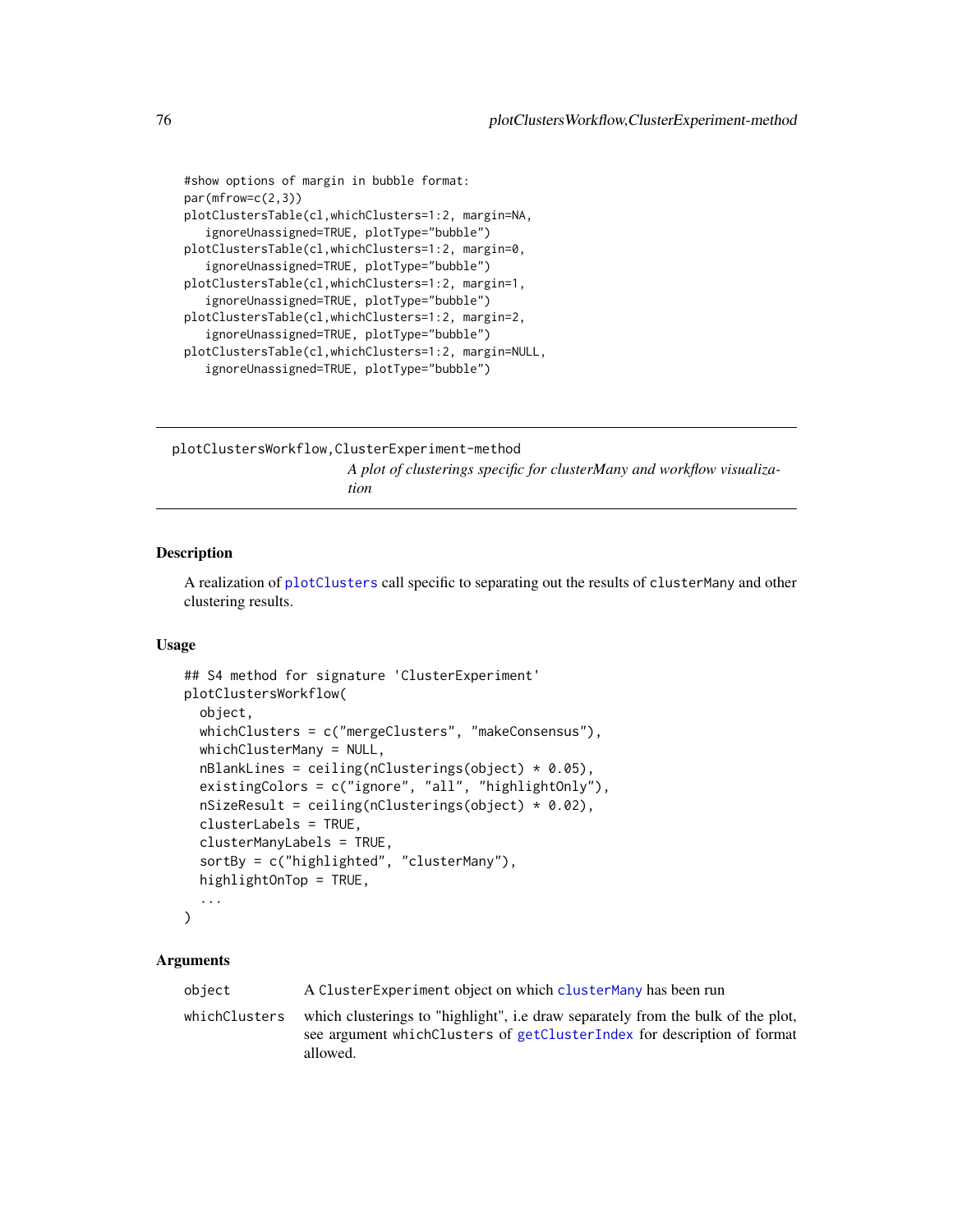```
#show options of margin in bubble format:
par(mfrow=c(2,3))
plotClustersTable(cl,whichClusters=1:2, margin=NA,
   ignoreUnassigned=TRUE, plotType="bubble")
plotClustersTable(cl,whichClusters=1:2, margin=0,
   ignoreUnassigned=TRUE, plotType="bubble")
plotClustersTable(cl,whichClusters=1:2, margin=1,
   ignoreUnassigned=TRUE, plotType="bubble")
plotClustersTable(cl,whichClusters=1:2, margin=2,
   ignoreUnassigned=TRUE, plotType="bubble")
plotClustersTable(cl,whichClusters=1:2, margin=NULL,
   ignoreUnassigned=TRUE, plotType="bubble")
```

---

## plotClustersWorkflow,ClusterExperiment-method

*A plot of clusterings specific for clusterMany and workflow visualization*

---

### Description

A realization of plotClusters call specific to separating out the results of clusterMany and other clustering results.

### Usage

```
## S4 method for signature 'ClusterExperiment'
plotClustersWorkflow(
  object,
  whichClusters = c("mergeClusters", "makeConsensus"),
  whichClusterMany = NULL,
  nBlankLines = ceiling(nClusterings(object) * 0.05),
  existingColors = c("ignore", "all", "highlightOnly"),
  nSizeResult = ceiling(nClusterings(object) * 0.02),
  clusterLabels = TRUE,
  clusterManyLabels = TRUE,
  sortBy = c("highlighted", "clusterMany"),
  highlightOnTop = TRUE,
  ...
)
```

### Arguments

| | |
|---|---|
| object | A ClusterExperiment object on which clusterMany has been run |
| whichClusters | which clusterings to "highlight", i.e draw separately from the bulk of the plot, see argument whichClusters of getClusterIndex for description of format allowed. |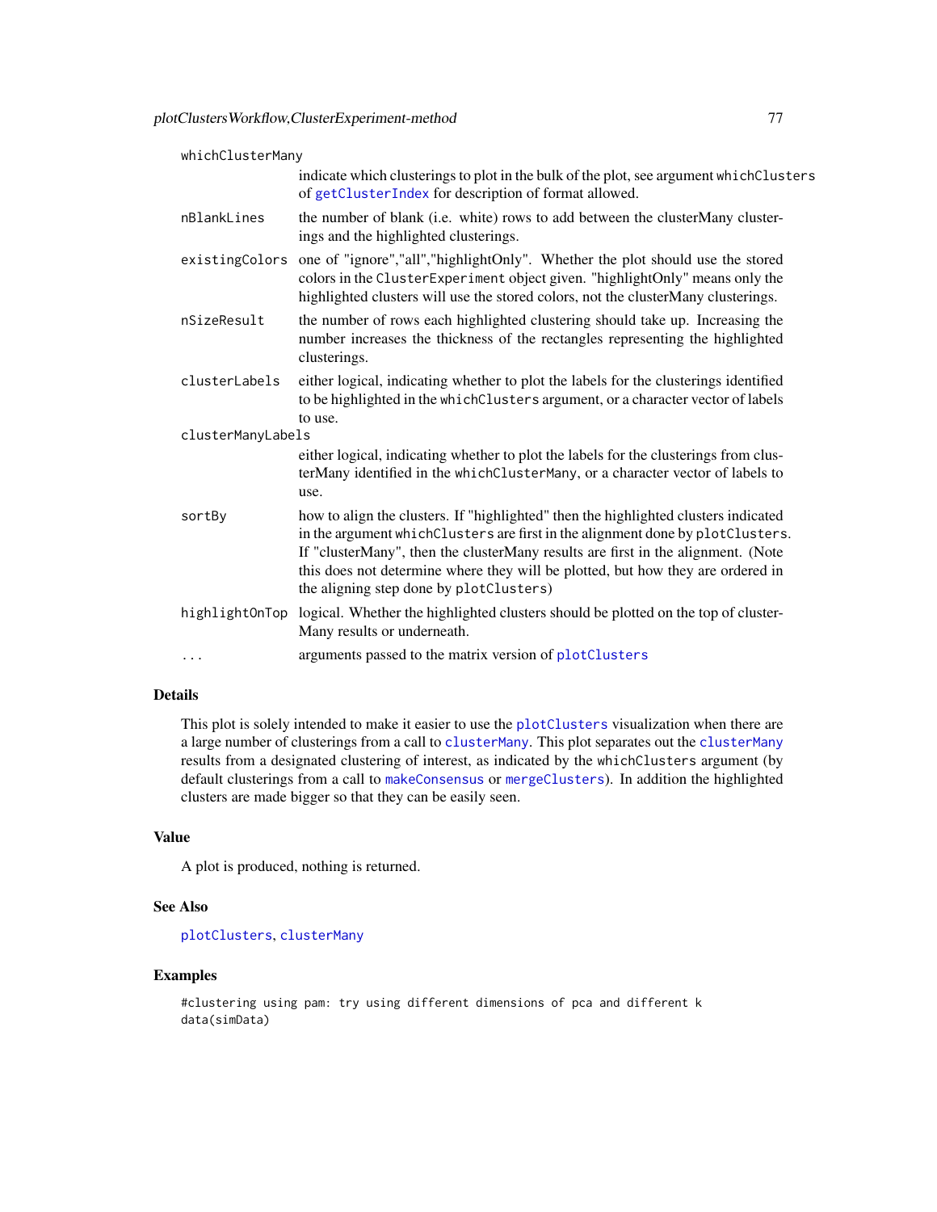| | |
|---|---|
| `whichClusterMany` | indicate which clusterings to plot in the bulk of the plot, see argument `whichClusters` of `getClusterIndex` for description of format allowed. |
| `nBlankLines` | the number of blank (i.e. white) rows to add between the clusterMany clusterings and the highlighted clusterings. |
| `existingColors` | one of "ignore","all","highlightOnly". Whether the plot should use the stored colors in the `ClusterExperiment` object given. "highlightOnly" means only the highlighted clusters will use the stored colors, not the clusterMany clusterings. |
| `nSizeResult` | the number of rows each highlighted clustering should take up. Increasing the number increases the thickness of the rectangles representing the highlighted clusterings. |
| `clusterLabels` | either logical, indicating whether to plot the labels for the clusterings identified to be highlighted in the `whichClusters` argument, or a character vector of labels to use. |
| `clusterManyLabels` | either logical, indicating whether to plot the labels for the clusterings from clusterMany identified in the `whichClusterMany`, or a character vector of labels to use. |
| `sortBy` | how to align the clusters. If "highlighted" then the highlighted clusters indicated in the argument `whichClusters` are first in the alignment done by `plotClusters`. If "clusterMany", then the clusterMany results are first in the alignment. (Note this does not determine where they will be plotted, but how they are ordered in the aligning step done by `plotClusters`) |
| `highlightOnTop` | logical. Whether the highlighted clusters should be plotted on the top of clusterMany results or underneath. |
| `...` | arguments passed to the matrix version of `plotClusters` |

## Details

This plot is solely intended to make it easier to use the `plotClusters` visualization when there are a large number of clusterings from a call to `clusterMany`. This plot separates out the `clusterMany` results from a designated clustering of interest, as indicated by the `whichClusters` argument (by default clusterings from a call to `makeConsensus` or `mergeClusters`). In addition the highlighted clusters are made bigger so that they can be easily seen.

## Value

A plot is produced, nothing is returned.

## See Also

`plotClusters`, `clusterMany`

## Examples

```
#clustering using pam: try using different dimensions of pca and different k
data(simData)
```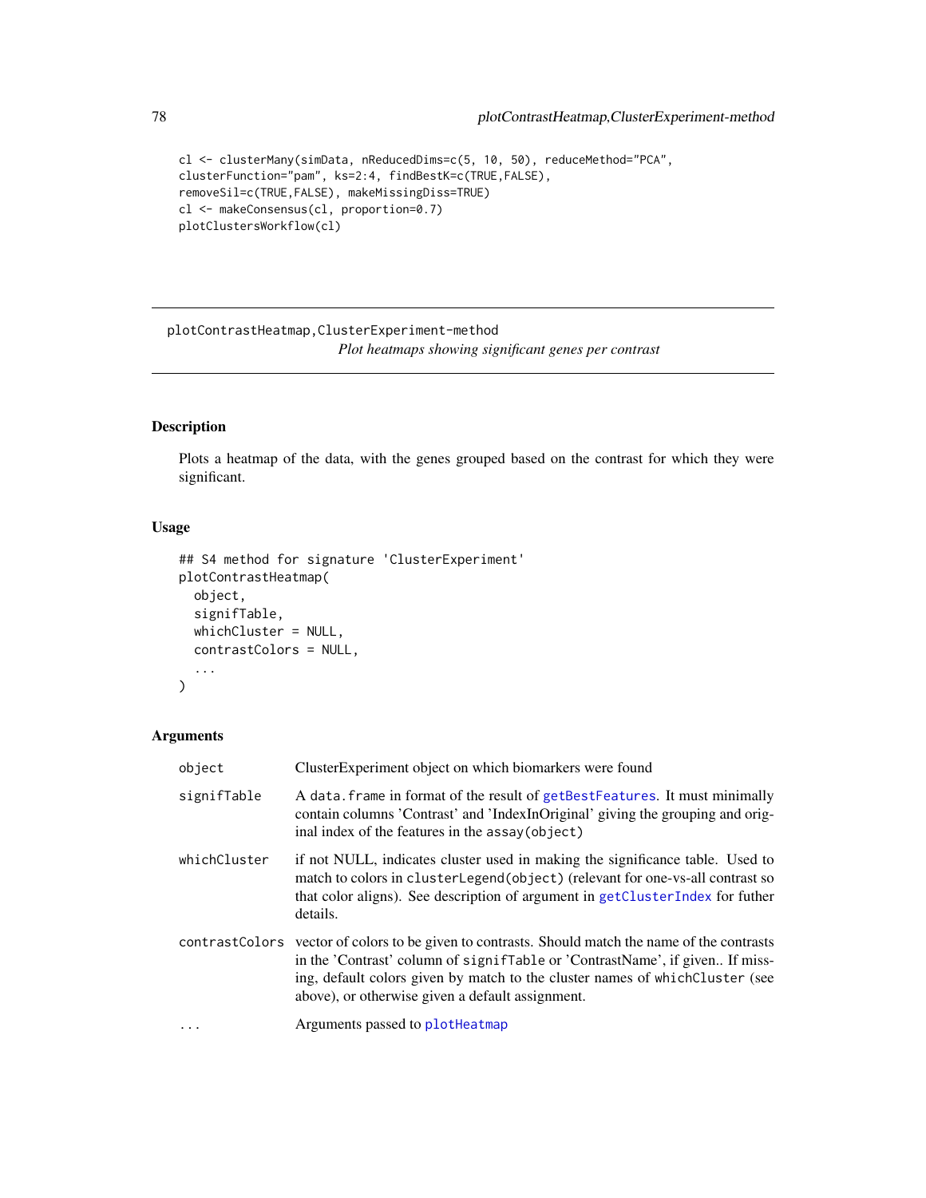```
cl <- clusterMany(simData, nReducedDims=c(5, 10, 50), reduceMethod="PCA",
clusterFunction="pam", ks=2:4, findBestK=c(TRUE,FALSE),
removeSil=c(TRUE,FALSE), makeMissingDiss=TRUE)
cl <- makeConsensus(cl, proportion=0.7)
plotClustersWorkflow(cl)
```

---

## plotContrastHeatmap,ClusterExperiment-method

*Plot heatmaps showing significant genes per contrast*

---

### Description

Plots a heatmap of the data, with the genes grouped based on the contrast for which they were significant.

### Usage

```
## S4 method for signature 'ClusterExperiment'
plotContrastHeatmap(
  object,
  signifTable,
  whichCluster = NULL,
  contrastColors = NULL,
  ...
)
```

### Arguments

| | |
|---|---|
| object | ClusterExperiment object on which biomarkers were found |
| signifTable | A `data.frame` in format of the result of `getBestFeatures`. It must minimally contain columns 'Contrast' and 'IndexInOriginal' giving the grouping and original index of the features in the `assay(object)` |
| whichCluster | if not NULL, indicates cluster used in making the significance table. Used to match to colors in `clusterLegend(object)` (relevant for one-vs-all contrast so that color aligns). See description of argument in `getClusterIndex` for futher details. |
| contrastColors | vector of colors to be given to contrasts. Should match the name of the contrasts in the 'Contrast' column of `signifTable` or 'ContrastName', if given.. If missing, default colors given by match to the cluster names of `whichCluster` (see above), or otherwise given a default assignment. |
| ... | Arguments passed to `plotHeatmap` |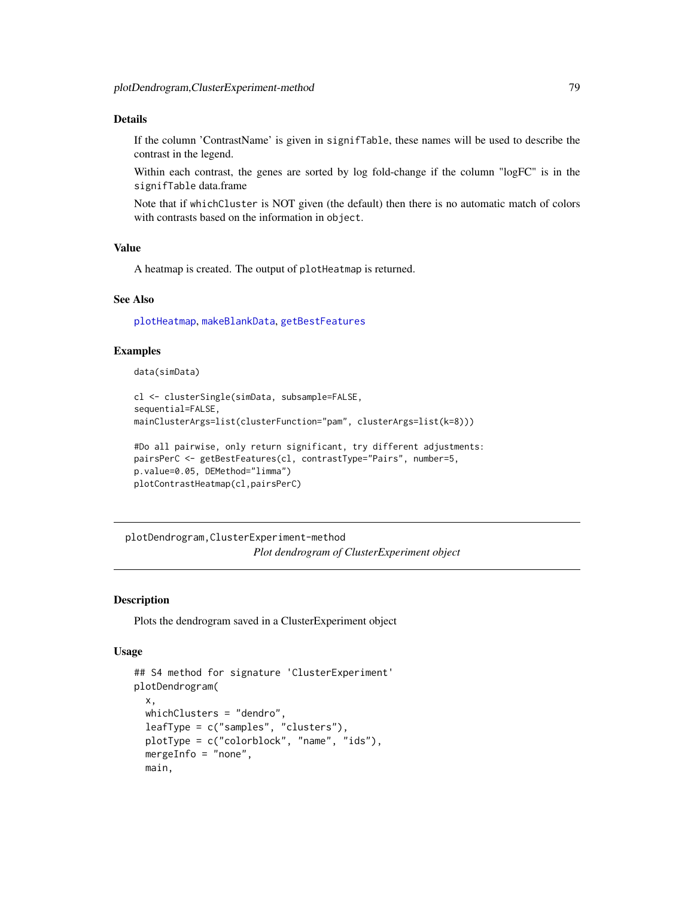## Details

If the column 'ContrastName' is given in `signifTable`, these names will be used to describe the contrast in the legend.

Within each contrast, the genes are sorted by log fold-change if the column "logFC" is in the `signifTable` data.frame

Note that if `whichCluster` is NOT given (the default) then there is no automatic match of colors with contrasts based on the information in `object`.

## Value

A heatmap is created. The output of `plotHeatmap` is returned.

## See Also

`plotHeatmap`, `makeBlankData`, `getBestFeatures`

## Examples

```
data(simData)

cl <- clusterSingle(simData, subsample=FALSE,
sequential=FALSE,
mainClusterArgs=list(clusterFunction="pam", clusterArgs=list(k=8)))

#Do all pairwise, only return significant, try different adjustments:
pairsPerC <- getBestFeatures(cl, contrastType="Pairs", number=5,
p.value=0.05, DEMethod="limma")
plotContrastHeatmap(cl,pairsPerC)
```

---

# plotDendrogram,ClusterExperiment-method

*Plot dendrogram of ClusterExperiment object*

---

## Description

Plots the dendrogram saved in a ClusterExperiment object

## Usage

```
## S4 method for signature 'ClusterExperiment'
plotDendrogram(
  x,
  whichClusters = "dendro",
  leafType = c("samples", "clusters"),
  plotType = c("colorblock", "name", "ids"),
  mergeInfo = "none",
  main,
```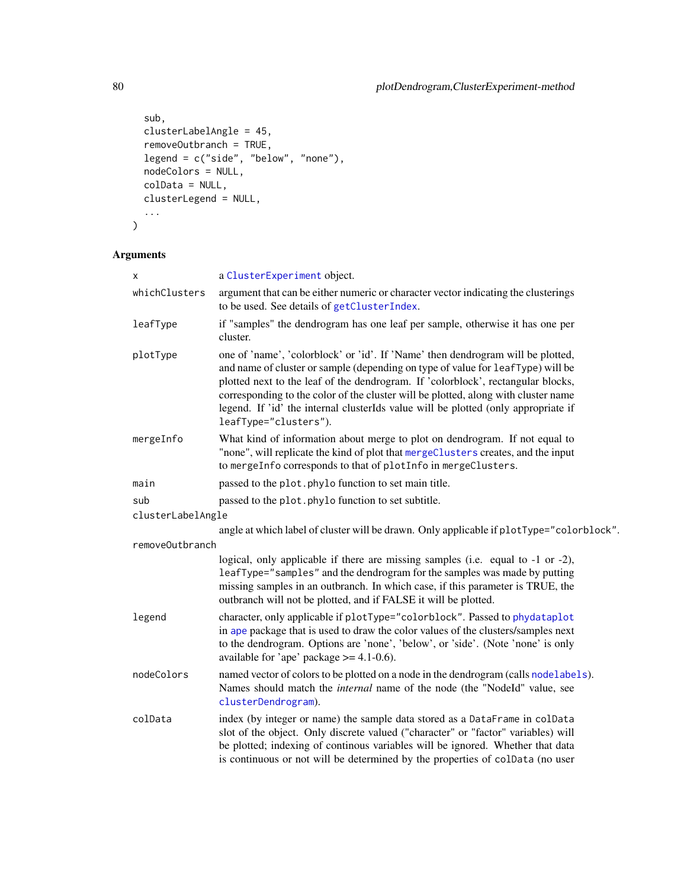```
  sub,
  clusterLabelAngle = 45,
  removeOutbranch = TRUE,
  legend = c("side", "below", "none"),
  nodeColors = NULL,
  colData = NULL,
  clusterLegend = NULL,
  ...
)
```

## Arguments

| | |
|---|---|
| x | a ClusterExperiment object. |
| whichClusters | argument that can be either numeric or character vector indicating the clusterings to be used. See details of getClusterIndex. |
| leafType | if "samples" the dendrogram has one leaf per sample, otherwise it has one per cluster. |
| plotType | one of 'name', 'colorblock' or 'id'. If 'Name' then dendrogram will be plotted, and name of cluster or sample (depending on type of value for leafType) will be plotted next to the leaf of the dendrogram. If 'colorblock', rectangular blocks, corresponding to the color of the cluster will be plotted, along with cluster name legend. If 'id' the internal clusterIds value will be plotted (only appropriate if leafType="clusters"). |
| mergeInfo | What kind of information about merge to plot on dendrogram. If not equal to "none", will replicate the kind of plot that mergeClusters creates, and the input to mergeInfo corresponds to that of plotInfo in mergeClusters. |
| main | passed to the plot.phylo function to set main title. |
| sub | passed to the plot.phylo function to set subtitle. |
| clusterLabelAngle | angle at which label of cluster will be drawn. Only applicable if plotType="colorblock". |
| removeOutbranch | logical, only applicable if there are missing samples (i.e. equal to -1 or -2), leafType="samples" and the dendrogram for the samples was made by putting missing samples in an outbranch. In which case, if this parameter is TRUE, the outbranch will not be plotted, and if FALSE it will be plotted. |
| legend | character, only applicable if plotType="colorblock". Passed to phydataplot in ape package that is used to draw the color values of the clusters/samples next to the dendrogram. Options are 'none', 'below', or 'side'. (Note 'none' is only available for 'ape' package >= 4.1-0.6). |
| nodeColors | named vector of colors to be plotted on a node in the dendrogram (calls nodelabels). Names should match the *internal* name of the node (the "NodeId" value, see clusterDendrogram). |
| colData | index (by integer or name) the sample data stored as a DataFrame in colData slot of the object. Only discrete valued ("character" or "factor" variables) will be plotted; indexing of continous variables will be ignored. Whether that data is continuous or not will be determined by the properties of colData (no user |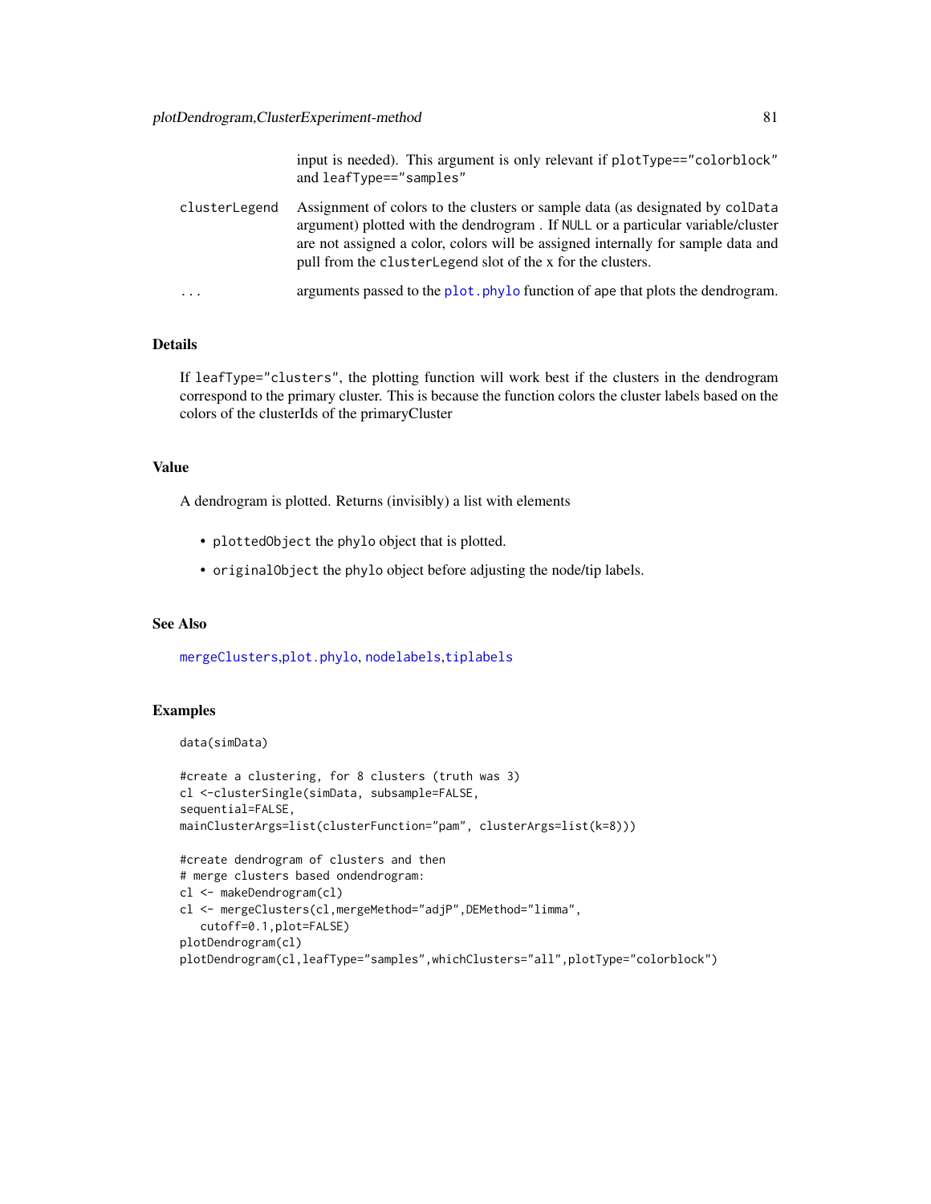input is needed). This argument is only relevant if `plotType=="colorblock"` and `leafType=="samples"`

clusterLegend
: Assignment of colors to the clusters or sample data (as designated by `colData` argument) plotted with the dendrogram . If `NULL` or a particular variable/cluster are not assigned a color, colors will be assigned internally for sample data and pull from the `clusterLegend` slot of the x for the clusters.

...
: arguments passed to the `plot.phylo` function of ape that plots the dendrogram.

## Details

If `leafType="clusters"`, the plotting function will work best if the clusters in the dendrogram correspond to the primary cluster. This is because the function colors the cluster labels based on the colors of the clusterIds of the primaryCluster

## Value

A dendrogram is plotted. Returns (invisibly) a list with elements

- `plottedObject` the `phylo` object that is plotted.
- `originalObject` the `phylo` object before adjusting the node/tip labels.

## See Also

`mergeClusters`,`plot.phylo`, `nodelabels`,`tiplabels`

## Examples

```
data(simData)

#create a clustering, for 8 clusters (truth was 3)
cl <-clusterSingle(simData, subsample=FALSE,
sequential=FALSE,
mainClusterArgs=list(clusterFunction="pam", clusterArgs=list(k=8)))

#create dendrogram of clusters and then
# merge clusters based ondendrogram:
cl <- makeDendrogram(cl)
cl <- mergeClusters(cl,mergeMethod="adjP",DEMethod="limma",
   cutoff=0.1,plot=FALSE)
plotDendrogram(cl)
plotDendrogram(cl,leafType="samples",whichClusters="all",plotType="colorblock")
```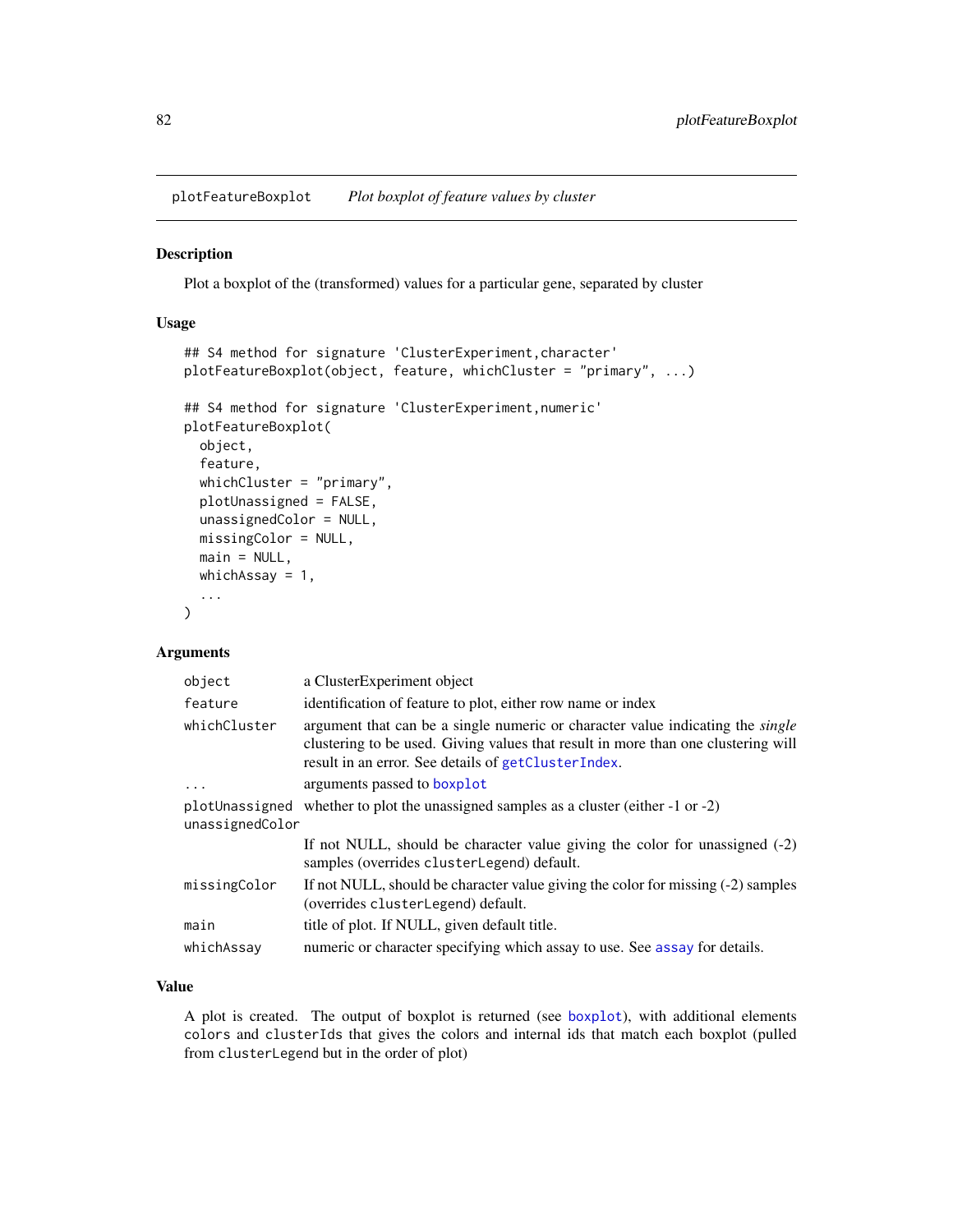## plotFeatureBoxplot *Plot boxplot of feature values by cluster*

### Description

Plot a boxplot of the (transformed) values for a particular gene, separated by cluster

### Usage

```
## S4 method for signature 'ClusterExperiment,character'
plotFeatureBoxplot(object, feature, whichCluster = "primary", ...)

## S4 method for signature 'ClusterExperiment,numeric'
plotFeatureBoxplot(
  object,
  feature,
  whichCluster = "primary",
  plotUnassigned = FALSE,
  unassignedColor = NULL,
  missingColor = NULL,
  main = NULL,
  whichAssay = 1,
  ...
)
```

### Arguments

| | |
|---|---|
| `object` | a ClusterExperiment object |
| `feature` | identification of feature to plot, either row name or index |
| `whichCluster` | argument that can be a single numeric or character value indicating the *single* clustering to be used. Giving values that result in more than one clustering will result in an error. See details of `getClusterIndex`. |
| `...` | arguments passed to `boxplot` |
| `plotUnassigned` | whether to plot the unassigned samples as a cluster (either -1 or -2) |
| `unassignedColor` | If not NULL, should be character value giving the color for unassigned (-2) samples (overrides `clusterLegend`) default. |
| `missingColor` | If not NULL, should be character value giving the color for missing (-2) samples (overrides `clusterLegend`) default. |
| `main` | title of plot. If NULL, given default title. |
| `whichAssay` | numeric or character specifying which assay to use. See `assay` for details. |

### Value

A plot is created. The output of boxplot is returned (see `boxplot`), with additional elements `colors` and `clusterIds` that gives the colors and internal ids that match each boxplot (pulled from `clusterLegend` but in the order of plot)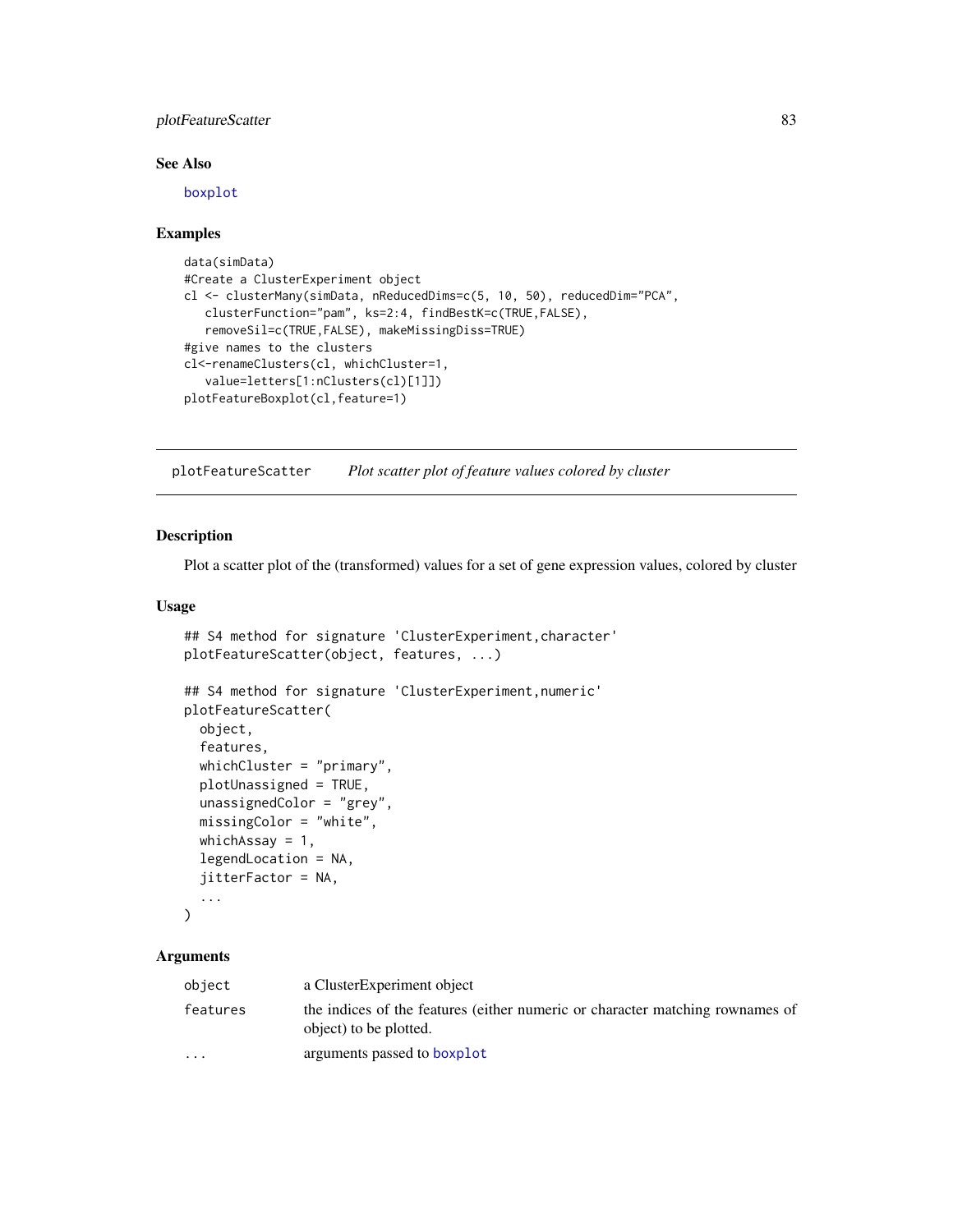## See Also

boxplot

## Examples

```
data(simData)
#Create a ClusterExperiment object
cl <- clusterMany(simData, nReducedDims=c(5, 10, 50), reducedDim="PCA",
   clusterFunction="pam", ks=2:4, findBestK=c(TRUE,FALSE),
   removeSil=c(TRUE,FALSE), makeMissingDiss=TRUE)
#give names to the clusters
cl<-renameClusters(cl, whichCluster=1,
   value=letters[1:nClusters(cl)[1]])
plotFeatureBoxplot(cl,feature=1)
```

---

# plotFeatureScatter — *Plot scatter plot of feature values colored by cluster*

## Description

Plot a scatter plot of the (transformed) values for a set of gene expression values, colored by cluster

## Usage

```
## S4 method for signature 'ClusterExperiment,character'
plotFeatureScatter(object, features, ...)

## S4 method for signature 'ClusterExperiment,numeric'
plotFeatureScatter(
  object,
  features,
  whichCluster = "primary",
  plotUnassigned = TRUE,
  unassignedColor = "grey",
  missingColor = "white",
  whichAssay = 1,
  legendLocation = NA,
  jitterFactor = NA,
  ...
)
```

## Arguments

| | |
|---|---|
| `object` | a ClusterExperiment object |
| `features` | the indices of the features (either numeric or character matching rownames of object) to be plotted. |
| `...` | arguments passed to boxplot |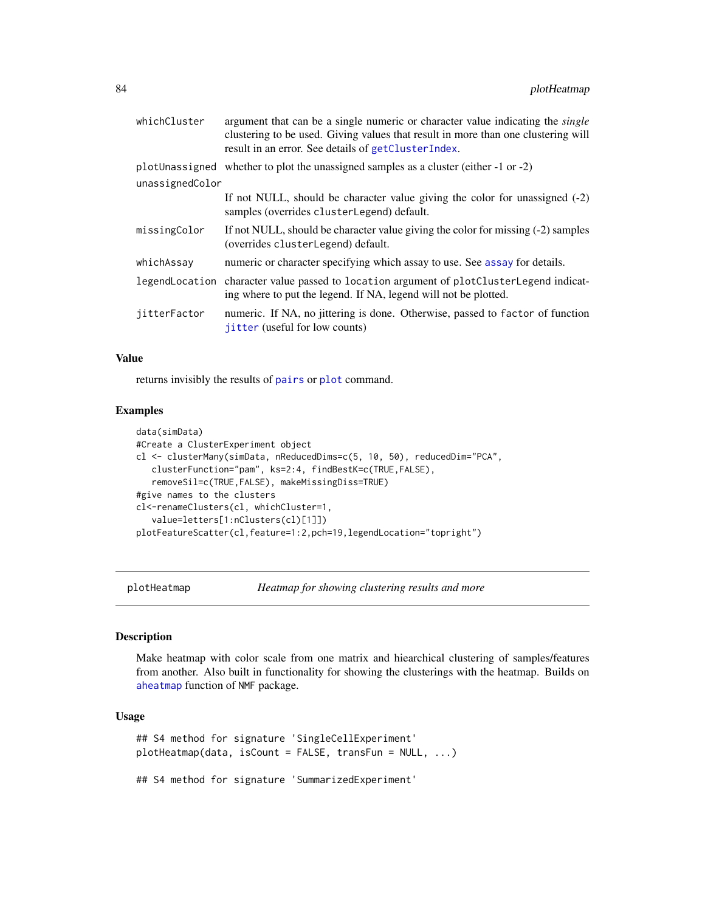| | |
|---|---|
| whichCluster | argument that can be a single numeric or character value indicating the *single* clustering to be used. Giving values that result in more than one clustering will result in an error. See details of getClusterIndex. |
| plotUnassigned | whether to plot the unassigned samples as a cluster (either -1 or -2) |
| unassignedColor | If not NULL, should be character value giving the color for unassigned (-2) samples (overrides clusterLegend) default. |
| missingColor | If not NULL, should be character value giving the color for missing (-2) samples (overrides clusterLegend) default. |
| whichAssay | numeric or character specifying which assay to use. See assay for details. |
| legendLocation | character value passed to location argument of plotClusterLegend indicating where to put the legend. If NA, legend will not be plotted. |
| jitterFactor | numeric. If NA, no jittering is done. Otherwise, passed to factor of function jitter (useful for low counts) |

### Value

returns invisibly the results of pairs or plot command.

### Examples

```
data(simData)
#Create a ClusterExperiment object
cl <- clusterMany(simData, nReducedDims=c(5, 10, 50), reducedDim="PCA",
   clusterFunction="pam", ks=2:4, findBestK=c(TRUE,FALSE),
   removeSil=c(TRUE,FALSE), makeMissingDiss=TRUE)
#give names to the clusters
cl<-renameClusters(cl, whichCluster=1,
   value=letters[1:nClusters(cl)[1]])
plotFeatureScatter(cl,feature=1:2,pch=19,legendLocation="topright")
```

---

## plotHeatmap — *Heatmap for showing clustering results and more*

### Description

Make heatmap with color scale from one matrix and hiearchical clustering of samples/features from another. Also built in functionality for showing the clusterings with the heatmap. Builds on aheatmap function of NMF package.

### Usage

```
## S4 method for signature 'SingleCellExperiment'
plotHeatmap(data, isCount = FALSE, transFun = NULL, ...)

## S4 method for signature 'SummarizedExperiment'
```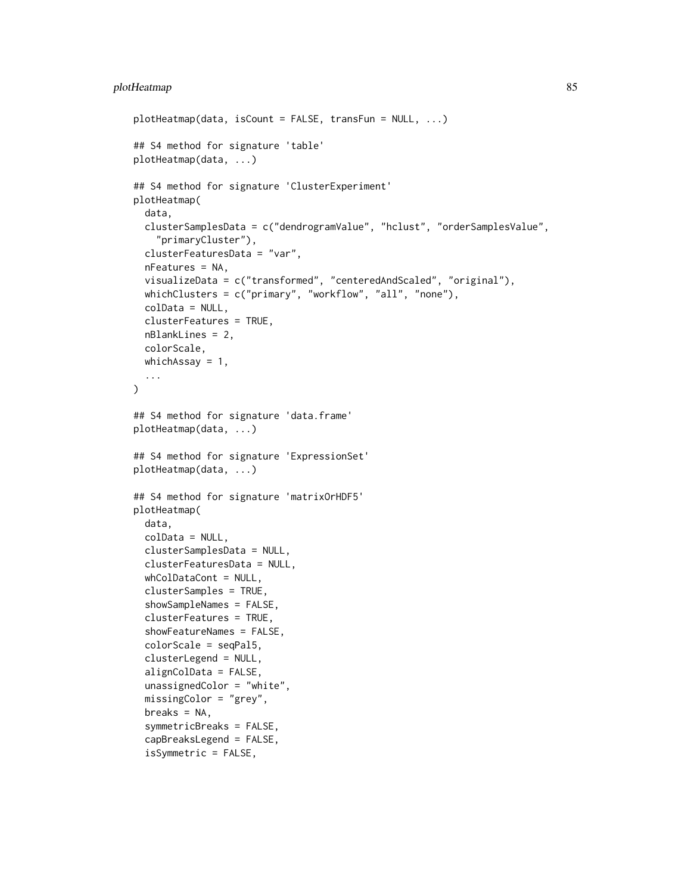```
plotHeatmap(data, isCount = FALSE, transFun = NULL, ...)

## S4 method for signature 'table'
plotHeatmap(data, ...)

## S4 method for signature 'ClusterExperiment'
plotHeatmap(
  data,
  clusterSamplesData = c("dendrogramValue", "hclust", "orderSamplesValue",
    "primaryCluster"),
  clusterFeaturesData = "var",
  nFeatures = NA,
  visualizeData = c("transformed", "centeredAndScaled", "original"),
  whichClusters = c("primary", "workflow", "all", "none"),
  colData = NULL,
  clusterFeatures = TRUE,
  nBlankLines = 2,
  colorScale,
  whichAssay = 1,
  ...
)

## S4 method for signature 'data.frame'
plotHeatmap(data, ...)

## S4 method for signature 'ExpressionSet'
plotHeatmap(data, ...)

## S4 method for signature 'matrixOrHDF5'
plotHeatmap(
  data,
  colData = NULL,
  clusterSamplesData = NULL,
  clusterFeaturesData = NULL,
  whColDataCont = NULL,
  clusterSamples = TRUE,
  showSampleNames = FALSE,
  clusterFeatures = TRUE,
  showFeatureNames = FALSE,
  colorScale = seqPal5,
  clusterLegend = NULL,
  alignColData = FALSE,
  unassignedColor = "white",
  missingColor = "grey",
  breaks = NA,
  symmetricBreaks = FALSE,
  capBreaksLegend = FALSE,
  isSymmetric = FALSE,
```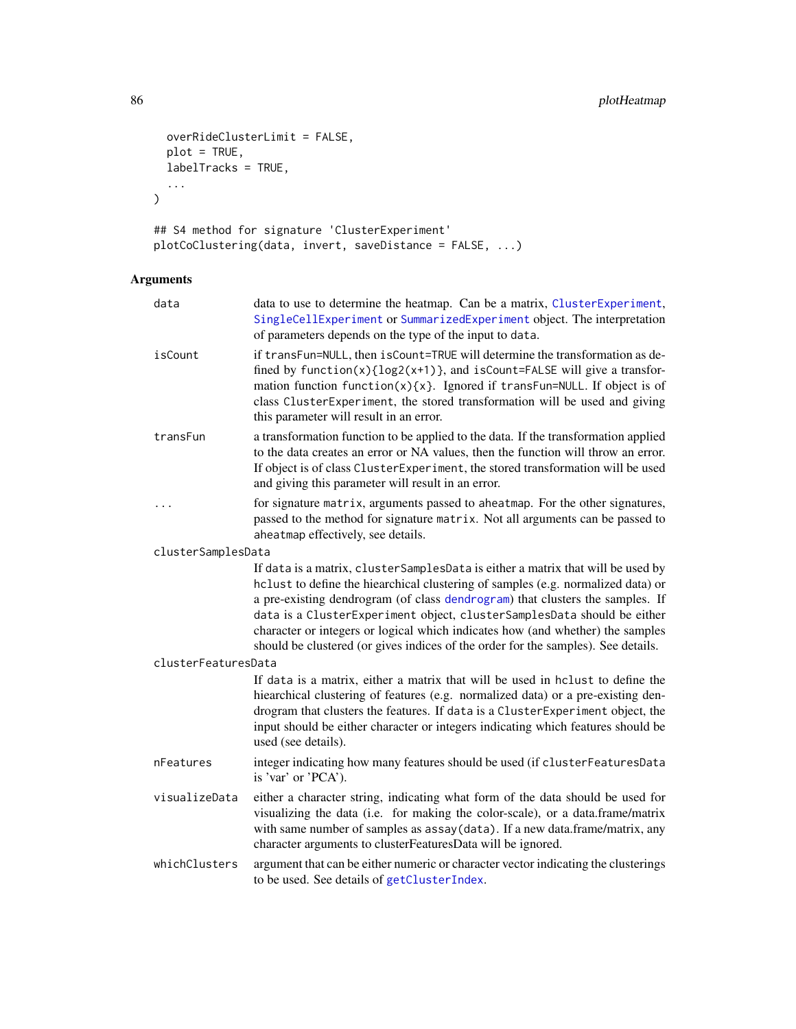```
  overRideClusterLimit = FALSE,
  plot = TRUE,
  labelTracks = TRUE,
  ...
)

## S4 method for signature 'ClusterExperiment'
plotCoClustering(data, invert, saveDistance = FALSE, ...)
```

## Arguments

**data** data to use to determine the heatmap. Can be a matrix, ClusterExperiment, SingleCellExperiment or SummarizedExperiment object. The interpretation of parameters depends on the type of the input to data.

**isCount** if transFun=NULL, then isCount=TRUE will determine the transformation as defined by function(x){log2(x+1)}, and isCount=FALSE will give a transformation function function(x){x}. Ignored if transFun=NULL. If object is of class ClusterExperiment, the stored transformation will be used and giving this parameter will result in an error.

**transFun** a transformation function to be applied to the data. If the transformation applied to the data creates an error or NA values, then the function will throw an error. If object is of class ClusterExperiment, the stored transformation will be used and giving this parameter will result in an error.

**...** for signature matrix, arguments passed to aheatmap. For the other signatures, passed to the method for signature matrix. Not all arguments can be passed to aheatmap effectively, see details.

**clusterSamplesData** If data is a matrix, clusterSamplesData is either a matrix that will be used by hclust to define the hiearchical clustering of samples (e.g. normalized data) or a pre-existing dendrogram (of class dendrogram) that clusters the samples. If data is a ClusterExperiment object, clusterSamplesData should be either character or integers or logical which indicates how (and whether) the samples should be clustered (or gives indices of the order for the samples). See details.

**clusterFeaturesData** If data is a matrix, either a matrix that will be used in hclust to define the hiearchical clustering of features (e.g. normalized data) or a pre-existing dendrogram that clusters the features. If data is a ClusterExperiment object, the input should be either character or integers indicating which features should be used (see details).

**nFeatures** integer indicating how many features should be used (if clusterFeaturesData is 'var' or 'PCA').

**visualizeData** either a character string, indicating what form of the data should be used for visualizing the data (i.e. for making the color-scale), or a data.frame/matrix with same number of samples as assay(data). If a new data.frame/matrix, any character arguments to clusterFeaturesData will be ignored.

**whichClusters** argument that can be either numeric or character vector indicating the clusterings to be used. See details of getClusterIndex.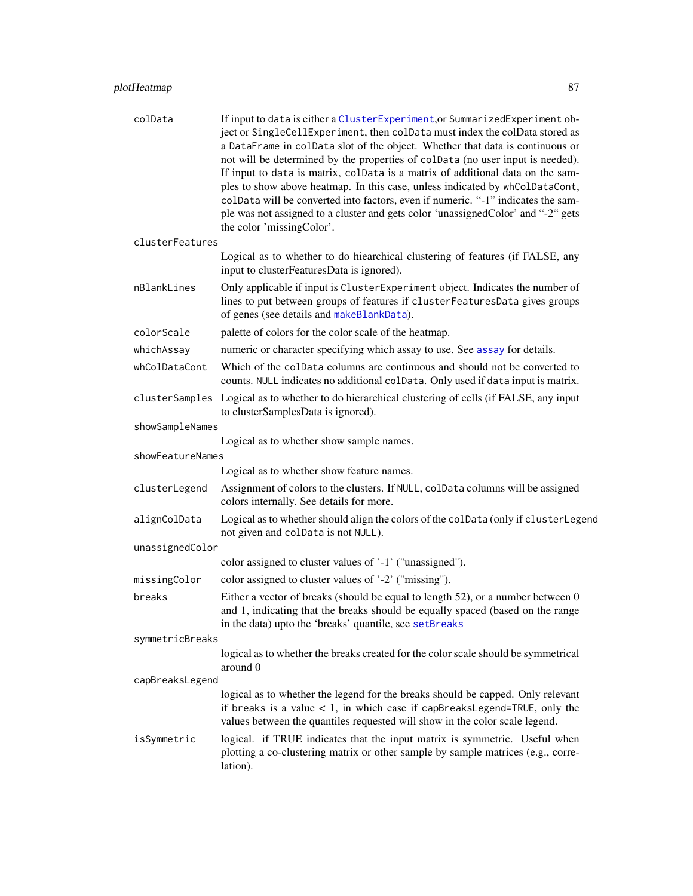| | |
|---|---|
| `colData` | If input to `data` is either a `ClusterExperiment`,or `SummarizedExperiment` object or `SingleCellExperiment`, then `colData` must index the colData stored as a `DataFrame` in `colData` slot of the object. Whether that data is continuous or not will be determined by the properties of `colData` (no user input is needed). If input to `data` is matrix, `colData` is a matrix of additional data on the samples to show above heatmap. In this case, unless indicated by `whColDataCont`, `colData` will be converted into factors, even if numeric. "-1" indicates the sample was not assigned to a cluster and gets color 'unassignedColor' and "-2" gets the color 'missingColor'. |
| `clusterFeatures` | Logical as to whether to do hiearchical clustering of features (if FALSE, any input to clusterFeaturesData is ignored). |
| `nBlankLines` | Only applicable if input is `ClusterExperiment` object. Indicates the number of lines to put between groups of features if `clusterFeaturesData` gives groups of genes (see details and `makeBlankData`). |
| `colorScale` | palette of colors for the color scale of the heatmap. |
| `whichAssay` | numeric or character specifying which assay to use. See `assay` for details. |
| `whColDataCont` | Which of the `colData` columns are continuous and should not be converted to counts. `NULL` indicates no additional `colData`. Only used if `data` input is matrix. |
| `clusterSamples` | Logical as to whether to do hierarchical clustering of cells (if FALSE, any input to clusterSamplesData is ignored). |
| `showSampleNames` | Logical as to whether show sample names. |
| `showFeatureNames` | Logical as to whether show feature names. |
| `clusterLegend` | Assignment of colors to the clusters. If `NULL`, `colData` columns will be assigned colors internally. See details for more. |
| `alignColData` | Logical as to whether should align the colors of the `colData` (only if `clusterLegend` not given and `colData` is not `NULL`). |
| `unassignedColor` | color assigned to cluster values of '-1' ("unassigned"). |
| `missingColor` | color assigned to cluster values of '-2' ("missing"). |
| `breaks` | Either a vector of breaks (should be equal to length 52), or a number between 0 and 1, indicating that the breaks should be equally spaced (based on the range in the data) upto the 'breaks' quantile, see `setBreaks` |
| `symmetricBreaks` | logical as to whether the breaks created for the color scale should be symmetrical around 0 |
| `capBreaksLegend` | logical as to whether the legend for the breaks should be capped. Only relevant if `breaks` is a value < 1, in which case if `capBreaksLegend=TRUE`, only the values between the quantiles requested will show in the color scale legend. |
| `isSymmetric` | logical. if TRUE indicates that the input matrix is symmetric. Useful when plotting a co-clustering matrix or other sample by sample matrices (e.g., correlation). |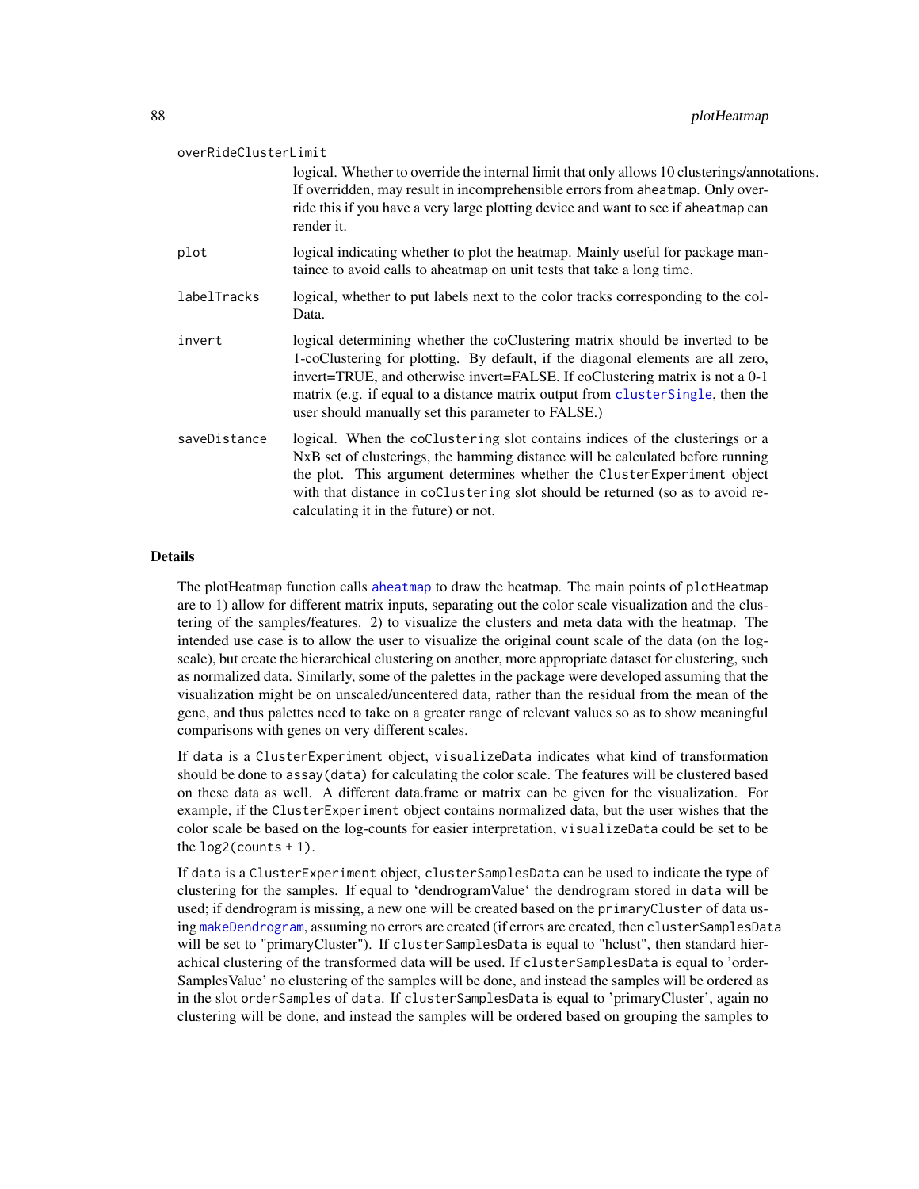overRideClusterLimit
: logical. Whether to override the internal limit that only allows 10 clusterings/annotations. If overridden, may result in incomprehensible errors from `aheatmap`. Only override this if you have a very large plotting device and want to see if `aheatmap` can render it.

plot
: logical indicating whether to plot the heatmap. Mainly useful for package mantaince to avoid calls to aheatmap on unit tests that take a long time.

labelTracks
: logical, whether to put labels next to the color tracks corresponding to the colData.

invert
: logical determining whether the coClustering matrix should be inverted to be 1-coClustering for plotting. By default, if the diagonal elements are all zero, invert=TRUE, and otherwise invert=FALSE. If coClustering matrix is not a 0-1 matrix (e.g. if equal to a distance matrix output from `clusterSingle`, then the user should manually set this parameter to FALSE.)

saveDistance
: logical. When the `coClustering` slot contains indices of the clusterings or a NxB set of clusterings, the hamming distance will be calculated before running the plot. This argument determines whether the `ClusterExperiment` object with that distance in `coClustering` slot should be returned (so as to avoid re-calculating it in the future) or not.

## Details

The plotHeatmap function calls `aheatmap` to draw the heatmap. The main points of `plotHeatmap` are to 1) allow for different matrix inputs, separating out the color scale visualization and the clustering of the samples/features. 2) to visualize the clusters and meta data with the heatmap. The intended use case is to allow the user to visualize the original count scale of the data (on the log-scale), but create the hierarchical clustering on another, more appropriate dataset for clustering, such as normalized data. Similarly, some of the palettes in the package were developed assuming that the visualization might be on unscaled/uncentered data, rather than the residual from the mean of the gene, and thus palettes need to take on a greater range of relevant values so as to show meaningful comparisons with genes on very different scales.

If `data` is a `ClusterExperiment` object, `visualizeData` indicates what kind of transformation should be done to `assay(data)` for calculating the color scale. The features will be clustered based on these data as well. A different data.frame or matrix can be given for the visualization. For example, if the `ClusterExperiment` object contains normalized data, but the user wishes that the color scale be based on the log-counts for easier interpretation, `visualizeData` could be set to be the `log2(counts + 1)`.

If `data` is a `ClusterExperiment` object, `clusterSamplesData` can be used to indicate the type of clustering for the samples. If equal to 'dendrogramValue' the dendrogram stored in `data` will be used; if dendrogram is missing, a new one will be created based on the `primaryCluster` of data using `makeDendrogram`, assuming no errors are created (if errors are created, then `clusterSamplesData` will be set to "primaryCluster"). If `clusterSamplesData` is equal to "hclust", then standard hierachical clustering of the transformed data will be used. If `clusterSamplesData` is equal to 'orderSamplesValue' no clustering of the samples will be done, and instead the samples will be ordered as in the slot `orderSamples` of `data`. If `clusterSamplesData` is equal to 'primaryCluster', again no clustering will be done, and instead the samples will be ordered based on grouping the samples to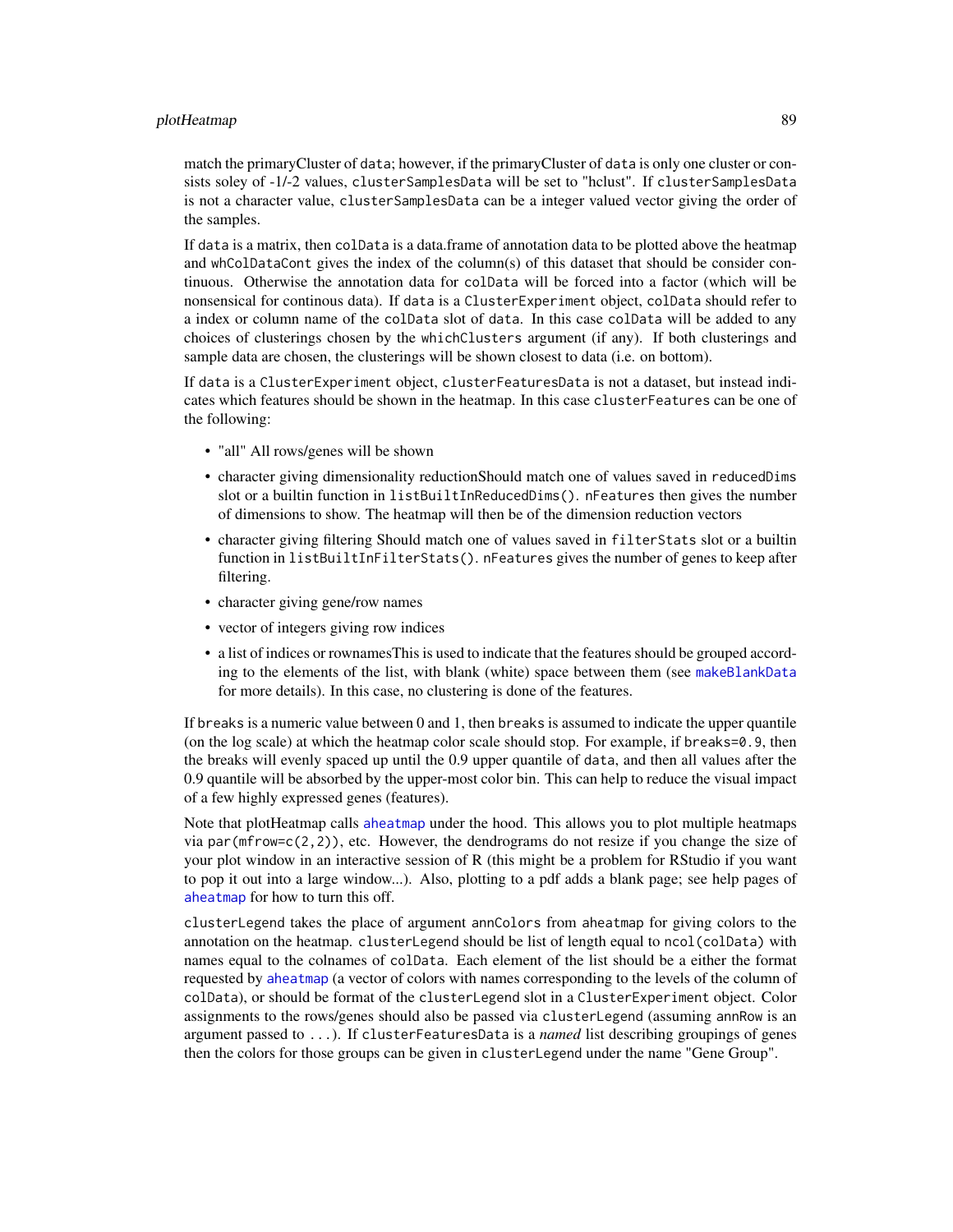match the primaryCluster of data; however, if the primaryCluster of data is only one cluster or consists soley of -1/-2 values, clusterSamplesData will be set to "hclust". If clusterSamplesData is not a character value, clusterSamplesData can be a integer valued vector giving the order of the samples.

If data is a matrix, then colData is a data.frame of annotation data to be plotted above the heatmap and whColDataCont gives the index of the column(s) of this dataset that should be consider continuous. Otherwise the annotation data for colData will be forced into a factor (which will be nonsensical for continous data). If data is a ClusterExperiment object, colData should refer to a index or column name of the colData slot of data. In this case colData will be added to any choices of clusterings chosen by the whichClusters argument (if any). If both clusterings and sample data are chosen, the clusterings will be shown closest to data (i.e. on bottom).

If data is a ClusterExperiment object, clusterFeaturesData is not a dataset, but instead indicates which features should be shown in the heatmap. In this case clusterFeatures can be one of the following:

- "all" All rows/genes will be shown
- character giving dimensionality reductionShould match one of values saved in reducedDims slot or a builtin function in listBuiltInReducedDims(). nFeatures then gives the number of dimensions to show. The heatmap will then be of the dimension reduction vectors
- character giving filtering Should match one of values saved in filterStats slot or a builtin function in listBuiltInFilterStats(). nFeatures gives the number of genes to keep after filtering.
- character giving gene/row names
- vector of integers giving row indices
- a list of indices or rownamesThis is used to indicate that the features should be grouped according to the elements of the list, with blank (white) space between them (see makeBlankData for more details). In this case, no clustering is done of the features.

If breaks is a numeric value between 0 and 1, then breaks is assumed to indicate the upper quantile (on the log scale) at which the heatmap color scale should stop. For example, if breaks=0.9, then the breaks will evenly spaced up until the 0.9 upper quantile of data, and then all values after the 0.9 quantile will be absorbed by the upper-most color bin. This can help to reduce the visual impact of a few highly expressed genes (features).

Note that plotHeatmap calls aheatmap under the hood. This allows you to plot multiple heatmaps via par(mfrow=c(2,2)), etc. However, the dendrograms do not resize if you change the size of your plot window in an interactive session of R (this might be a problem for RStudio if you want to pop it out into a large window...). Also, plotting to a pdf adds a blank page; see help pages of aheatmap for how to turn this off.

clusterLegend takes the place of argument annColors from aheatmap for giving colors to the annotation on the heatmap. clusterLegend should be list of length equal to ncol(colData) with names equal to the colnames of colData. Each element of the list should be a either the format requested by aheatmap (a vector of colors with names corresponding to the levels of the column of colData), or should be format of the clusterLegend slot in a ClusterExperiment object. Color assignments to the rows/genes should also be passed via clusterLegend (assuming annRow is an argument passed to ...). If clusterFeaturesData is a *named* list describing groupings of genes then the colors for those groups can be given in clusterLegend under the name "Gene Group".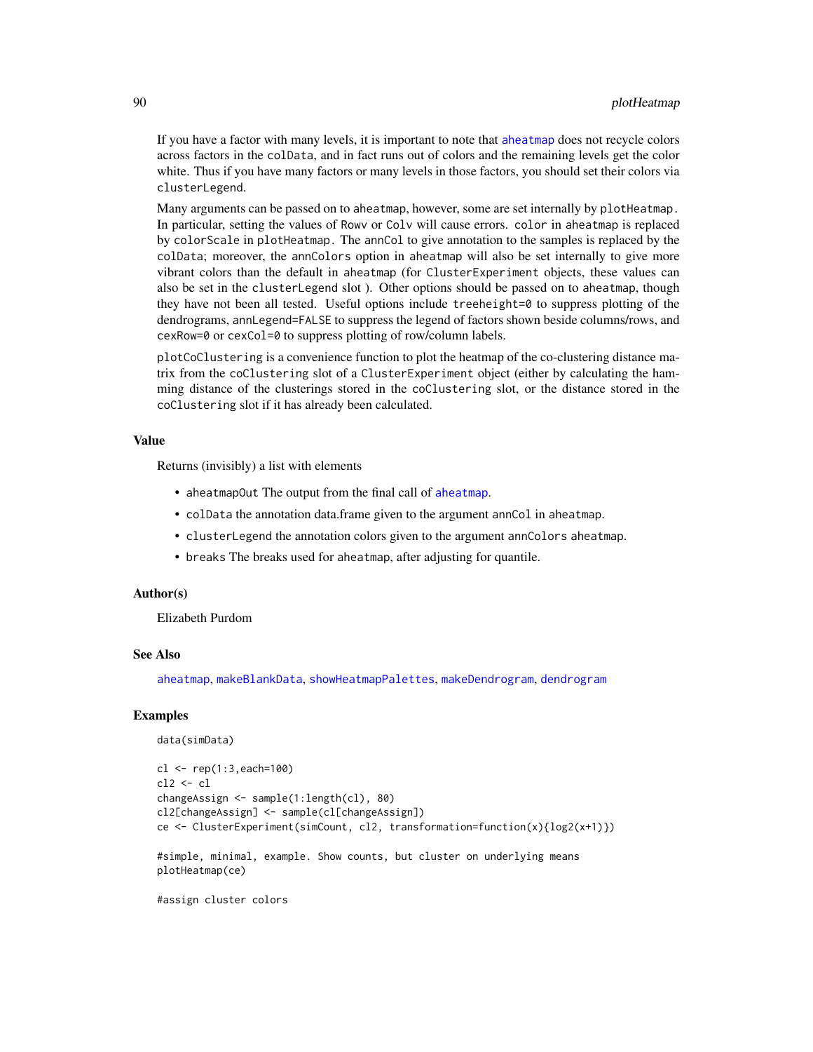If you have a factor with many levels, it is important to note that `aheatmap` does not recycle colors across factors in the `colData`, and in fact runs out of colors and the remaining levels get the color white. Thus if you have many factors or many levels in those factors, you should set their colors via `clusterLegend`.

Many arguments can be passed on to `aheatmap`, however, some are set internally by `plotHeatmap`. In particular, setting the values of `Rowv` or `Colv` will cause errors. `color` in `aheatmap` is replaced by `colorScale` in `plotHeatmap`. The `annCol` to give annotation to the samples is replaced by the `colData`; moreover, the `annColors` option in `aheatmap` will also be set internally to give more vibrant colors than the default in `aheatmap` (for `ClusterExperiment` objects, these values can also be set in the `clusterLegend` slot ). Other options should be passed on to `aheatmap`, though they have not been all tested. Useful options include `treeheight=0` to suppress plotting of the dendrograms, `annLegend=FALSE` to suppress the legend of factors shown beside columns/rows, and `cexRow=0` or `cexCol=0` to suppress plotting of row/column labels.

`plotCoClustering` is a convenience function to plot the heatmap of the co-clustering distance matrix from the `coClustering` slot of a `ClusterExperiment` object (either by calculating the hamming distance of the clusterings stored in the `coClustering` slot, or the distance stored in the `coClustering` slot if it has already been calculated.

## Value

Returns (invisibly) a list with elements

- `aheatmapOut` The output from the final call of `aheatmap`.
- `colData` the annotation data.frame given to the argument `annCol` in `aheatmap`.
- `clusterLegend` the annotation colors given to the argument `annColors` `aheatmap`.
- `breaks` The breaks used for `aheatmap`, after adjusting for quantile.

## Author(s)

Elizabeth Purdom

## See Also

`aheatmap`, `makeBlankData`, `showHeatmapPalettes`, `makeDendrogram`, `dendrogram`

## Examples

```
data(simData)

cl <- rep(1:3,each=100)
cl2 <- cl
changeAssign <- sample(1:length(cl), 80)
cl2[changeAssign] <- sample(cl[changeAssign])
ce <- ClusterExperiment(simCount, cl2, transformation=function(x){log2(x+1)})

#simple, minimal, example. Show counts, but cluster on underlying means
plotHeatmap(ce)

#assign cluster colors
```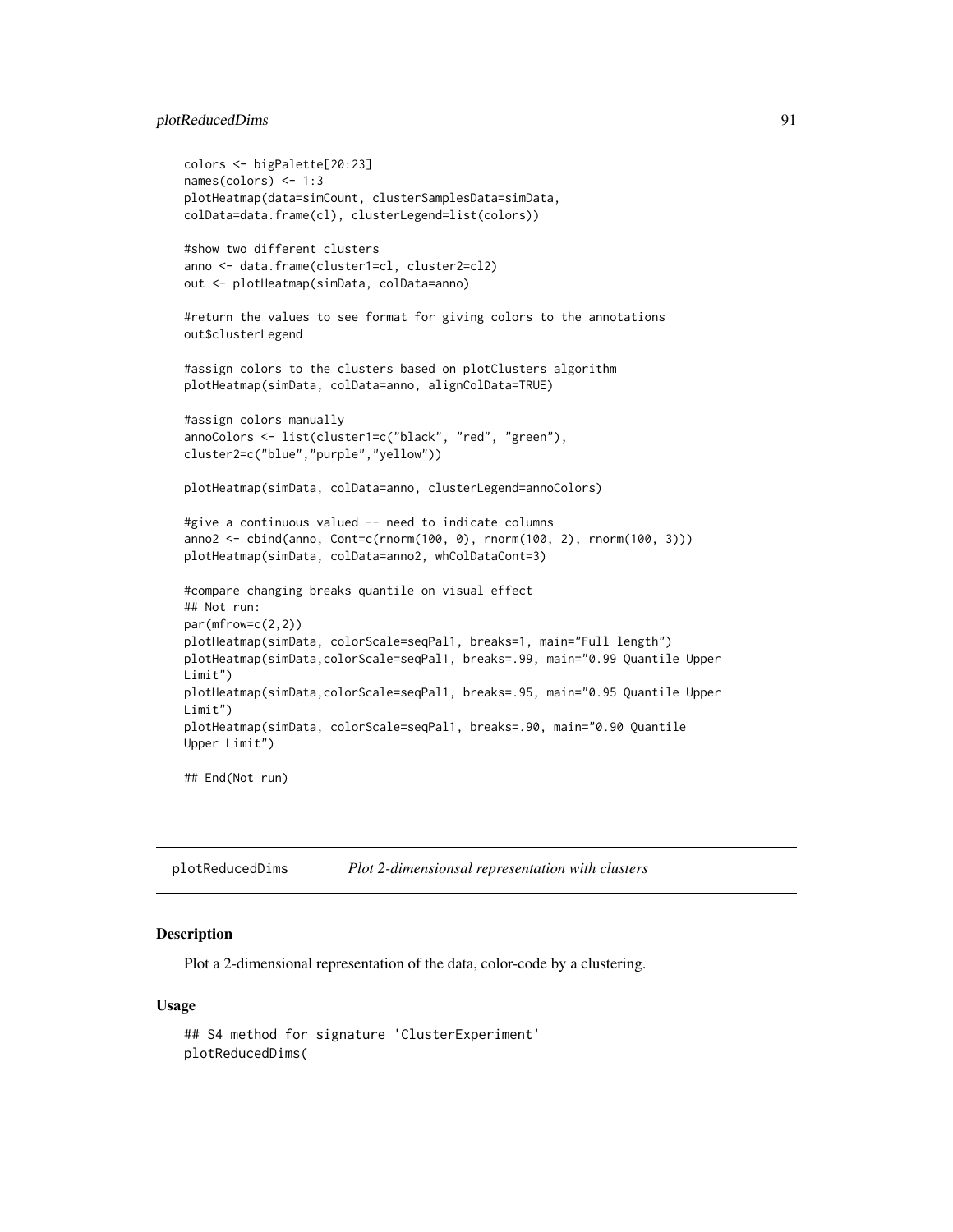```
colors <- bigPalette[20:23]
names(colors) <- 1:3
plotHeatmap(data=simCount, clusterSamplesData=simData,
colData=data.frame(cl), clusterLegend=list(colors))

#show two different clusters
anno <- data.frame(cluster1=cl, cluster2=cl2)
out <- plotHeatmap(simData, colData=anno)

#return the values to see format for giving colors to the annotations
out$clusterLegend

#assign colors to the clusters based on plotClusters algorithm
plotHeatmap(simData, colData=anno, alignColData=TRUE)

#assign colors manually
annoColors <- list(cluster1=c("black", "red", "green"),
cluster2=c("blue","purple","yellow"))

plotHeatmap(simData, colData=anno, clusterLegend=annoColors)

#give a continuous valued -- need to indicate columns
anno2 <- cbind(anno, Cont=c(rnorm(100, 0), rnorm(100, 2), rnorm(100, 3)))
plotHeatmap(simData, colData=anno2, whColDataCont=3)

#compare changing breaks quantile on visual effect
## Not run:
par(mfrow=c(2,2))
plotHeatmap(simData, colorScale=seqPal1, breaks=1, main="Full length")
plotHeatmap(simData,colorScale=seqPal1, breaks=.99, main="0.99 Quantile Upper
Limit")
plotHeatmap(simData,colorScale=seqPal1, breaks=.95, main="0.95 Quantile Upper
Limit")
plotHeatmap(simData, colorScale=seqPal1, breaks=.90, main="0.90 Quantile
Upper Limit")

## End(Not run)
```

## plotReducedDims *Plot 2-dimensionsal representation with clusters*

### Description

Plot a 2-dimensional representation of the data, color-code by a clustering.

### Usage

```
## S4 method for signature 'ClusterExperiment'
plotReducedDims(
```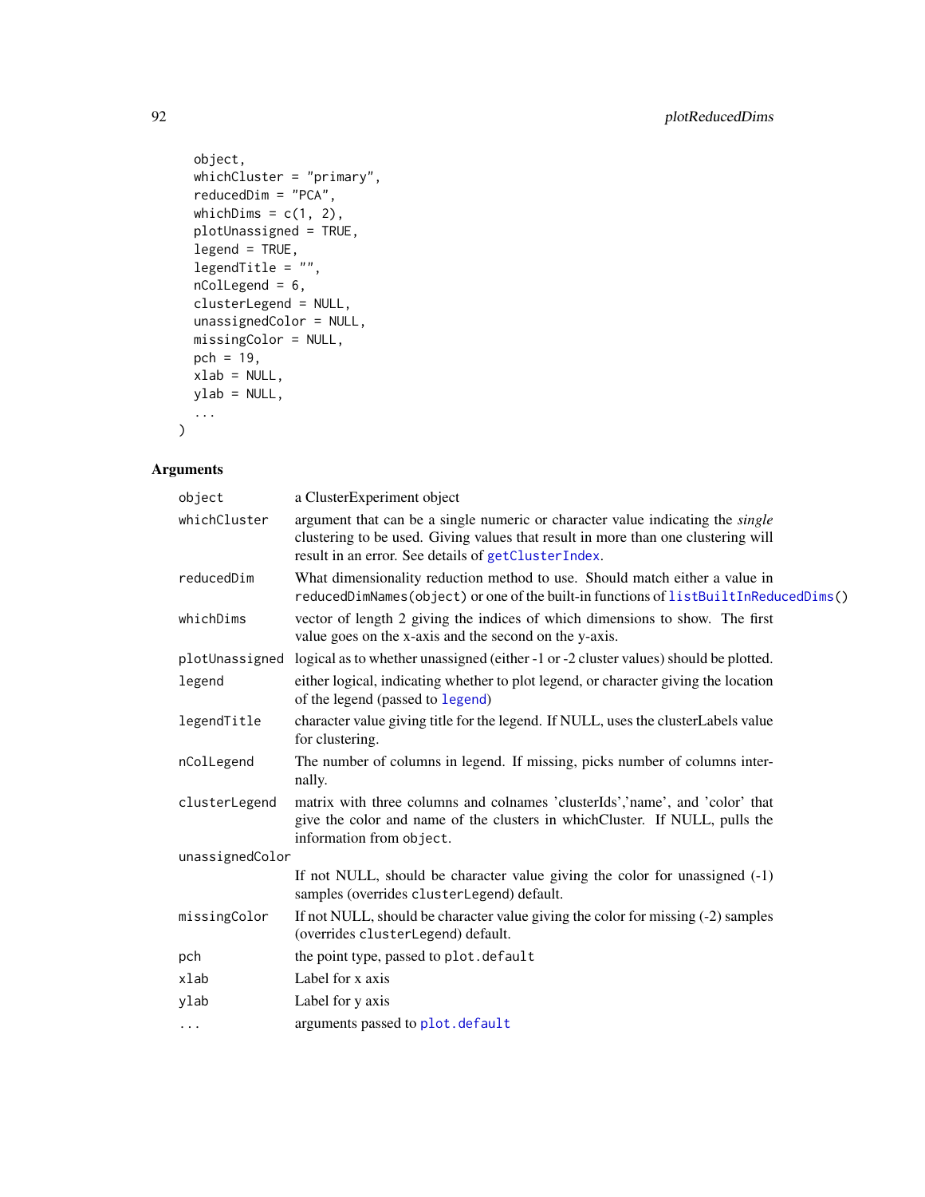```
  object,
  whichCluster = "primary",
  reducedDim = "PCA",
  whichDims = c(1, 2),
  plotUnassigned = TRUE,
  legend = TRUE,
  legendTitle = "",
  nColLegend = 6,
  clusterLegend = NULL,
  unassignedColor = NULL,
  missingColor = NULL,
  pch = 19,
  xlab = NULL,
  ylab = NULL,
  ...
)
```

## Arguments

| | |
|---|---|
| `object` | a ClusterExperiment object |
| `whichCluster` | argument that can be a single numeric or character value indicating the *single* clustering to be used. Giving values that result in more than one clustering will result in an error. See details of `getClusterIndex`. |
| `reducedDim` | What dimensionality reduction method to use. Should match either a value in `reducedDimNames(object)` or one of the built-in functions of `listBuiltInReducedDims()` |
| `whichDims` | vector of length 2 giving the indices of which dimensions to show. The first value goes on the x-axis and the second on the y-axis. |
| `plotUnassigned` | logical as to whether unassigned (either -1 or -2 cluster values) should be plotted. |
| `legend` | either logical, indicating whether to plot legend, or character giving the location of the legend (passed to `legend`) |
| `legendTitle` | character value giving title for the legend. If NULL, uses the clusterLabels value for clustering. |
| `nColLegend` | The number of columns in legend. If missing, picks number of columns internally. |
| `clusterLegend` | matrix with three columns and colnames 'clusterIds','name', and 'color' that give the color and name of the clusters in whichCluster. If NULL, pulls the information from `object`. |
| `unassignedColor` | If not NULL, should be character value giving the color for unassigned (-1) samples (overrides `clusterLegend`) default. |
| `missingColor` | If not NULL, should be character value giving the color for missing (-2) samples (overrides `clusterLegend`) default. |
| `pch` | the point type, passed to `plot.default` |
| `xlab` | Label for x axis |
| `ylab` | Label for y axis |
| `...` | arguments passed to `plot.default` |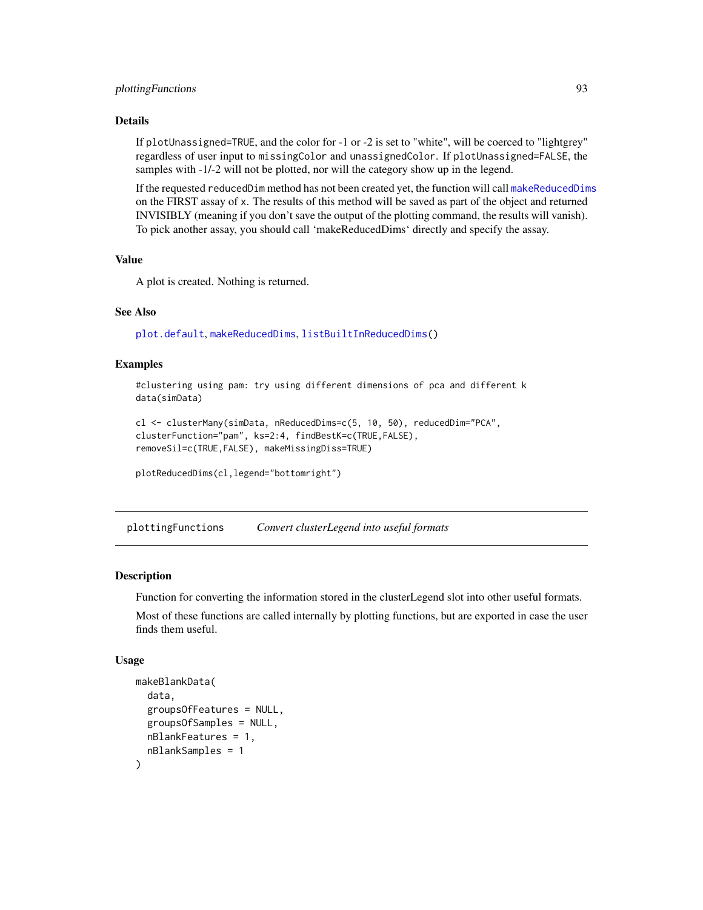### Details

If plotUnassigned=TRUE, and the color for -1 or -2 is set to "white", will be coerced to "lightgrey" regardless of user input to missingColor and unassignedColor. If plotUnassigned=FALSE, the samples with -1/-2 will not be plotted, nor will the category show up in the legend.

If the requested reducedDim method has not been created yet, the function will call makeReducedDims on the FIRST assay of x. The results of this method will be saved as part of the object and returned INVISIBLY (meaning if you don't save the output of the plotting command, the results will vanish). To pick another assay, you should call 'makeReducedDims' directly and specify the assay.

### Value

A plot is created. Nothing is returned.

### See Also

plot.default, makeReducedDims, listBuiltInReducedDims()

### Examples

```
#clustering using pam: try using different dimensions of pca and different k
data(simData)

cl <- clusterMany(simData, nReducedDims=c(5, 10, 50), reducedDim="PCA",
clusterFunction="pam", ks=2:4, findBestK=c(TRUE,FALSE),
removeSil=c(TRUE,FALSE), makeMissingDiss=TRUE)

plotReducedDims(cl,legend="bottomright")
```

---

## plottingFunctions *Convert clusterLegend into useful formats*

### Description

Function for converting the information stored in the clusterLegend slot into other useful formats.

Most of these functions are called internally by plotting functions, but are exported in case the user finds them useful.

### Usage

```
makeBlankData(
  data,
  groupsOfFeatures = NULL,
  groupsOfSamples = NULL,
  nBlankFeatures = 1,
  nBlankSamples = 1
)
```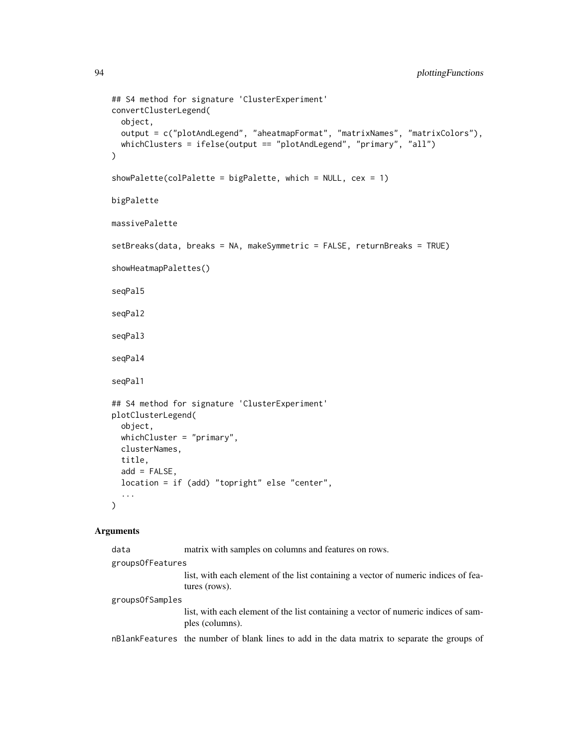```
## S4 method for signature 'ClusterExperiment'
convertClusterLegend(
  object,
  output = c("plotAndLegend", "aheatmapFormat", "matrixNames", "matrixColors"),
  whichClusters = ifelse(output == "plotAndLegend", "primary", "all")
)

showPalette(colPalette = bigPalette, which = NULL, cex = 1)

bigPalette

massivePalette

setBreaks(data, breaks = NA, makeSymmetric = FALSE, returnBreaks = TRUE)

showHeatmapPalettes()

seqPal5

seqPal2

seqPal3

seqPal4

seqPal1

## S4 method for signature 'ClusterExperiment'
plotClusterLegend(
  object,
  whichCluster = "primary",
  clusterNames,
  title,
  add = FALSE,
  location = if (add) "topright" else "center",
  ...
)
```

## Arguments

| | |
|---|---|
| data | matrix with samples on columns and features on rows. |
| groupsOfFeatures | list, with each element of the list containing a vector of numeric indices of features (rows). |
| groupsOfSamples | list, with each element of the list containing a vector of numeric indices of samples (columns). |
| nBlankFeatures | the number of blank lines to add in the data matrix to separate the groups of |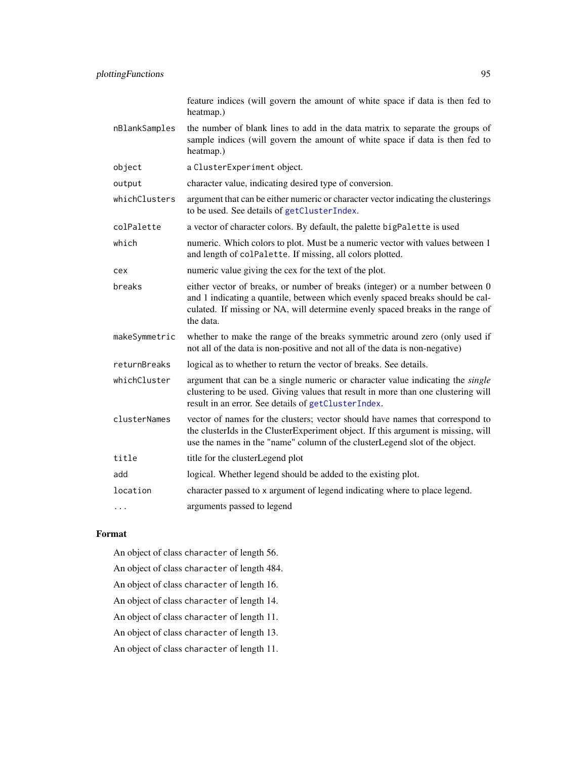| | |
|---|---|
| | feature indices (will govern the amount of white space if data is then fed to heatmap.) |
| `nBlankSamples` | the number of blank lines to add in the data matrix to separate the groups of sample indices (will govern the amount of white space if data is then fed to heatmap.) |
| `object` | a `ClusterExperiment` object. |
| `output` | character value, indicating desired type of conversion. |
| `whichClusters` | argument that can be either numeric or character vector indicating the clusterings to be used. See details of `getClusterIndex`. |
| `colPalette` | a vector of character colors. By default, the palette `bigPalette` is used |
| `which` | numeric. Which colors to plot. Must be a numeric vector with values between 1 and length of `colPalette`. If missing, all colors plotted. |
| `cex` | numeric value giving the cex for the text of the plot. |
| `breaks` | either vector of breaks, or number of breaks (integer) or a number between 0 and 1 indicating a quantile, between which evenly spaced breaks should be calculated. If missing or NA, will determine evenly spaced breaks in the range of the data. |
| `makeSymmetric` | whether to make the range of the breaks symmetric around zero (only used if not all of the data is non-positive and not all of the data is non-negative) |
| `returnBreaks` | logical as to whether to return the vector of breaks. See details. |
| `whichCluster` | argument that can be a single numeric or character value indicating the *single* clustering to be used. Giving values that result in more than one clustering will result in an error. See details of `getClusterIndex`. |
| `clusterNames` | vector of names for the clusters; vector should have names that correspond to the clusterIds in the ClusterExperiment object. If this argument is missing, will use the names in the "name" column of the clusterLegend slot of the object. |
| `title` | title for the clusterLegend plot |
| `add` | logical. Whether legend should be added to the existing plot. |
| `location` | character passed to `x` argument of legend indicating where to place legend. |
| `...` | arguments passed to legend |

## Format

An object of class `character` of length 56.

An object of class `character` of length 484.

An object of class `character` of length 16.

An object of class `character` of length 14.

An object of class `character` of length 11.

An object of class `character` of length 13.

An object of class `character` of length 11.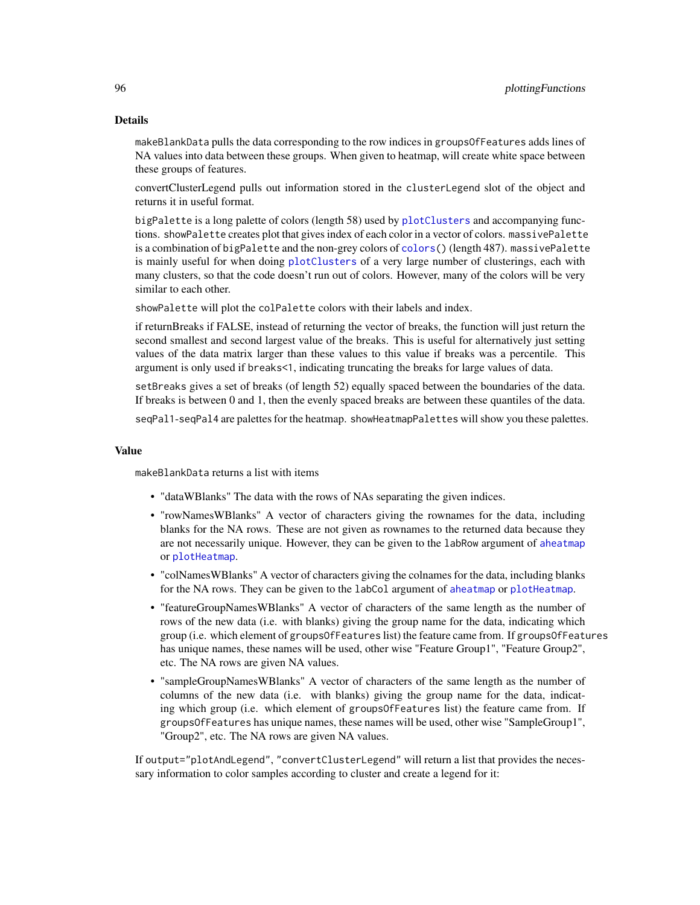## Details

`makeBlankData` pulls the data corresponding to the row indices in `groupsOfFeatures` adds lines of NA values into data between these groups. When given to heatmap, will create white space between these groups of features.

convertClusterLegend pulls out information stored in the `clusterLegend` slot of the object and returns it in useful format.

`bigPalette` is a long palette of colors (length 58) used by `plotClusters` and accompanying functions. `showPalette` creates plot that gives index of each color in a vector of colors. `massivePalette` is a combination of `bigPalette` and the non-grey colors of `colors()` (length 487). `massivePalette` is mainly useful for when doing `plotClusters` of a very large number of clusterings, each with many clusters, so that the code doesn't run out of colors. However, many of the colors will be very similar to each other.

`showPalette` will plot the `colPalette` colors with their labels and index.

if returnBreaks if FALSE, instead of returning the vector of breaks, the function will just return the second smallest and second largest value of the breaks. This is useful for alternatively just setting values of the data matrix larger than these values to this value if breaks was a percentile. This argument is only used if `breaks<1`, indicating truncating the breaks for large values of data.

`setBreaks` gives a set of breaks (of length 52) equally spaced between the boundaries of the data. If breaks is between 0 and 1, then the evenly spaced breaks are between these quantiles of the data.

`seqPal1`-`seqPal4` are palettes for the heatmap. `showHeatmapPalettes` will show you these palettes.

## Value

`makeBlankData` returns a list with items

- "dataWBlanks" The data with the rows of NAs separating the given indices.
- "rowNamesWBlanks" A vector of characters giving the rownames for the data, including blanks for the NA rows. These are not given as rownames to the returned data because they are not necessarily unique. However, they can be given to the `labRow` argument of `aheatmap` or `plotHeatmap`.
- "colNamesWBlanks" A vector of characters giving the colnames for the data, including blanks for the NA rows. They can be given to the `labCol` argument of `aheatmap` or `plotHeatmap`.
- "featureGroupNamesWBlanks" A vector of characters of the same length as the number of rows of the new data (i.e. with blanks) giving the group name for the data, indicating which group (i.e. which element of `groupsOfFeatures` list) the feature came from. If `groupsOfFeatures` has unique names, these names will be used, other wise "Feature Group1", "Feature Group2", etc. The NA rows are given NA values.
- "sampleGroupNamesWBlanks" A vector of characters of the same length as the number of columns of the new data (i.e. with blanks) giving the group name for the data, indicating which group (i.e. which element of `groupsOfFeatures` list) the feature came from. If `groupsOfFeatures` has unique names, these names will be used, other wise "SampleGroup1", "Group2", etc. The NA rows are given NA values.

If `output="plotAndLegend"`, `"convertClusterLegend"` will return a list that provides the necessary information to color samples according to cluster and create a legend for it: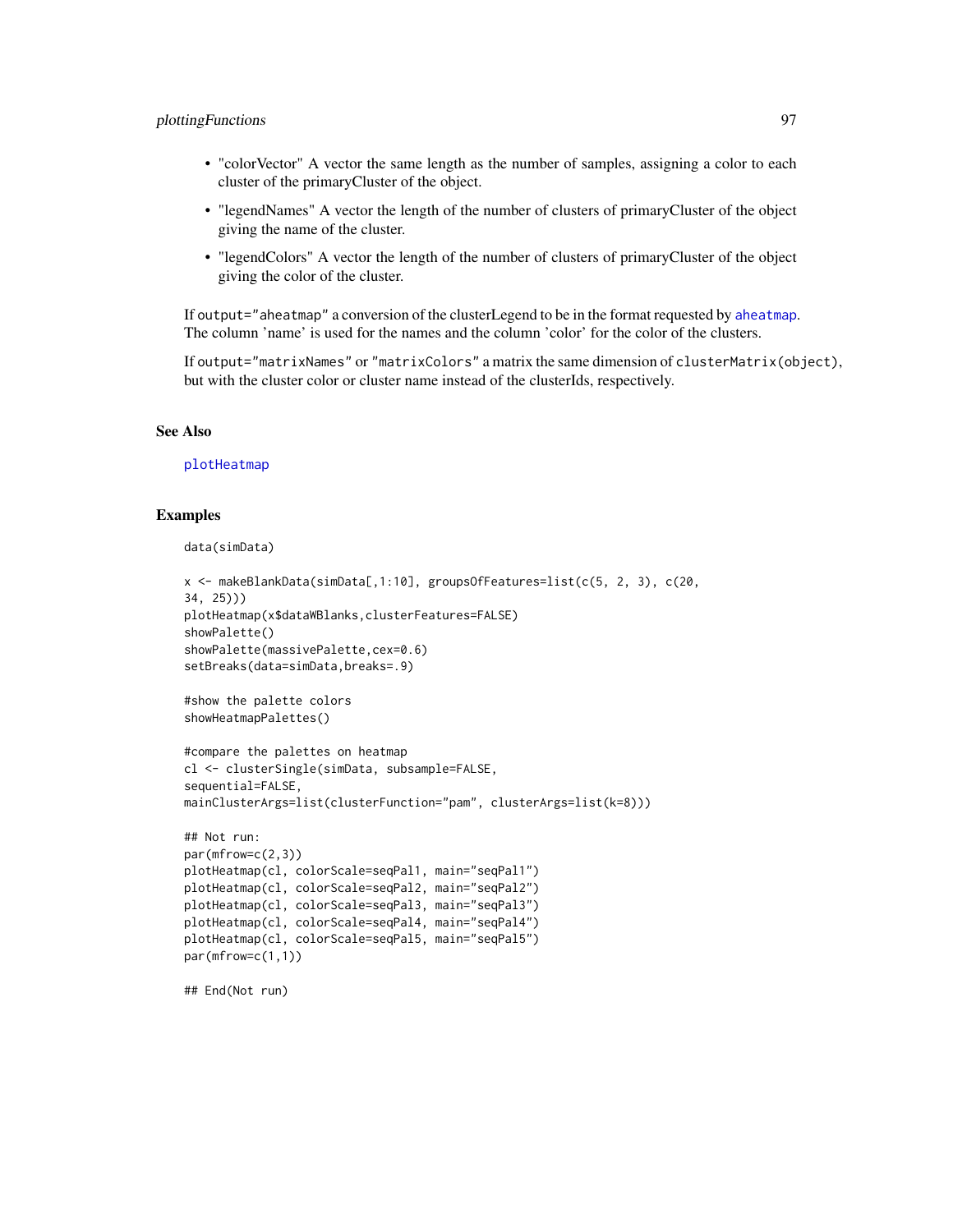- "colorVector" A vector the same length as the number of samples, assigning a color to each cluster of the primaryCluster of the object.
- "legendNames" A vector the length of the number of clusters of primaryCluster of the object giving the name of the cluster.
- "legendColors" A vector the length of the number of clusters of primaryCluster of the object giving the color of the cluster.

If `output="aheatmap"` a conversion of the clusterLegend to be in the format requested by `aheatmap`. The column 'name' is used for the names and the column 'color' for the color of the clusters.

If `output="matrixNames"` or `"matrixColors"` a matrix the same dimension of `clusterMatrix(object)`, but with the cluster color or cluster name instead of the clusterIds, respectively.

## See Also

`plotHeatmap`

## Examples

```
data(simData)

x <- makeBlankData(simData[,1:10], groupsOfFeatures=list(c(5, 2, 3), c(20,
34, 25)))
plotHeatmap(x$dataWBlanks,clusterFeatures=FALSE)
showPalette()
showPalette(massivePalette,cex=0.6)
setBreaks(data=simData,breaks=.9)

#show the palette colors
showHeatmapPalettes()

#compare the palettes on heatmap
cl <- clusterSingle(simData, subsample=FALSE,
sequential=FALSE,
mainClusterArgs=list(clusterFunction="pam", clusterArgs=list(k=8)))

## Not run:
par(mfrow=c(2,3))
plotHeatmap(cl, colorScale=seqPal1, main="seqPal1")
plotHeatmap(cl, colorScale=seqPal2, main="seqPal2")
plotHeatmap(cl, colorScale=seqPal3, main="seqPal3")
plotHeatmap(cl, colorScale=seqPal4, main="seqPal4")
plotHeatmap(cl, colorScale=seqPal5, main="seqPal5")
par(mfrow=c(1,1))

## End(Not run)
```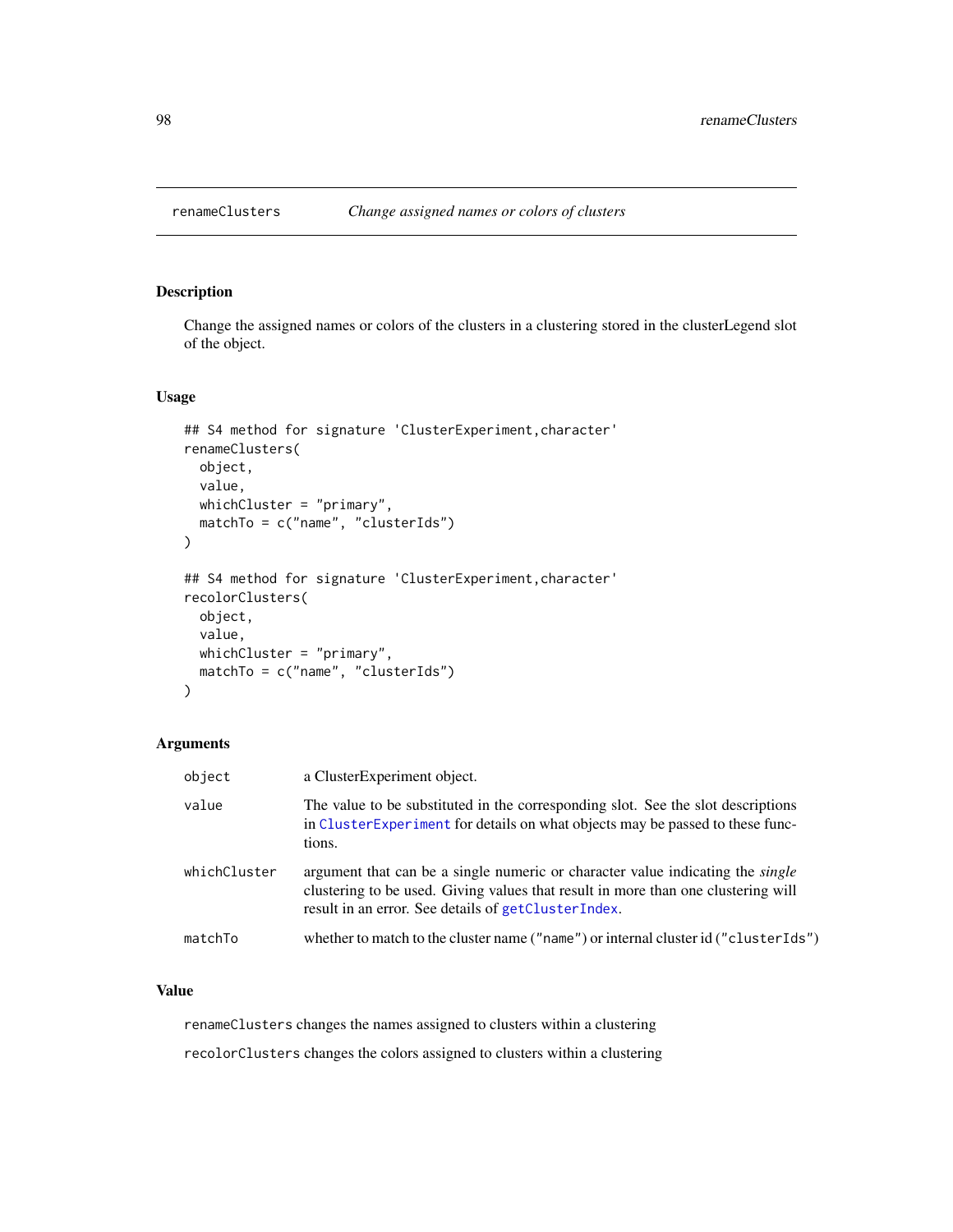# renameClusters — *Change assigned names or colors of clusters*

## Description

Change the assigned names or colors of the clusters in a clustering stored in the clusterLegend slot of the object.

## Usage

```
## S4 method for signature 'ClusterExperiment,character'
renameClusters(
  object,
  value,
  whichCluster = "primary",
  matchTo = c("name", "clusterIds")
)

## S4 method for signature 'ClusterExperiment,character'
recolorClusters(
  object,
  value,
  whichCluster = "primary",
  matchTo = c("name", "clusterIds")
)
```

## Arguments

| | |
|---|---|
| `object` | a ClusterExperiment object. |
| `value` | The value to be substituted in the corresponding slot. See the slot descriptions in `ClusterExperiment` for details on what objects may be passed to these functions. |
| `whichCluster` | argument that can be a single numeric or character value indicating the *single* clustering to be used. Giving values that result in more than one clustering will result in an error. See details of `getClusterIndex`. |
| `matchTo` | whether to match to the cluster name (`"name"`) or internal cluster id (`"clusterIds"`) |

## Value

`renameClusters` changes the names assigned to clusters within a clustering

`recolorClusters` changes the colors assigned to clusters within a clustering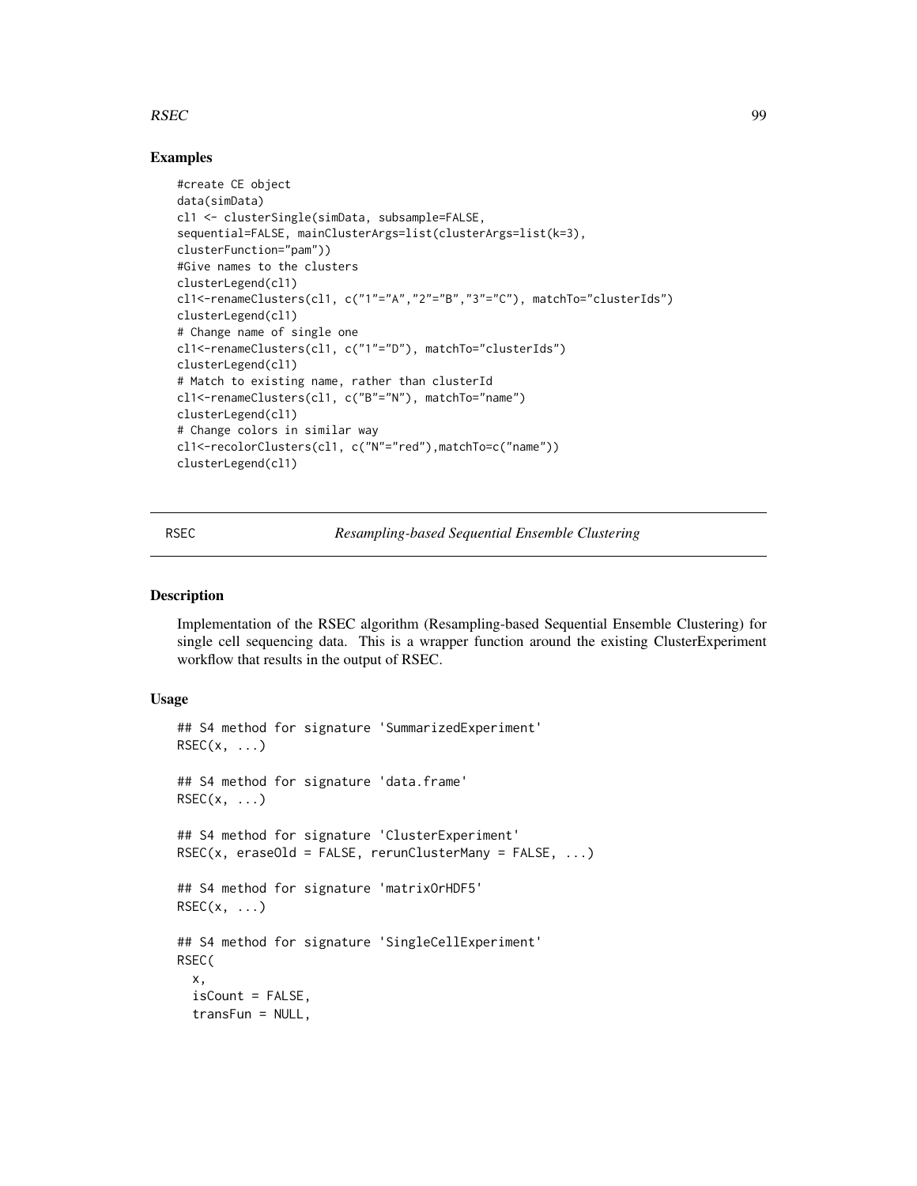## Examples

```
#create CE object
data(simData)
cl1 <- clusterSingle(simData, subsample=FALSE,
sequential=FALSE, mainClusterArgs=list(clusterArgs=list(k=3),
clusterFunction="pam"))
#Give names to the clusters
clusterLegend(cl1)
cl1<-renameClusters(cl1, c("1"="A","2"="B","3"="C"), matchTo="clusterIds")
clusterLegend(cl1)
# Change name of single one
cl1<-renameClusters(cl1, c("1"="D"), matchTo="clusterIds")
clusterLegend(cl1)
# Match to existing name, rather than clusterId
cl1<-renameClusters(cl1, c("B"="N"), matchTo="name")
clusterLegend(cl1)
# Change colors in similar way
cl1<-recolorClusters(cl1, c("N"="red"),matchTo=c("name"))
clusterLegend(cl1)
```

---

RSEC *Resampling-based Sequential Ensemble Clustering*

---

## Description

Implementation of the RSEC algorithm (Resampling-based Sequential Ensemble Clustering) for single cell sequencing data. This is a wrapper function around the existing ClusterExperiment workflow that results in the output of RSEC.

## Usage

```
## S4 method for signature 'SummarizedExperiment'
RSEC(x, ...)

## S4 method for signature 'data.frame'
RSEC(x, ...)

## S4 method for signature 'ClusterExperiment'
RSEC(x, eraseOld = FALSE, rerunClusterMany = FALSE, ...)

## S4 method for signature 'matrixOrHDF5'
RSEC(x, ...)

## S4 method for signature 'SingleCellExperiment'
RSEC(
  x,
  isCount = FALSE,
  transFun = NULL,
```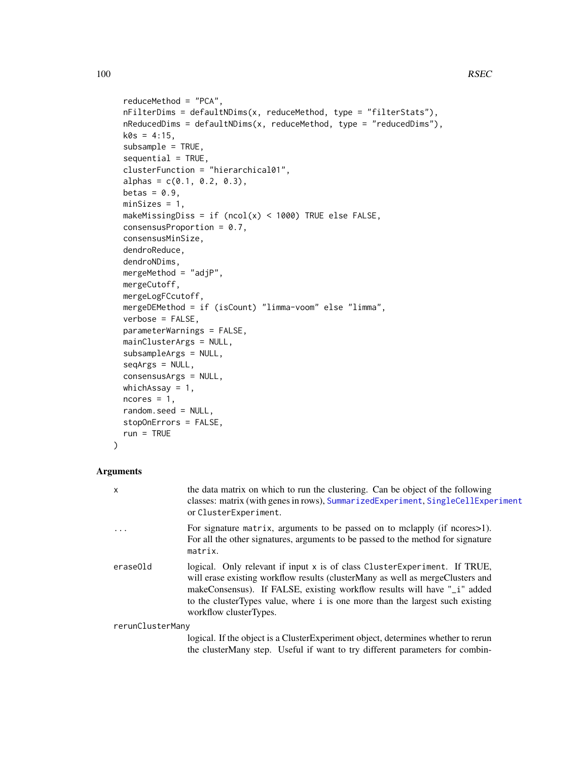```
  reduceMethod = "PCA",
  nFilterDims = defaultNDims(x, reduceMethod, type = "filterStats"),
  nReducedDims = defaultNDims(x, reduceMethod, type = "reducedDims"),
  k0s = 4:15,
  subsample = TRUE,
  sequential = TRUE,
  clusterFunction = "hierarchical01",
  alphas = c(0.1, 0.2, 0.3),
  betas = 0.9,
  minSizes = 1,
  makeMissingDiss = if (ncol(x) < 1000) TRUE else FALSE,
  consensusProportion = 0.7,
  consensusMinSize,
  dendroReduce,
  dendroNDims,
  mergeMethod = "adjP",
  mergeCutoff,
  mergeLogFCcutoff,
  mergeDEMethod = if (isCount) "limma-voom" else "limma",
  verbose = FALSE,
  parameterWarnings = FALSE,
  mainClusterArgs = NULL,
  subsampleArgs = NULL,
  seqArgs = NULL,
  consensusArgs = NULL,
  whichAssay = 1,
  ncores = 1,
  random.seed = NULL,
  stopOnErrors = FALSE,
  run = TRUE
)
```

## Arguments

**x** — the data matrix on which to run the clustering. Can be object of the following classes: matrix (with genes in rows), SummarizedExperiment, SingleCellExperiment or ClusterExperiment.

**...** — For signature matrix, arguments to be passed on to mclapply (if ncores>1). For all the other signatures, arguments to be passed to the method for signature matrix.

**eraseOld** — logical. Only relevant if input x is of class ClusterExperiment. If TRUE, will erase existing workflow results (clusterMany as well as mergeClusters and makeConsensus). If FALSE, existing workflow results will have "_i" added to the clusterTypes value, where i is one more than the largest such existing workflow clusterTypes.

**rerunClusterMany** — logical. If the object is a ClusterExperiment object, determines whether to rerun the clusterMany step. Useful if want to try different parameters for combin-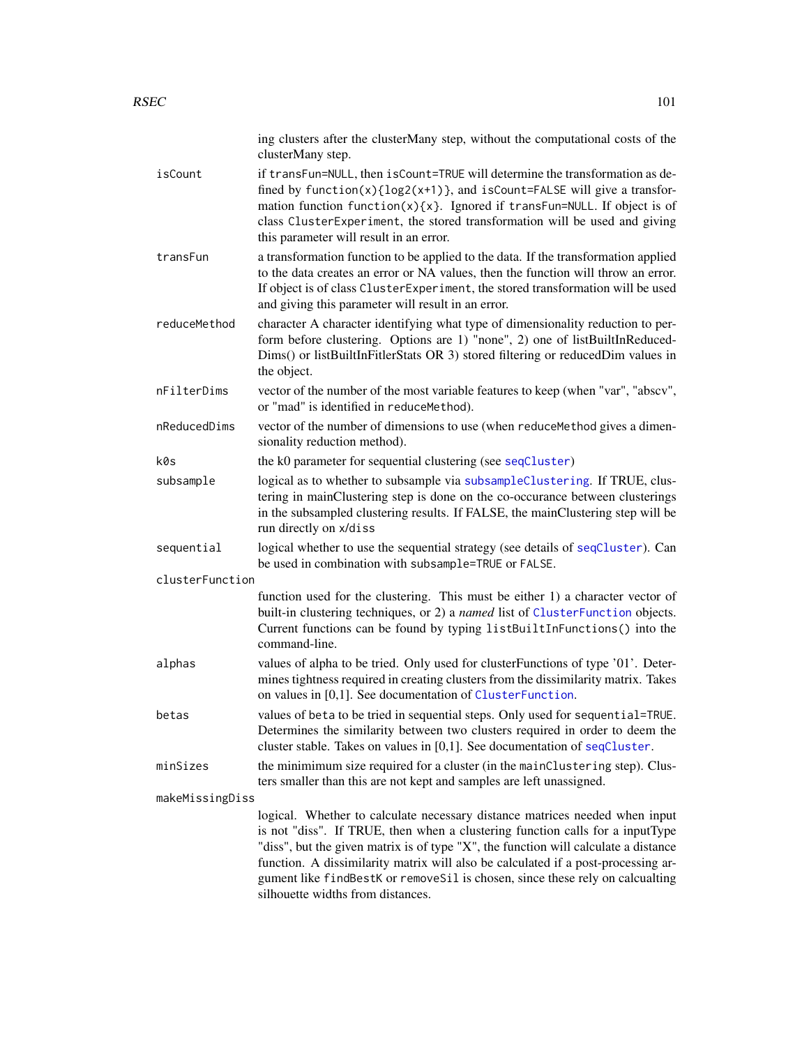ing clusters after the clusterMany step, without the computational costs of the clusterMany step.

**isCount**
: if `transFun=NULL`, then `isCount=TRUE` will determine the transformation as defined by `function(x){log2(x+1)}`, and `isCount=FALSE` will give a transformation function `function(x){x}`. Ignored if `transFun=NULL`. If object is of class `ClusterExperiment`, the stored transformation will be used and giving this parameter will result in an error.

**transFun**
: a transformation function to be applied to the data. If the transformation applied to the data creates an error or NA values, then the function will throw an error. If object is of class `ClusterExperiment`, the stored transformation will be used and giving this parameter will result in an error.

**reduceMethod**
: character A character identifying what type of dimensionality reduction to perform before clustering. Options are 1) "none", 2) one of listBuiltInReducedDims() or listBuiltInFitlerStats OR 3) stored filtering or reducedDim values in the object.

**nFilterDims**
: vector of the number of the most variable features to keep (when "var", "abscv", or "mad" is identified in `reduceMethod`).

**nReducedDims**
: vector of the number of dimensions to use (when `reduceMethod` gives a dimensionality reduction method).

**k0s**
: the k0 parameter for sequential clustering (see `seqCluster`)

**subsample**
: logical as to whether to subsample via `subsampleClustering`. If TRUE, clustering in mainClustering step is done on the co-occurance between clusterings in the subsampled clustering results. If FALSE, the mainClustering step will be run directly on `x`/`diss`

**sequential**
: logical whether to use the sequential strategy (see details of `seqCluster`). Can be used in combination with `subsample=TRUE` or `FALSE`.

**clusterFunction**
: function used for the clustering. This must be either 1) a character vector of built-in clustering techniques, or 2) a *named* list of `ClusterFunction` objects. Current functions can be found by typing `listBuiltInFunctions()` into the command-line.

**alphas**
: values of alpha to be tried. Only used for clusterFunctions of type '01'. Determines tightness required in creating clusters from the dissimilarity matrix. Takes on values in [0,1]. See documentation of `ClusterFunction`.

**betas**
: values of `beta` to be tried in sequential steps. Only used for `sequential=TRUE`. Determines the similarity between two clusters required in order to deem the cluster stable. Takes on values in [0,1]. See documentation of `seqCluster`.

**minSizes**
: the minimimum size required for a cluster (in the `mainClustering` step). Clusters smaller than this are not kept and samples are left unassigned.

**makeMissingDiss**
: logical. Whether to calculate necessary distance matrices needed when input is not "diss". If TRUE, then when a clustering function calls for a inputType "diss", but the given matrix is of type "X", the function will calculate a distance function. A dissimilarity matrix will also be calculated if a post-processing argument like `findBestK` or `removeSil` is chosen, since these rely on calcualting silhouette widths from distances.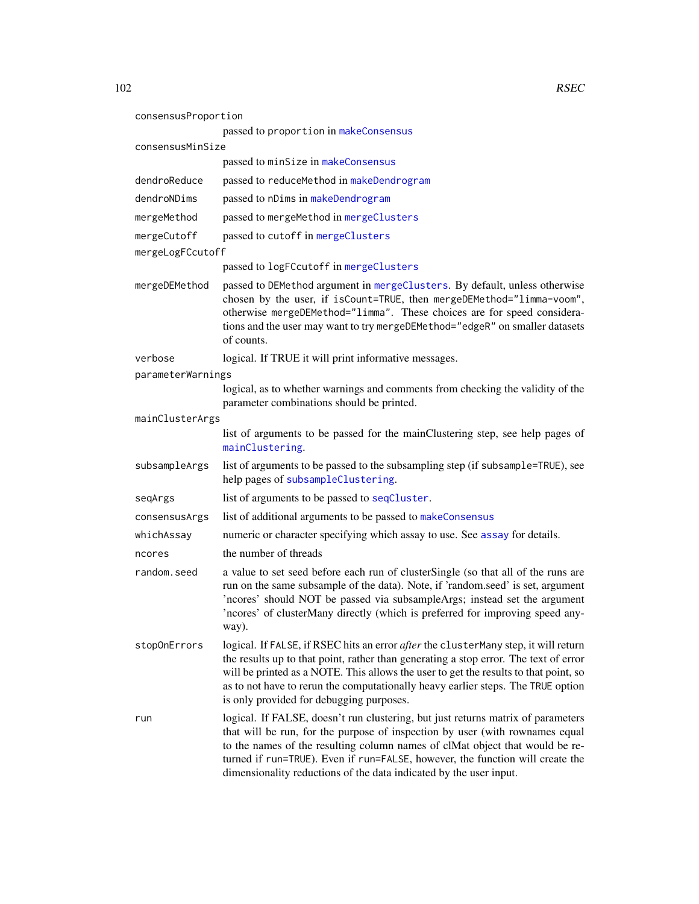`consensusProportion`
: passed to `proportion` in `makeConsensus`

`consensusMinSize`
: passed to `minSize` in `makeConsensus`

`dendroReduce`
: passed to `reduceMethod` in `makeDendrogram`

`dendroNDims`
: passed to `nDims` in `makeDendrogram`

`mergeMethod`
: passed to `mergeMethod` in `mergeClusters`

`mergeCutoff`
: passed to `cutoff` in `mergeClusters`

`mergeLogFCcutoff`
: passed to `logFCcutoff` in `mergeClusters`

`mergeDEMethod`
: passed to `DEMethod` argument in `mergeClusters`. By default, unless otherwise chosen by the user, if `isCount=TRUE`, then `mergeDEMethod="limma-voom"`, otherwise `mergeDEMethod="limma"`. These choices are for speed considerations and the user may want to try `mergeDEMethod="edgeR"` on smaller datasets of counts.

`verbose`
: logical. If TRUE it will print informative messages.

`parameterWarnings`
: logical, as to whether warnings and comments from checking the validity of the parameter combinations should be printed.

`mainClusterArgs`
: list of arguments to be passed for the mainClustering step, see help pages of `mainClustering`.

`subsampleArgs`
: list of arguments to be passed to the subsampling step (if `subsample=TRUE`), see help pages of `subsampleClustering`.

`seqArgs`
: list of arguments to be passed to `seqCluster`.

`consensusArgs`
: list of additional arguments to be passed to `makeConsensus`

`whichAssay`
: numeric or character specifying which assay to use. See `assay` for details.

`ncores`
: the number of threads

`random.seed`
: a value to set seed before each run of clusterSingle (so that all of the runs are run on the same subsample of the data). Note, if 'random.seed' is set, argument 'ncores' should NOT be passed via subsampleArgs; instead set the argument 'ncores' of clusterMany directly (which is preferred for improving speed anyway).

`stopOnErrors`
: logical. If `FALSE`, if RSEC hits an error *after* the `clusterMany` step, it will return the results up to that point, rather than generating a stop error. The text of error will be printed as a NOTE. This allows the user to get the results to that point, so as to not have to rerun the computationally heavy earlier steps. The `TRUE` option is only provided for debugging purposes.

`run`
: logical. If FALSE, doesn't run clustering, but just returns matrix of parameters that will be run, for the purpose of inspection by user (with rownames equal to the names of the resulting column names of clMat object that would be returned if `run=TRUE`). Even if `run=FALSE`, however, the function will create the dimensionality reductions of the data indicated by the user input.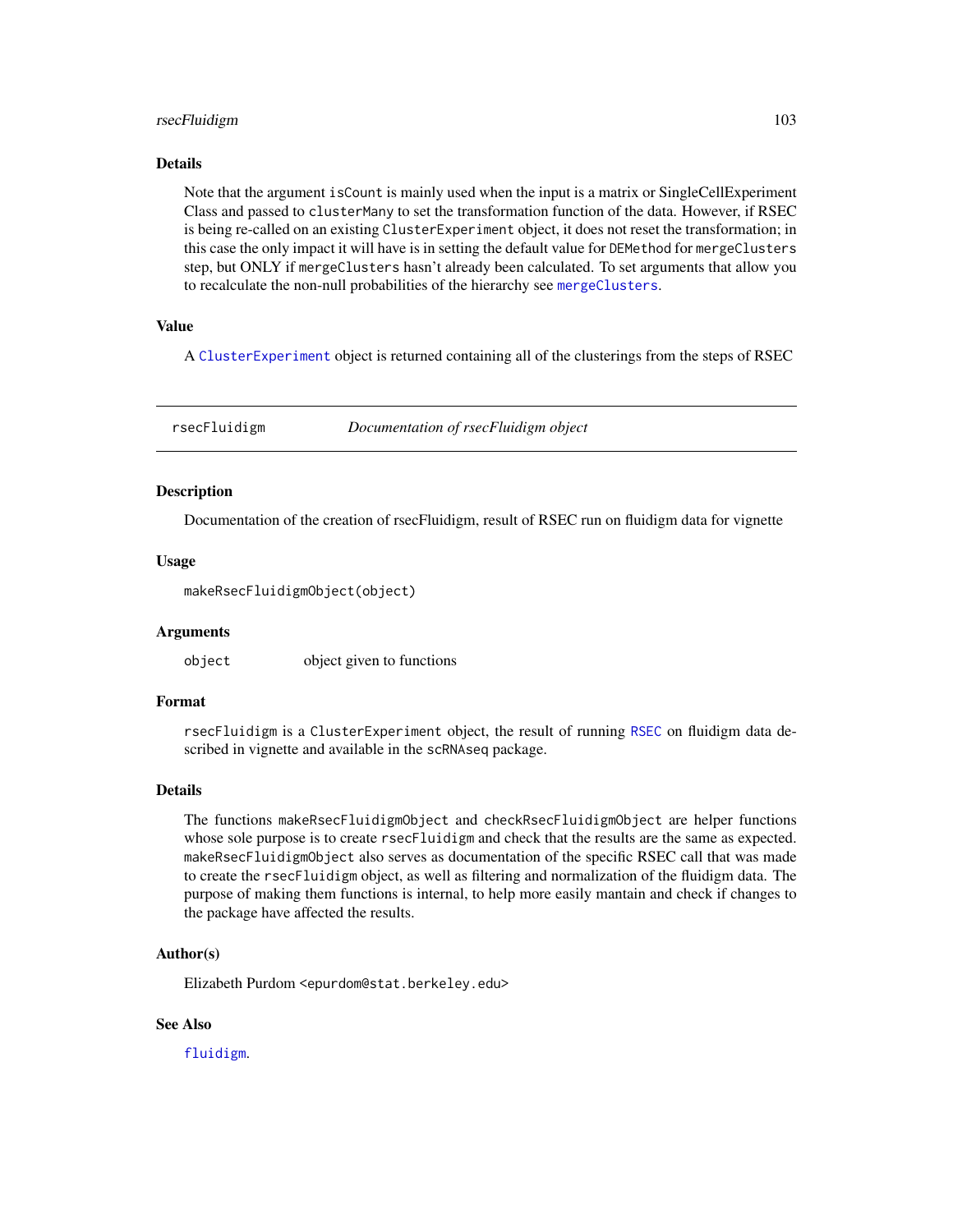### Details

Note that the argument `isCount` is mainly used when the input is a matrix or SingleCellExperiment Class and passed to `clusterMany` to set the transformation function of the data. However, if RSEC is being re-called on an existing `ClusterExperiment` object, it does not reset the transformation; in this case the only impact it will have is in setting the default value for `DEMethod` for `mergeClusters` step, but ONLY if `mergeClusters` hasn't already been calculated. To set arguments that allow you to recalculate the non-null probabilities of the hierarchy see `mergeClusters`.

### Value

A `ClusterExperiment` object is returned containing all of the clusterings from the steps of RSEC

---

## rsecFluidigm — *Documentation of rsecFluidigm object*

### Description

Documentation of the creation of rsecFluidigm, result of RSEC run on fluidigm data for vignette

### Usage

```
makeRsecFluidigmObject(object)
```

### Arguments

| | |
|---|---|
| `object` | object given to functions |

### Format

`rsecFluidigm` is a `ClusterExperiment` object, the result of running `RSEC` on fluidigm data described in vignette and available in the `scRNAseq` package.

### Details

The functions `makeRsecFluidigmObject` and `checkRsecFluidigmObject` are helper functions whose sole purpose is to create `rsecFluidigm` and check that the results are the same as expected. `makeRsecFluidigmObject` also serves as documentation of the specific RSEC call that was made to create the `rsecFluidigm` object, as well as filtering and normalization of the fluidigm data. The purpose of making them functions is internal, to help more easily mantain and check if changes to the package have affected the results.

### Author(s)

Elizabeth Purdom <`epurdom@stat.berkeley.edu`>

### See Also

`fluidigm`.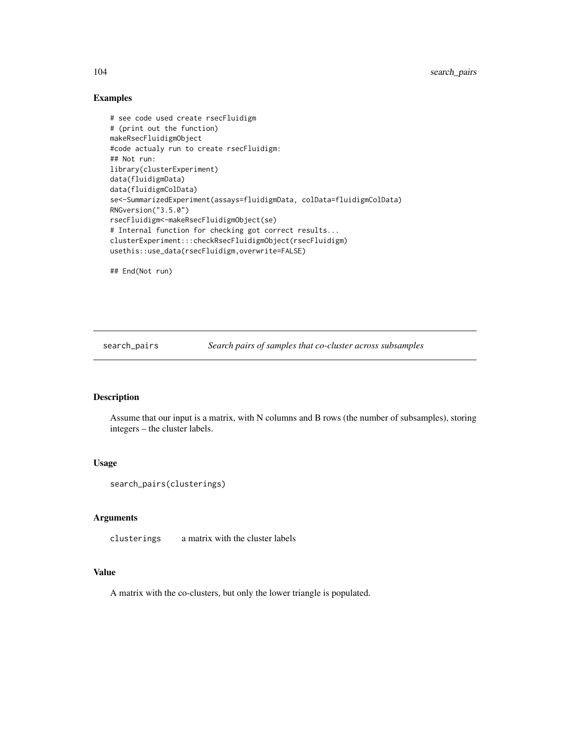## Examples

```
# see code used create rsecFluidigm
# (print out the function)
makeRsecFluidigmObject
#code actualy run to create rsecFluidigm:
## Not run:
library(clusterExperiment)
data(fluidigmData)
data(fluidigmColData)
se<-SummarizedExperiment(assays=fluidigmData, colData=fluidigmColData)
RNGversion("3.5.0")
rsecFluidigm<-makeRsecFluidigmObject(se)
# Internal function for checking got correct results...
clusterExperiment:::checkRsecFluidigmObject(rsecFluidigm)
usethis::use_data(rsecFluidigm,overwrite=FALSE)

## End(Not run)
```

---

# search_pairs — *Search pairs of samples that co-cluster across subsamples*

## Description

Assume that our input is a matrix, with N columns and B rows (the number of subsamples), storing integers – the cluster labels.

## Usage

```
search_pairs(clusterings)
```

## Arguments

`clusterings` a matrix with the cluster labels

## Value

A matrix with the co-clusters, but only the lower triangle is populated.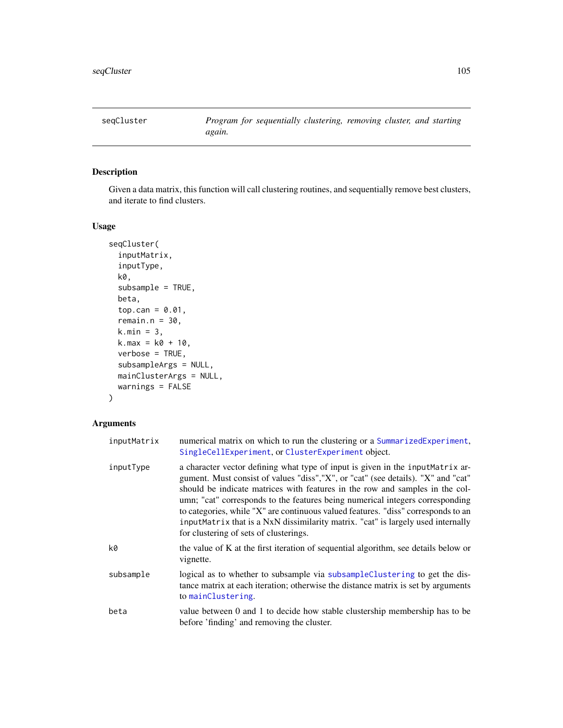## seqCluster — *Program for sequentially clustering, removing cluster, and starting again.*

### Description

Given a data matrix, this function will call clustering routines, and sequentially remove best clusters, and iterate to find clusters.

### Usage

```
seqCluster(
  inputMatrix,
  inputType,
  k0,
  subsample = TRUE,
  beta,
  top.can = 0.01,
  remain.n = 30,
  k.min = 3,
  k.max = k0 + 10,
  verbose = TRUE,
  subsampleArgs = NULL,
  mainClusterArgs = NULL,
  warnings = FALSE
)
```

### Arguments

| | |
|---|---|
| `inputMatrix` | numerical matrix on which to run the clustering or a `SummarizedExperiment`, `SingleCellExperiment`, or `ClusterExperiment` object. |
| `inputType` | a character vector defining what type of input is given in the `inputMatrix` argument. Must consist of values "diss","X", or "cat" (see details). "X" and "cat" should be indicate matrices with features in the row and samples in the column; "cat" corresponds to the features being numerical integers corresponding to categories, while "X" are continuous valued features. "diss" corresponds to an `inputMatrix` that is a NxN dissimilarity matrix. "cat" is largely used internally for clustering of sets of clusterings. |
| `k0` | the value of K at the first iteration of sequential algorithm, see details below or vignette. |
| `subsample` | logical as to whether to subsample via `subsampleClustering` to get the distance matrix at each iteration; otherwise the distance matrix is set by arguments to `mainClustering`. |
| `beta` | value between 0 and 1 to decide how stable clustership membership has to be before 'finding' and removing the cluster. |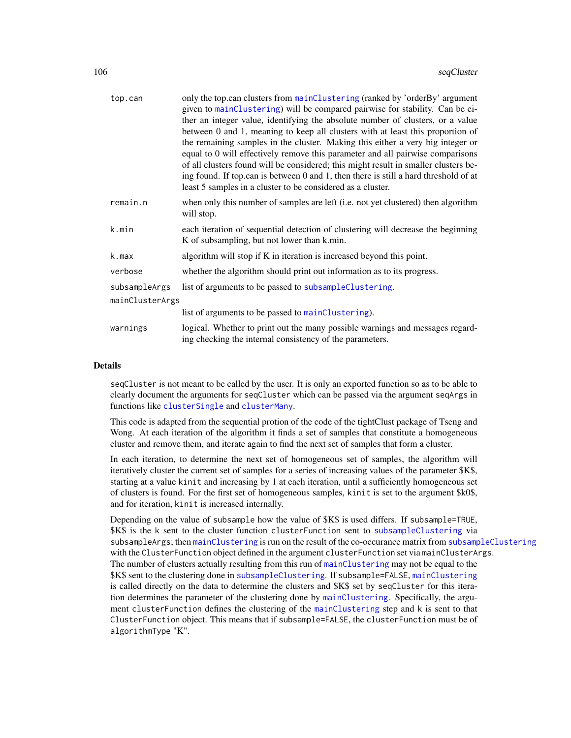| | |
|---|---|
| top.can | only the top.can clusters from mainClustering (ranked by 'orderBy' argument given to mainClustering) will be compared pairwise for stability. Can be either an integer value, identifying the absolute number of clusters, or a value between 0 and 1, meaning to keep all clusters with at least this proportion of the remaining samples in the cluster. Making this either a very big integer or equal to 0 will effectively remove this parameter and all pairwise comparisons of all clusters found will be considered; this might result in smaller clusters being found. If top.can is between 0 and 1, then there is still a hard threshold of at least 5 samples in a cluster to be considered as a cluster. |
| remain.n | when only this number of samples are left (i.e. not yet clustered) then algorithm will stop. |
| k.min | each iteration of sequential detection of clustering will decrease the beginning K of subsampling, but not lower than k.min. |
| k.max | algorithm will stop if K in iteration is increased beyond this point. |
| verbose | whether the algorithm should print out information as to its progress. |
| subsampleArgs | list of arguments to be passed to subsampleClustering. |
| mainClusterArgs | list of arguments to be passed to mainClustering). |
| warnings | logical. Whether to print out the many possible warnings and messages regarding checking the internal consistency of the parameters. |

## Details

`seqCluster` is not meant to be called by the user. It is only an exported function so as to be able to clearly document the arguments for `seqCluster` which can be passed via the argument `seqArgs` in functions like `clusterSingle` and `clusterMany`.

This code is adapted from the sequential protion of the code of the tightClust package of Tseng and Wong. At each iteration of the algorithm it finds a set of samples that constitute a homogeneous cluster and remove them, and iterate again to find the next set of samples that form a cluster.

In each iteration, to determine the next set of homogeneous set of samples, the algorithm will iteratively cluster the current set of samples for a series of increasing values of the parameter $K$, starting at a value `kinit` and increasing by 1 at each iteration, until a sufficiently homogeneous set of clusters is found. For the first set of homogeneous samples, `kinit` is set to the argument $k0$, and for iteration, `kinit` is increased internally.

Depending on the value of `subsample` how the value of $K$ is used differs. If `subsample=TRUE`, $K$ is the `k` sent to the cluster function `clusterFunction` sent to `subsampleClustering` via `subsampleArgs`; then `mainClustering` is run on the result of the co-occurance matrix from `subsampleClustering` with the `ClusterFunction` object defined in the argument `clusterFunction` set via `mainClusterArgs`. The number of clusters actually resulting from this run of `mainClustering` may not be equal to the $K$ sent to the clustering done in `subsampleClustering`. If `subsample=FALSE`, `mainClustering` is called directly on the data to determine the clusters and $K$ set by `seqCluster` for this iteration determines the parameter of the clustering done by `mainClustering`. Specifically, the argument `clusterFunction` defines the clustering of the `mainClustering` step and `k` is sent to that `ClusterFunction` object. This means that if `subsample=FALSE`, the `clusterFunction` must be of `algorithmType "K"`.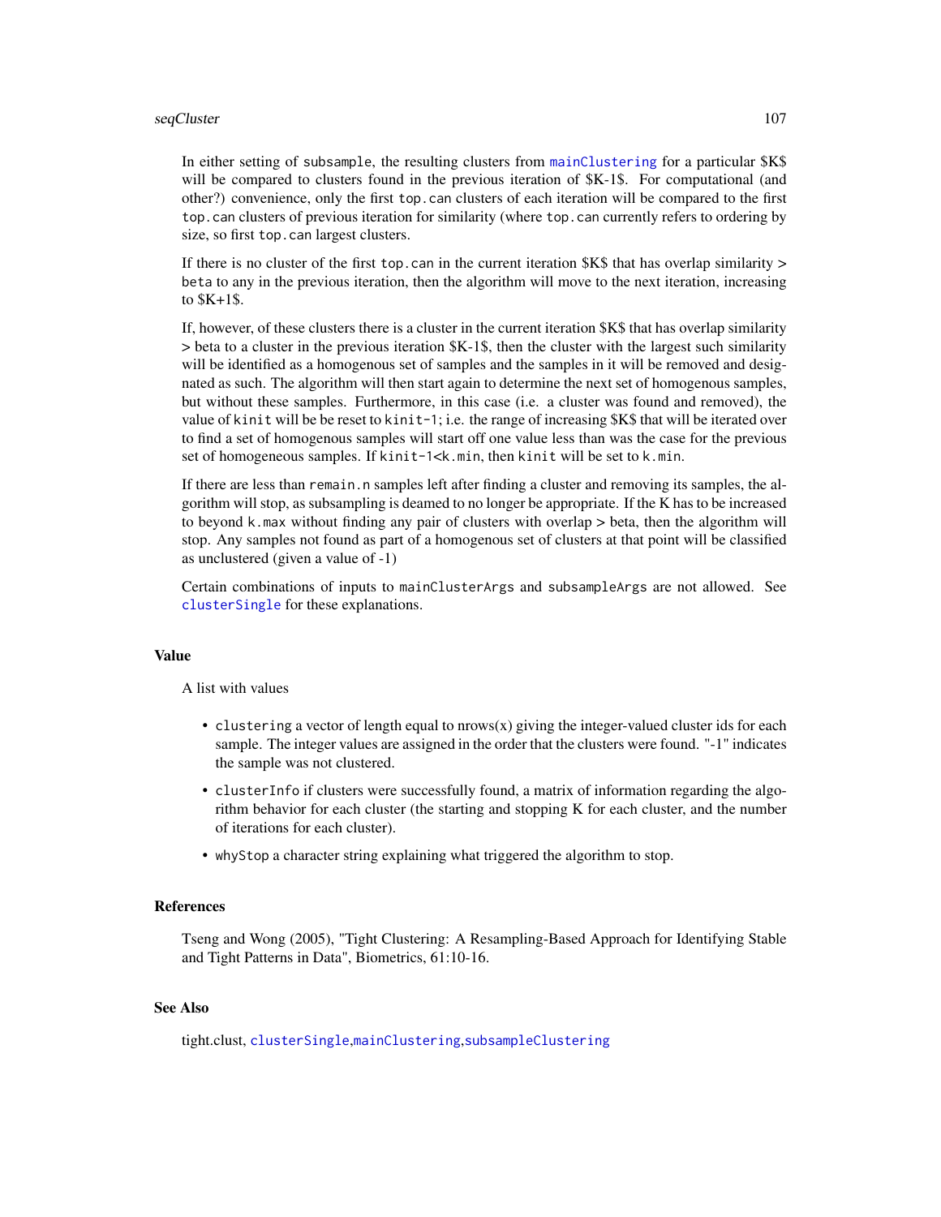In either setting of `subsample`, the resulting clusters from `mainClustering` for a particular $K$ will be compared to clusters found in the previous iteration of $K-1$. For computational (and other?) convenience, only the first `top.can` clusters of each iteration will be compared to the first `top.can` clusters of previous iteration for similarity (where `top.can` currently refers to ordering by size, so first `top.can` largest clusters.

If there is no cluster of the first `top.can` in the current iteration $K$ that has overlap similarity > `beta` to any in the previous iteration, then the algorithm will move to the next iteration, increasing to $K+1$.

If, however, of these clusters there is a cluster in the current iteration $K$ that has overlap similarity > beta to a cluster in the previous iteration $K-1$, then the cluster with the largest such similarity will be identified as a homogenous set of samples and the samples in it will be removed and designated as such. The algorithm will then start again to determine the next set of homogenous samples, but without these samples. Furthermore, in this case (i.e. a cluster was found and removed), the value of `kinit` will be be reset to `kinit-1`; i.e. the range of increasing $K$ that will be iterated over to find a set of homogenous samples will start off one value less than was the case for the previous set of homogeneous samples. If `kinit-1<k.min`, then `kinit` will be set to `k.min`.

If there are less than `remain.n` samples left after finding a cluster and removing its samples, the algorithm will stop, as subsampling is deamed to no longer be appropriate. If the K has to be increased to beyond `k.max` without finding any pair of clusters with overlap > beta, then the algorithm will stop. Any samples not found as part of a homogenous set of clusters at that point will be classified as unclustered (given a value of -1)

Certain combinations of inputs to `mainClusterArgs` and `subsampleArgs` are not allowed. See `clusterSingle` for these explanations.

## Value

A list with values

- `clustering` a vector of length equal to nrows(x) giving the integer-valued cluster ids for each sample. The integer values are assigned in the order that the clusters were found. "-1" indicates the sample was not clustered.
- `clusterInfo` if clusters were successfully found, a matrix of information regarding the algorithm behavior for each cluster (the starting and stopping K for each cluster, and the number of iterations for each cluster).
- `whyStop` a character string explaining what triggered the algorithm to stop.

## References

Tseng and Wong (2005), "Tight Clustering: A Resampling-Based Approach for Identifying Stable and Tight Patterns in Data", Biometrics, 61:10-16.

## See Also

tight.clust, `clusterSingle`,`mainClustering`,`subsampleClustering`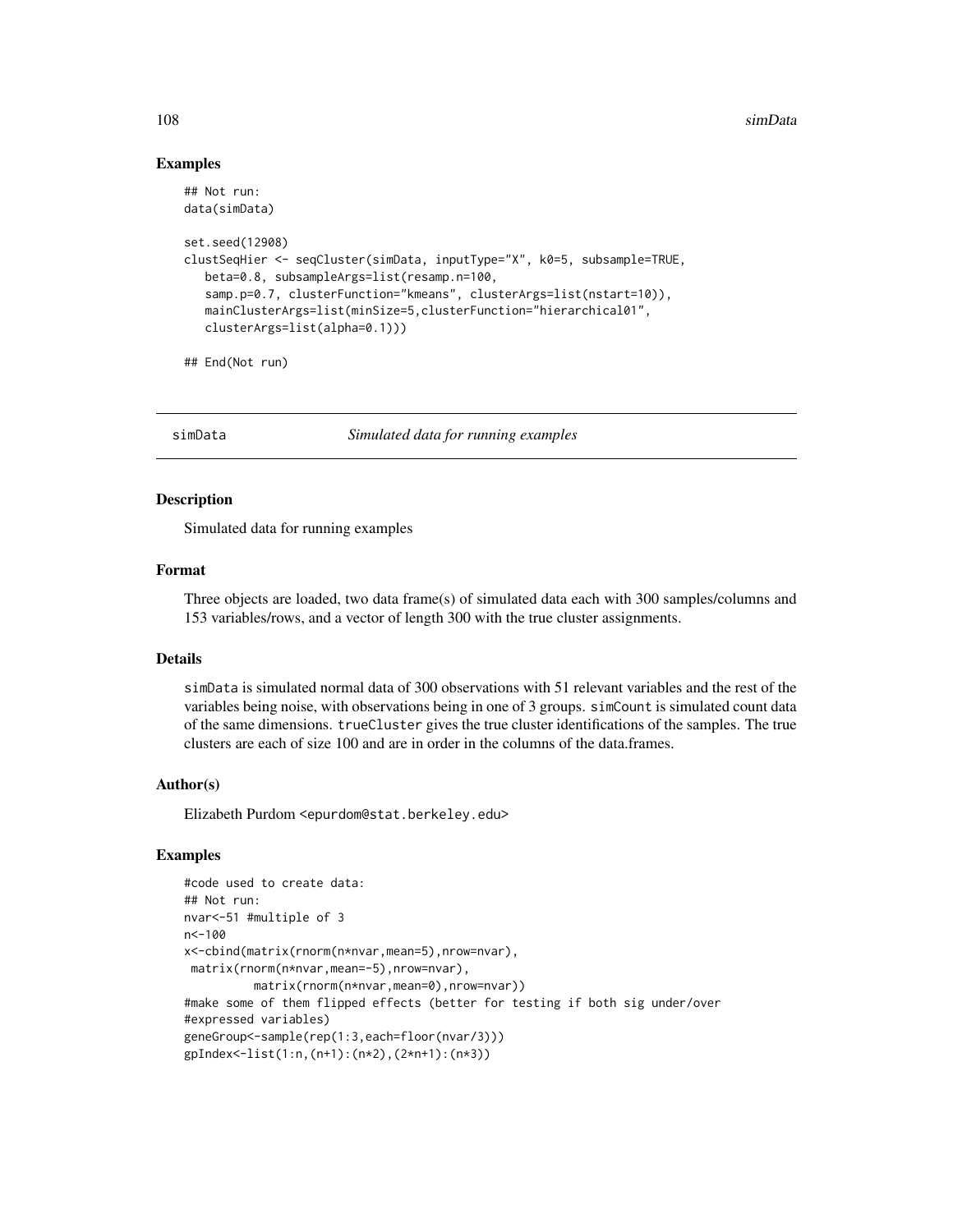### Examples

```
## Not run:
data(simData)

set.seed(12908)
clustSeqHier <- seqCluster(simData, inputType="X", k0=5, subsample=TRUE,
   beta=0.8, subsampleArgs=list(resamp.n=100,
   samp.p=0.7, clusterFunction="kmeans", clusterArgs=list(nstart=10)),
   mainClusterArgs=list(minSize=5,clusterFunction="hierarchical01",
   clusterArgs=list(alpha=0.1)))

## End(Not run)
```

## simData *Simulated data for running examples*

### Description

Simulated data for running examples

### Format

Three objects are loaded, two data frame(s) of simulated data each with 300 samples/columns and 153 variables/rows, and a vector of length 300 with the true cluster assignments.

### Details

simData is simulated normal data of 300 observations with 51 relevant variables and the rest of the variables being noise, with observations being in one of 3 groups. simCount is simulated count data of the same dimensions. trueCluster gives the true cluster identifications of the samples. The true clusters are each of size 100 and are in order in the columns of the data.frames.

### Author(s)

Elizabeth Purdom <epurdom@stat.berkeley.edu>

### Examples

```
#code used to create data:
## Not run:
nvar<-51 #multiple of 3
n<-100
x<-cbind(matrix(rnorm(n*nvar,mean=5),nrow=nvar),
 matrix(rnorm(n*nvar,mean=-5),nrow=nvar),
          matrix(rnorm(n*nvar,mean=0),nrow=nvar))
#make some of them flipped effects (better for testing if both sig under/over
#expressed variables)
geneGroup<-sample(rep(1:3,each=floor(nvar/3)))
gpIndex<-list(1:n,(n+1):(n*2),(2*n+1):(n*3))
```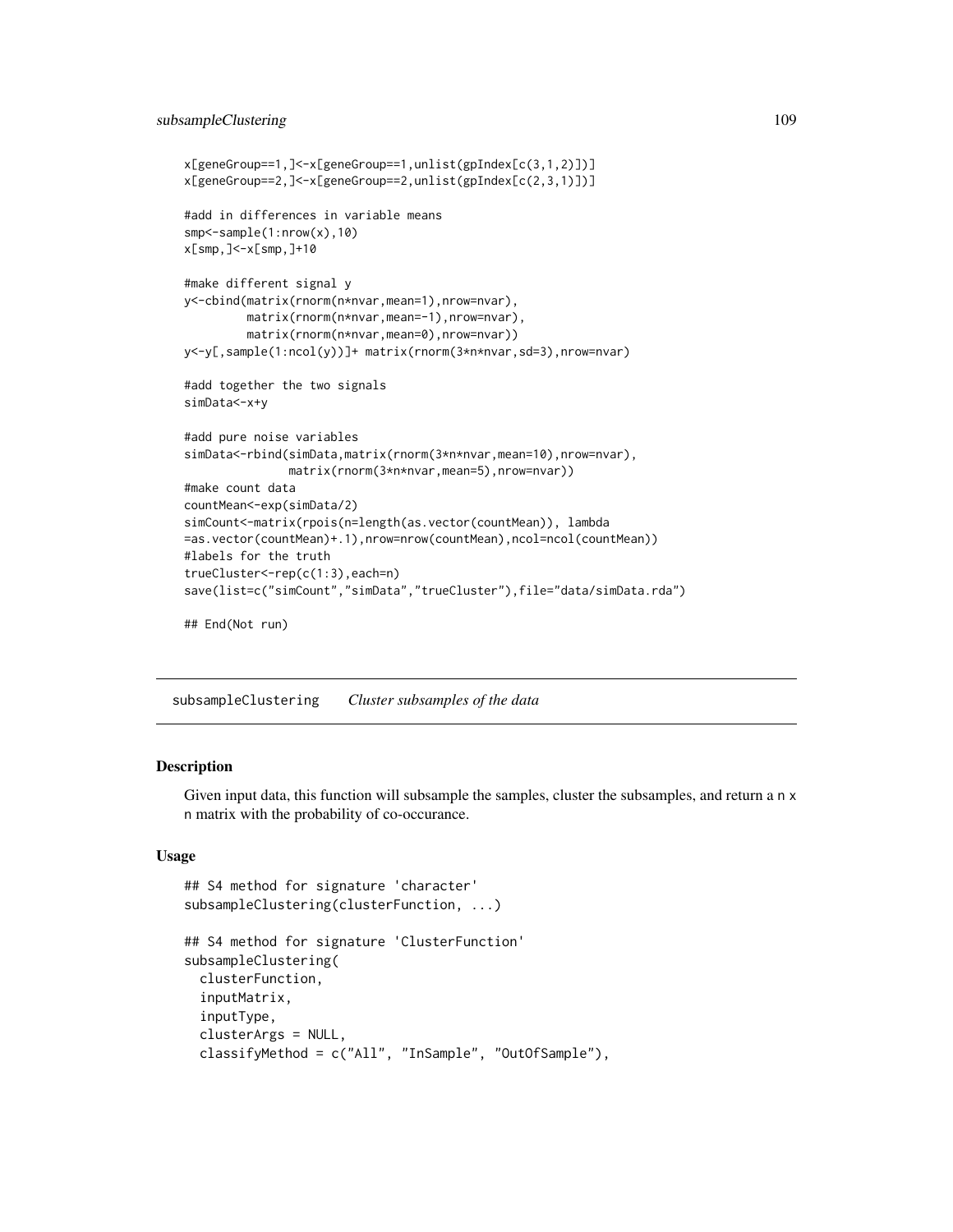```
x[geneGroup==1,]<-x[geneGroup==1,unlist(gpIndex[c(3,1,2)])]
x[geneGroup==2,]<-x[geneGroup==2,unlist(gpIndex[c(2,3,1)])]

#add in differences in variable means
smp<-sample(1:nrow(x),10)
x[smp,]<-x[smp,]+10

#make different signal y
y<-cbind(matrix(rnorm(n*nvar,mean=1),nrow=nvar),
         matrix(rnorm(n*nvar,mean=-1),nrow=nvar),
         matrix(rnorm(n*nvar,mean=0),nrow=nvar))
y<-y[,sample(1:ncol(y))]+ matrix(rnorm(3*n*nvar,sd=3),nrow=nvar)

#add together the two signals
simData<-x+y

#add pure noise variables
simData<-rbind(simData,matrix(rnorm(3*n*nvar,mean=10),nrow=nvar),
               matrix(rnorm(3*n*nvar,mean=5),nrow=nvar))
#make count data
countMean<-exp(simData/2)
simCount<-matrix(rpois(n=length(as.vector(countMean)), lambda
=as.vector(countMean)+.1),nrow=nrow(countMean),ncol=ncol(countMean))
#labels for the truth
trueCluster<-rep(c(1:3),each=n)
save(list=c("simCount","simData","trueCluster"),file="data/simData.rda")

## End(Not run)
```

## subsampleClustering *Cluster subsamples of the data*

### Description

Given input data, this function will subsample the samples, cluster the subsamples, and return a n x n matrix with the probability of co-occurance.

### Usage

```
## S4 method for signature 'character'
subsampleClustering(clusterFunction, ...)

## S4 method for signature 'ClusterFunction'
subsampleClustering(
  clusterFunction,
  inputMatrix,
  inputType,
  clusterArgs = NULL,
  classifyMethod = c("All", "InSample", "OutOfSample"),
```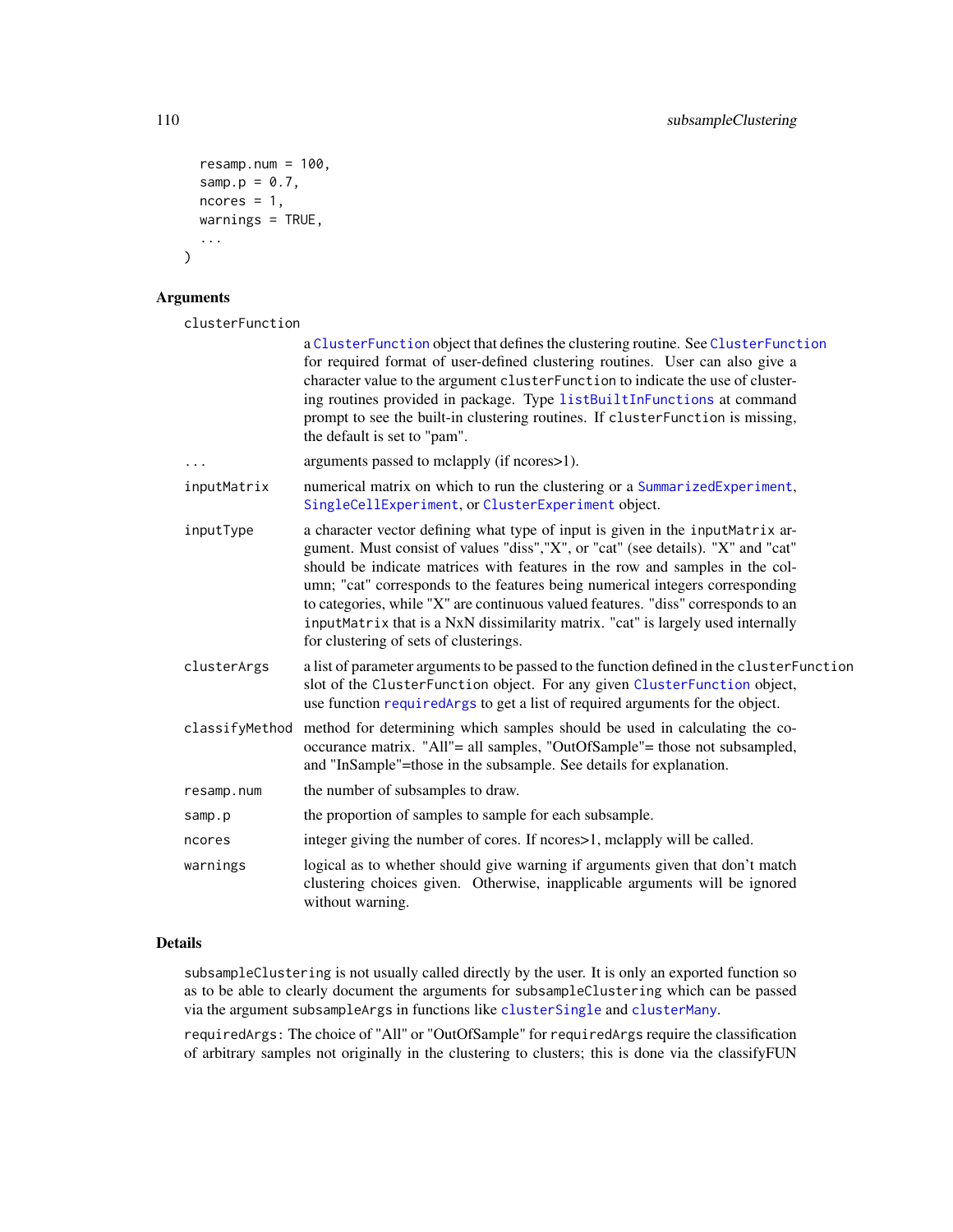```
  resamp.num = 100,
  samp.p = 0.7,
  ncores = 1,
  warnings = TRUE,
  ...
)
```

## Arguments

`clusterFunction`
: a ClusterFunction object that defines the clustering routine. See ClusterFunction for required format of user-defined clustering routines. User can also give a character value to the argument clusterFunction to indicate the use of clustering routines provided in package. Type listBuiltInFunctions at command prompt to see the built-in clustering routines. If clusterFunction is missing, the default is set to "pam".

`...`
: arguments passed to mclapply (if ncores>1).

`inputMatrix`
: numerical matrix on which to run the clustering or a SummarizedExperiment, SingleCellExperiment, or ClusterExperiment object.

`inputType`
: a character vector defining what type of input is given in the inputMatrix argument. Must consist of values "diss","X", or "cat" (see details). "X" and "cat" should be indicate matrices with features in the row and samples in the column; "cat" corresponds to the features being numerical integers corresponding to categories, while "X" are continuous valued features. "diss" corresponds to an inputMatrix that is a NxN dissimilarity matrix. "cat" is largely used internally for clustering of sets of clusterings.

`clusterArgs`
: a list of parameter arguments to be passed to the function defined in the clusterFunction slot of the ClusterFunction object. For any given ClusterFunction object, use function requiredArgs to get a list of required arguments for the object.

`classifyMethod`
: method for determining which samples should be used in calculating the co-occurance matrix. "All"= all samples, "OutOfSample"= those not subsampled, and "InSample"=those in the subsample. See details for explanation.

`resamp.num`
: the number of subsamples to draw.

`samp.p`
: the proportion of samples to sample for each subsample.

`ncores`
: integer giving the number of cores. If ncores>1, mclapply will be called.

`warnings`
: logical as to whether should give warning if arguments given that don't match clustering choices given. Otherwise, inapplicable arguments will be ignored without warning.

## Details

`subsampleClustering` is not usually called directly by the user. It is only an exported function so as to be able to clearly document the arguments for `subsampleClustering` which can be passed via the argument `subsampleArgs` in functions like clusterSingle and clusterMany.

`requiredArgs`: The choice of "All" or "OutOfSample" for `requiredArgs` require the classification of arbitrary samples not originally in the clustering to clusters; this is done via the classifyFUN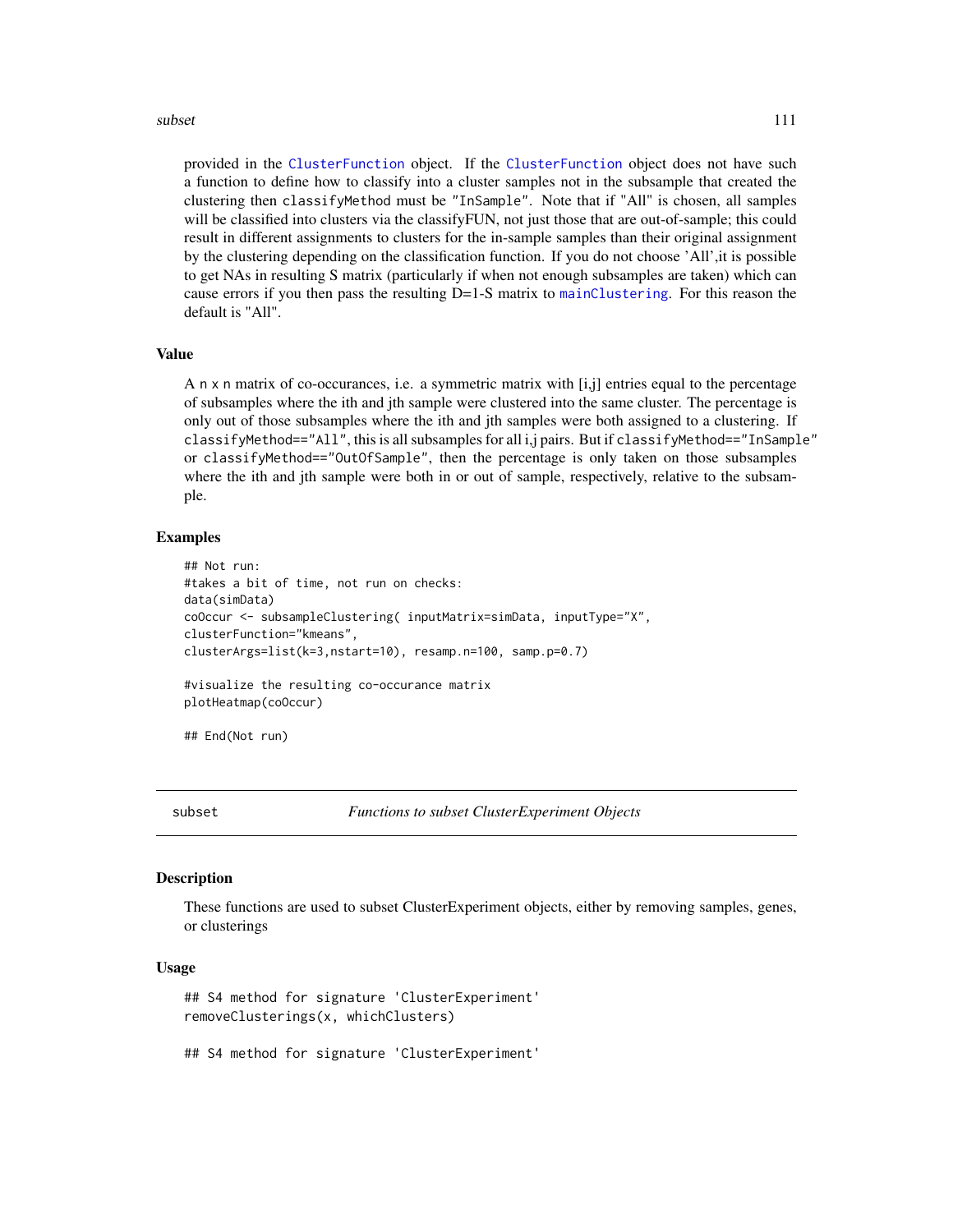provided in the `ClusterFunction` object. If the `ClusterFunction` object does not have such a function to define how to classify into a cluster samples not in the subsample that created the clustering then `classifyMethod` must be `"InSample"`. Note that if "All" is chosen, all samples will be classified into clusters via the classifyFUN, not just those that are out-of-sample; this could result in different assignments to clusters for the in-sample samples than their original assignment by the clustering depending on the classification function. If you do not choose 'All',it is possible to get NAs in resulting S matrix (particularly if when not enough subsamples are taken) which can cause errors if you then pass the resulting D=1-S matrix to `mainClustering`. For this reason the default is "All".

## Value

A `n x n` matrix of co-occurances, i.e. a symmetric matrix with [i,j] entries equal to the percentage of subsamples where the ith and jth sample were clustered into the same cluster. The percentage is only out of those subsamples where the ith and jth samples were both assigned to a clustering. If `classifyMethod=="All"`, this is all subsamples for all i,j pairs. But if `classifyMethod=="InSample"` or `classifyMethod=="OutOfSample"`, then the percentage is only taken on those subsamples where the ith and jth sample were both in or out of sample, respectively, relative to the subsample.

## Examples

```
## Not run:
#takes a bit of time, not run on checks:
data(simData)
coOccur <- subsampleClustering( inputMatrix=simData, inputType="X",
clusterFunction="kmeans",
clusterArgs=list(k=3,nstart=10), resamp.n=100, samp.p=0.7)

#visualize the resulting co-occurance matrix
plotHeatmap(coOccur)

## End(Not run)
```

---

# subset — *Functions to subset ClusterExperiment Objects*

## Description

These functions are used to subset ClusterExperiment objects, either by removing samples, genes, or clusterings

## Usage

```
## S4 method for signature 'ClusterExperiment'
removeClusterings(x, whichClusters)

## S4 method for signature 'ClusterExperiment'
```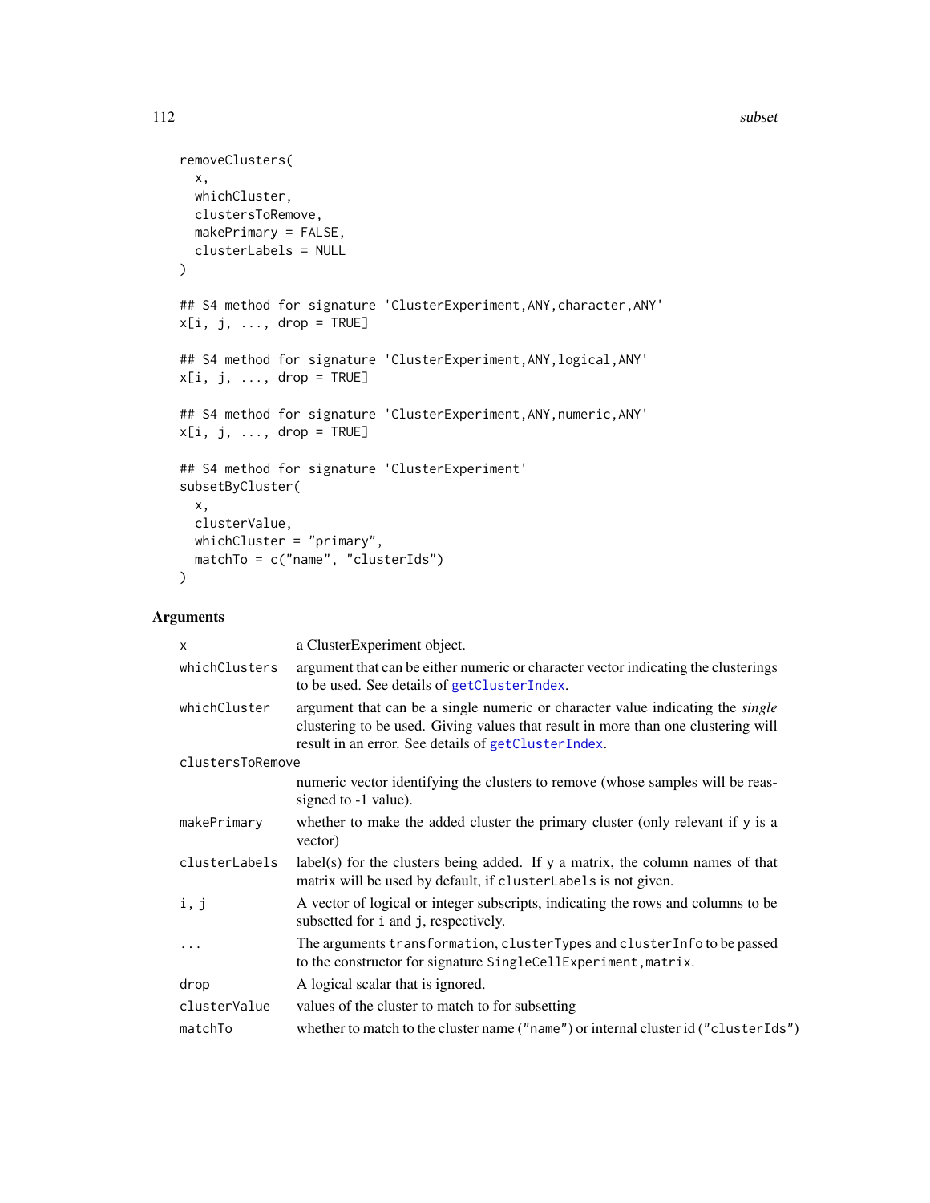```
removeClusters(
  x,
  whichCluster,
  clustersToRemove,
  makePrimary = FALSE,
  clusterLabels = NULL
)

## S4 method for signature 'ClusterExperiment,ANY,character,ANY'
x[i, j, ..., drop = TRUE]

## S4 method for signature 'ClusterExperiment,ANY,logical,ANY'
x[i, j, ..., drop = TRUE]

## S4 method for signature 'ClusterExperiment,ANY,numeric,ANY'
x[i, j, ..., drop = TRUE]

## S4 method for signature 'ClusterExperiment'
subsetByCluster(
  x,
  clusterValue,
  whichCluster = "primary",
  matchTo = c("name", "clusterIds")
)
```

## Arguments

| | |
|---|---|
| `x` | a ClusterExperiment object. |
| `whichClusters` | argument that can be either numeric or character vector indicating the clusterings to be used. See details of `getClusterIndex`. |
| `whichCluster` | argument that can be a single numeric or character value indicating the *single* clustering to be used. Giving values that result in more than one clustering will result in an error. See details of `getClusterIndex`. |
| `clustersToRemove` | numeric vector identifying the clusters to remove (whose samples will be reassigned to -1 value). |
| `makePrimary` | whether to make the added cluster the primary cluster (only relevant if `y` is a vector) |
| `clusterLabels` | label(s) for the clusters being added. If `y` a matrix, the column names of that matrix will be used by default, if `clusterLabels` is not given. |
| `i, j` | A vector of logical or integer subscripts, indicating the rows and columns to be subsetted for `i` and `j`, respectively. |
| `...` | The arguments `transformation`, `clusterTypes` and `clusterInfo` to be passed to the constructor for signature `SingleCellExperiment,matrix`. |
| `drop` | A logical scalar that is ignored. |
| `clusterValue` | values of the cluster to match to for subsetting |
| `matchTo` | whether to match to the cluster name (`"name"`) or internal cluster id (`"clusterIds"`) |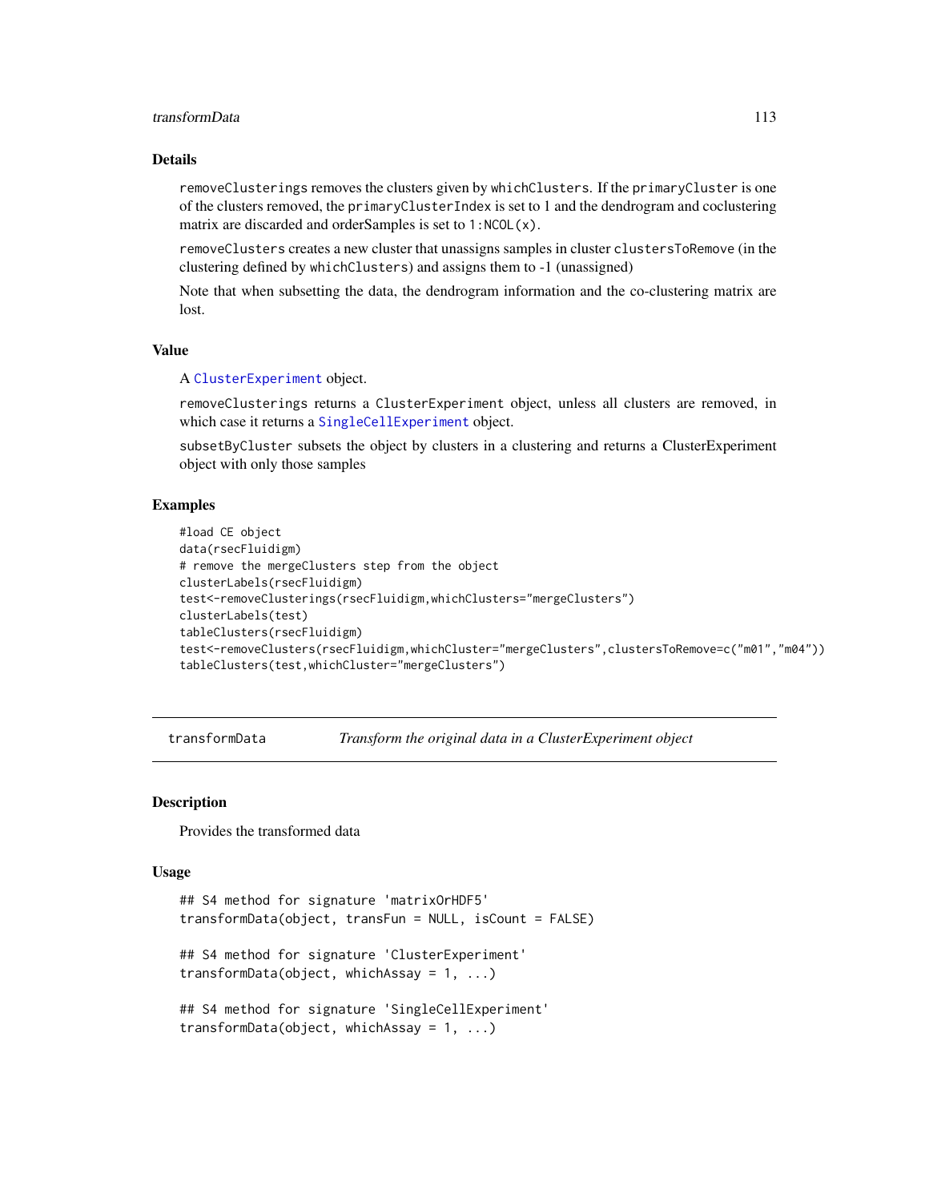### Details

`removeClusterings` removes the clusters given by `whichClusters`. If the `primaryCluster` is one of the clusters removed, the `primaryClusterIndex` is set to 1 and the dendrogram and coclustering matrix are discarded and orderSamples is set to `1:NCOL(x)`.

`removeClusters` creates a new cluster that unassigns samples in cluster `clustersToRemove` (in the clustering defined by `whichClusters`) and assigns them to -1 (unassigned)

Note that when subsetting the data, the dendrogram information and the co-clustering matrix are lost.

### Value

A `ClusterExperiment` object.

`removeClusterings` returns a `ClusterExperiment` object, unless all clusters are removed, in which case it returns a `SingleCellExperiment` object.

`subsetByCluster` subsets the object by clusters in a clustering and returns a ClusterExperiment object with only those samples

### Examples

```
#load CE object
data(rsecFluidigm)
# remove the mergeClusters step from the object
clusterLabels(rsecFluidigm)
test<-removeClusterings(rsecFluidigm,whichClusters="mergeClusters")
clusterLabels(test)
tableClusters(rsecFluidigm)
test<-removeClusters(rsecFluidigm,whichCluster="mergeClusters",clustersToRemove=c("m01","m04"))
tableClusters(test,whichCluster="mergeClusters")
```

---

## transformData    *Transform the original data in a ClusterExperiment object*

---

### Description

Provides the transformed data

### Usage

```
## S4 method for signature 'matrixOrHDF5'
transformData(object, transFun = NULL, isCount = FALSE)

## S4 method for signature 'ClusterExperiment'
transformData(object, whichAssay = 1, ...)

## S4 method for signature 'SingleCellExperiment'
transformData(object, whichAssay = 1, ...)
```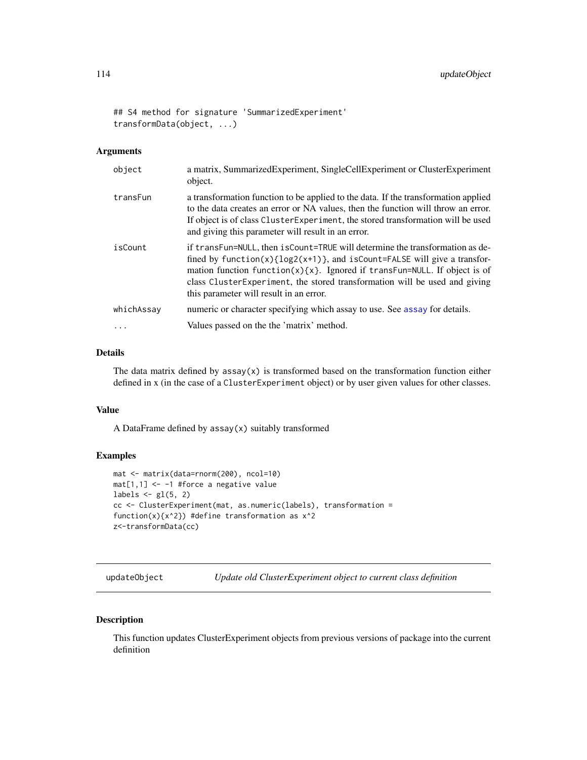```
## S4 method for signature 'SummarizedExperiment'
transformData(object, ...)
```

### Arguments

| | |
|---|---|
| `object` | a matrix, SummarizedExperiment, SingleCellExperiment or ClusterExperiment object. |
| `transFun` | a transformation function to be applied to the data. If the transformation applied to the data creates an error or NA values, then the function will throw an error. If object is of class `ClusterExperiment`, the stored transformation will be used and giving this parameter will result in an error. |
| `isCount` | if `transFun=NULL`, then `isCount=TRUE` will determine the transformation as defined by `function(x){log2(x+1)}`, and `isCount=FALSE` will give a transformation function `function(x){x}`. Ignored if `transFun=NULL`. If object is of class `ClusterExperiment`, the stored transformation will be used and giving this parameter will result in an error. |
| `whichAssay` | numeric or character specifying which assay to use. See `assay` for details. |
| `...` | Values passed on the the 'matrix' method. |

### Details

The data matrix defined by `assay(x)` is transformed based on the transformation function either defined in x (in the case of a `ClusterExperiment` object) or by user given values for other classes.

### Value

A DataFrame defined by `assay(x)` suitably transformed

### Examples

```
mat <- matrix(data=rnorm(200), ncol=10)
mat[1,1] <- -1 #force a negative value
labels <- gl(5, 2)
cc <- ClusterExperiment(mat, as.numeric(labels), transformation =
function(x){x^2}) #define transformation as x^2
z<-transformData(cc)
```

---

## updateObject — *Update old ClusterExperiment object to current class definition*

### Description

This function updates ClusterExperiment objects from previous versions of package into the current definition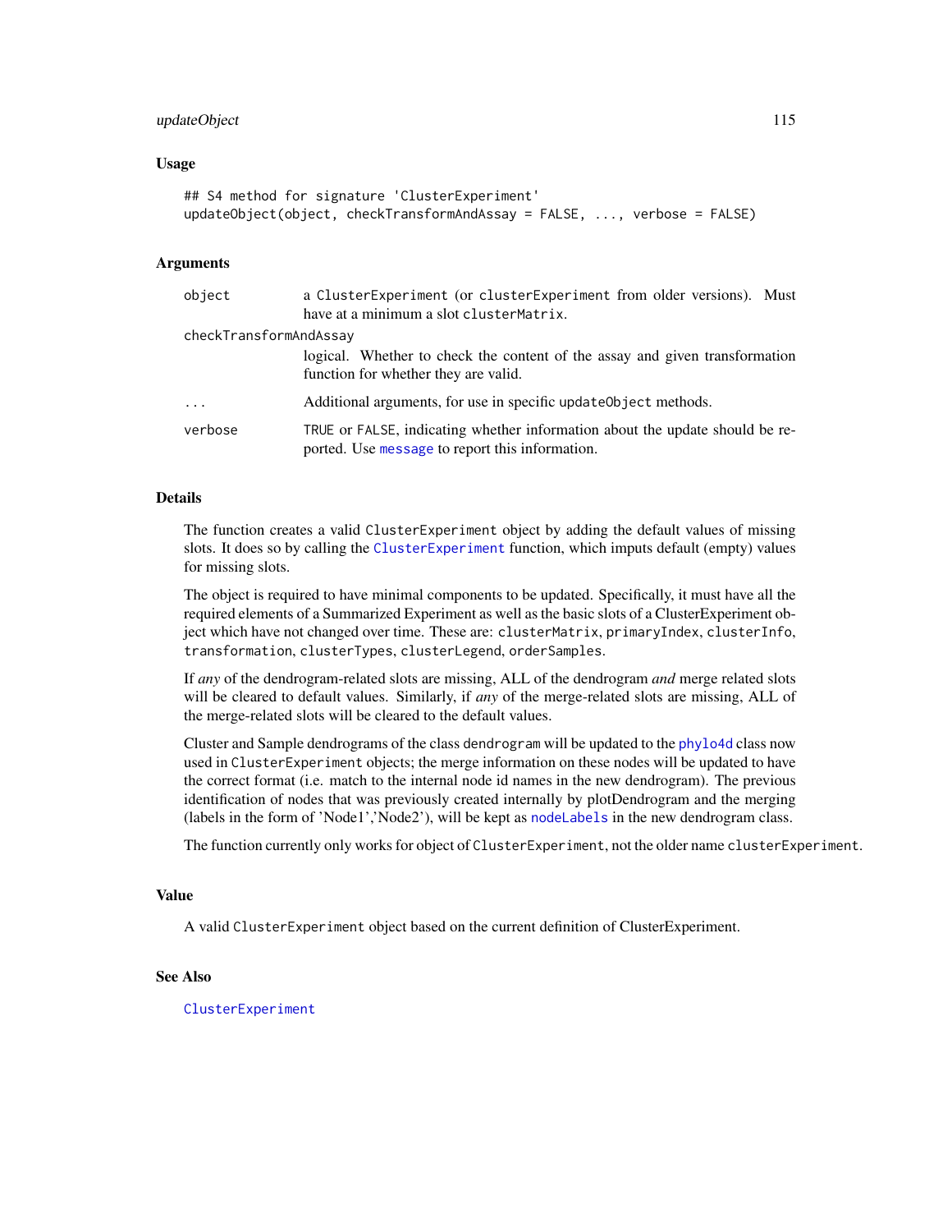## Usage

```
## S4 method for signature 'ClusterExperiment'
updateObject(object, checkTransformAndAssay = FALSE, ..., verbose = FALSE)
```

## Arguments

| | |
|---|---|
| `object` | a `ClusterExperiment` (or `clusterExperiment` from older versions). Must have at a minimum a slot `clusterMatrix`. |
| `checkTransformAndAssay` | logical. Whether to check the content of the assay and given transformation function for whether they are valid. |
| `...` | Additional arguments, for use in specific `updateObject` methods. |
| `verbose` | `TRUE` or `FALSE`, indicating whether information about the update should be reported. Use `message` to report this information. |

## Details

The function creates a valid `ClusterExperiment` object by adding the default values of missing slots. It does so by calling the `ClusterExperiment` function, which imputs default (empty) values for missing slots.

The object is required to have minimal components to be updated. Specifically, it must have all the required elements of a Summarized Experiment as well as the basic slots of a ClusterExperiment object which have not changed over time. These are: `clusterMatrix`, `primaryIndex`, `clusterInfo`, `transformation`, `clusterTypes`, `clusterLegend`, `orderSamples`.

If *any* of the dendrogram-related slots are missing, ALL of the dendrogram *and* merge related slots will be cleared to default values. Similarly, if *any* of the merge-related slots are missing, ALL of the merge-related slots will be cleared to the default values.

Cluster and Sample dendrograms of the class `dendrogram` will be updated to the `phylo4d` class now used in `ClusterExperiment` objects; the merge information on these nodes will be updated to have the correct format (i.e. match to the internal node id names in the new dendrogram). The previous identification of nodes that was previously created internally by plotDendrogram and the merging (labels in the form of 'Node1','Node2'), will be kept as `nodeLabels` in the new dendrogram class.

The function currently only works for object of `ClusterExperiment`, not the older name `clusterExperiment`.

## Value

A valid `ClusterExperiment` object based on the current definition of ClusterExperiment.

## See Also

`ClusterExperiment`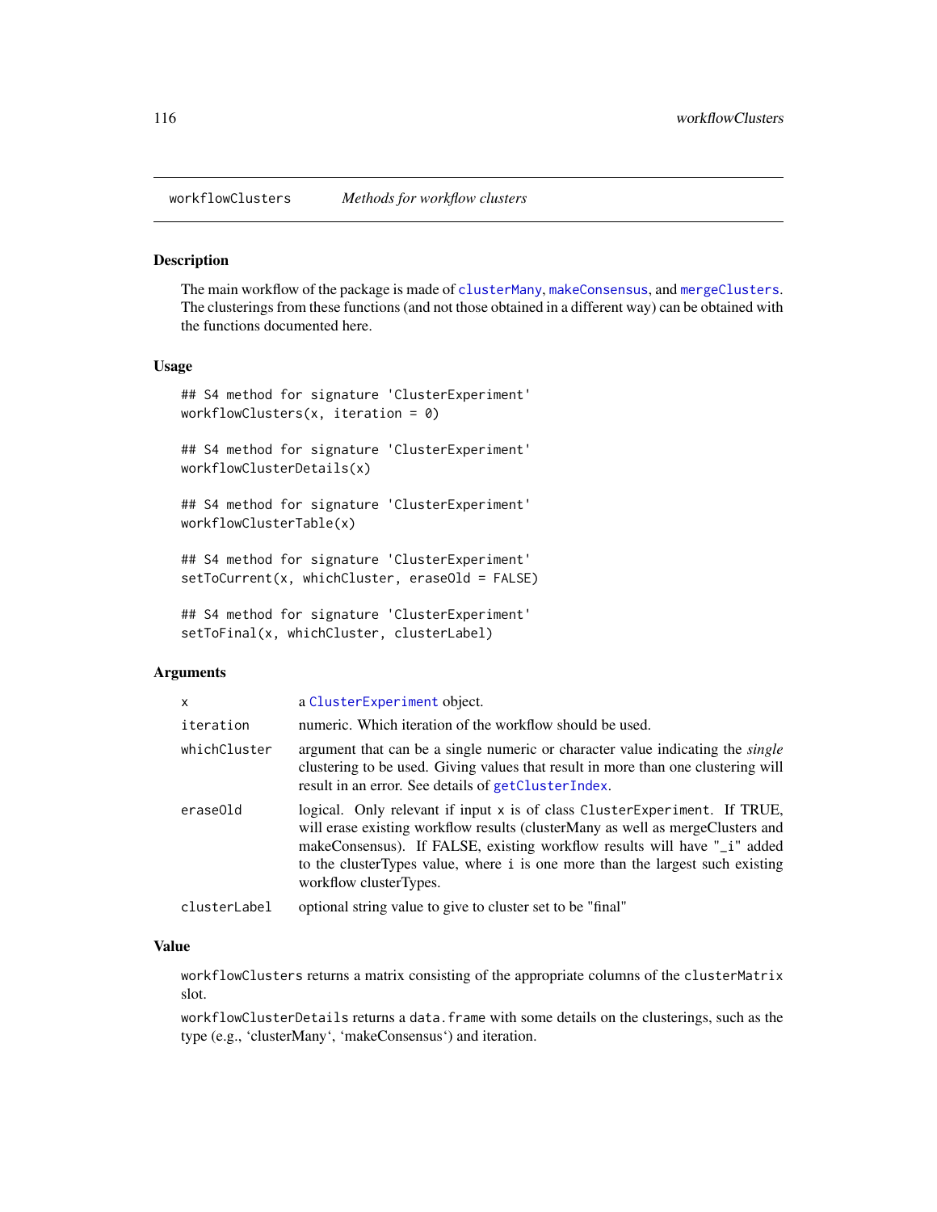# workflowClusters *Methods for workflow clusters*

## Description

The main workflow of the package is made of clusterMany, makeConsensus, and mergeClusters. The clusterings from these functions (and not those obtained in a different way) can be obtained with the functions documented here.

## Usage

```
## S4 method for signature 'ClusterExperiment'
workflowClusters(x, iteration = 0)

## S4 method for signature 'ClusterExperiment'
workflowClusterDetails(x)

## S4 method for signature 'ClusterExperiment'
workflowClusterTable(x)

## S4 method for signature 'ClusterExperiment'
setToCurrent(x, whichCluster, eraseOld = FALSE)

## S4 method for signature 'ClusterExperiment'
setToFinal(x, whichCluster, clusterLabel)
```

## Arguments

| | |
|---|---|
| x | a ClusterExperiment object. |
| iteration | numeric. Which iteration of the workflow should be used. |
| whichCluster | argument that can be a single numeric or character value indicating the *single* clustering to be used. Giving values that result in more than one clustering will result in an error. See details of getClusterIndex. |
| eraseOld | logical. Only relevant if input x is of class ClusterExperiment. If TRUE, will erase existing workflow results (clusterMany as well as mergeClusters and makeConsensus). If FALSE, existing workflow results will have "_i" added to the clusterTypes value, where i is one more than the largest such existing workflow clusterTypes. |
| clusterLabel | optional string value to give to cluster set to be "final" |

## Value

workflowClusters returns a matrix consisting of the appropriate columns of the clusterMatrix slot.

workflowClusterDetails returns a data.frame with some details on the clusterings, such as the type (e.g., 'clusterMany', 'makeConsensus') and iteration.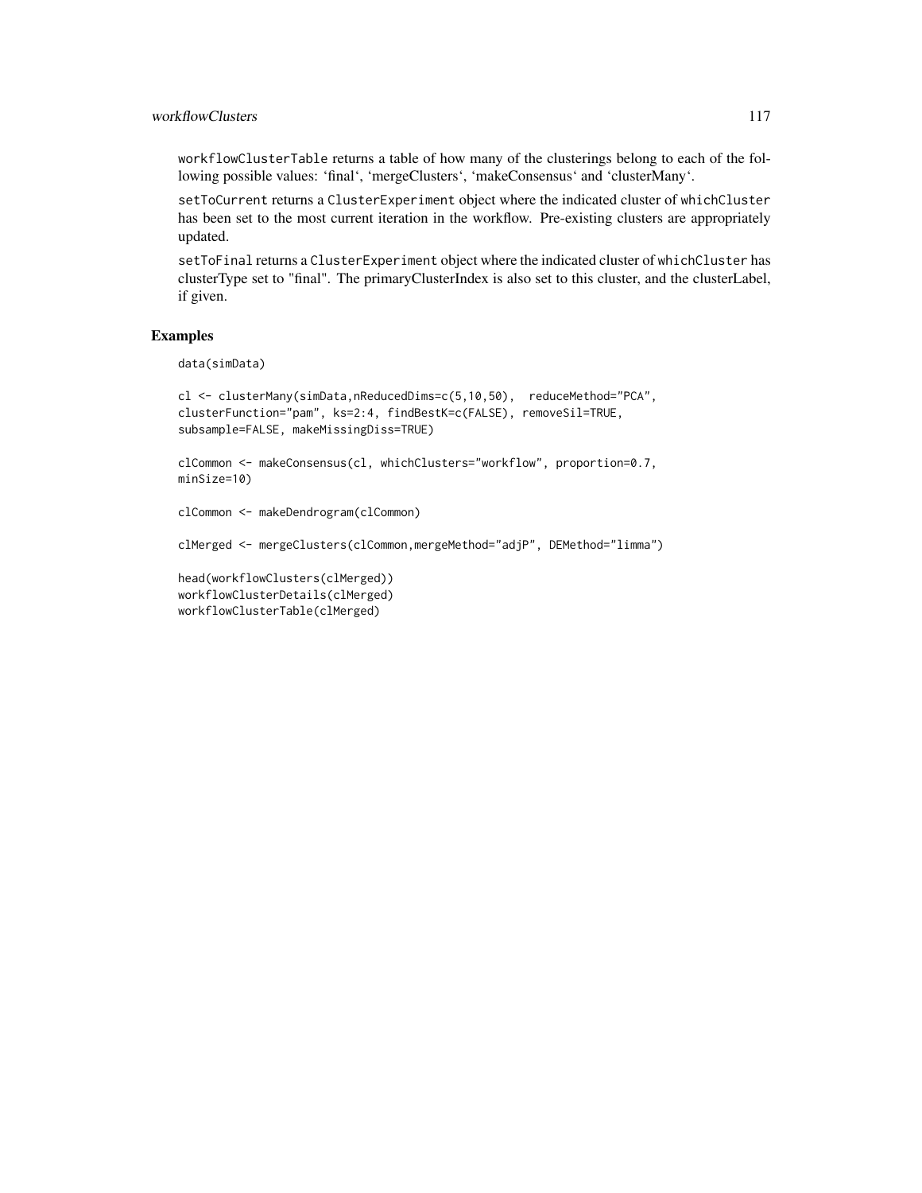workflowClusterTable returns a table of how many of the clusterings belong to each of the following possible values: 'final', 'mergeClusters', 'makeConsensus' and 'clusterMany'.

setToCurrent returns a ClusterExperiment object where the indicated cluster of whichCluster has been set to the most current iteration in the workflow. Pre-existing clusters are appropriately updated.

setToFinal returns a ClusterExperiment object where the indicated cluster of whichCluster has clusterType set to "final". The primaryClusterIndex is also set to this cluster, and the clusterLabel, if given.

## Examples

```
data(simData)

cl <- clusterMany(simData,nReducedDims=c(5,10,50),  reduceMethod="PCA",
clusterFunction="pam", ks=2:4, findBestK=c(FALSE), removeSil=TRUE,
subsample=FALSE, makeMissingDiss=TRUE)

clCommon <- makeConsensus(cl, whichClusters="workflow", proportion=0.7,
minSize=10)

clCommon <- makeDendrogram(clCommon)

clMerged <- mergeClusters(clCommon,mergeMethod="adjP", DEMethod="limma")

head(workflowClusters(clMerged))
workflowClusterDetails(clMerged)
workflowClusterTable(clMerged)
```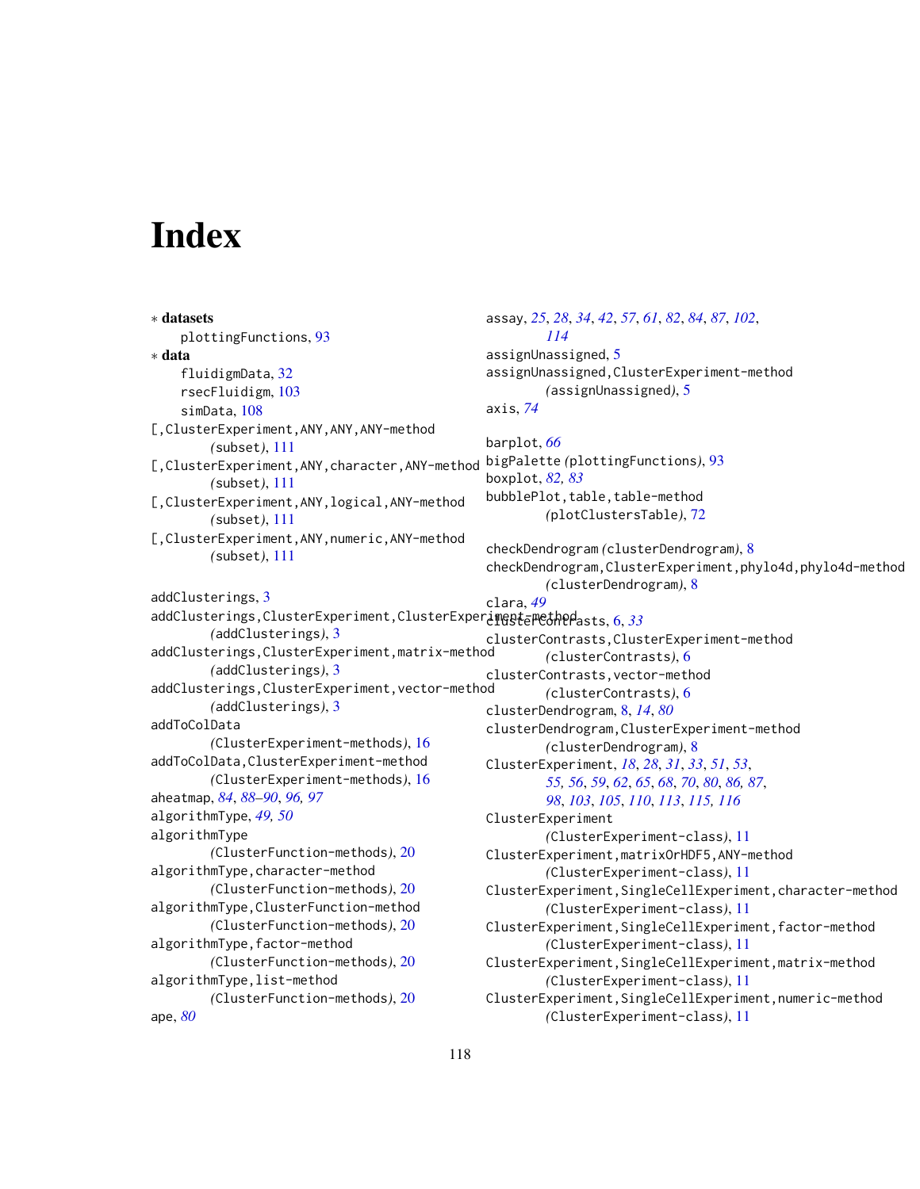# Index

∗ **datasets**
plottingFunctions, 93

∗ **data**
fluidigmData, 32
rsecFluidigm, 103
simData, 108

[,ClusterExperiment,ANY,ANY,ANY-method (subset), 111
[,ClusterExperiment,ANY,character,ANY-method (subset), 111
[,ClusterExperiment,ANY,logical,ANY-method (subset), 111
[,ClusterExperiment,ANY,numeric,ANY-method (subset), 111

addClusterings, 3
addClusterings,ClusterExperiment,ClusterExperiment-method (addClusterings), 3
addClusterings,ClusterExperiment,matrix-method (addClusterings), 3
addClusterings,ClusterExperiment,vector-method (addClusterings), 3
addToColData (ClusterExperiment-methods), 16
addToColData,ClusterExperiment-method (ClusterExperiment-methods), 16
aheatmap, *84*, *88–90*, *96*, *97*
algorithmType, *49*, *50*
algorithmType (ClusterFunction-methods), 20
algorithmType,character-method (ClusterFunction-methods), 20
algorithmType,ClusterFunction-method (ClusterFunction-methods), 20
algorithmType,factor-method (ClusterFunction-methods), 20
algorithmType,list-method (ClusterFunction-methods), 20
ape, *80*
assay, *25*, *28*, *34*, *42*, *57*, *61*, *82*, *84*, *87*, *102*, *114*
assignUnassigned, 5
assignUnassigned,ClusterExperiment-method (assignUnassigned), 5
axis, *74*

barplot, *66*
bigPalette (plottingFunctions), 93
boxplot, *82*, *83*
bubblePlot,table,table-method (plotClustersTable), 72

checkDendrogram (clusterDendrogram), 8
checkDendrogram,ClusterExperiment,phylo4d,phylo4d-method (clusterDendrogram), 8
clara, *49*
clusterContrasts, 6, *33*
clusterContrasts,ClusterExperiment-method (clusterContrasts), 6
clusterContrasts,vector-method (clusterContrasts), 6
clusterDendrogram, 8, *14*, *80*
clusterDendrogram,ClusterExperiment-method (clusterDendrogram), 8
ClusterExperiment, *18*, *28*, *31*, *33*, *51*, *53*, *55*, *56*, *59*, *62*, *65*, *68*, *70*, *80*, *86*, *87*, *98*, *103*, *105*, *110*, *113*, *115*, *116*
ClusterExperiment (ClusterExperiment-class), 11
ClusterExperiment,matrixOrHDF5,ANY-method (ClusterExperiment-class), 11
ClusterExperiment,SingleCellExperiment,character-method (ClusterExperiment-class), 11
ClusterExperiment,SingleCellExperiment,factor-method (ClusterExperiment-class), 11
ClusterExperiment,SingleCellExperiment,matrix-method (ClusterExperiment-class), 11
ClusterExperiment,SingleCellExperiment,numeric-method (ClusterExperiment-class), 11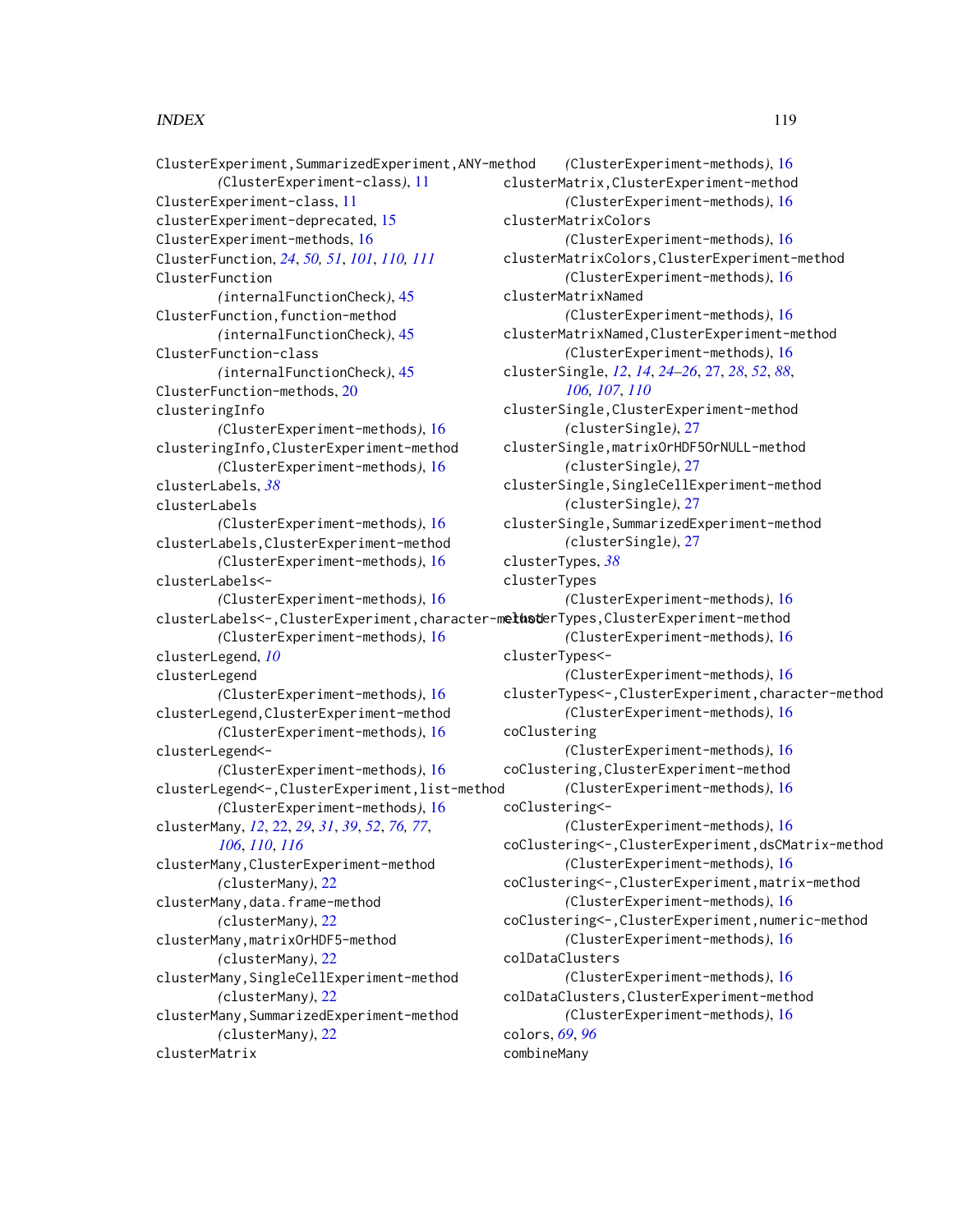ClusterExperiment,SummarizedExperiment,ANY-method
(ClusterExperiment-class), 11
ClusterExperiment-class, 11
clusterExperiment-deprecated, 15
ClusterExperiment-methods, 16
ClusterFunction, *24*, *50, 51*, *101*, *110, 111*
ClusterFunction
(internalFunctionCheck), 45
ClusterFunction,function-method
(internalFunctionCheck), 45
ClusterFunction-class
(internalFunctionCheck), 45
ClusterFunction-methods, 20
clusteringInfo
(ClusterExperiment-methods), 16
clusteringInfo,ClusterExperiment-method
(ClusterExperiment-methods), 16
clusterLabels, *38*
clusterLabels
(ClusterExperiment-methods), 16
clusterLabels,ClusterExperiment-method
(ClusterExperiment-methods), 16
clusterLabels<-
(ClusterExperiment-methods), 16
clusterLabels<-,ClusterExperiment,character-method
(ClusterExperiment-methods), 16
clusterLegend, *10*
clusterLegend
(ClusterExperiment-methods), 16
clusterLegend,ClusterExperiment-method
(ClusterExperiment-methods), 16
clusterLegend<-
(ClusterExperiment-methods), 16
clusterLegend<-,ClusterExperiment,list-method
(ClusterExperiment-methods), 16
clusterMany, *12*, 22, *29*, *31*, *39*, *52*, *76, 77*, *106*, *110*, *116*
clusterMany,ClusterExperiment-method
(clusterMany), 22
clusterMany,data.frame-method
(clusterMany), 22
clusterMany,matrixOrHDF5-method
(clusterMany), 22
clusterMany,SingleCellExperiment-method
(clusterMany), 22
clusterMany,SummarizedExperiment-method
(clusterMany), 22
clusterMatrix
(ClusterExperiment-methods), 16
clusterMatrix,ClusterExperiment-method
(ClusterExperiment-methods), 16
clusterMatrixColors
(ClusterExperiment-methods), 16
clusterMatrixColors,ClusterExperiment-method
(ClusterExperiment-methods), 16
clusterMatrixNamed
(ClusterExperiment-methods), 16
clusterMatrixNamed,ClusterExperiment-method
(ClusterExperiment-methods), 16
clusterSingle, *12*, *14*, *24–26*, 27, *28*, *52*, *88*, *106, 107*, *110*
clusterSingle,ClusterExperiment-method
(clusterSingle), 27
clusterSingle,matrixOrHDF5OrNULL-method
(clusterSingle), 27
clusterSingle,SingleCellExperiment-method
(clusterSingle), 27
clusterSingle,SummarizedExperiment-method
(clusterSingle), 27
clusterTypes, *38*
clusterTypes
(ClusterExperiment-methods), 16
clusterTypes,ClusterExperiment-method
(ClusterExperiment-methods), 16
clusterTypes<-
(ClusterExperiment-methods), 16
clusterTypes<-,ClusterExperiment,character-method
(ClusterExperiment-methods), 16
coClustering
(ClusterExperiment-methods), 16
coClustering,ClusterExperiment-method
(ClusterExperiment-methods), 16
coClustering<-
(ClusterExperiment-methods), 16
coClustering<-,ClusterExperiment,dsCMatrix-method
(ClusterExperiment-methods), 16
coClustering<-,ClusterExperiment,matrix-method
(ClusterExperiment-methods), 16
coClustering<-,ClusterExperiment,numeric-method
(ClusterExperiment-methods), 16
colDataClusters
(ClusterExperiment-methods), 16
colDataClusters,ClusterExperiment-method
(ClusterExperiment-methods), 16
colors, *69*, *96*
combineMany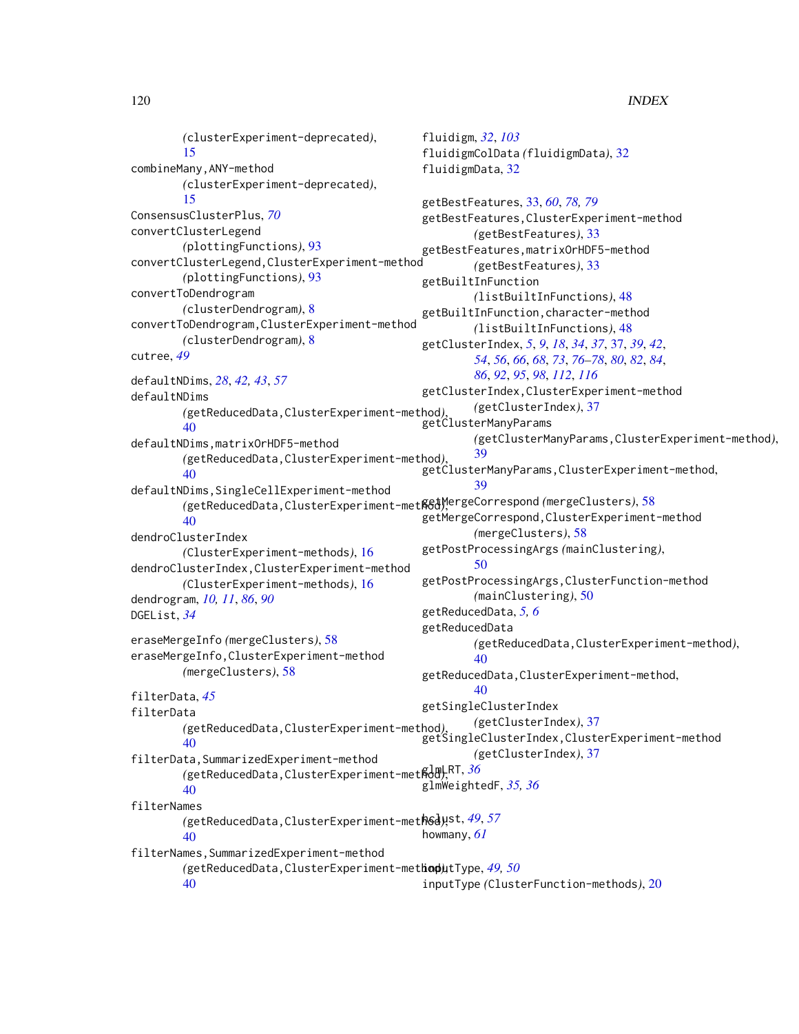(clusterExperiment-deprecated), 15
combineMany,ANY-method (clusterExperiment-deprecated), 15
ConsensusClusterPlus, *70*
convertClusterLegend (plottingFunctions), 93
convertClusterLegend,ClusterExperiment-method (plottingFunctions), 93
convertToDendrogram (clusterDendrogram), 8
convertToDendrogram,ClusterExperiment-method (clusterDendrogram), 8
cutree, *49*

defaultNDims, *28*, *42, 43*, *57*
defaultNDims (getReducedData,ClusterExperiment-method), 40
defaultNDims,matrixOrHDF5-method (getReducedData,ClusterExperiment-method), 40
defaultNDims,SingleCellExperiment-method (getReducedData,ClusterExperiment-method), 40
dendroClusterIndex (ClusterExperiment-methods), 16
dendroClusterIndex,ClusterExperiment-method (ClusterExperiment-methods), 16
dendrogram, *10, 11*, *86*, *90*
DGEList, *34*

eraseMergeInfo (mergeClusters), 58
eraseMergeInfo,ClusterExperiment-method (mergeClusters), 58

filterData, *45*
filterData (getReducedData,ClusterExperiment-method), 40
filterData,SummarizedExperiment-method (getReducedData,ClusterExperiment-method), 40
filterNames (getReducedData,ClusterExperiment-method), 40
filterNames,SummarizedExperiment-method (getReducedData,ClusterExperiment-method), 40

fluidigm, *32*, *103*
fluidigmColData (fluidigmData), 32
fluidigmData, 32

getBestFeatures, 33, *60*, *78, 79*
getBestFeatures,ClusterExperiment-method (getBestFeatures), 33
getBestFeatures,matrixOrHDF5-method (getBestFeatures), 33
getBuiltInFunction (listBuiltInFunctions), 48
getBuiltInFunction,character-method (listBuiltInFunctions), 48
getClusterIndex, *5*, *9*, *18*, *34*, *37*, 37, *39*, *42*, *54*, *56*, *66*, *68*, *73*, *76–78*, *80*, *82*, *84*, *86*, *92*, *95*, *98*, *112*, *116*
getClusterIndex,ClusterExperiment-method (getClusterIndex), 37
getClusterManyParams (getClusterManyParams,ClusterExperiment-method), 39
getClusterManyParams,ClusterExperiment-method, 39
getMergeCorrespond (mergeClusters), 58
getMergeCorrespond,ClusterExperiment-method (mergeClusters), 58
getPostProcessingArgs (mainClustering), 50
getPostProcessingArgs,ClusterFunction-method (mainClustering), 50
getReducedData, *5, 6*
getReducedData (getReducedData,ClusterExperiment-method), 40
getReducedData,ClusterExperiment-method, 40
getSingleClusterIndex (getClusterIndex), 37
getSingleClusterIndex,ClusterExperiment-method (getClusterIndex), 37
glmLRT, *36*
glmWeightedF, *35, 36*

hclust, *49*, *57*
howmany, *61*

inputType, *49, 50*
inputType (ClusterFunction-methods), 20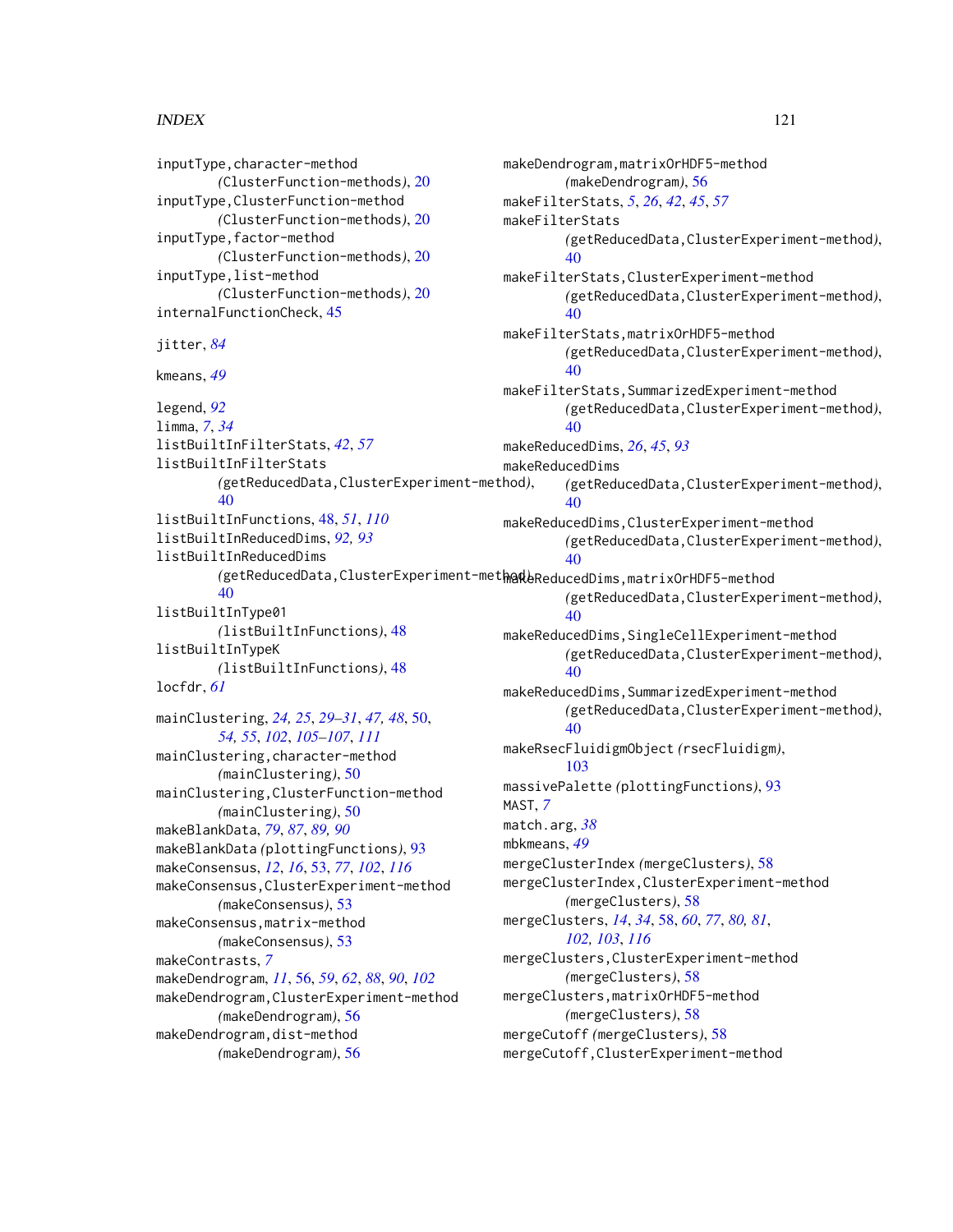inputType,character-method
  *(*ClusterFunction-methods*)*, 20
inputType,ClusterFunction-method
  *(*ClusterFunction-methods*)*, 20
inputType,factor-method
  *(*ClusterFunction-methods*)*, 20
inputType,list-method
  *(*ClusterFunction-methods*)*, 20
internalFunctionCheck, 45

jitter, *84*

kmeans, *49*

legend, *92*
limma, *7*, *34*
listBuiltInFilterStats, *42*, *57*
listBuiltInFilterStats
  *(*getReducedData,ClusterExperiment-method*)*, 40
listBuiltInFunctions, 48, *51*, *110*
listBuiltInReducedDims, *92, 93*
listBuiltInReducedDims
  *(*getReducedData,ClusterExperiment-method*)*, 40
listBuiltInType01
  *(*listBuiltInFunctions*)*, 48
listBuiltInTypeK
  *(*listBuiltInFunctions*)*, 48
locfdr, *61*

mainClustering, *24, 25*, *29–31*, *47, 48*, 50, *54, 55*, *102*, *105–107*, *111*
mainClustering,character-method
  *(*mainClustering*)*, 50
mainClustering,ClusterFunction-method
  *(*mainClustering*)*, 50
makeBlankData, *79*, *87*, *89, 90*
makeBlankData *(*plottingFunctions*)*, 93
makeConsensus, *12*, *16*, 53, *77*, *102*, *116*
makeConsensus,ClusterExperiment-method
  *(*makeConsensus*)*, 53
makeConsensus,matrix-method
  *(*makeConsensus*)*, 53
makeContrasts, *7*
makeDendrogram, *11*, 56, *59*, *62*, *88*, *90*, *102*
makeDendrogram,ClusterExperiment-method
  *(*makeDendrogram*)*, 56
makeDendrogram,dist-method
  *(*makeDendrogram*)*, 56
makeDendrogram,matrixOrHDF5-method
  *(*makeDendrogram*)*, 56
makeFilterStats, *5*, *26*, *42*, *45*, *57*
makeFilterStats
  *(*getReducedData,ClusterExperiment-method*)*, 40
makeFilterStats,ClusterExperiment-method
  *(*getReducedData,ClusterExperiment-method*)*, 40
makeFilterStats,matrixOrHDF5-method
  *(*getReducedData,ClusterExperiment-method*)*, 40
makeFilterStats,SummarizedExperiment-method
  *(*getReducedData,ClusterExperiment-method*)*, 40
makeReducedDims, *26*, *45*, *93*
makeReducedDims
  *(*getReducedData,ClusterExperiment-method*)*, 40
makeReducedDims,ClusterExperiment-method
  *(*getReducedData,ClusterExperiment-method*)*, 40
makeReducedDims,matrixOrHDF5-method
  *(*getReducedData,ClusterExperiment-method*)*, 40
makeReducedDims,SingleCellExperiment-method
  *(*getReducedData,ClusterExperiment-method*)*, 40
makeReducedDims,SummarizedExperiment-method
  *(*getReducedData,ClusterExperiment-method*)*, 40
makeRsecFluidigmObject *(*rsecFluidigm*)*, 103
massivePalette *(*plottingFunctions*)*, 93
MAST, *7*
match.arg, *38*
mbkmeans, *49*
mergeClusterIndex *(*mergeClusters*)*, 58
mergeClusterIndex,ClusterExperiment-method
  *(*mergeClusters*)*, 58
mergeClusters, *14*, *34*, 58, *60*, *77*, *80, 81*, *102, 103*, *116*
mergeClusters,ClusterExperiment-method
  *(*mergeClusters*)*, 58
mergeClusters,matrixOrHDF5-method
  *(*mergeClusters*)*, 58
mergeCutoff *(*mergeClusters*)*, 58
mergeCutoff,ClusterExperiment-method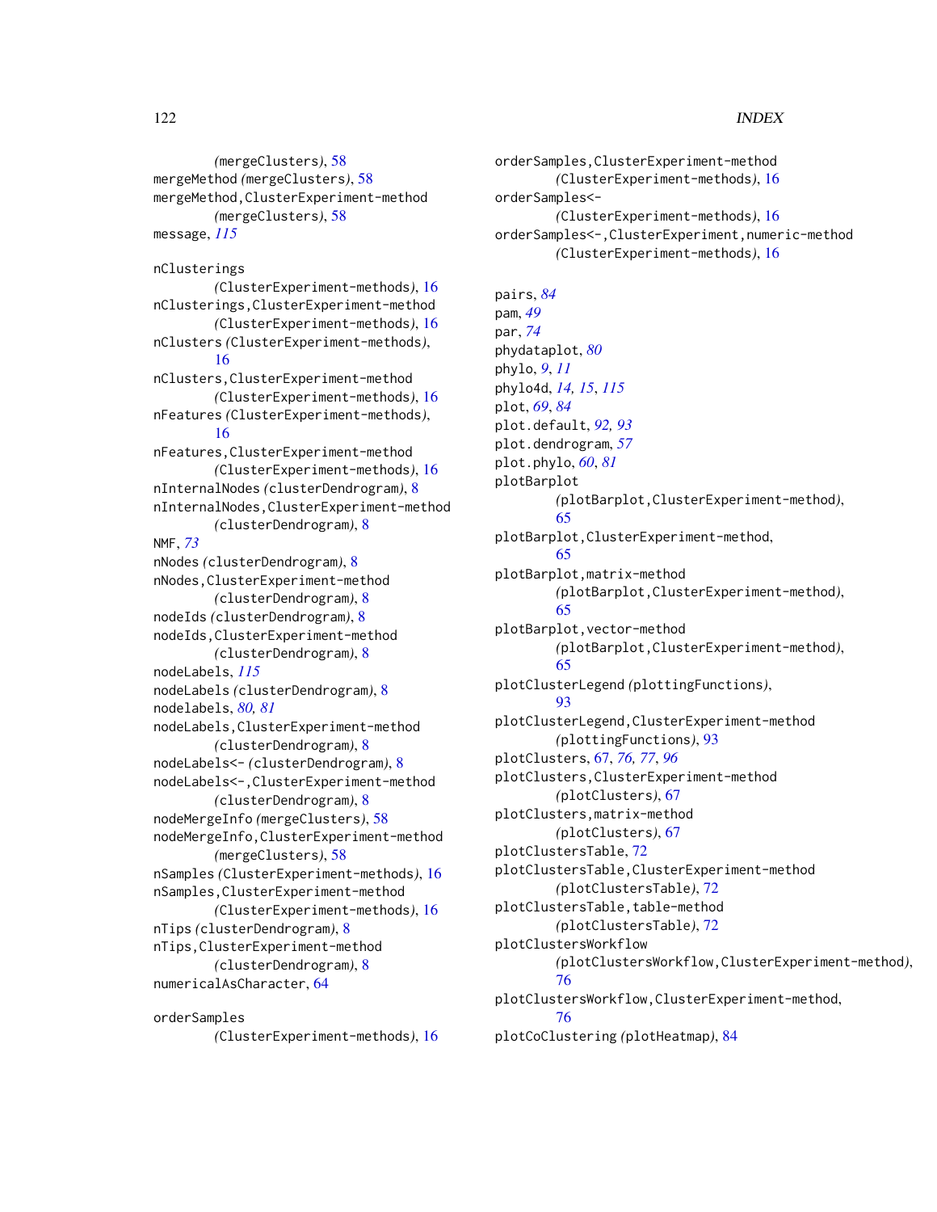(mergeClusters), 58
mergeMethod (mergeClusters), 58
mergeMethod,ClusterExperiment-method
 (mergeClusters), 58
message, *115*

nClusterings
 (ClusterExperiment-methods), 16
nClusterings,ClusterExperiment-method
 (ClusterExperiment-methods), 16
nClusters (ClusterExperiment-methods), 16
nClusters,ClusterExperiment-method
 (ClusterExperiment-methods), 16
nFeatures (ClusterExperiment-methods), 16
nFeatures,ClusterExperiment-method
 (ClusterExperiment-methods), 16
nInternalNodes (clusterDendrogram), 8
nInternalNodes,ClusterExperiment-method
 (clusterDendrogram), 8
NMF, *73*
nNodes (clusterDendrogram), 8
nNodes,ClusterExperiment-method
 (clusterDendrogram), 8
nodeIds (clusterDendrogram), 8
nodeIds,ClusterExperiment-method
 (clusterDendrogram), 8
nodeLabels, *115*
nodeLabels (clusterDendrogram), 8
nodelabels, *80, 81*
nodeLabels,ClusterExperiment-method
 (clusterDendrogram), 8
nodeLabels<- (clusterDendrogram), 8
nodeLabels<-,ClusterExperiment-method
 (clusterDendrogram), 8
nodeMergeInfo (mergeClusters), 58
nodeMergeInfo,ClusterExperiment-method
 (mergeClusters), 58
nSamples (ClusterExperiment-methods), 16
nSamples,ClusterExperiment-method
 (ClusterExperiment-methods), 16
nTips (clusterDendrogram), 8
nTips,ClusterExperiment-method
 (clusterDendrogram), 8
numericalAsCharacter, 64

orderSamples
 (ClusterExperiment-methods), 16
orderSamples,ClusterExperiment-method
 (ClusterExperiment-methods), 16
orderSamples<-
 (ClusterExperiment-methods), 16
orderSamples<-,ClusterExperiment,numeric-method
 (ClusterExperiment-methods), 16

pairs, *84*
pam, *49*
par, *74*
phydataplot, *80*
phylo, *9*, *11*
phylo4d, *14, 15*, *115*
plot, *69*, *84*
plot.default, *92, 93*
plot.dendrogram, *57*
plot.phylo, *60*, *81*
plotBarplot
 (plotBarplot,ClusterExperiment-method), 65
plotBarplot,ClusterExperiment-method, 65
plotBarplot,matrix-method
 (plotBarplot,ClusterExperiment-method), 65
plotBarplot,vector-method
 (plotBarplot,ClusterExperiment-method), 65
plotClusterLegend (plottingFunctions), 93
plotClusterLegend,ClusterExperiment-method
 (plottingFunctions), 93
plotClusters, 67, *76, 77*, *96*
plotClusters,ClusterExperiment-method
 (plotClusters), 67
plotClusters,matrix-method
 (plotClusters), 67
plotClustersTable, 72
plotClustersTable,ClusterExperiment-method
 (plotClustersTable), 72
plotClustersTable,table-method
 (plotClustersTable), 72
plotClustersWorkflow
 (plotClustersWorkflow,ClusterExperiment-method), 76
plotClustersWorkflow,ClusterExperiment-method, 76
plotCoClustering (plotHeatmap), 84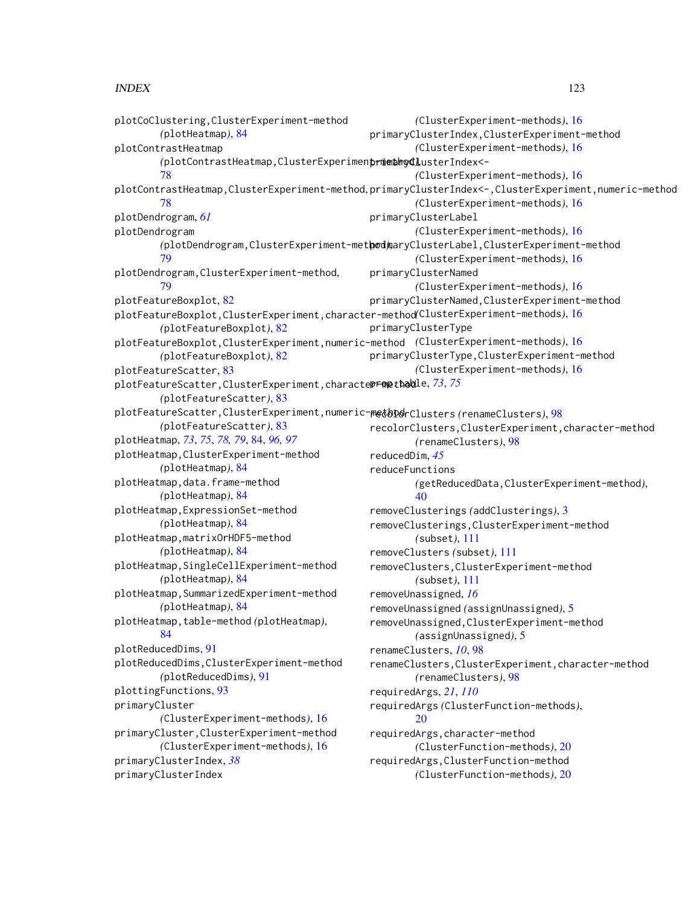plotCoClustering,ClusterExperiment-method
*(plotHeatmap)*, 84
plotContrastHeatmap
*(plotContrastHeatmap,ClusterExperiment-method)*, 78
plotContrastHeatmap,ClusterExperiment-method, 78
plotDendrogram, *61*
plotDendrogram
*(plotDendrogram,ClusterExperiment-method)*, 79
plotDendrogram,ClusterExperiment-method, 79
plotFeatureBoxplot, 82
plotFeatureBoxplot,ClusterExperiment,character-method
*(plotFeatureBoxplot)*, 82
plotFeatureBoxplot,ClusterExperiment,numeric-method
*(plotFeatureBoxplot)*, 82
plotFeatureScatter, 83
plotFeatureScatter,ClusterExperiment,character-method
*(plotFeatureScatter)*, 83
plotFeatureScatter,ClusterExperiment,numeric-method
*(plotFeatureScatter)*, 83
plotHeatmap, *73*, *75*, *78, 79*, 84, *96, 97*
plotHeatmap,ClusterExperiment-method
*(plotHeatmap)*, 84
plotHeatmap,data.frame-method
*(plotHeatmap)*, 84
plotHeatmap,ExpressionSet-method
*(plotHeatmap)*, 84
plotHeatmap,matrixOrHDF5-method
*(plotHeatmap)*, 84
plotHeatmap,SingleCellExperiment-method
*(plotHeatmap)*, 84
plotHeatmap,SummarizedExperiment-method
*(plotHeatmap)*, 84
plotHeatmap,table-method *(plotHeatmap)*, 84
plotReducedDims, 91
plotReducedDims,ClusterExperiment-method
*(plotReducedDims)*, 91
plottingFunctions, 93
primaryCluster
*(ClusterExperiment-methods)*, 16
primaryCluster,ClusterExperiment-method
*(ClusterExperiment-methods)*, 16
primaryClusterIndex, *38*
primaryClusterIndex
*(ClusterExperiment-methods)*, 16
primaryClusterIndex,ClusterExperiment-method
*(ClusterExperiment-methods)*, 16
primaryClusterIndex<-
*(ClusterExperiment-methods)*, 16
primaryClusterIndex<-,ClusterExperiment,numeric-method
*(ClusterExperiment-methods)*, 16
primaryClusterLabel
*(ClusterExperiment-methods)*, 16
primaryClusterLabel,ClusterExperiment-method
*(ClusterExperiment-methods)*, 16
primaryClusterNamed
*(ClusterExperiment-methods)*, 16
primaryClusterNamed,ClusterExperiment-method
*(ClusterExperiment-methods)*, 16
primaryClusterType
*(ClusterExperiment-methods)*, 16
primaryClusterType,ClusterExperiment-method
*(ClusterExperiment-methods)*, 16
prop.table, *73*, *75*

recolorClusters *(renameClusters)*, 98
recolorClusters,ClusterExperiment,character-method
*(renameClusters)*, 98
reducedDim, *45*
reduceFunctions
*(getReducedData,ClusterExperiment-method)*, 40
removeClusterings *(addClusterings)*, 3
removeClusterings,ClusterExperiment-method
*(subset)*, 111
removeClusters *(subset)*, 111
removeClusters,ClusterExperiment-method
*(subset)*, 111
removeUnassigned, *16*
removeUnassigned *(assignUnassigned)*, 5
removeUnassigned,ClusterExperiment-method
*(assignUnassigned)*, 5
renameClusters, *10*, 98
renameClusters,ClusterExperiment,character-method
*(renameClusters)*, 98
requiredArgs, *21*, *110*
requiredArgs *(ClusterFunction-methods)*, 20
requiredArgs,character-method
*(ClusterFunction-methods)*, 20
requiredArgs,ClusterFunction-method
*(ClusterFunction-methods)*, 20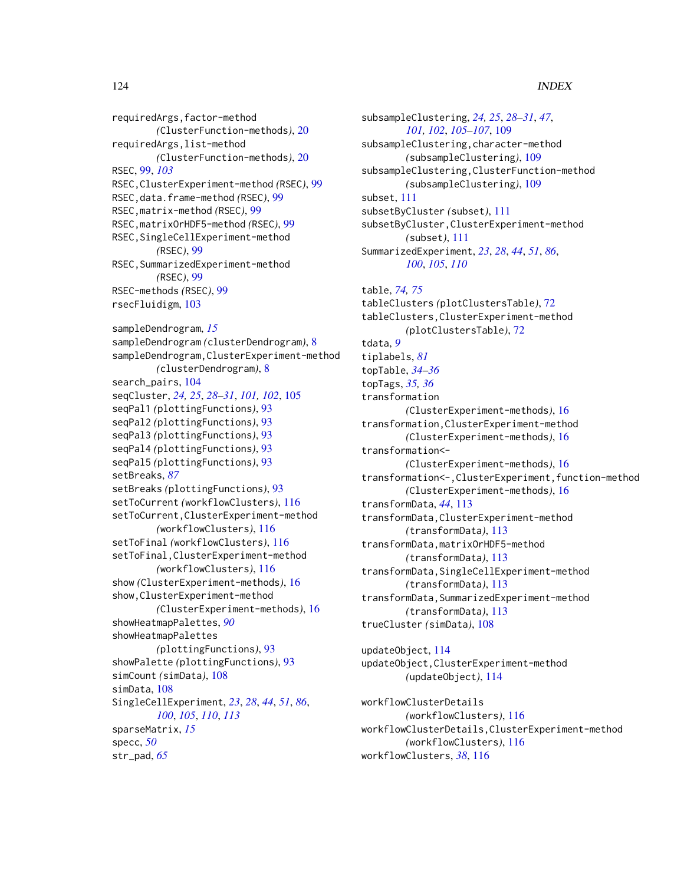requiredArgs,factor-method
*(*ClusterFunction-methods*)*, 20
requiredArgs,list-method
*(*ClusterFunction-methods*)*, 20
RSEC, 99, *103*
RSEC,ClusterExperiment-method *(*RSEC*)*, 99
RSEC,data.frame-method *(*RSEC*)*, 99
RSEC,matrix-method *(*RSEC*)*, 99
RSEC,matrixOrHDF5-method *(*RSEC*)*, 99
RSEC,SingleCellExperiment-method
*(*RSEC*)*, 99
RSEC,SummarizedExperiment-method
*(*RSEC*)*, 99
RSEC-methods *(*RSEC*)*, 99
rsecFluidigm, 103

sampleDendrogram, *15*
sampleDendrogram *(*clusterDendrogram*)*, 8
sampleDendrogram,ClusterExperiment-method
*(*clusterDendrogram*)*, 8
search_pairs, 104
seqCluster, *24, 25*, *28–31*, *101, 102*, 105
seqPal1 *(*plottingFunctions*)*, 93
seqPal2 *(*plottingFunctions*)*, 93
seqPal3 *(*plottingFunctions*)*, 93
seqPal4 *(*plottingFunctions*)*, 93
seqPal5 *(*plottingFunctions*)*, 93
setBreaks, *87*
setBreaks *(*plottingFunctions*)*, 93
setToCurrent *(*workflowClusters*)*, 116
setToCurrent,ClusterExperiment-method
*(*workflowClusters*)*, 116
setToFinal *(*workflowClusters*)*, 116
setToFinal,ClusterExperiment-method
*(*workflowClusters*)*, 116
show *(*ClusterExperiment-methods*)*, 16
show,ClusterExperiment-method
*(*ClusterExperiment-methods*)*, 16
showHeatmapPalettes, *90*
showHeatmapPalettes
*(*plottingFunctions*)*, 93
showPalette *(*plottingFunctions*)*, 93
simCount *(*simData*)*, 108
simData, 108
SingleCellExperiment, *23*, *28*, *44*, *51*, *86*,
*100*, *105*, *110*, *113*
sparseMatrix, *15*
specc, *50*
str_pad, *65*

subsampleClustering, *24, 25*, *28–31*, *47*,
*101, 102*, *105–107*, 109
subsampleClustering,character-method
*(*subsampleClustering*)*, 109
subsampleClustering,ClusterFunction-method
*(*subsampleClustering*)*, 109
subset, 111
subsetByCluster *(*subset*)*, 111
subsetByCluster,ClusterExperiment-method
*(*subset*)*, 111
SummarizedExperiment, *23*, *28*, *44*, *51*, *86*,
*100*, *105*, *110*

table, *74, 75*
tableClusters *(*plotClustersTable*)*, 72
tableClusters,ClusterExperiment-method
*(*plotClustersTable*)*, 72
tdata, *9*
tiplabels, *81*
topTable, *34–36*
topTags, *35, 36*
transformation
*(*ClusterExperiment-methods*)*, 16
transformation,ClusterExperiment-method
*(*ClusterExperiment-methods*)*, 16
transformation<-
*(*ClusterExperiment-methods*)*, 16
transformation<-,ClusterExperiment,function-method
*(*ClusterExperiment-methods*)*, 16
transformData, *44*, 113
transformData,ClusterExperiment-method
*(*transformData*)*, 113
transformData,matrixOrHDF5-method
*(*transformData*)*, 113
transformData,SingleCellExperiment-method
*(*transformData*)*, 113
transformData,SummarizedExperiment-method
*(*transformData*)*, 113
trueCluster *(*simData*)*, 108

updateObject, 114
updateObject,ClusterExperiment-method
*(*updateObject*)*, 114

workflowClusterDetails
*(*workflowClusters*)*, 116
workflowClusterDetails,ClusterExperiment-method
*(*workflowClusters*)*, 116
workflowClusters, *38*, 116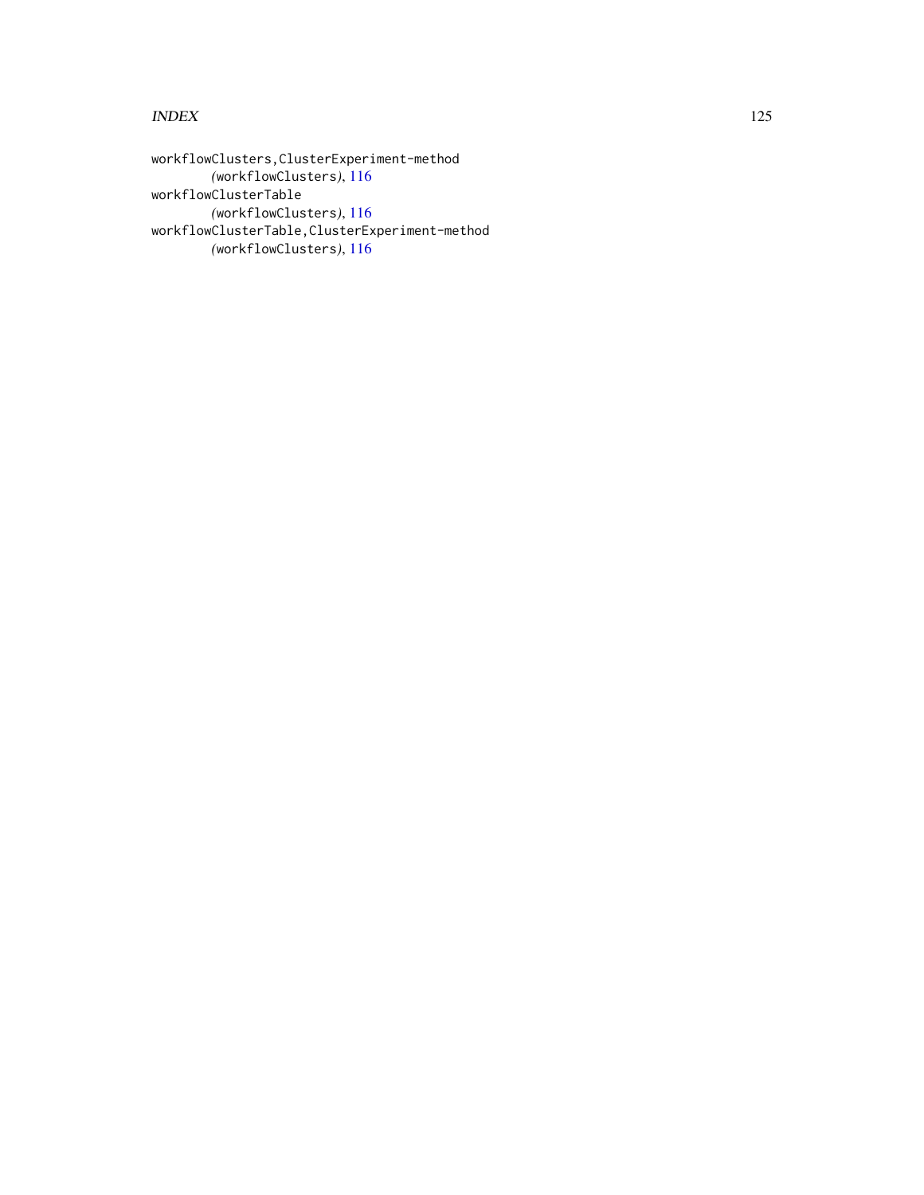workflowClusters,ClusterExperiment-method
        *(*workflowClusters*)*, 116
workflowClusterTable
        *(*workflowClusters*)*, 116
workflowClusterTable,ClusterExperiment-method
        *(*workflowClusters*)*, 116